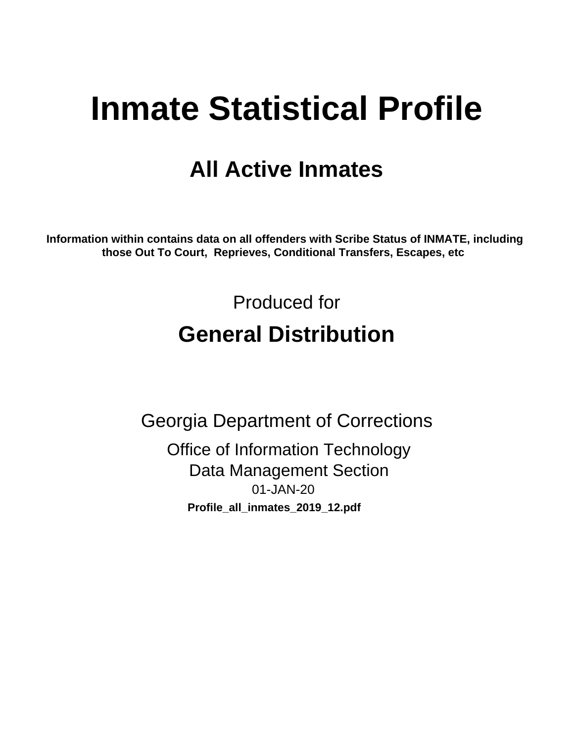# Inmate Statistical Profile

## All Active Inmates

**Information within contains data on all offenders with Scribe Status of INMATE, including those Out To Court, Reprieves, Conditional Transfers, Escapes, etc**

Produced for

## General Distribution

Georgia Department of Corrections

Office of Information Technology

Data Management Section

01-JAN-20

**Profile_all_inmates_2019_12.pdf**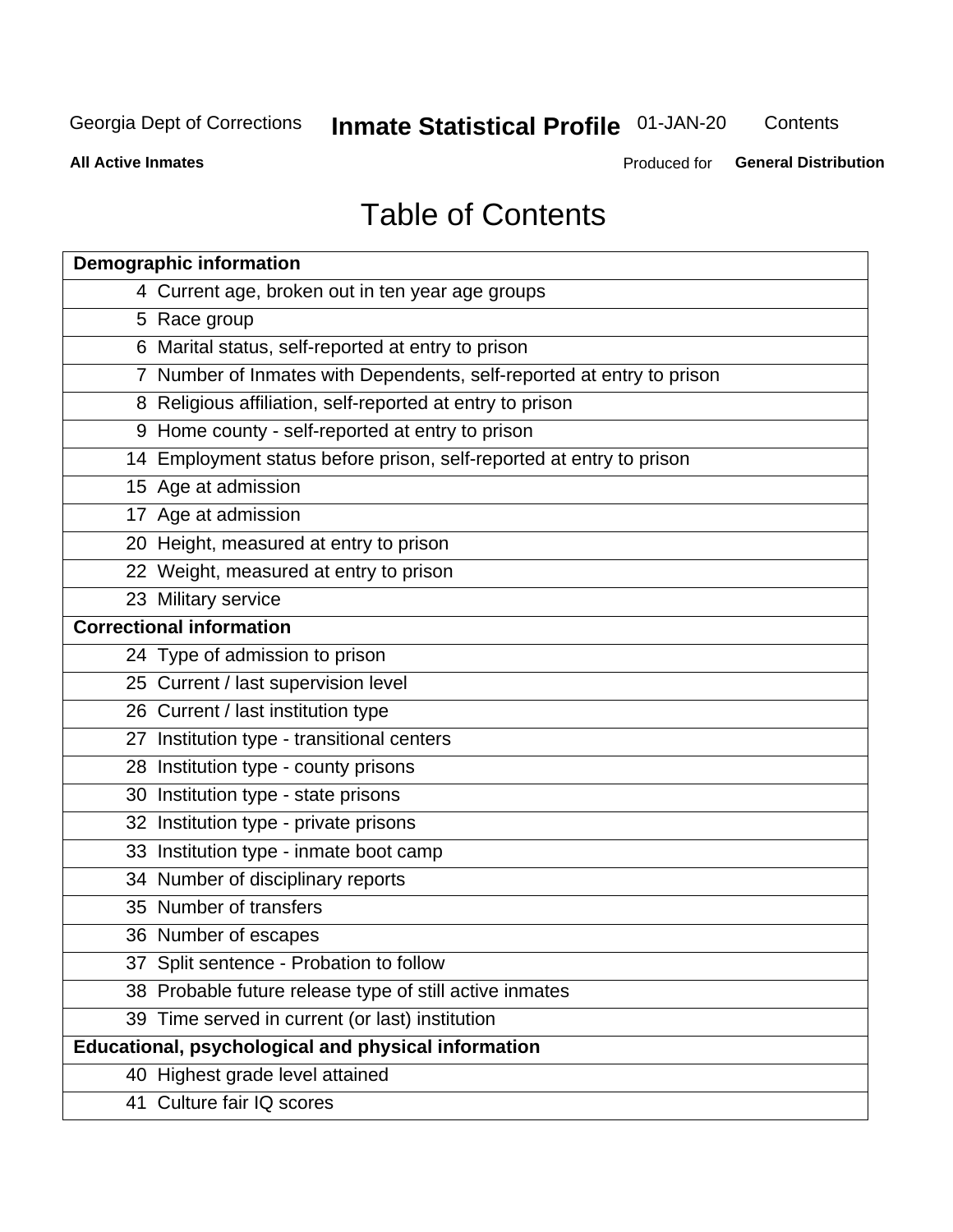# Table of Contents

| Demographic information | |
|---|---|
| 4 | Current age, broken out in ten year age groups |
| 5 | Race group |
| 6 | Marital status, self-reported at entry to prison |
| 7 | Number of Inmates with Dependents, self-reported at entry to prison |
| 8 | Religious affiliation, self-reported at entry to prison |
| 9 | Home county - self-reported at entry to prison |
| 14 | Employment status before prison, self-reported at entry to prison |
| 15 | Age at admission |
| 17 | Age at admission |
| 20 | Height, measured at entry to prison |
| 22 | Weight, measured at entry to prison |
| 23 | Military service |
| **Correctional information** | |
| 24 | Type of admission to prison |
| 25 | Current / last supervision level |
| 26 | Current / last institution type |
| 27 | Institution type - transitional centers |
| 28 | Institution type - county prisons |
| 30 | Institution type - state prisons |
| 32 | Institution type - private prisons |
| 33 | Institution type - inmate boot camp |
| 34 | Number of disciplinary reports |
| 35 | Number of transfers |
| 36 | Number of escapes |
| 37 | Split sentence - Probation to follow |
| 38 | Probable future release type of still active inmates |
| 39 | Time served in current (or last) institution |
| **Educational, psychological and physical information** | |
| 40 | Highest grade level attained |
| 41 | Culture fair IQ scores |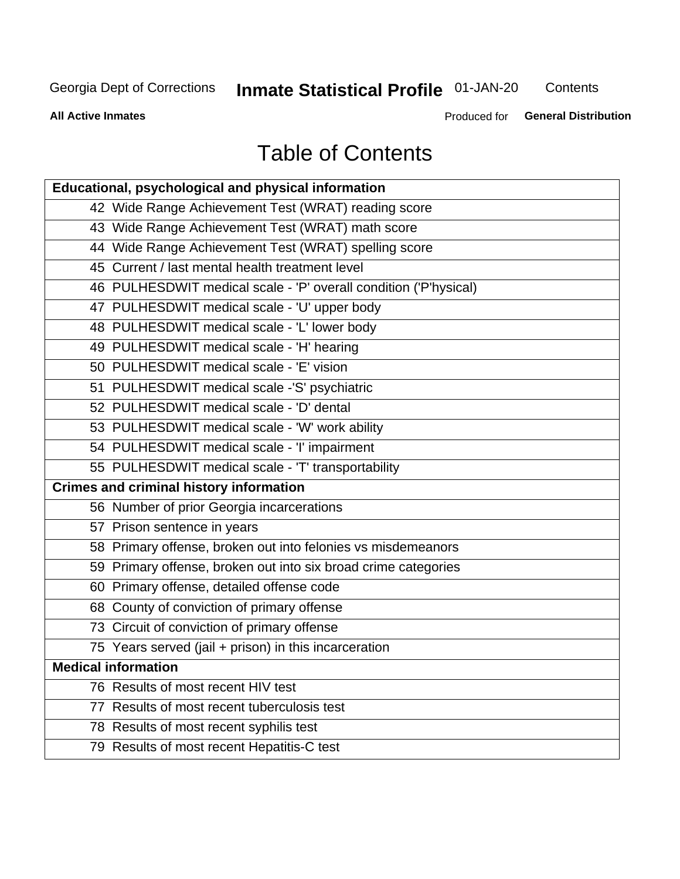# Table of Contents

| Educational, psychological and physical information |
|---|
| 42 Wide Range Achievement Test (WRAT) reading score |
| 43 Wide Range Achievement Test (WRAT) math score |
| 44 Wide Range Achievement Test (WRAT) spelling score |
| 45 Current / last mental health treatment level |
| 46 PULHESDWIT medical scale - 'P' overall condition ('P'hysical) |
| 47 PULHESDWIT medical scale - 'U' upper body |
| 48 PULHESDWIT medical scale - 'L' lower body |
| 49 PULHESDWIT medical scale - 'H' hearing |
| 50 PULHESDWIT medical scale - 'E' vision |
| 51 PULHESDWIT medical scale -'S' psychiatric |
| 52 PULHESDWIT medical scale - 'D' dental |
| 53 PULHESDWIT medical scale - 'W' work ability |
| 54 PULHESDWIT medical scale - 'I' impairment |
| 55 PULHESDWIT medical scale - 'T' transportability |
| **Crimes and criminal history information** |
| 56 Number of prior Georgia incarcerations |
| 57 Prison sentence in years |
| 58 Primary offense, broken out into felonies vs misdemeanors |
| 59 Primary offense, broken out into six broad crime categories |
| 60 Primary offense, detailed offense code |
| 68 County of conviction of primary offense |
| 73 Circuit of conviction of primary offense |
| 75 Years served (jail + prison) in this incarceration |
| **Medical information** |
| 76 Results of most recent HIV test |
| 77 Results of most recent tuberculosis test |
| 78 Results of most recent syphilis test |
| 79 Results of most recent Hepatitis-C test |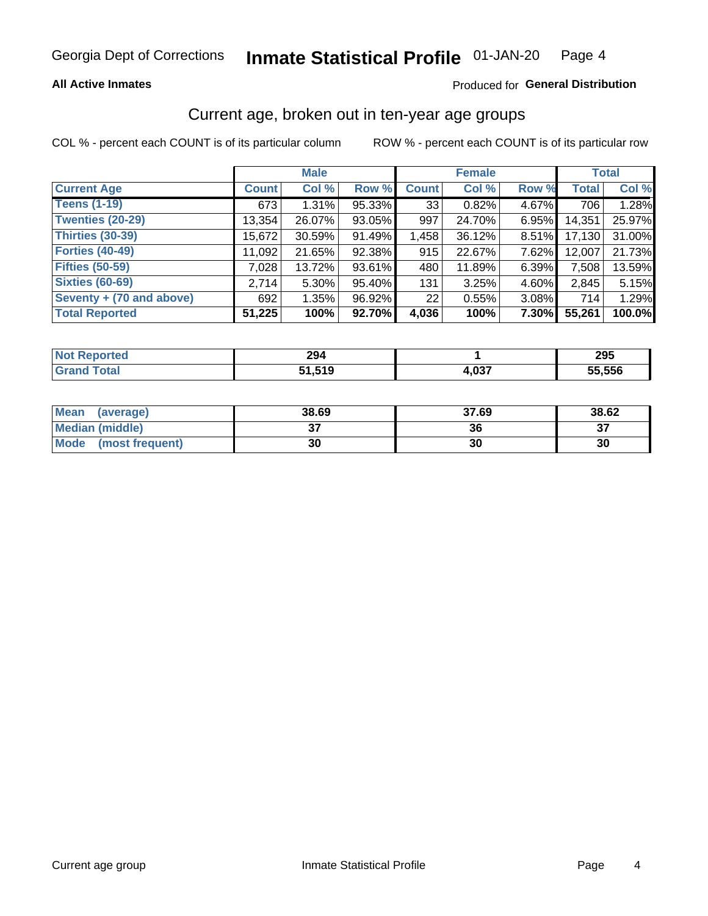Georgia Dept of Corrections **Inmate Statistical Profile** 01-JAN-20

**All Active Inmates**

Produced for **General Distribution**

## Current age, broken out in ten-year age groups

COL % - percent each COUNT is of its particular column    ROW % - percent each COUNT is of its particular row

| | Male | | | Female | | | Total | |
|---|---|---|---|---|---|---|---|---|
| **Current Age** | **Count** | **Col %** | **Row %** | **Count** | **Col %** | **Row %** | **Total** | **Col %** |
| **Teens (1-19)** | 673 | 1.31% | 95.33% | 33 | 0.82% | 4.67% | 706 | 1.28% |
| **Twenties (20-29)** | 13,354 | 26.07% | 93.05% | 997 | 24.70% | 6.95% | 14,351 | 25.97% |
| **Thirties (30-39)** | 15,672 | 30.59% | 91.49% | 1,458 | 36.12% | 8.51% | 17,130 | 31.00% |
| **Forties (40-49)** | 11,092 | 21.65% | 92.38% | 915 | 22.67% | 7.62% | 12,007 | 21.73% |
| **Fifties (50-59)** | 7,028 | 13.72% | 93.61% | 480 | 11.89% | 6.39% | 7,508 | 13.59% |
| **Sixties (60-69)** | 2,714 | 5.30% | 95.40% | 131 | 3.25% | 4.60% | 2,845 | 5.15% |
| **Seventy + (70 and above)** | 692 | 1.35% | 96.92% | 22 | 0.55% | 3.08% | 714 | 1.29% |
| **Total Reported** | **51,225** | **100%** | **92.70%** | **4,036** | **100%** | **7.30%** | **55,261** | **100.0%** |

| | Male | Female | Total |
|---|---|---|---|
| **Not Reported** | **294** | **1** | **295** |
| **Grand Total** | **51,519** | **4,037** | **55,556** |

| | Male | Female | Total |
|---|---|---|---|
| **Mean (average)** | **38.69** | **37.69** | **38.62** |
| **Median (middle)** | **37** | **36** | **37** |
| **Mode (most frequent)** | **30** | **30** | **30** |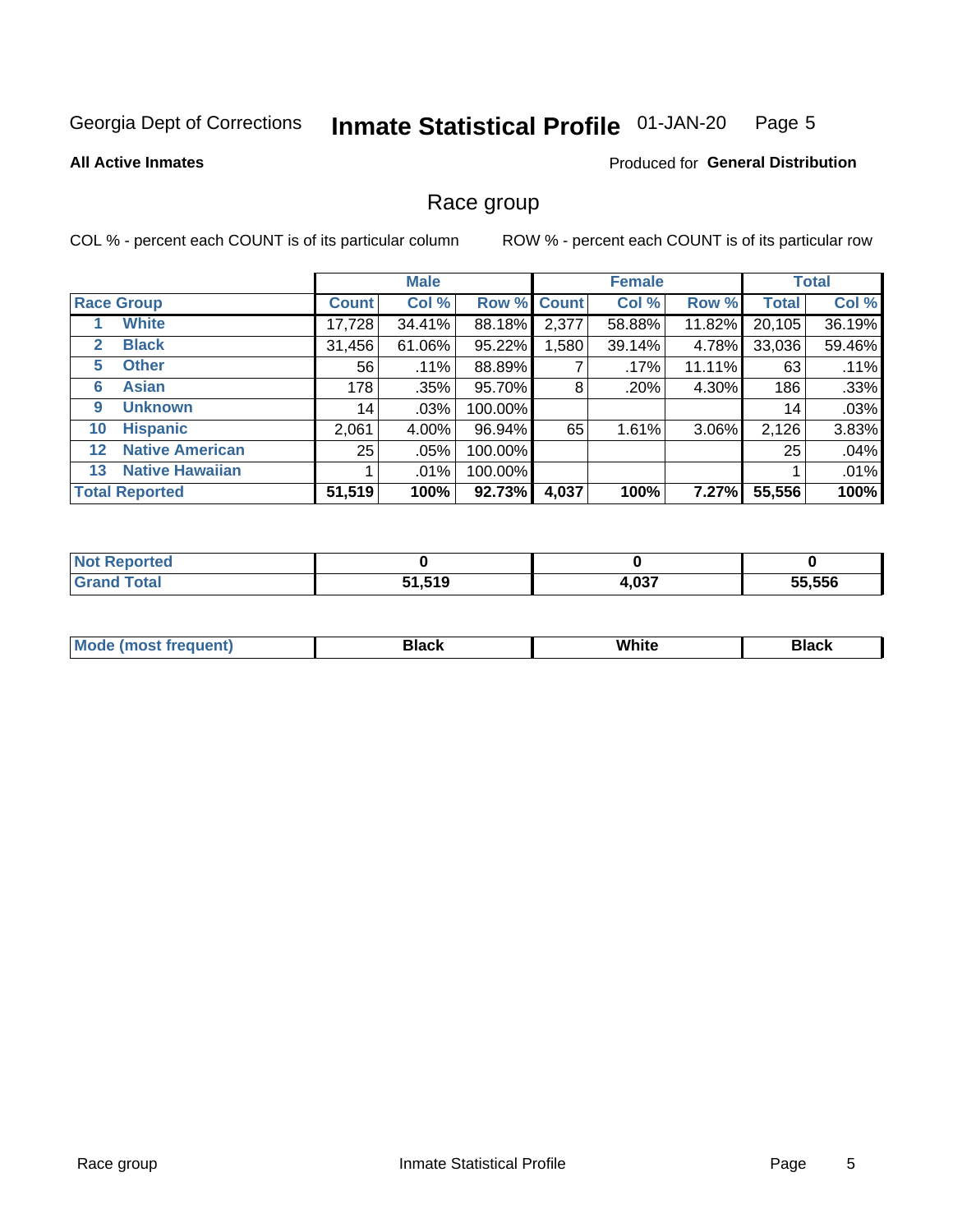Georgia Dept of Corrections **Inmate Statistical Profile** 01-JAN-20

**All Active Inmates**

Produced for **General Distribution**

## Race group

COL % - percent each COUNT is of its particular column  ROW % - percent each COUNT is of its particular row

| | | Male | | | Female | | | Total | |
|---|---|---|---|---|---|---|---|---|---|
| **Race Group** | | **Count** | **Col %** | **Row %** | **Count** | **Col %** | **Row %** | **Total** | **Col %** |
| 1 | **White** | 17,728 | 34.41% | 88.18% | 2,377 | 58.88% | 11.82% | 20,105 | 36.19% |
| 2 | **Black** | 31,456 | 61.06% | 95.22% | 1,580 | 39.14% | 4.78% | 33,036 | 59.46% |
| 5 | **Other** | 56 | .11% | 88.89% | 7 | .17% | 11.11% | 63 | .11% |
| 6 | **Asian** | 178 | .35% | 95.70% | 8 | .20% | 4.30% | 186 | .33% |
| 9 | **Unknown** | 14 | .03% | 100.00% | | | | 14 | .03% |
| 10 | **Hispanic** | 2,061 | 4.00% | 96.94% | 65 | 1.61% | 3.06% | 2,126 | 3.83% |
| 12 | **Native American** | 25 | .05% | 100.00% | | | | 25 | .04% |
| 13 | **Native Hawaiian** | 1 | .01% | 100.00% | | | | 1 | .01% |
| **Total Reported** | | **51,519** | **100%** | **92.73%** | **4,037** | **100%** | **7.27%** | **55,556** | **100%** |

| | Male | Female | Total |
|---|---|---|---|
| **Not Reported** | **0** | **0** | **0** |
| **Grand Total** | **51,519** | **4,037** | **55,556** |

| | Male | Female | Total |
|---|---|---|---|
| **Mode (most frequent)** | **Black** | **White** | **Black** |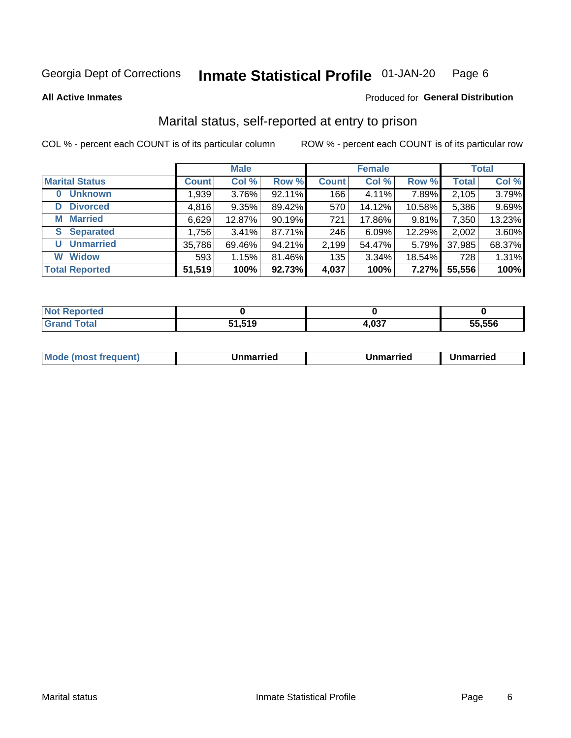Georgia Dept of Corrections **Inmate Statistical Profile** 01-JAN-20 Page 6

**All Active Inmates**

Produced for **General Distribution**

# Marital status, self-reported at entry to prison

COL % - percent each COUNT is of its particular column

ROW % - percent each COUNT is of its particular row

| | Male | | | Female | | | Total | |
|---|---|---|---|---|---|---|---|---|
| **Marital Status** | **Count** | **Col %** | **Row %** | **Count** | **Col %** | **Row %** | **Total** | **Col %** |
| **0 Unknown** | 1,939 | 3.76% | 92.11% | 166 | 4.11% | 7.89% | 2,105 | 3.79% |
| **D Divorced** | 4,816 | 9.35% | 89.42% | 570 | 14.12% | 10.58% | 5,386 | 9.69% |
| **M Married** | 6,629 | 12.87% | 90.19% | 721 | 17.86% | 9.81% | 7,350 | 13.23% |
| **S Separated** | 1,756 | 3.41% | 87.71% | 246 | 6.09% | 12.29% | 2,002 | 3.60% |
| **U Unmarried** | 35,786 | 69.46% | 94.21% | 2,199 | 54.47% | 5.79% | 37,985 | 68.37% |
| **W Widow** | 593 | 1.15% | 81.46% | 135 | 3.34% | 18.54% | 728 | 1.31% |
| **Total Reported** | **51,519** | **100%** | **92.73%** | **4,037** | **100%** | **7.27%** | **55,556** | **100%** |

| | Male | Female | Total |
|---|---|---|---|
| **Not Reported** | **0** | **0** | **0** |
| **Grand Total** | **51,519** | **4,037** | **55,556** |

| | Male | Female | Total |
|---|---|---|---|
| **Mode (most frequent)** | **Unmarried** | **Unmarried** | **Unmarried** |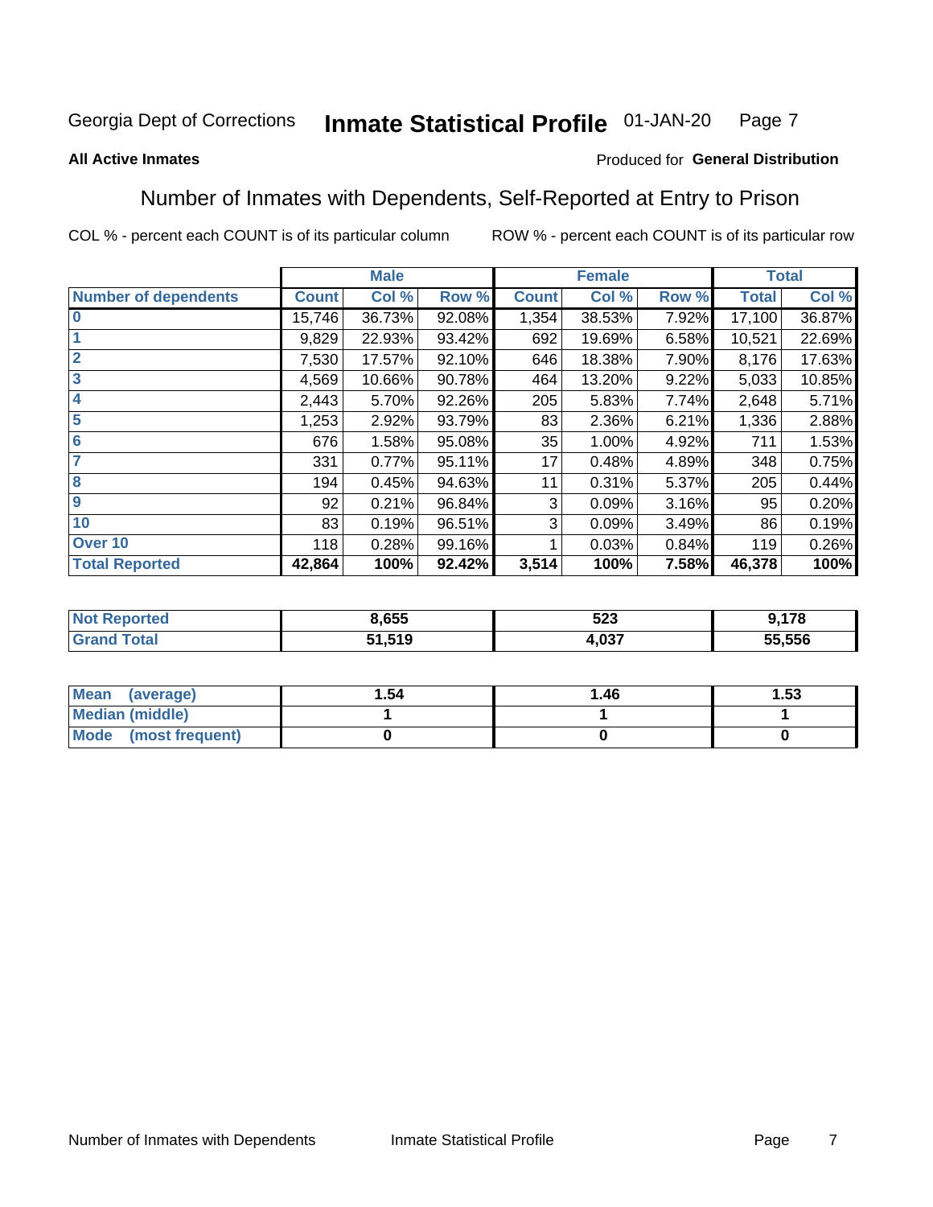Georgia Dept of Corrections **Inmate Statistical Profile** 01-JAN-20

**All Active Inmates**

Produced for **General Distribution**

## Number of Inmates with Dependents, Self-Reported at Entry to Prison

COL % - percent each COUNT is of its particular column

ROW % - percent each COUNT is of its particular row

| | Male | | | Female | | | Total | |
|---|---|---|---|---|---|---|---|---|
| **Number of dependents** | **Count** | **Col %** | **Row %** | **Count** | **Col %** | **Row %** | **Total** | **Col %** |
| **0** | 15,746 | 36.73% | 92.08% | 1,354 | 38.53% | 7.92% | 17,100 | 36.87% |
| **1** | 9,829 | 22.93% | 93.42% | 692 | 19.69% | 6.58% | 10,521 | 22.69% |
| **2** | 7,530 | 17.57% | 92.10% | 646 | 18.38% | 7.90% | 8,176 | 17.63% |
| **3** | 4,569 | 10.66% | 90.78% | 464 | 13.20% | 9.22% | 5,033 | 10.85% |
| **4** | 2,443 | 5.70% | 92.26% | 205 | 5.83% | 7.74% | 2,648 | 5.71% |
| **5** | 1,253 | 2.92% | 93.79% | 83 | 2.36% | 6.21% | 1,336 | 2.88% |
| **6** | 676 | 1.58% | 95.08% | 35 | 1.00% | 4.92% | 711 | 1.53% |
| **7** | 331 | 0.77% | 95.11% | 17 | 0.48% | 4.89% | 348 | 0.75% |
| **8** | 194 | 0.45% | 94.63% | 11 | 0.31% | 5.37% | 205 | 0.44% |
| **9** | 92 | 0.21% | 96.84% | 3 | 0.09% | 3.16% | 95 | 0.20% |
| **10** | 83 | 0.19% | 96.51% | 3 | 0.09% | 3.49% | 86 | 0.19% |
| **Over 10** | 118 | 0.28% | 99.16% | 1 | 0.03% | 0.84% | 119 | 0.26% |
| **Total Reported** | **42,864** | **100%** | **92.42%** | **3,514** | **100%** | **7.58%** | **46,378** | **100%** |

| | Male | Female | Total |
|---|---|---|---|
| **Not Reported** | **8,655** | **523** | **9,178** |
| **Grand Total** | **51,519** | **4,037** | **55,556** |

| | Male | Female | Total |
|---|---|---|---|
| **Mean (average)** | **1.54** | **1.46** | **1.53** |
| **Median (middle)** | **1** | **1** | **1** |
| **Mode (most frequent)** | **0** | **0** | **0** |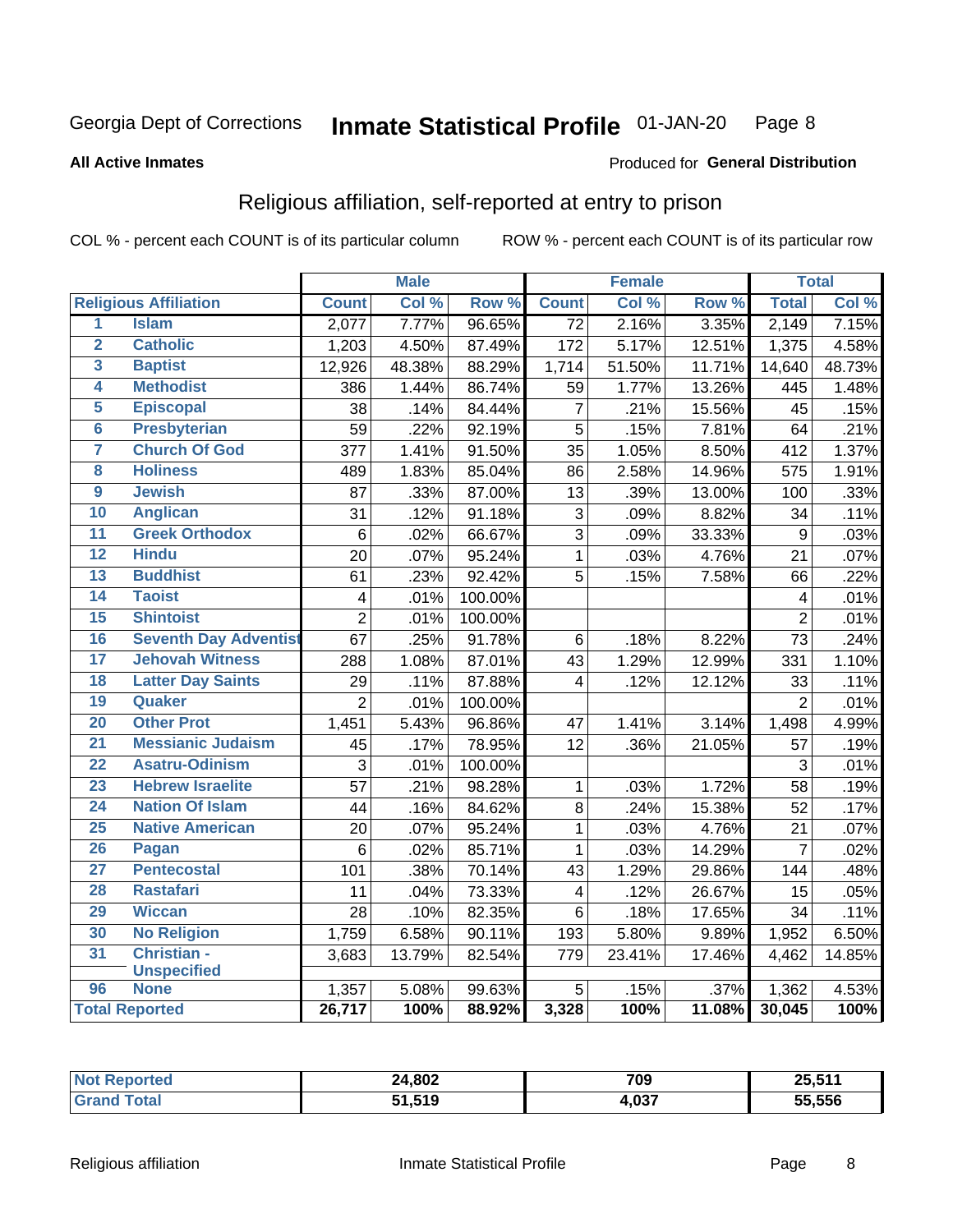Georgia Dept of Corrections **Inmate Statistical Profile** 01-JAN-20

**All Active Inmates**

Produced for **General Distribution**

## Religious affiliation, self-reported at entry to prison

COL % - percent each COUNT is of its particular column ROW % - percent each COUNT is of its particular row

| Religious Affiliation | | Male | | | Female | | | Total | |
|---|---|---|---|---|---|---|---|---|---|
| | | Count | Col % | Row % | Count | Col % | Row % | Total | Col % |
| 1 | Islam | 2,077 | 7.77% | 96.65% | 72 | 2.16% | 3.35% | 2,149 | 7.15% |
| 2 | Catholic | 1,203 | 4.50% | 87.49% | 172 | 5.17% | 12.51% | 1,375 | 4.58% |
| 3 | Baptist | 12,926 | 48.38% | 88.29% | 1,714 | 51.50% | 11.71% | 14,640 | 48.73% |
| 4 | Methodist | 386 | 1.44% | 86.74% | 59 | 1.77% | 13.26% | 445 | 1.48% |
| 5 | Episcopal | 38 | .14% | 84.44% | 7 | .21% | 15.56% | 45 | .15% |
| 6 | Presbyterian | 59 | .22% | 92.19% | 5 | .15% | 7.81% | 64 | .21% |
| 7 | Church Of God | 377 | 1.41% | 91.50% | 35 | 1.05% | 8.50% | 412 | 1.37% |
| 8 | Holiness | 489 | 1.83% | 85.04% | 86 | 2.58% | 14.96% | 575 | 1.91% |
| 9 | Jewish | 87 | .33% | 87.00% | 13 | .39% | 13.00% | 100 | .33% |
| 10 | Anglican | 31 | .12% | 91.18% | 3 | .09% | 8.82% | 34 | .11% |
| 11 | Greek Orthodox | 6 | .02% | 66.67% | 3 | .09% | 33.33% | 9 | .03% |
| 12 | Hindu | 20 | .07% | 95.24% | 1 | .03% | 4.76% | 21 | .07% |
| 13 | Buddhist | 61 | .23% | 92.42% | 5 | .15% | 7.58% | 66 | .22% |
| 14 | Taoist | 4 | .01% | 100.00% | | | | 4 | .01% |
| 15 | Shintoist | 2 | .01% | 100.00% | | | | 2 | .01% |
| 16 | Seventh Day Adventist | 67 | .25% | 91.78% | 6 | .18% | 8.22% | 73 | .24% |
| 17 | Jehovah Witness | 288 | 1.08% | 87.01% | 43 | 1.29% | 12.99% | 331 | 1.10% |
| 18 | Latter Day Saints | 29 | .11% | 87.88% | 4 | .12% | 12.12% | 33 | .11% |
| 19 | Quaker | 2 | .01% | 100.00% | | | | 2 | .01% |
| 20 | Other Prot | 1,451 | 5.43% | 96.86% | 47 | 1.41% | 3.14% | 1,498 | 4.99% |
| 21 | Messianic Judaism | 45 | .17% | 78.95% | 12 | .36% | 21.05% | 57 | .19% |
| 22 | Asatru-Odinism | 3 | .01% | 100.00% | | | | 3 | .01% |
| 23 | Hebrew Israelite | 57 | .21% | 98.28% | 1 | .03% | 1.72% | 58 | .19% |
| 24 | Nation Of Islam | 44 | .16% | 84.62% | 8 | .24% | 15.38% | 52 | .17% |
| 25 | Native American | 20 | .07% | 95.24% | 1 | .03% | 4.76% | 21 | .07% |
| 26 | Pagan | 6 | .02% | 85.71% | 1 | .03% | 14.29% | 7 | .02% |
| 27 | Pentecostal | 101 | .38% | 70.14% | 43 | 1.29% | 29.86% | 144 | .48% |
| 28 | Rastafari | 11 | .04% | 73.33% | 4 | .12% | 26.67% | 15 | .05% |
| 29 | Wiccan | 28 | .10% | 82.35% | 6 | .18% | 17.65% | 34 | .11% |
| 30 | No Religion | 1,759 | 6.58% | 90.11% | 193 | 5.80% | 9.89% | 1,952 | 6.50% |
| 31 | Christian - Unspecified | 3,683 | 13.79% | 82.54% | 779 | 23.41% | 17.46% | 4,462 | 14.85% |
| 96 | None | 1,357 | 5.08% | 99.63% | 5 | .15% | .37% | 1,362 | 4.53% |
| **Total Reported** | | **26,717** | **100%** | **88.92%** | **3,328** | **100%** | **11.08%** | **30,045** | **100%** |

| | Male | Female | Total |
|---|---|---|---|
| Not Reported | 24,802 | 709 | 25,511 |
| Grand Total | 51,519 | 4,037 | 55,556 |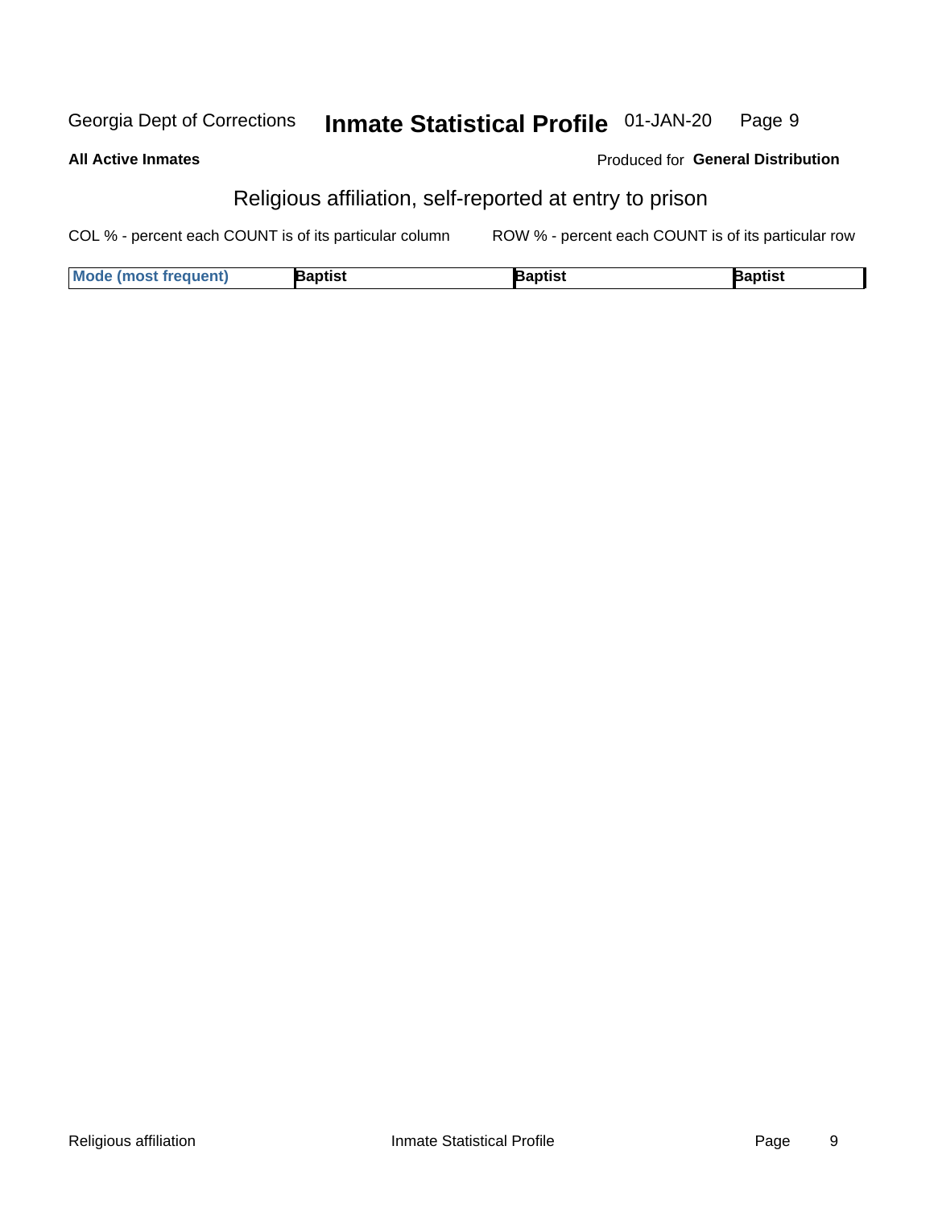## Religious affiliation, self-reported at entry to prison

COL % - percent each COUNT is of its particular column        ROW % - percent each COUNT is of its particular row

| Mode (most frequent) | Baptist | Baptist | Baptist |
|---|---|---|---|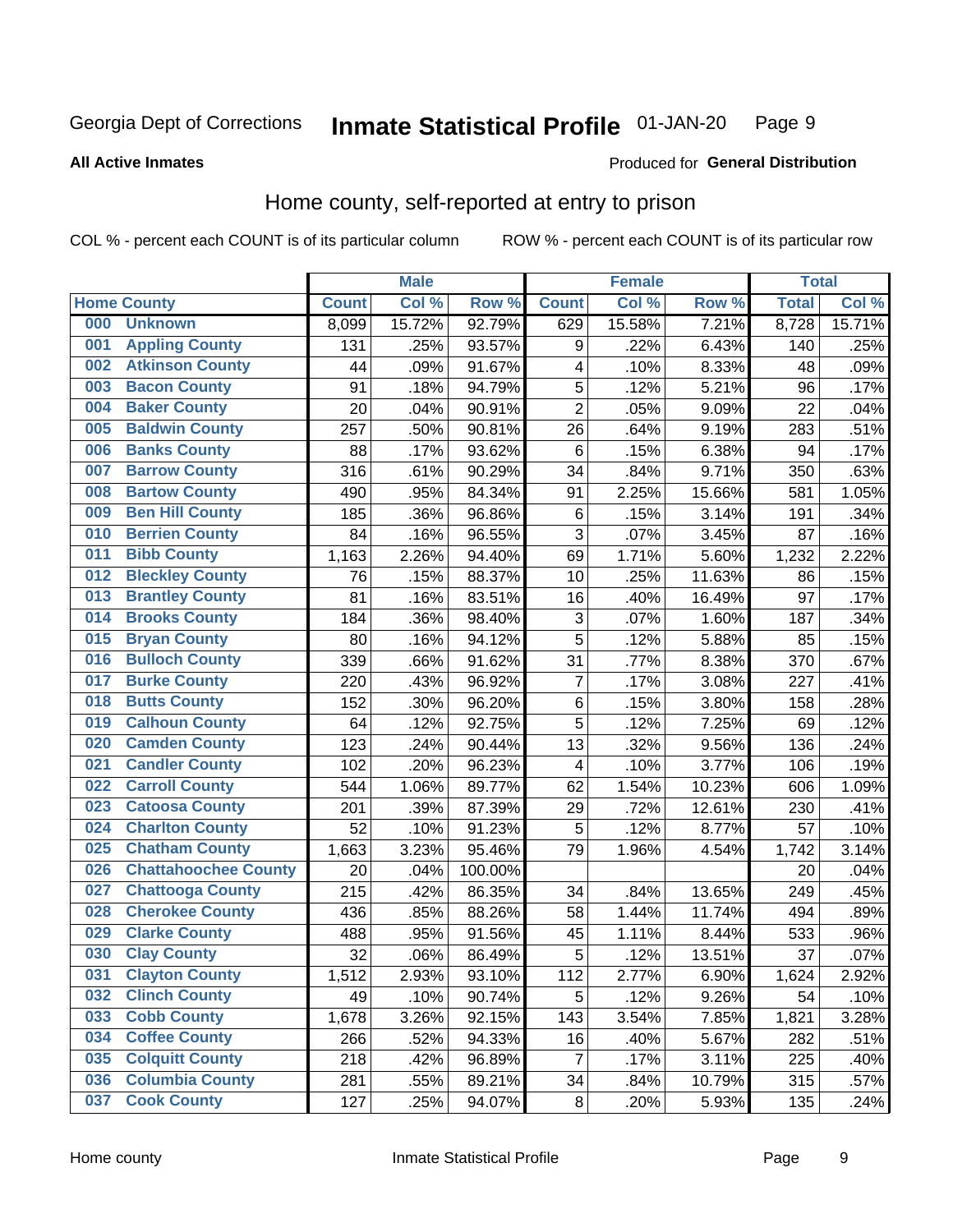Georgia Dept of Corrections **Inmate Statistical Profile** 01-JAN-20

**All Active Inmates**

Produced for **General Distribution**

## Home county, self-reported at entry to prison

COL % - percent each COUNT is of its particular column ROW % - percent each COUNT is of its particular row

| Home County | | Male | | | Female | | | Total | |
|---|---|---|---|---|---|---|---|---|---|
| | | Count | Col % | Row % | Count | Col % | Row % | Total | Col % |
| 000 | Unknown | 8,099 | 15.72% | 92.79% | 629 | 15.58% | 7.21% | 8,728 | 15.71% |
| 001 | Appling County | 131 | .25% | 93.57% | 9 | .22% | 6.43% | 140 | .25% |
| 002 | Atkinson County | 44 | .09% | 91.67% | 4 | .10% | 8.33% | 48 | .09% |
| 003 | Bacon County | 91 | .18% | 94.79% | 5 | .12% | 5.21% | 96 | .17% |
| 004 | Baker County | 20 | .04% | 90.91% | 2 | .05% | 9.09% | 22 | .04% |
| 005 | Baldwin County | 257 | .50% | 90.81% | 26 | .64% | 9.19% | 283 | .51% |
| 006 | Banks County | 88 | .17% | 93.62% | 6 | .15% | 6.38% | 94 | .17% |
| 007 | Barrow County | 316 | .61% | 90.29% | 34 | .84% | 9.71% | 350 | .63% |
| 008 | Bartow County | 490 | .95% | 84.34% | 91 | 2.25% | 15.66% | 581 | 1.05% |
| 009 | Ben Hill County | 185 | .36% | 96.86% | 6 | .15% | 3.14% | 191 | .34% |
| 010 | Berrien County | 84 | .16% | 96.55% | 3 | .07% | 3.45% | 87 | .16% |
| 011 | Bibb County | 1,163 | 2.26% | 94.40% | 69 | 1.71% | 5.60% | 1,232 | 2.22% |
| 012 | Bleckley County | 76 | .15% | 88.37% | 10 | .25% | 11.63% | 86 | .15% |
| 013 | Brantley County | 81 | .16% | 83.51% | 16 | .40% | 16.49% | 97 | .17% |
| 014 | Brooks County | 184 | .36% | 98.40% | 3 | .07% | 1.60% | 187 | .34% |
| 015 | Bryan County | 80 | .16% | 94.12% | 5 | .12% | 5.88% | 85 | .15% |
| 016 | Bulloch County | 339 | .66% | 91.62% | 31 | .77% | 8.38% | 370 | .67% |
| 017 | Burke County | 220 | .43% | 96.92% | 7 | .17% | 3.08% | 227 | .41% |
| 018 | Butts County | 152 | .30% | 96.20% | 6 | .15% | 3.80% | 158 | .28% |
| 019 | Calhoun County | 64 | .12% | 92.75% | 5 | .12% | 7.25% | 69 | .12% |
| 020 | Camden County | 123 | .24% | 90.44% | 13 | .32% | 9.56% | 136 | .24% |
| 021 | Candler County | 102 | .20% | 96.23% | 4 | .10% | 3.77% | 106 | .19% |
| 022 | Carroll County | 544 | 1.06% | 89.77% | 62 | 1.54% | 10.23% | 606 | 1.09% |
| 023 | Catoosa County | 201 | .39% | 87.39% | 29 | .72% | 12.61% | 230 | .41% |
| 024 | Charlton County | 52 | .10% | 91.23% | 5 | .12% | 8.77% | 57 | .10% |
| 025 | Chatham County | 1,663 | 3.23% | 95.46% | 79 | 1.96% | 4.54% | 1,742 | 3.14% |
| 026 | Chattahoochee County | 20 | .04% | 100.00% | | | | 20 | .04% |
| 027 | Chattooga County | 215 | .42% | 86.35% | 34 | .84% | 13.65% | 249 | .45% |
| 028 | Cherokee County | 436 | .85% | 88.26% | 58 | 1.44% | 11.74% | 494 | .89% |
| 029 | Clarke County | 488 | .95% | 91.56% | 45 | 1.11% | 8.44% | 533 | .96% |
| 030 | Clay County | 32 | .06% | 86.49% | 5 | .12% | 13.51% | 37 | .07% |
| 031 | Clayton County | 1,512 | 2.93% | 93.10% | 112 | 2.77% | 6.90% | 1,624 | 2.92% |
| 032 | Clinch County | 49 | .10% | 90.74% | 5 | .12% | 9.26% | 54 | .10% |
| 033 | Cobb County | 1,678 | 3.26% | 92.15% | 143 | 3.54% | 7.85% | 1,821 | 3.28% |
| 034 | Coffee County | 266 | .52% | 94.33% | 16 | .40% | 5.67% | 282 | .51% |
| 035 | Colquitt County | 218 | .42% | 96.89% | 7 | .17% | 3.11% | 225 | .40% |
| 036 | Columbia County | 281 | .55% | 89.21% | 34 | .84% | 10.79% | 315 | .57% |
| 037 | Cook County | 127 | .25% | 94.07% | 8 | .20% | 5.93% | 135 | .24% |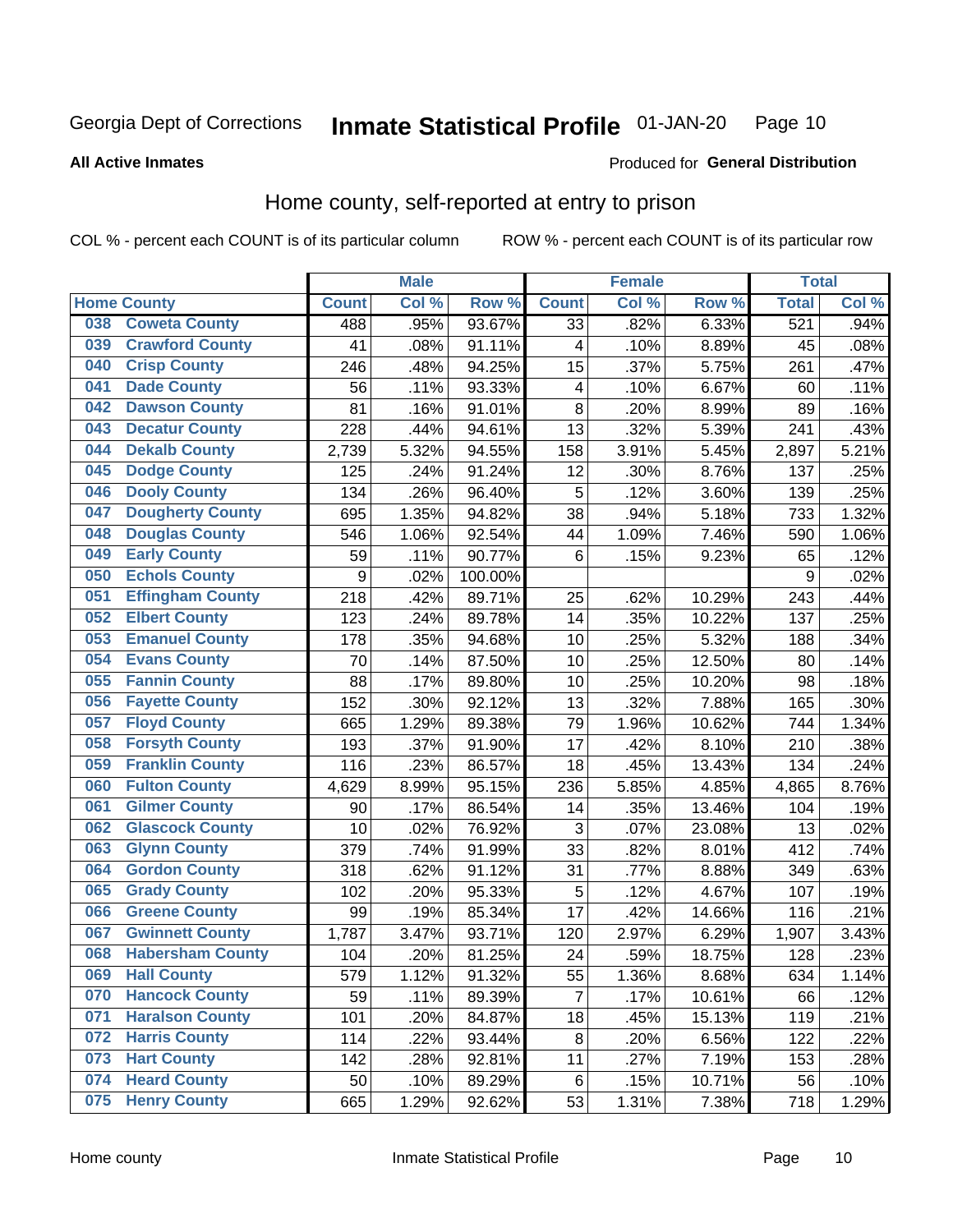Georgia Dept of Corrections **Inmate Statistical Profile** 01-JAN-20

**All Active Inmates**

Produced for **General Distribution**

## Home county, self-reported at entry to prison

COL % - percent each COUNT is of its particular column    ROW % - percent each COUNT is of its particular row

| Home County | | Male | | | Female | | | Total | |
|---|---|---|---|---|---|---|---|---|---|
| | | Count | Col % | Row % | Count | Col % | Row % | Total | Col % |
| 038 | Coweta County | 488 | .95% | 93.67% | 33 | .82% | 6.33% | 521 | .94% |
| 039 | Crawford County | 41 | .08% | 91.11% | 4 | .10% | 8.89% | 45 | .08% |
| 040 | Crisp County | 246 | .48% | 94.25% | 15 | .37% | 5.75% | 261 | .47% |
| 041 | Dade County | 56 | .11% | 93.33% | 4 | .10% | 6.67% | 60 | .11% |
| 042 | Dawson County | 81 | .16% | 91.01% | 8 | .20% | 8.99% | 89 | .16% |
| 043 | Decatur County | 228 | .44% | 94.61% | 13 | .32% | 5.39% | 241 | .43% |
| 044 | Dekalb County | 2,739 | 5.32% | 94.55% | 158 | 3.91% | 5.45% | 2,897 | 5.21% |
| 045 | Dodge County | 125 | .24% | 91.24% | 12 | .30% | 8.76% | 137 | .25% |
| 046 | Dooly County | 134 | .26% | 96.40% | 5 | .12% | 3.60% | 139 | .25% |
| 047 | Dougherty County | 695 | 1.35% | 94.82% | 38 | .94% | 5.18% | 733 | 1.32% |
| 048 | Douglas County | 546 | 1.06% | 92.54% | 44 | 1.09% | 7.46% | 590 | 1.06% |
| 049 | Early County | 59 | .11% | 90.77% | 6 | .15% | 9.23% | 65 | .12% |
| 050 | Echols County | 9 | .02% | 100.00% | | | | 9 | .02% |
| 051 | Effingham County | 218 | .42% | 89.71% | 25 | .62% | 10.29% | 243 | .44% |
| 052 | Elbert County | 123 | .24% | 89.78% | 14 | .35% | 10.22% | 137 | .25% |
| 053 | Emanuel County | 178 | .35% | 94.68% | 10 | .25% | 5.32% | 188 | .34% |
| 054 | Evans County | 70 | .14% | 87.50% | 10 | .25% | 12.50% | 80 | .14% |
| 055 | Fannin County | 88 | .17% | 89.80% | 10 | .25% | 10.20% | 98 | .18% |
| 056 | Fayette County | 152 | .30% | 92.12% | 13 | .32% | 7.88% | 165 | .30% |
| 057 | Floyd County | 665 | 1.29% | 89.38% | 79 | 1.96% | 10.62% | 744 | 1.34% |
| 058 | Forsyth County | 193 | .37% | 91.90% | 17 | .42% | 8.10% | 210 | .38% |
| 059 | Franklin County | 116 | .23% | 86.57% | 18 | .45% | 13.43% | 134 | .24% |
| 060 | Fulton County | 4,629 | 8.99% | 95.15% | 236 | 5.85% | 4.85% | 4,865 | 8.76% |
| 061 | Gilmer County | 90 | .17% | 86.54% | 14 | .35% | 13.46% | 104 | .19% |
| 062 | Glascock County | 10 | .02% | 76.92% | 3 | .07% | 23.08% | 13 | .02% |
| 063 | Glynn County | 379 | .74% | 91.99% | 33 | .82% | 8.01% | 412 | .74% |
| 064 | Gordon County | 318 | .62% | 91.12% | 31 | .77% | 8.88% | 349 | .63% |
| 065 | Grady County | 102 | .20% | 95.33% | 5 | .12% | 4.67% | 107 | .19% |
| 066 | Greene County | 99 | .19% | 85.34% | 17 | .42% | 14.66% | 116 | .21% |
| 067 | Gwinnett County | 1,787 | 3.47% | 93.71% | 120 | 2.97% | 6.29% | 1,907 | 3.43% |
| 068 | Habersham County | 104 | .20% | 81.25% | 24 | .59% | 18.75% | 128 | .23% |
| 069 | Hall County | 579 | 1.12% | 91.32% | 55 | 1.36% | 8.68% | 634 | 1.14% |
| 070 | Hancock County | 59 | .11% | 89.39% | 7 | .17% | 10.61% | 66 | .12% |
| 071 | Haralson County | 101 | .20% | 84.87% | 18 | .45% | 15.13% | 119 | .21% |
| 072 | Harris County | 114 | .22% | 93.44% | 8 | .20% | 6.56% | 122 | .22% |
| 073 | Hart County | 142 | .28% | 92.81% | 11 | .27% | 7.19% | 153 | .28% |
| 074 | Heard County | 50 | .10% | 89.29% | 6 | .15% | 10.71% | 56 | .10% |
| 075 | Henry County | 665 | 1.29% | 92.62% | 53 | 1.31% | 7.38% | 718 | 1.29% |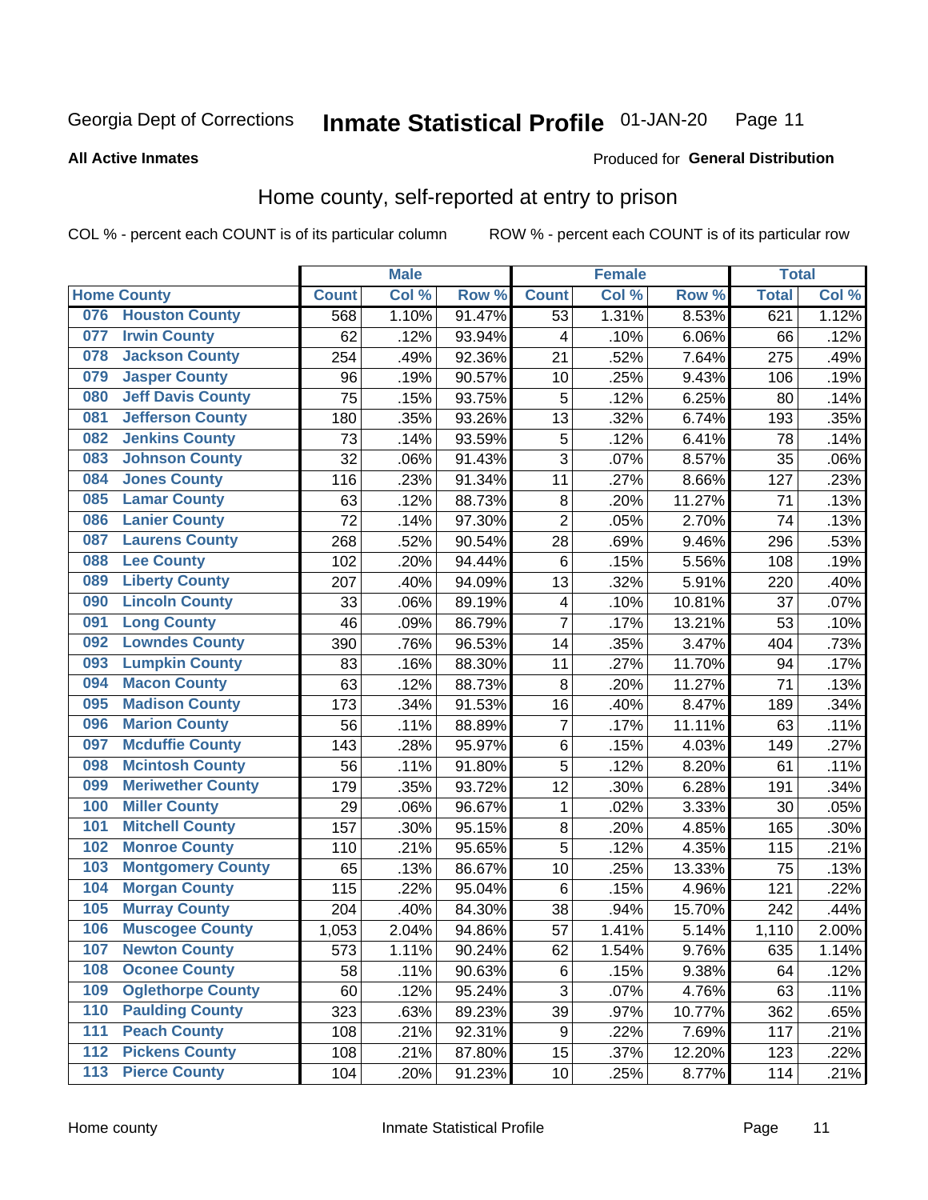Georgia Dept of Corrections **Inmate Statistical Profile** 01-JAN-20

**All Active Inmates**

Produced for **General Distribution**

## Home county, self-reported at entry to prison

COL % - percent each COUNT is of its particular column ROW % - percent each COUNT is of its particular row

| Home County | | Male | | | Female | | | Total | |
|---|---|---|---|---|---|---|---|---|---|
| | | Count | Col % | Row % | Count | Col % | Row % | Total | Col % |
| 076 | Houston County | 568 | 1.10% | 91.47% | 53 | 1.31% | 8.53% | 621 | 1.12% |
| 077 | Irwin County | 62 | .12% | 93.94% | 4 | .10% | 6.06% | 66 | .12% |
| 078 | Jackson County | 254 | .49% | 92.36% | 21 | .52% | 7.64% | 275 | .49% |
| 079 | Jasper County | 96 | .19% | 90.57% | 10 | .25% | 9.43% | 106 | .19% |
| 080 | Jeff Davis County | 75 | .15% | 93.75% | 5 | .12% | 6.25% | 80 | .14% |
| 081 | Jefferson County | 180 | .35% | 93.26% | 13 | .32% | 6.74% | 193 | .35% |
| 082 | Jenkins County | 73 | .14% | 93.59% | 5 | .12% | 6.41% | 78 | .14% |
| 083 | Johnson County | 32 | .06% | 91.43% | 3 | .07% | 8.57% | 35 | .06% |
| 084 | Jones County | 116 | .23% | 91.34% | 11 | .27% | 8.66% | 127 | .23% |
| 085 | Lamar County | 63 | .12% | 88.73% | 8 | .20% | 11.27% | 71 | .13% |
| 086 | Lanier County | 72 | .14% | 97.30% | 2 | .05% | 2.70% | 74 | .13% |
| 087 | Laurens County | 268 | .52% | 90.54% | 28 | .69% | 9.46% | 296 | .53% |
| 088 | Lee County | 102 | .20% | 94.44% | 6 | .15% | 5.56% | 108 | .19% |
| 089 | Liberty County | 207 | .40% | 94.09% | 13 | .32% | 5.91% | 220 | .40% |
| 090 | Lincoln County | 33 | .06% | 89.19% | 4 | .10% | 10.81% | 37 | .07% |
| 091 | Long County | 46 | .09% | 86.79% | 7 | .17% | 13.21% | 53 | .10% |
| 092 | Lowndes County | 390 | .76% | 96.53% | 14 | .35% | 3.47% | 404 | .73% |
| 093 | Lumpkin County | 83 | .16% | 88.30% | 11 | .27% | 11.70% | 94 | .17% |
| 094 | Macon County | 63 | .12% | 88.73% | 8 | .20% | 11.27% | 71 | .13% |
| 095 | Madison County | 173 | .34% | 91.53% | 16 | .40% | 8.47% | 189 | .34% |
| 096 | Marion County | 56 | .11% | 88.89% | 7 | .17% | 11.11% | 63 | .11% |
| 097 | Mcduffie County | 143 | .28% | 95.97% | 6 | .15% | 4.03% | 149 | .27% |
| 098 | Mcintosh County | 56 | .11% | 91.80% | 5 | .12% | 8.20% | 61 | .11% |
| 099 | Meriwether County | 179 | .35% | 93.72% | 12 | .30% | 6.28% | 191 | .34% |
| 100 | Miller County | 29 | .06% | 96.67% | 1 | .02% | 3.33% | 30 | .05% |
| 101 | Mitchell County | 157 | .30% | 95.15% | 8 | .20% | 4.85% | 165 | .30% |
| 102 | Monroe County | 110 | .21% | 95.65% | 5 | .12% | 4.35% | 115 | .21% |
| 103 | Montgomery County | 65 | .13% | 86.67% | 10 | .25% | 13.33% | 75 | .13% |
| 104 | Morgan County | 115 | .22% | 95.04% | 6 | .15% | 4.96% | 121 | .22% |
| 105 | Murray County | 204 | .40% | 84.30% | 38 | .94% | 15.70% | 242 | .44% |
| 106 | Muscogee County | 1,053 | 2.04% | 94.86% | 57 | 1.41% | 5.14% | 1,110 | 2.00% |
| 107 | Newton County | 573 | 1.11% | 90.24% | 62 | 1.54% | 9.76% | 635 | 1.14% |
| 108 | Oconee County | 58 | .11% | 90.63% | 6 | .15% | 9.38% | 64 | .12% |
| 109 | Oglethorpe County | 60 | .12% | 95.24% | 3 | .07% | 4.76% | 63 | .11% |
| 110 | Paulding County | 323 | .63% | 89.23% | 39 | .97% | 10.77% | 362 | .65% |
| 111 | Peach County | 108 | .21% | 92.31% | 9 | .22% | 7.69% | 117 | .21% |
| 112 | Pickens County | 108 | .21% | 87.80% | 15 | .37% | 12.20% | 123 | .22% |
| 113 | Pierce County | 104 | .20% | 91.23% | 10 | .25% | 8.77% | 114 | .21% |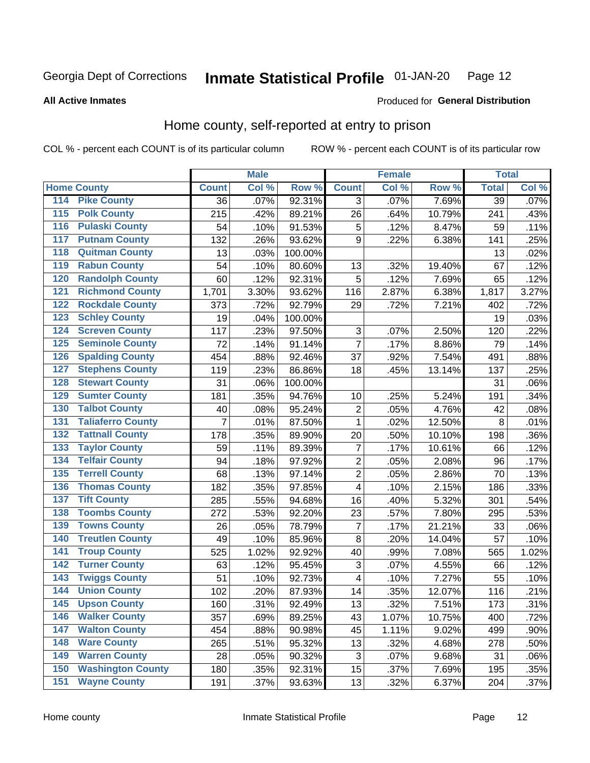Georgia Dept of Corrections **Inmate Statistical Profile** 01-JAN-20

**All Active Inmates**

Produced for **General Distribution**

## Home county, self-reported at entry to prison

COL % - percent each COUNT is of its particular column

ROW % - percent each COUNT is of its particular row

| Home County | | Male | | | Female | | | Total | |
|---|---|---|---|---|---|---|---|---|---|
| | | Count | Col % | Row % | Count | Col % | Row % | Total | Col % |
| 114 | Pike County | 36 | .07% | 92.31% | 3 | .07% | 7.69% | 39 | .07% |
| 115 | Polk County | 215 | .42% | 89.21% | 26 | .64% | 10.79% | 241 | .43% |
| 116 | Pulaski County | 54 | .10% | 91.53% | 5 | .12% | 8.47% | 59 | .11% |
| 117 | Putnam County | 132 | .26% | 93.62% | 9 | .22% | 6.38% | 141 | .25% |
| 118 | Quitman County | 13 | .03% | 100.00% | | | | 13 | .02% |
| 119 | Rabun County | 54 | .10% | 80.60% | 13 | .32% | 19.40% | 67 | .12% |
| 120 | Randolph County | 60 | .12% | 92.31% | 5 | .12% | 7.69% | 65 | .12% |
| 121 | Richmond County | 1,701 | 3.30% | 93.62% | 116 | 2.87% | 6.38% | 1,817 | 3.27% |
| 122 | Rockdale County | 373 | .72% | 92.79% | 29 | .72% | 7.21% | 402 | .72% |
| 123 | Schley County | 19 | .04% | 100.00% | | | | 19 | .03% |
| 124 | Screven County | 117 | .23% | 97.50% | 3 | .07% | 2.50% | 120 | .22% |
| 125 | Seminole County | 72 | .14% | 91.14% | 7 | .17% | 8.86% | 79 | .14% |
| 126 | Spalding County | 454 | .88% | 92.46% | 37 | .92% | 7.54% | 491 | .88% |
| 127 | Stephens County | 119 | .23% | 86.86% | 18 | .45% | 13.14% | 137 | .25% |
| 128 | Stewart County | 31 | .06% | 100.00% | | | | 31 | .06% |
| 129 | Sumter County | 181 | .35% | 94.76% | 10 | .25% | 5.24% | 191 | .34% |
| 130 | Talbot County | 40 | .08% | 95.24% | 2 | .05% | 4.76% | 42 | .08% |
| 131 | Taliaferro County | 7 | .01% | 87.50% | 1 | .02% | 12.50% | 8 | .01% |
| 132 | Tattnall County | 178 | .35% | 89.90% | 20 | .50% | 10.10% | 198 | .36% |
| 133 | Taylor County | 59 | .11% | 89.39% | 7 | .17% | 10.61% | 66 | .12% |
| 134 | Telfair County | 94 | .18% | 97.92% | 2 | .05% | 2.08% | 96 | .17% |
| 135 | Terrell County | 68 | .13% | 97.14% | 2 | .05% | 2.86% | 70 | .13% |
| 136 | Thomas County | 182 | .35% | 97.85% | 4 | .10% | 2.15% | 186 | .33% |
| 137 | Tift County | 285 | .55% | 94.68% | 16 | .40% | 5.32% | 301 | .54% |
| 138 | Toombs County | 272 | .53% | 92.20% | 23 | .57% | 7.80% | 295 | .53% |
| 139 | Towns County | 26 | .05% | 78.79% | 7 | .17% | 21.21% | 33 | .06% |
| 140 | Treutlen County | 49 | .10% | 85.96% | 8 | .20% | 14.04% | 57 | .10% |
| 141 | Troup County | 525 | 1.02% | 92.92% | 40 | .99% | 7.08% | 565 | 1.02% |
| 142 | Turner County | 63 | .12% | 95.45% | 3 | .07% | 4.55% | 66 | .12% |
| 143 | Twiggs County | 51 | .10% | 92.73% | 4 | .10% | 7.27% | 55 | .10% |
| 144 | Union County | 102 | .20% | 87.93% | 14 | .35% | 12.07% | 116 | .21% |
| 145 | Upson County | 160 | .31% | 92.49% | 13 | .32% | 7.51% | 173 | .31% |
| 146 | Walker County | 357 | .69% | 89.25% | 43 | 1.07% | 10.75% | 400 | .72% |
| 147 | Walton County | 454 | .88% | 90.98% | 45 | 1.11% | 9.02% | 499 | .90% |
| 148 | Ware County | 265 | .51% | 95.32% | 13 | .32% | 4.68% | 278 | .50% |
| 149 | Warren County | 28 | .05% | 90.32% | 3 | .07% | 9.68% | 31 | .06% |
| 150 | Washington County | 180 | .35% | 92.31% | 15 | .37% | 7.69% | 195 | .35% |
| 151 | Wayne County | 191 | .37% | 93.63% | 13 | .32% | 6.37% | 204 | .37% |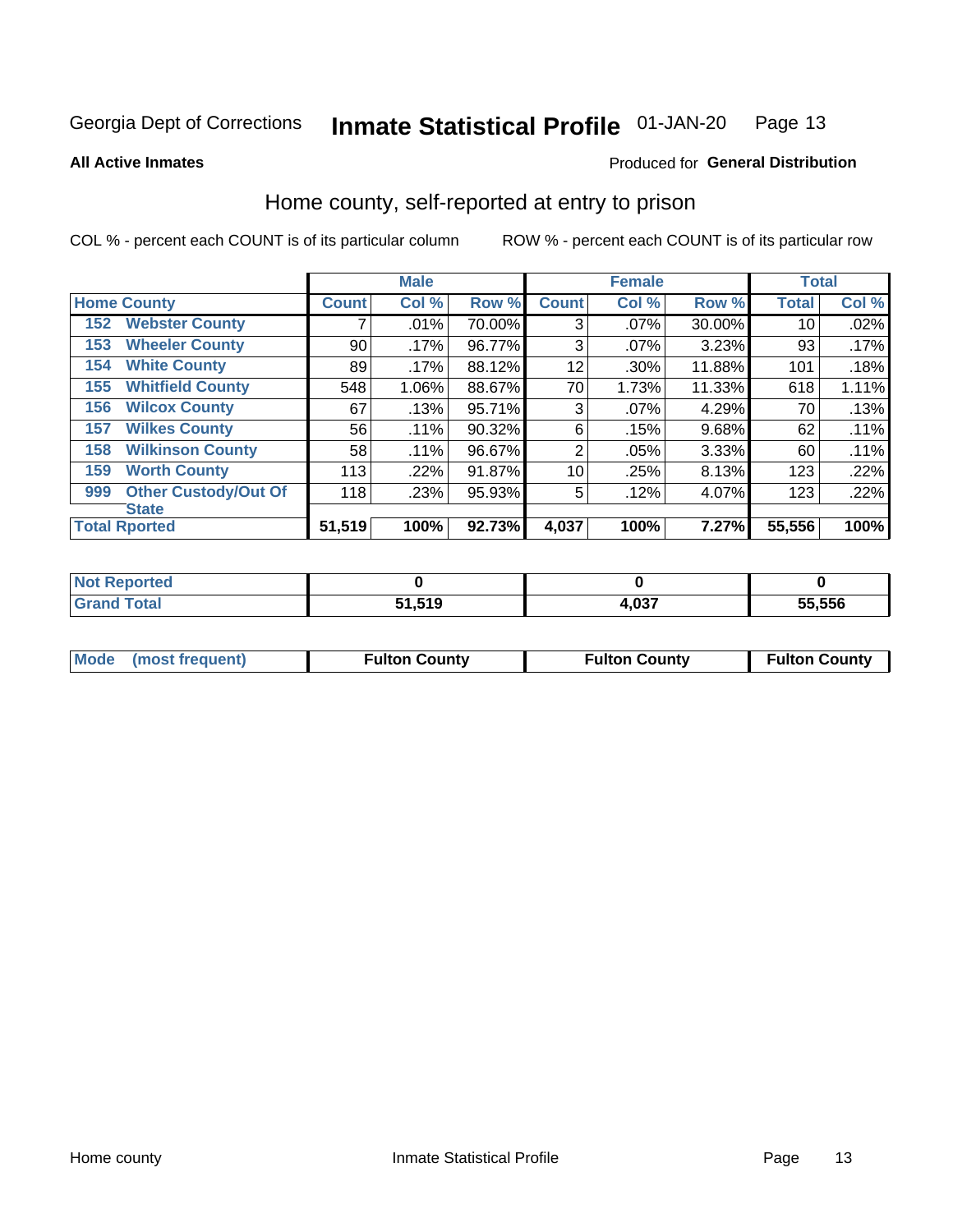Georgia Dept of Corrections **Inmate Statistical Profile** 01-JAN-20

**All Active Inmates**

Produced for **General Distribution**

## Home county, self-reported at entry to prison

COL % - percent each COUNT is of its particular column

ROW % - percent each COUNT is of its particular row

| Home County | | Male | | | Female | | | Total | |
|---|---|---|---|---|---|---|---|---|---|
| | | Count | Col % | Row % | Count | Col % | Row % | Total | Col % |
| 152 | Webster County | 7 | .01% | 70.00% | 3 | .07% | 30.00% | 10 | .02% |
| 153 | Wheeler County | 90 | .17% | 96.77% | 3 | .07% | 3.23% | 93 | .17% |
| 154 | White County | 89 | .17% | 88.12% | 12 | .30% | 11.88% | 101 | .18% |
| 155 | Whitfield County | 548 | 1.06% | 88.67% | 70 | 1.73% | 11.33% | 618 | 1.11% |
| 156 | Wilcox County | 67 | .13% | 95.71% | 3 | .07% | 4.29% | 70 | .13% |
| 157 | Wilkes County | 56 | .11% | 90.32% | 6 | .15% | 9.68% | 62 | .11% |
| 158 | Wilkinson County | 58 | .11% | 96.67% | 2 | .05% | 3.33% | 60 | .11% |
| 159 | Worth County | 113 | .22% | 91.87% | 10 | .25% | 8.13% | 123 | .22% |
| 999 | Other Custody/Out Of State | 118 | .23% | 95.93% | 5 | .12% | 4.07% | 123 | .22% |
| **Total Rported** | | **51,519** | **100%** | **92.73%** | **4,037** | **100%** | **7.27%** | **55,556** | **100%** |

| | Male | Female | Total |
|---|---|---|---|
| Not Reported | **0** | **0** | **0** |
| Grand Total | **51,519** | **4,037** | **55,556** |

| | Male | Female | Total |
|---|---|---|---|
| Mode (most frequent) | **Fulton County** | **Fulton County** | **Fulton County** |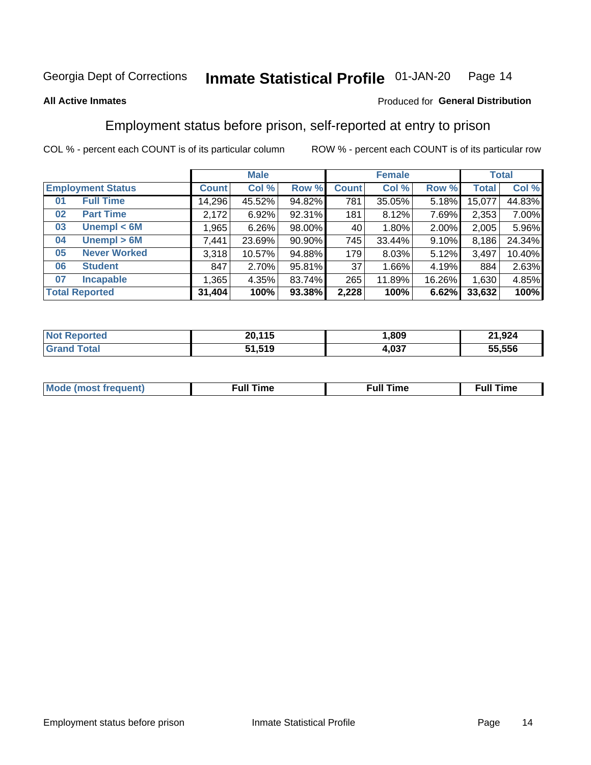Georgia Dept of Corrections **Inmate Statistical Profile** 01-JAN-20

**All Active Inmates**

Produced for **General Distribution**

## Employment status before prison, self-reported at entry to prison

COL % - percent each COUNT is of its particular column ROW % - percent each COUNT is of its particular row

| Employment Status | | Male | | | Female | | | Total | |
|---|---|---|---|---|---|---|---|---|---|
| | | Count | Col % | Row % | Count | Col % | Row % | Total | Col % |
| 01 | Full Time | 14,296 | 45.52% | 94.82% | 781 | 35.05% | 5.18% | 15,077 | 44.83% |
| 02 | Part Time | 2,172 | 6.92% | 92.31% | 181 | 8.12% | 7.69% | 2,353 | 7.00% |
| 03 | Unempl < 6M | 1,965 | 6.26% | 98.00% | 40 | 1.80% | 2.00% | 2,005 | 5.96% |
| 04 | Unempl > 6M | 7,441 | 23.69% | 90.90% | 745 | 33.44% | 9.10% | 8,186 | 24.34% |
| 05 | Never Worked | 3,318 | 10.57% | 94.88% | 179 | 8.03% | 5.12% | 3,497 | 10.40% |
| 06 | Student | 847 | 2.70% | 95.81% | 37 | 1.66% | 4.19% | 884 | 2.63% |
| 07 | Incapable | 1,365 | 4.35% | 83.74% | 265 | 11.89% | 16.26% | 1,630 | 4.85% |
| **Total Reported** | | **31,404** | **100%** | **93.38%** | **2,228** | **100%** | **6.62%** | **33,632** | **100%** |

| | Male | Female | Total |
|---|---|---|---|
| Not Reported | 20,115 | 1,809 | 21,924 |
| Grand Total | 51,519 | 4,037 | 55,556 |

| | Male | Female | Total |
|---|---|---|---|
| Mode (most frequent) | Full Time | Full Time | Full Time |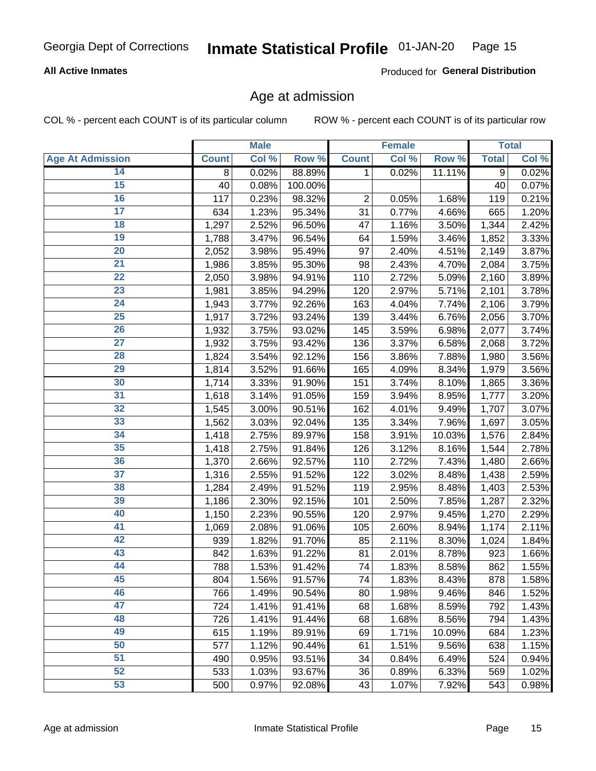Georgia Dept of Corrections **Inmate Statistical Profile** 01-JAN-20

**All Active Inmates**

Produced for **General Distribution**

## Age at admission

COL % - percent each COUNT is of its particular column ROW % - percent each COUNT is of its particular row

| | Male | | | Female | | | Total | |
|---|---|---|---|---|---|---|---|---|
| **Age At Admission** | **Count** | **Col %** | **Row %** | **Count** | **Col %** | **Row %** | **Total** | **Col %** |
| 14 | 8 | 0.02% | 88.89% | 1 | 0.02% | 11.11% | 9 | 0.02% |
| 15 | 40 | 0.08% | 100.00% | | | | 40 | 0.07% |
| 16 | 117 | 0.23% | 98.32% | 2 | 0.05% | 1.68% | 119 | 0.21% |
| 17 | 634 | 1.23% | 95.34% | 31 | 0.77% | 4.66% | 665 | 1.20% |
| 18 | 1,297 | 2.52% | 96.50% | 47 | 1.16% | 3.50% | 1,344 | 2.42% |
| 19 | 1,788 | 3.47% | 96.54% | 64 | 1.59% | 3.46% | 1,852 | 3.33% |
| 20 | 2,052 | 3.98% | 95.49% | 97 | 2.40% | 4.51% | 2,149 | 3.87% |
| 21 | 1,986 | 3.85% | 95.30% | 98 | 2.43% | 4.70% | 2,084 | 3.75% |
| 22 | 2,050 | 3.98% | 94.91% | 110 | 2.72% | 5.09% | 2,160 | 3.89% |
| 23 | 1,981 | 3.85% | 94.29% | 120 | 2.97% | 5.71% | 2,101 | 3.78% |
| 24 | 1,943 | 3.77% | 92.26% | 163 | 4.04% | 7.74% | 2,106 | 3.79% |
| 25 | 1,917 | 3.72% | 93.24% | 139 | 3.44% | 6.76% | 2,056 | 3.70% |
| 26 | 1,932 | 3.75% | 93.02% | 145 | 3.59% | 6.98% | 2,077 | 3.74% |
| 27 | 1,932 | 3.75% | 93.42% | 136 | 3.37% | 6.58% | 2,068 | 3.72% |
| 28 | 1,824 | 3.54% | 92.12% | 156 | 3.86% | 7.88% | 1,980 | 3.56% |
| 29 | 1,814 | 3.52% | 91.66% | 165 | 4.09% | 8.34% | 1,979 | 3.56% |
| 30 | 1,714 | 3.33% | 91.90% | 151 | 3.74% | 8.10% | 1,865 | 3.36% |
| 31 | 1,618 | 3.14% | 91.05% | 159 | 3.94% | 8.95% | 1,777 | 3.20% |
| 32 | 1,545 | 3.00% | 90.51% | 162 | 4.01% | 9.49% | 1,707 | 3.07% |
| 33 | 1,562 | 3.03% | 92.04% | 135 | 3.34% | 7.96% | 1,697 | 3.05% |
| 34 | 1,418 | 2.75% | 89.97% | 158 | 3.91% | 10.03% | 1,576 | 2.84% |
| 35 | 1,418 | 2.75% | 91.84% | 126 | 3.12% | 8.16% | 1,544 | 2.78% |
| 36 | 1,370 | 2.66% | 92.57% | 110 | 2.72% | 7.43% | 1,480 | 2.66% |
| 37 | 1,316 | 2.55% | 91.52% | 122 | 3.02% | 8.48% | 1,438 | 2.59% |
| 38 | 1,284 | 2.49% | 91.52% | 119 | 2.95% | 8.48% | 1,403 | 2.53% |
| 39 | 1,186 | 2.30% | 92.15% | 101 | 2.50% | 7.85% | 1,287 | 2.32% |
| 40 | 1,150 | 2.23% | 90.55% | 120 | 2.97% | 9.45% | 1,270 | 2.29% |
| 41 | 1,069 | 2.08% | 91.06% | 105 | 2.60% | 8.94% | 1,174 | 2.11% |
| 42 | 939 | 1.82% | 91.70% | 85 | 2.11% | 8.30% | 1,024 | 1.84% |
| 43 | 842 | 1.63% | 91.22% | 81 | 2.01% | 8.78% | 923 | 1.66% |
| 44 | 788 | 1.53% | 91.42% | 74 | 1.83% | 8.58% | 862 | 1.55% |
| 45 | 804 | 1.56% | 91.57% | 74 | 1.83% | 8.43% | 878 | 1.58% |
| 46 | 766 | 1.49% | 90.54% | 80 | 1.98% | 9.46% | 846 | 1.52% |
| 47 | 724 | 1.41% | 91.41% | 68 | 1.68% | 8.59% | 792 | 1.43% |
| 48 | 726 | 1.41% | 91.44% | 68 | 1.68% | 8.56% | 794 | 1.43% |
| 49 | 615 | 1.19% | 89.91% | 69 | 1.71% | 10.09% | 684 | 1.23% |
| 50 | 577 | 1.12% | 90.44% | 61 | 1.51% | 9.56% | 638 | 1.15% |
| 51 | 490 | 0.95% | 93.51% | 34 | 0.84% | 6.49% | 524 | 0.94% |
| 52 | 533 | 1.03% | 93.67% | 36 | 0.89% | 6.33% | 569 | 1.02% |
| 53 | 500 | 0.97% | 92.08% | 43 | 1.07% | 7.92% | 543 | 0.98% |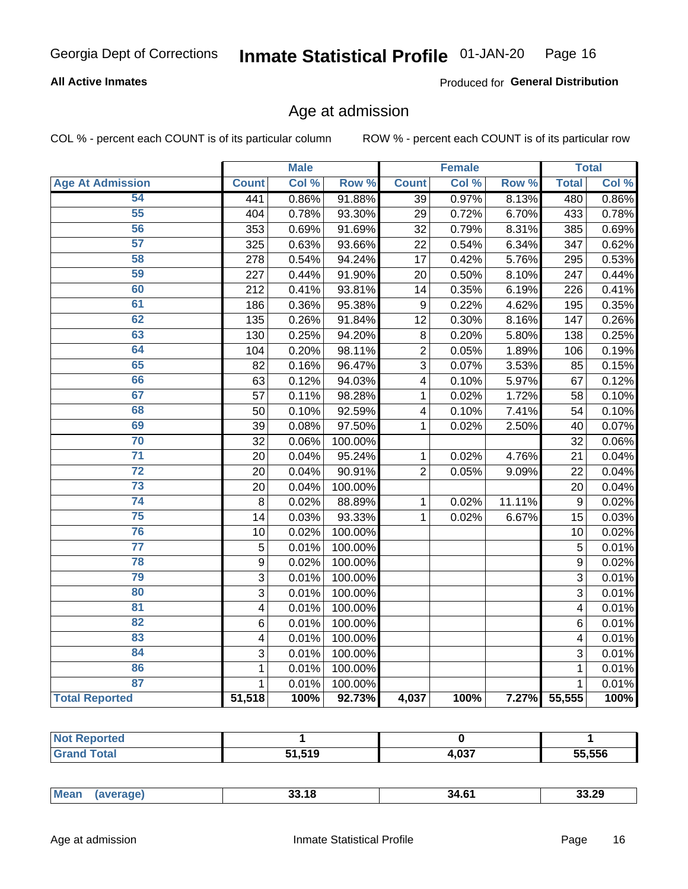Georgia Dept of Corrections **Inmate Statistical Profile** 01-JAN-20

**All Active Inmates**

Produced for **General Distribution**

## Age at admission

COL % - percent each COUNT is of its particular column ROW % - percent each COUNT is of its particular row

| | Male | | | Female | | | Total | |
|---|---|---|---|---|---|---|---|---|
| Age At Admission | Count | Col % | Row % | Count | Col % | Row % | Total | Col % |
| 54 | 441 | 0.86% | 91.88% | 39 | 0.97% | 8.13% | 480 | 0.86% |
| 55 | 404 | 0.78% | 93.30% | 29 | 0.72% | 6.70% | 433 | 0.78% |
| 56 | 353 | 0.69% | 91.69% | 32 | 0.79% | 8.31% | 385 | 0.69% |
| 57 | 325 | 0.63% | 93.66% | 22 | 0.54% | 6.34% | 347 | 0.62% |
| 58 | 278 | 0.54% | 94.24% | 17 | 0.42% | 5.76% | 295 | 0.53% |
| 59 | 227 | 0.44% | 91.90% | 20 | 0.50% | 8.10% | 247 | 0.44% |
| 60 | 212 | 0.41% | 93.81% | 14 | 0.35% | 6.19% | 226 | 0.41% |
| 61 | 186 | 0.36% | 95.38% | 9 | 0.22% | 4.62% | 195 | 0.35% |
| 62 | 135 | 0.26% | 91.84% | 12 | 0.30% | 8.16% | 147 | 0.26% |
| 63 | 130 | 0.25% | 94.20% | 8 | 0.20% | 5.80% | 138 | 0.25% |
| 64 | 104 | 0.20% | 98.11% | 2 | 0.05% | 1.89% | 106 | 0.19% |
| 65 | 82 | 0.16% | 96.47% | 3 | 0.07% | 3.53% | 85 | 0.15% |
| 66 | 63 | 0.12% | 94.03% | 4 | 0.10% | 5.97% | 67 | 0.12% |
| 67 | 57 | 0.11% | 98.28% | 1 | 0.02% | 1.72% | 58 | 0.10% |
| 68 | 50 | 0.10% | 92.59% | 4 | 0.10% | 7.41% | 54 | 0.10% |
| 69 | 39 | 0.08% | 97.50% | 1 | 0.02% | 2.50% | 40 | 0.07% |
| 70 | 32 | 0.06% | 100.00% | | | | 32 | 0.06% |
| 71 | 20 | 0.04% | 95.24% | 1 | 0.02% | 4.76% | 21 | 0.04% |
| 72 | 20 | 0.04% | 90.91% | 2 | 0.05% | 9.09% | 22 | 0.04% |
| 73 | 20 | 0.04% | 100.00% | | | | 20 | 0.04% |
| 74 | 8 | 0.02% | 88.89% | 1 | 0.02% | 11.11% | 9 | 0.02% |
| 75 | 14 | 0.03% | 93.33% | 1 | 0.02% | 6.67% | 15 | 0.03% |
| 76 | 10 | 0.02% | 100.00% | | | | 10 | 0.02% |
| 77 | 5 | 0.01% | 100.00% | | | | 5 | 0.01% |
| 78 | 9 | 0.02% | 100.00% | | | | 9 | 0.02% |
| 79 | 3 | 0.01% | 100.00% | | | | 3 | 0.01% |
| 80 | 3 | 0.01% | 100.00% | | | | 3 | 0.01% |
| 81 | 4 | 0.01% | 100.00% | | | | 4 | 0.01% |
| 82 | 6 | 0.01% | 100.00% | | | | 6 | 0.01% |
| 83 | 4 | 0.01% | 100.00% | | | | 4 | 0.01% |
| 84 | 3 | 0.01% | 100.00% | | | | 3 | 0.01% |
| 86 | 1 | 0.01% | 100.00% | | | | 1 | 0.01% |
| 87 | 1 | 0.01% | 100.00% | | | | 1 | 0.01% |
| **Total Reported** | **51,518** | **100%** | **92.73%** | **4,037** | **100%** | **7.27%** | **55,555** | **100%** |

| | Male | Female | Total |
|---|---|---|---|
| Not Reported | 1 | 0 | 1 |
| Grand Total | 51,519 | 4,037 | 55,556 |

| | Male | Female | Total |
|---|---|---|---|
| Mean (average) | 33.18 | 34.61 | 33.29 |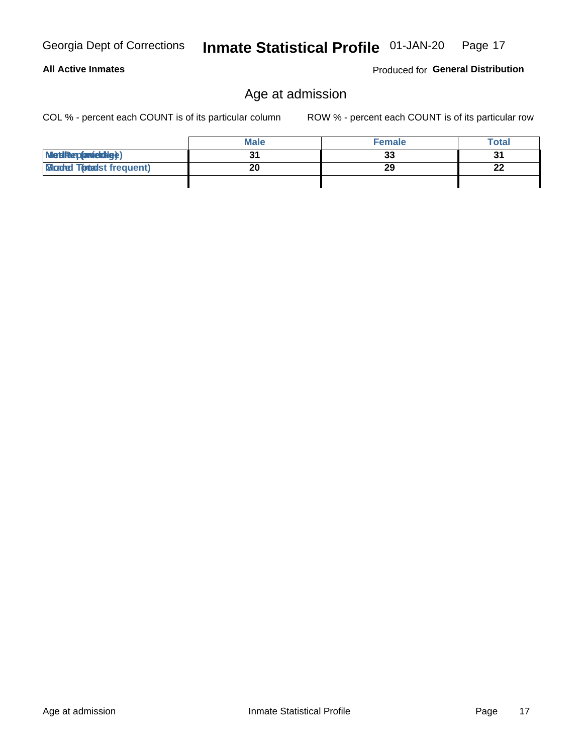Georgia Dept of Corrections **Inmate Statistical Profile** 01-JAN-20

**All Active Inmates**

Produced for **General Distribution**

## Age at admission

COL % - percent each COUNT is of its particular column

ROW % - percent each COUNT is of its particular row

| | Male | Female | Total |
|---|---|---|---|
| Median (middle) | 31 | 33 | 31 |
| Mode (most frequent) | 20 | 29 | 22 |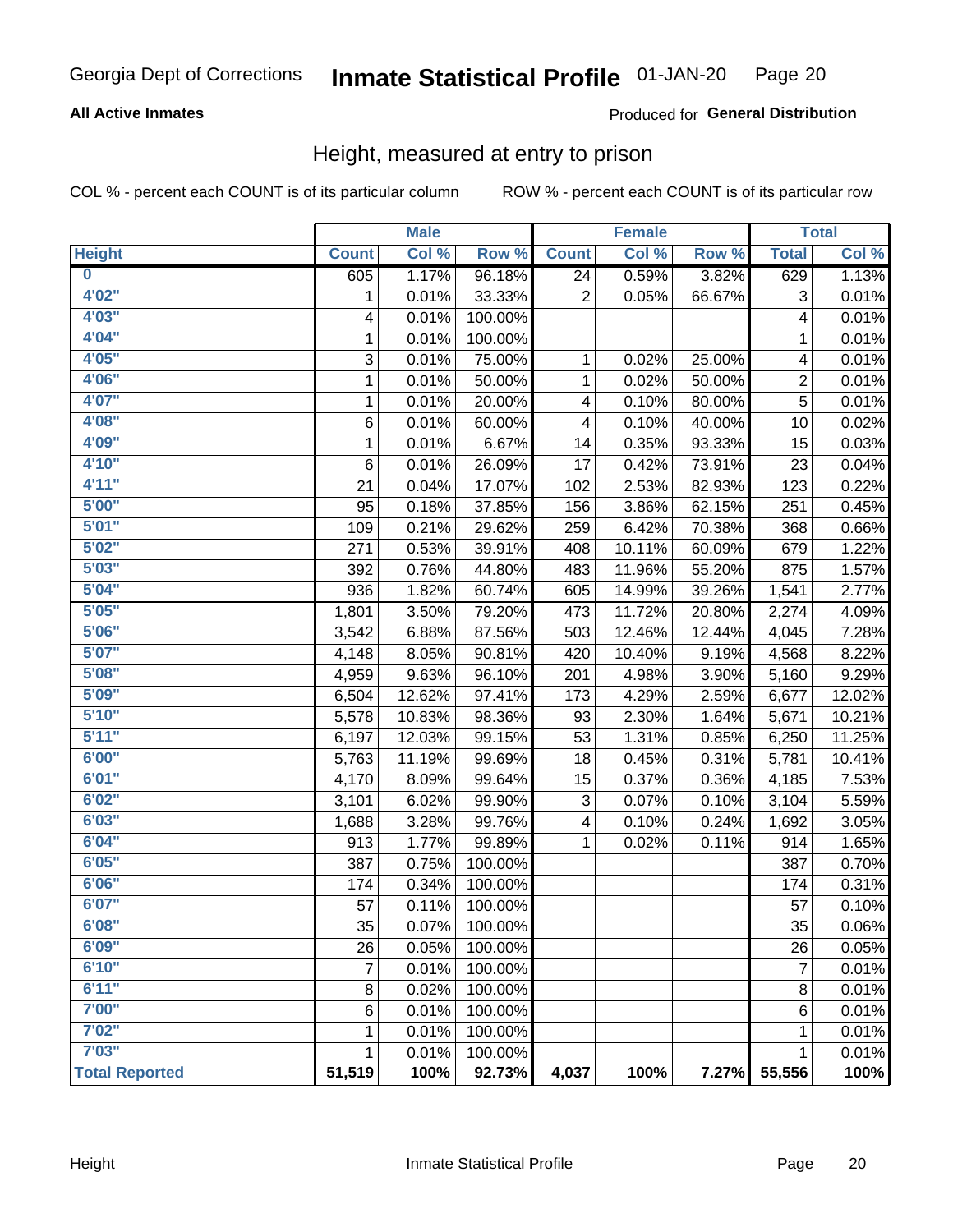Georgia Dept of Corrections **Inmate Statistical Profile** 01-JAN-20

**All Active Inmates**

Produced for **General Distribution**

## Height, measured at entry to prison

COL % - percent each COUNT is of its particular column

ROW % - percent each COUNT is of its particular row

| | Male | | | Female | | | Total | |
|---|---|---|---|---|---|---|---|---|
| **Height** | **Count** | **Col %** | **Row %** | **Count** | **Col %** | **Row %** | **Total** | **Col %** |
| 0 | 605 | 1.17% | 96.18% | 24 | 0.59% | 3.82% | 629 | 1.13% |
| 4'02" | 1 | 0.01% | 33.33% | 2 | 0.05% | 66.67% | 3 | 0.01% |
| 4'03" | 4 | 0.01% | 100.00% | | | | 4 | 0.01% |
| 4'04" | 1 | 0.01% | 100.00% | | | | 1 | 0.01% |
| 4'05" | 3 | 0.01% | 75.00% | 1 | 0.02% | 25.00% | 4 | 0.01% |
| 4'06" | 1 | 0.01% | 50.00% | 1 | 0.02% | 50.00% | 2 | 0.01% |
| 4'07" | 1 | 0.01% | 20.00% | 4 | 0.10% | 80.00% | 5 | 0.01% |
| 4'08" | 6 | 0.01% | 60.00% | 4 | 0.10% | 40.00% | 10 | 0.02% |
| 4'09" | 1 | 0.01% | 6.67% | 14 | 0.35% | 93.33% | 15 | 0.03% |
| 4'10" | 6 | 0.01% | 26.09% | 17 | 0.42% | 73.91% | 23 | 0.04% |
| 4'11" | 21 | 0.04% | 17.07% | 102 | 2.53% | 82.93% | 123 | 0.22% |
| 5'00" | 95 | 0.18% | 37.85% | 156 | 3.86% | 62.15% | 251 | 0.45% |
| 5'01" | 109 | 0.21% | 29.62% | 259 | 6.42% | 70.38% | 368 | 0.66% |
| 5'02" | 271 | 0.53% | 39.91% | 408 | 10.11% | 60.09% | 679 | 1.22% |
| 5'03" | 392 | 0.76% | 44.80% | 483 | 11.96% | 55.20% | 875 | 1.57% |
| 5'04" | 936 | 1.82% | 60.74% | 605 | 14.99% | 39.26% | 1,541 | 2.77% |
| 5'05" | 1,801 | 3.50% | 79.20% | 473 | 11.72% | 20.80% | 2,274 | 4.09% |
| 5'06" | 3,542 | 6.88% | 87.56% | 503 | 12.46% | 12.44% | 4,045 | 7.28% |
| 5'07" | 4,148 | 8.05% | 90.81% | 420 | 10.40% | 9.19% | 4,568 | 8.22% |
| 5'08" | 4,959 | 9.63% | 96.10% | 201 | 4.98% | 3.90% | 5,160 | 9.29% |
| 5'09" | 6,504 | 12.62% | 97.41% | 173 | 4.29% | 2.59% | 6,677 | 12.02% |
| 5'10" | 5,578 | 10.83% | 98.36% | 93 | 2.30% | 1.64% | 5,671 | 10.21% |
| 5'11" | 6,197 | 12.03% | 99.15% | 53 | 1.31% | 0.85% | 6,250 | 11.25% |
| 6'00" | 5,763 | 11.19% | 99.69% | 18 | 0.45% | 0.31% | 5,781 | 10.41% |
| 6'01" | 4,170 | 8.09% | 99.64% | 15 | 0.37% | 0.36% | 4,185 | 7.53% |
| 6'02" | 3,101 | 6.02% | 99.90% | 3 | 0.07% | 0.10% | 3,104 | 5.59% |
| 6'03" | 1,688 | 3.28% | 99.76% | 4 | 0.10% | 0.24% | 1,692 | 3.05% |
| 6'04" | 913 | 1.77% | 99.89% | 1 | 0.02% | 0.11% | 914 | 1.65% |
| 6'05" | 387 | 0.75% | 100.00% | | | | 387 | 0.70% |
| 6'06" | 174 | 0.34% | 100.00% | | | | 174 | 0.31% |
| 6'07" | 57 | 0.11% | 100.00% | | | | 57 | 0.10% |
| 6'08" | 35 | 0.07% | 100.00% | | | | 35 | 0.06% |
| 6'09" | 26 | 0.05% | 100.00% | | | | 26 | 0.05% |
| 6'10" | 7 | 0.01% | 100.00% | | | | 7 | 0.01% |
| 6'11" | 8 | 0.02% | 100.00% | | | | 8 | 0.01% |
| 7'00" | 6 | 0.01% | 100.00% | | | | 6 | 0.01% |
| 7'02" | 1 | 0.01% | 100.00% | | | | 1 | 0.01% |
| 7'03" | 1 | 0.01% | 100.00% | | | | 1 | 0.01% |
| **Total Reported** | **51,519** | **100%** | **92.73%** | **4,037** | **100%** | **7.27%** | **55,556** | **100%** |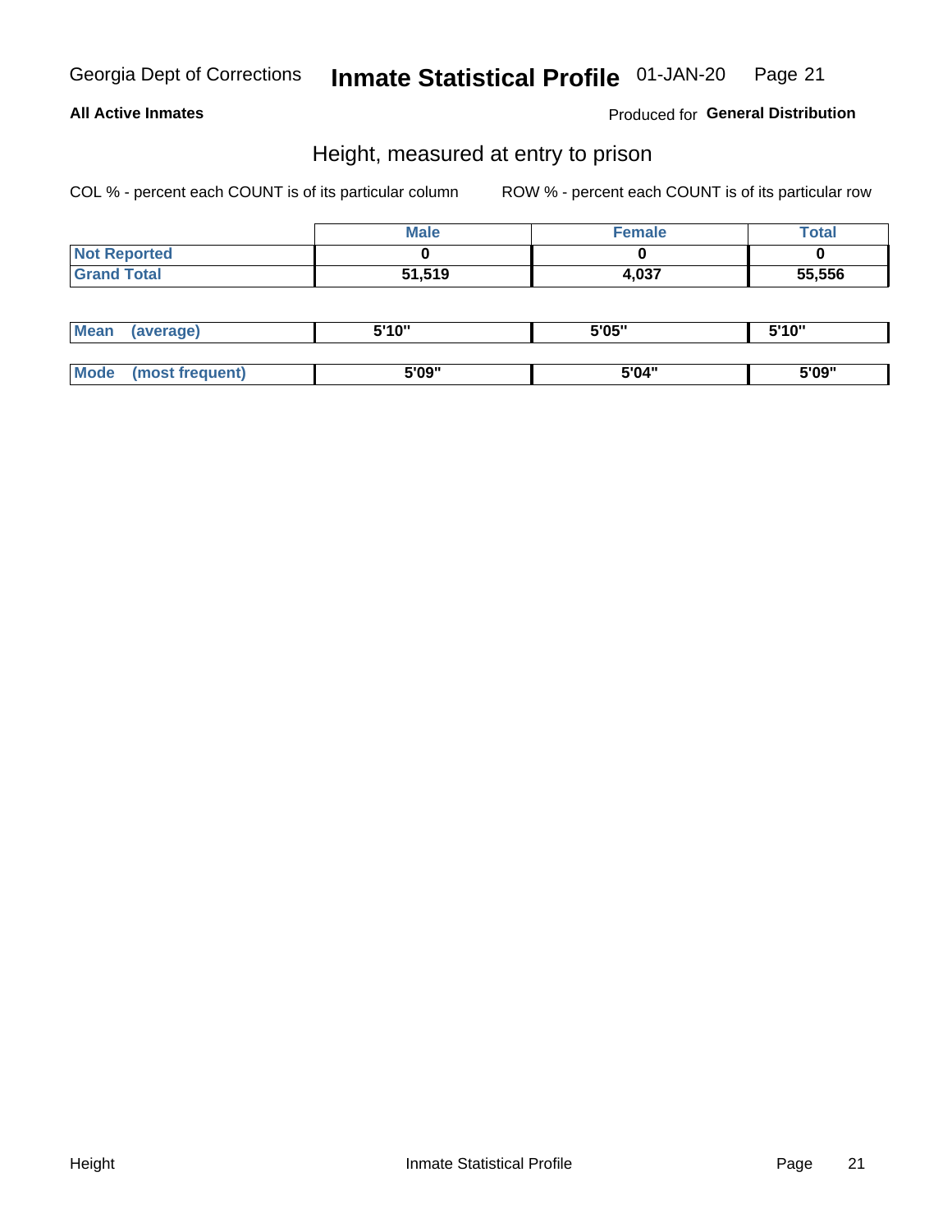Georgia Dept of Corrections **Inmate Statistical Profile** 01-JAN-20

**All Active Inmates**

Produced for **General Distribution**

## Height, measured at entry to prison

COL % - percent each COUNT is of its particular column

ROW % - percent each COUNT is of its particular row

| | Male | Female | Total |
|---|---|---|---|
| Not Reported | 0 | 0 | 0 |
| Grand Total | 51,519 | 4,037 | 55,556 |

| | Male | Female | Total |
|---|---|---|---|
| Mean (average) | 5'10" | 5'05" | 5'10" |
| Mode (most frequent) | 5'09" | 5'04" | 5'09" |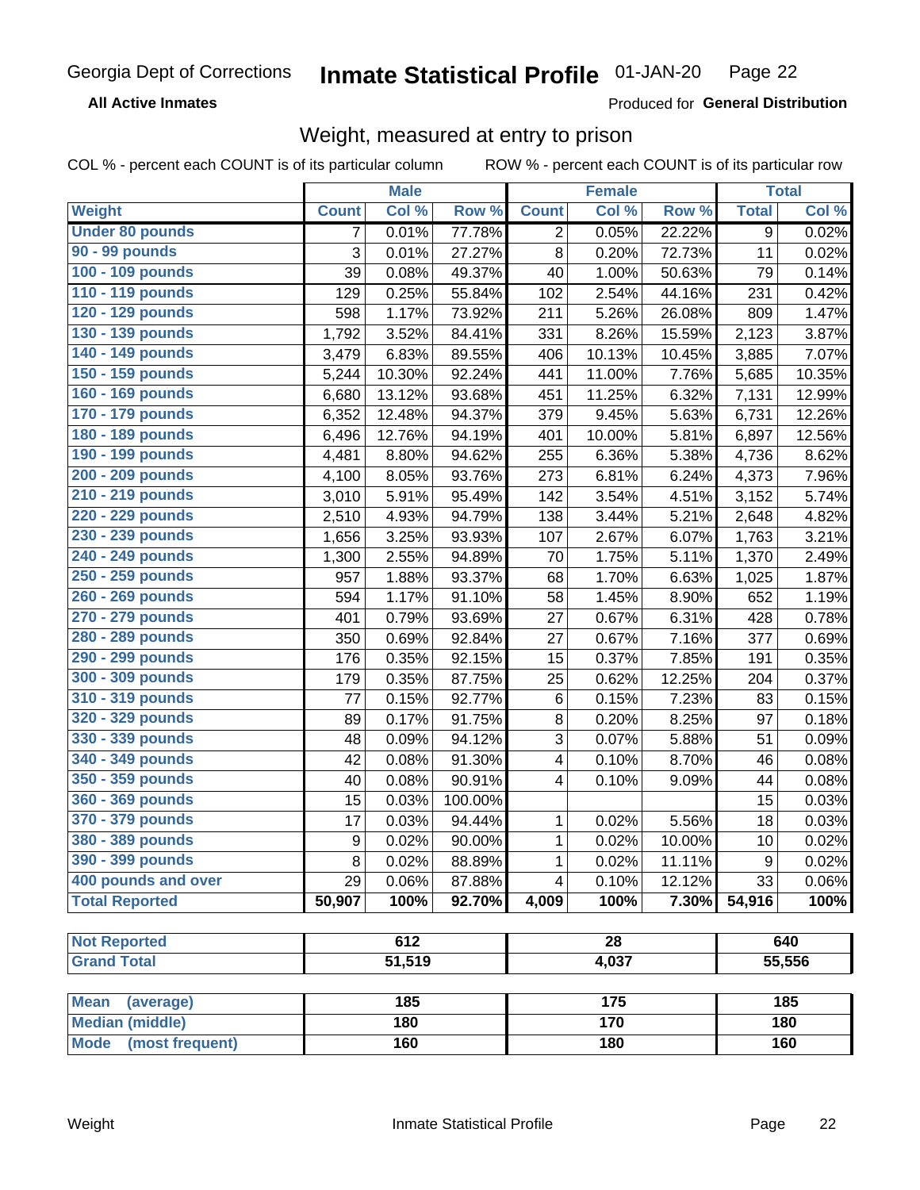Georgia Dept of Corrections **Inmate Statistical Profile** 01-JAN-20

**All Active Inmates**

Produced for **General Distribution**

## Weight, measured at entry to prison

COL % - percent each COUNT is of its particular column ROW % - percent each COUNT is of its particular row

| | Male | | | Female | | | Total | |
|---|---|---|---|---|---|---|---|---|
| **Weight** | **Count** | **Col %** | **Row %** | **Count** | **Col %** | **Row %** | **Total** | **Col %** |
| **Under 80 pounds** | 7 | 0.01% | 77.78% | 2 | 0.05% | 22.22% | 9 | 0.02% |
| **90 - 99 pounds** | 3 | 0.01% | 27.27% | 8 | 0.20% | 72.73% | 11 | 0.02% |
| **100 - 109 pounds** | 39 | 0.08% | 49.37% | 40 | 1.00% | 50.63% | 79 | 0.14% |
| **110 - 119 pounds** | 129 | 0.25% | 55.84% | 102 | 2.54% | 44.16% | 231 | 0.42% |
| **120 - 129 pounds** | 598 | 1.17% | 73.92% | 211 | 5.26% | 26.08% | 809 | 1.47% |
| **130 - 139 pounds** | 1,792 | 3.52% | 84.41% | 331 | 8.26% | 15.59% | 2,123 | 3.87% |
| **140 - 149 pounds** | 3,479 | 6.83% | 89.55% | 406 | 10.13% | 10.45% | 3,885 | 7.07% |
| **150 - 159 pounds** | 5,244 | 10.30% | 92.24% | 441 | 11.00% | 7.76% | 5,685 | 10.35% |
| **160 - 169 pounds** | 6,680 | 13.12% | 93.68% | 451 | 11.25% | 6.32% | 7,131 | 12.99% |
| **170 - 179 pounds** | 6,352 | 12.48% | 94.37% | 379 | 9.45% | 5.63% | 6,731 | 12.26% |
| **180 - 189 pounds** | 6,496 | 12.76% | 94.19% | 401 | 10.00% | 5.81% | 6,897 | 12.56% |
| **190 - 199 pounds** | 4,481 | 8.80% | 94.62% | 255 | 6.36% | 5.38% | 4,736 | 8.62% |
| **200 - 209 pounds** | 4,100 | 8.05% | 93.76% | 273 | 6.81% | 6.24% | 4,373 | 7.96% |
| **210 - 219 pounds** | 3,010 | 5.91% | 95.49% | 142 | 3.54% | 4.51% | 3,152 | 5.74% |
| **220 - 229 pounds** | 2,510 | 4.93% | 94.79% | 138 | 3.44% | 5.21% | 2,648 | 4.82% |
| **230 - 239 pounds** | 1,656 | 3.25% | 93.93% | 107 | 2.67% | 6.07% | 1,763 | 3.21% |
| **240 - 249 pounds** | 1,300 | 2.55% | 94.89% | 70 | 1.75% | 5.11% | 1,370 | 2.49% |
| **250 - 259 pounds** | 957 | 1.88% | 93.37% | 68 | 1.70% | 6.63% | 1,025 | 1.87% |
| **260 - 269 pounds** | 594 | 1.17% | 91.10% | 58 | 1.45% | 8.90% | 652 | 1.19% |
| **270 - 279 pounds** | 401 | 0.79% | 93.69% | 27 | 0.67% | 6.31% | 428 | 0.78% |
| **280 - 289 pounds** | 350 | 0.69% | 92.84% | 27 | 0.67% | 7.16% | 377 | 0.69% |
| **290 - 299 pounds** | 176 | 0.35% | 92.15% | 15 | 0.37% | 7.85% | 191 | 0.35% |
| **300 - 309 pounds** | 179 | 0.35% | 87.75% | 25 | 0.62% | 12.25% | 204 | 0.37% |
| **310 - 319 pounds** | 77 | 0.15% | 92.77% | 6 | 0.15% | 7.23% | 83 | 0.15% |
| **320 - 329 pounds** | 89 | 0.17% | 91.75% | 8 | 0.20% | 8.25% | 97 | 0.18% |
| **330 - 339 pounds** | 48 | 0.09% | 94.12% | 3 | 0.07% | 5.88% | 51 | 0.09% |
| **340 - 349 pounds** | 42 | 0.08% | 91.30% | 4 | 0.10% | 8.70% | 46 | 0.08% |
| **350 - 359 pounds** | 40 | 0.08% | 90.91% | 4 | 0.10% | 9.09% | 44 | 0.08% |
| **360 - 369 pounds** | 15 | 0.03% | 100.00% | | | | 15 | 0.03% |
| **370 - 379 pounds** | 17 | 0.03% | 94.44% | 1 | 0.02% | 5.56% | 18 | 0.03% |
| **380 - 389 pounds** | 9 | 0.02% | 90.00% | 1 | 0.02% | 10.00% | 10 | 0.02% |
| **390 - 399 pounds** | 8 | 0.02% | 88.89% | 1 | 0.02% | 11.11% | 9 | 0.02% |
| **400 pounds and over** | 29 | 0.06% | 87.88% | 4 | 0.10% | 12.12% | 33 | 0.06% |
| **Total Reported** | **50,907** | **100%** | **92.70%** | **4,009** | **100%** | **7.30%** | **54,916** | **100%** |

| | Male | Female | Total |
|---|---|---|---|
| **Not Reported** | **612** | **28** | **640** |
| **Grand Total** | **51,519** | **4,037** | **55,556** |

| | Male | Female | Total |
|---|---|---|---|
| **Mean (average)** | **185** | **175** | **185** |
| **Median (middle)** | **180** | **170** | **180** |
| **Mode (most frequent)** | **160** | **180** | **160** |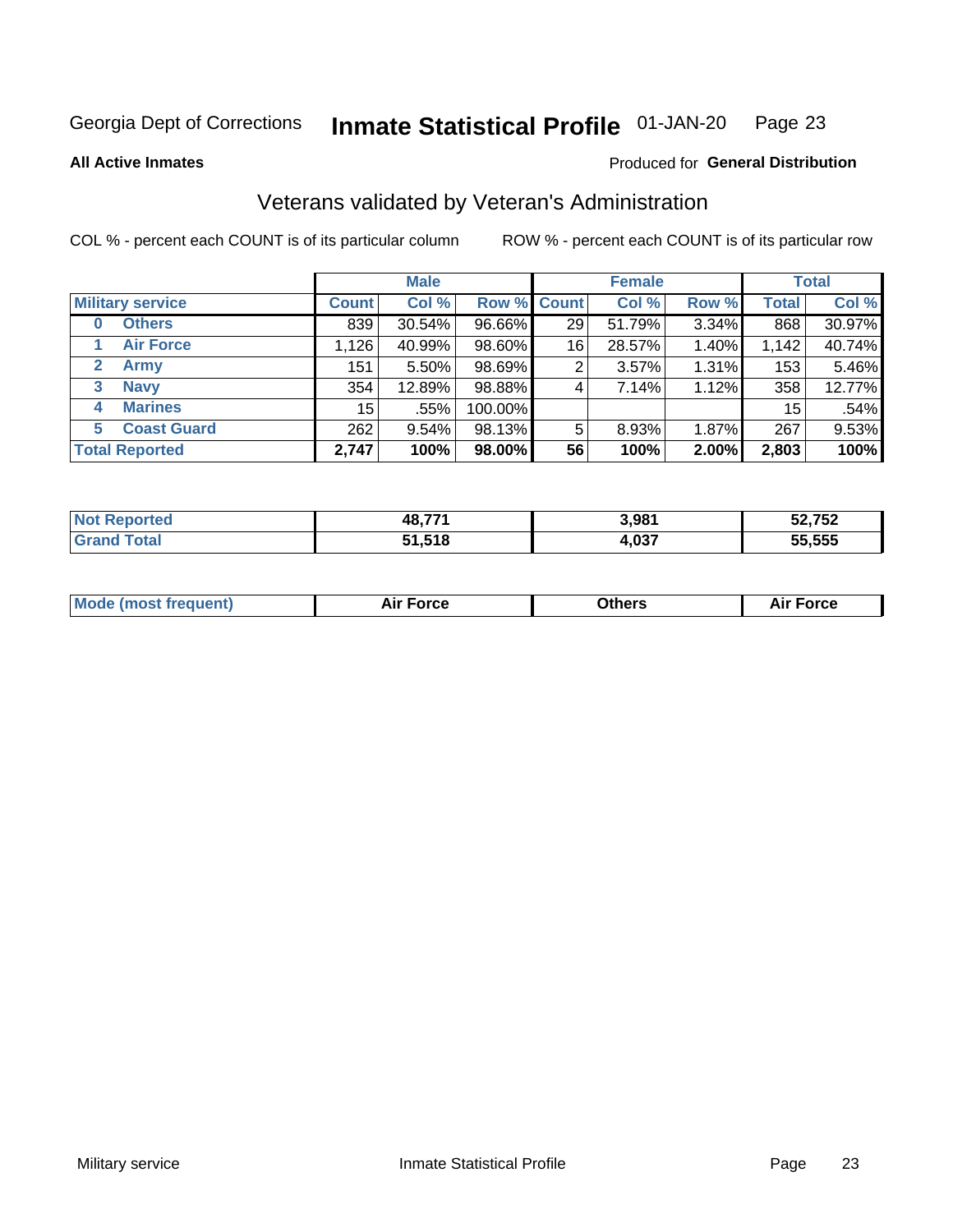Georgia Dept of Corrections **Inmate Statistical Profile** 01-JAN-20

**All Active Inmates**

Produced for **General Distribution**

## Veterans validated by Veteran's Administration

COL % - percent each COUNT is of its particular column ROW % - percent each COUNT is of its particular row

| Military service | Male | | | Female | | | Total | |
|---|---|---|---|---|---|---|---|---|
| | Count | Col % | Row % | Count | Col % | Row % | Total | Col % |
| 0 Others | 839 | 30.54% | 96.66% | 29 | 51.79% | 3.34% | 868 | 30.97% |
| 1 Air Force | 1,126 | 40.99% | 98.60% | 16 | 28.57% | 1.40% | 1,142 | 40.74% |
| 2 Army | 151 | 5.50% | 98.69% | 2 | 3.57% | 1.31% | 153 | 5.46% |
| 3 Navy | 354 | 12.89% | 98.88% | 4 | 7.14% | 1.12% | 358 | 12.77% |
| 4 Marines | 15 | .55% | 100.00% | | | | 15 | .54% |
| 5 Coast Guard | 262 | 9.54% | 98.13% | 5 | 8.93% | 1.87% | 267 | 9.53% |
| **Total Reported** | **2,747** | **100%** | **98.00%** | **56** | **100%** | **2.00%** | **2,803** | **100%** |

| | Male | Female | Total |
|---|---|---|---|
| Not Reported | 48,771 | 3,981 | 52,752 |
| Grand Total | 51,518 | 4,037 | 55,555 |

| | Male | Female | Total |
|---|---|---|---|
| Mode (most frequent) | Air Force | Others | Air Force |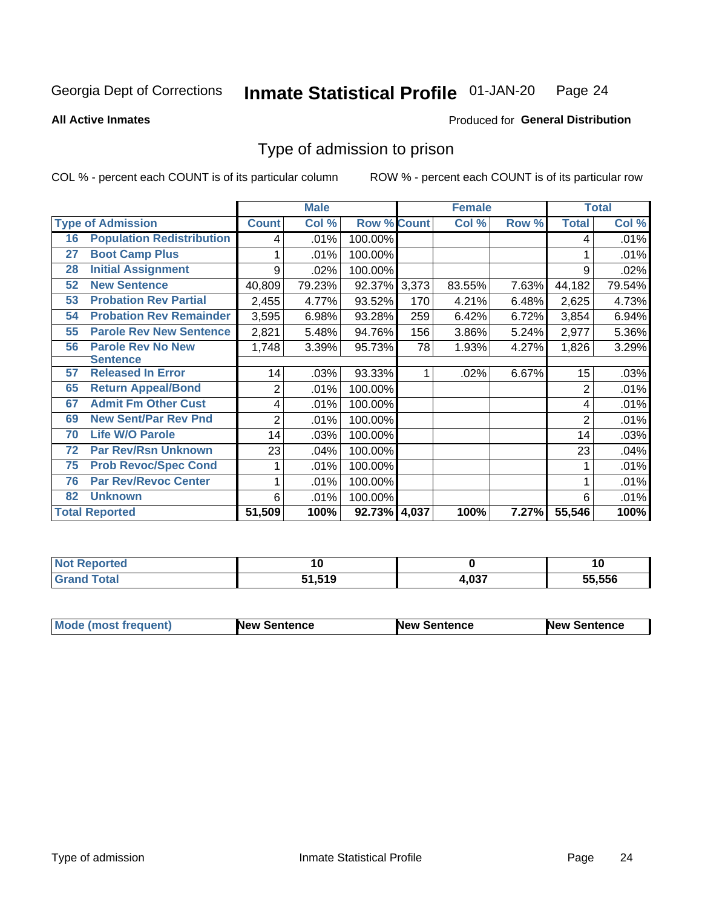Georgia Dept of Corrections **Inmate Statistical Profile** 01-JAN-20

**All Active Inmates**

Produced for **General Distribution**

## Type of admission to prison

COL % - percent each COUNT is of its particular column ROW % - percent each COUNT is of its particular row

| Type of Admission | | Male | | | Female | | | Total | |
|---|---|---|---|---|---|---|---|---|---|
| | | Count | Col % | Row % | Count | Col % | Row % | Total | Col % |
| 16 | Population Redistribution | 4 | .01% | 100.00% | | | | 4 | .01% |
| 27 | Boot Camp Plus | 1 | .01% | 100.00% | | | | 1 | .01% |
| 28 | Initial Assignment | 9 | .02% | 100.00% | | | | 9 | .02% |
| 52 | New Sentence | 40,809 | 79.23% | 92.37% | 3,373 | 83.55% | 7.63% | 44,182 | 79.54% |
| 53 | Probation Rev Partial | 2,455 | 4.77% | 93.52% | 170 | 4.21% | 6.48% | 2,625 | 4.73% |
| 54 | Probation Rev Remainder | 3,595 | 6.98% | 93.28% | 259 | 6.42% | 6.72% | 3,854 | 6.94% |
| 55 | Parole Rev New Sentence | 2,821 | 5.48% | 94.76% | 156 | 3.86% | 5.24% | 2,977 | 5.36% |
| 56 | Parole Rev No New Sentence | 1,748 | 3.39% | 95.73% | 78 | 1.93% | 4.27% | 1,826 | 3.29% |
| 57 | Released In Error | 14 | .03% | 93.33% | 1 | .02% | 6.67% | 15 | .03% |
| 65 | Return Appeal/Bond | 2 | .01% | 100.00% | | | | 2 | .01% |
| 67 | Admit Fm Other Cust | 4 | .01% | 100.00% | | | | 4 | .01% |
| 69 | New Sent/Par Rev Pnd | 2 | .01% | 100.00% | | | | 2 | .01% |
| 70 | Life W/O Parole | 14 | .03% | 100.00% | | | | 14 | .03% |
| 72 | Par Rev/Rsn Unknown | 23 | .04% | 100.00% | | | | 23 | .04% |
| 75 | Prob Revoc/Spec Cond | 1 | .01% | 100.00% | | | | 1 | .01% |
| 76 | Par Rev/Revoc Center | 1 | .01% | 100.00% | | | | 1 | .01% |
| 82 | Unknown | 6 | .01% | 100.00% | | | | 6 | .01% |
| **Total Reported** | | **51,509** | **100%** | **92.73%** | **4,037** | **100%** | **7.27%** | **55,546** | **100%** |

| | Male | Female | Total |
|---|---|---|---|
| Not Reported | 10 | 0 | 10 |
| Grand Total | 51,519 | 4,037 | 55,556 |

| | Male | Female | Total |
|---|---|---|---|
| Mode (most frequent) | New Sentence | New Sentence | New Sentence |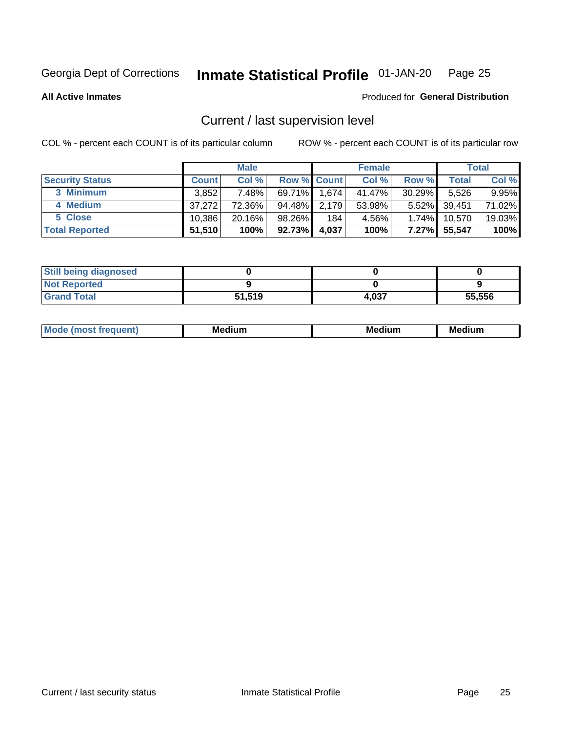Georgia Dept of Corrections **Inmate Statistical Profile** 01-JAN-20 Page 25

**All Active Inmates**

Produced for **General Distribution**

## Current / last supervision level

COL % - percent each COUNT is of its particular column

ROW % - percent each COUNT is of its particular row

| | Male | | | Female | | | Total | |
|---|---|---|---|---|---|---|---|---|
| **Security Status** | **Count** | **Col %** | **Row %** | **Count** | **Col %** | **Row %** | **Total** | **Col %** |
| 3 Minimum | 3,852 | 7.48% | 69.71% | 1,674 | 41.47% | 30.29% | 5,526 | 9.95% |
| 4 Medium | 37,272 | 72.36% | 94.48% | 2,179 | 53.98% | 5.52% | 39,451 | 71.02% |
| 5 Close | 10,386 | 20.16% | 98.26% | 184 | 4.56% | 1.74% | 10,570 | 19.03% |
| **Total Reported** | **51,510** | **100%** | **92.73%** | **4,037** | **100%** | **7.27%** | **55,547** | **100%** |

| | Male | Female | Total |
|---|---|---|---|
| Still being diagnosed | **0** | **0** | **0** |
| Not Reported | **9** | **0** | **9** |
| Grand Total | **51,519** | **4,037** | **55,556** |

| | Male | Female | Total |
|---|---|---|---|
| Mode (most frequent) | **Medium** | **Medium** | **Medium** |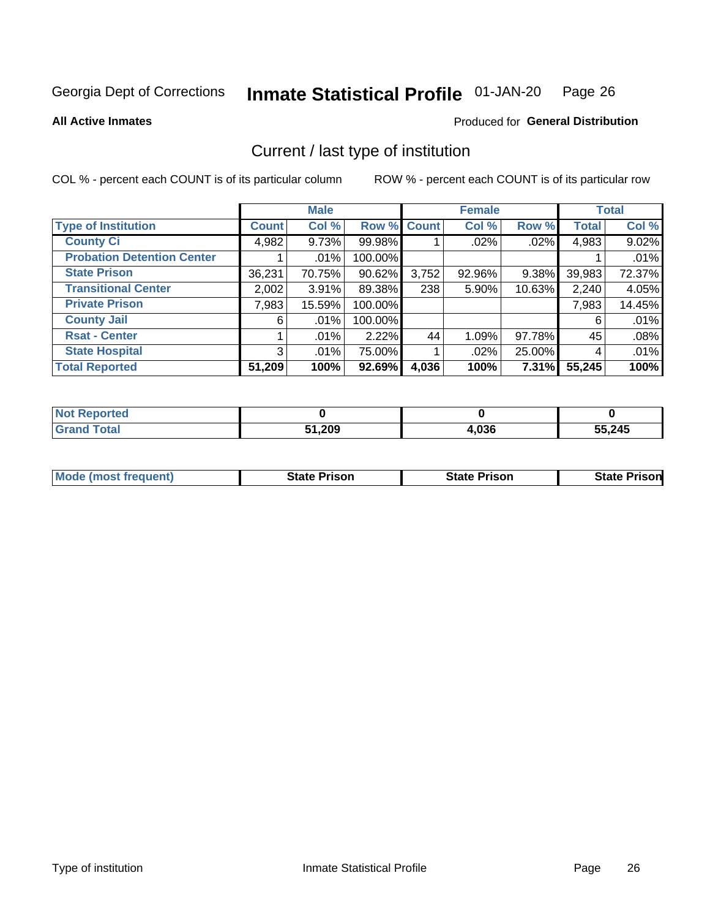Georgia Dept of Corrections **Inmate Statistical Profile** 01-JAN-20

**All Active Inmates**

Produced for **General Distribution**

## Current / last type of institution

COL % - percent each COUNT is of its particular column

ROW % - percent each COUNT is of its particular row

| | Male | | | Female | | | Total | |
|---|---|---|---|---|---|---|---|---|
| **Type of Institution** | **Count** | **Col %** | **Row %** | **Count** | **Col %** | **Row %** | **Total** | **Col %** |
| **County Ci** | 4,982 | 9.73% | 99.98% | 1 | .02% | .02% | 4,983 | 9.02% |
| **Probation Detention Center** | 1 | .01% | 100.00% | | | | 1 | .01% |
| **State Prison** | 36,231 | 70.75% | 90.62% | 3,752 | 92.96% | 9.38% | 39,983 | 72.37% |
| **Transitional Center** | 2,002 | 3.91% | 89.38% | 238 | 5.90% | 10.63% | 2,240 | 4.05% |
| **Private Prison** | 7,983 | 15.59% | 100.00% | | | | 7,983 | 14.45% |
| **County Jail** | 6 | .01% | 100.00% | | | | 6 | .01% |
| **Rsat - Center** | 1 | .01% | 2.22% | 44 | 1.09% | 97.78% | 45 | .08% |
| **State Hospital** | 3 | .01% | 75.00% | 1 | .02% | 25.00% | 4 | .01% |
| **Total Reported** | **51,209** | **100%** | **92.69%** | **4,036** | **100%** | **7.31%** | **55,245** | **100%** |

| | Male | Female | Total |
|---|---|---|---|
| **Not Reported** | **0** | **0** | **0** |
| **Grand Total** | **51,209** | **4,036** | **55,245** |

| | Male | Female | Total |
|---|---|---|---|
| **Mode (most frequent)** | **State Prison** | **State Prison** | **State Prison** |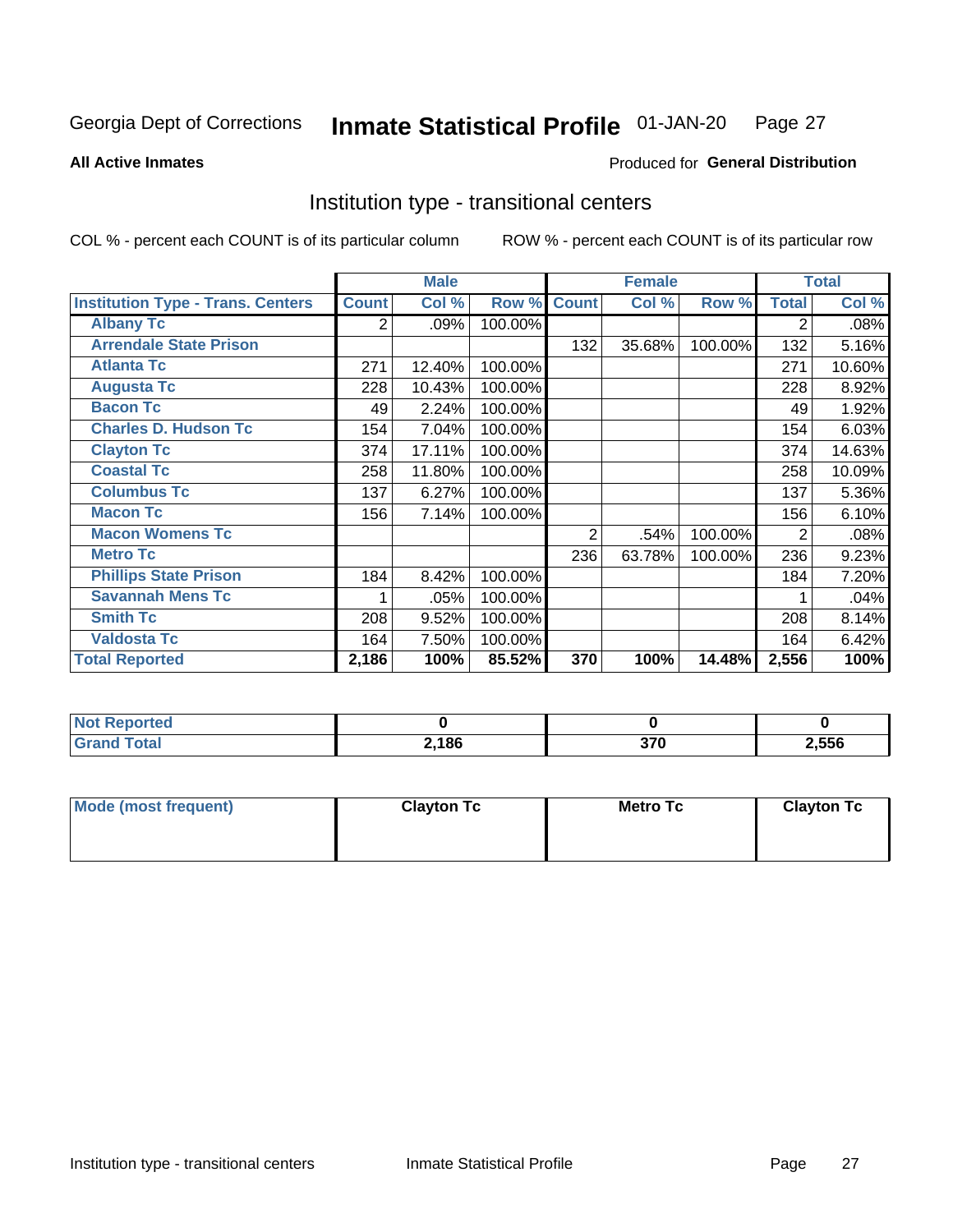Georgia Dept of Corrections **Inmate Statistical Profile** 01-JAN-20

**All Active Inmates**

Produced for **General Distribution**

## Institution type - transitional centers

COL % - percent each COUNT is of its particular column

ROW % - percent each COUNT is of its particular row

| | Male | | | Female | | | Total | |
|---|---|---|---|---|---|---|---|---|
| **Institution Type - Trans. Centers** | **Count** | **Col %** | **Row %** | **Count** | **Col %** | **Row %** | **Total** | **Col %** |
| **Albany Tc** | 2 | .09% | 100.00% | | | | 2 | .08% |
| **Arrendale State Prison** | | | | 132 | 35.68% | 100.00% | 132 | 5.16% |
| **Atlanta Tc** | 271 | 12.40% | 100.00% | | | | 271 | 10.60% |
| **Augusta Tc** | 228 | 10.43% | 100.00% | | | | 228 | 8.92% |
| **Bacon Tc** | 49 | 2.24% | 100.00% | | | | 49 | 1.92% |
| **Charles D. Hudson Tc** | 154 | 7.04% | 100.00% | | | | 154 | 6.03% |
| **Clayton Tc** | 374 | 17.11% | 100.00% | | | | 374 | 14.63% |
| **Coastal Tc** | 258 | 11.80% | 100.00% | | | | 258 | 10.09% |
| **Columbus Tc** | 137 | 6.27% | 100.00% | | | | 137 | 5.36% |
| **Macon Tc** | 156 | 7.14% | 100.00% | | | | 156 | 6.10% |
| **Macon Womens Tc** | | | | 2 | .54% | 100.00% | 2 | .08% |
| **Metro Tc** | | | | 236 | 63.78% | 100.00% | 236 | 9.23% |
| **Phillips State Prison** | 184 | 8.42% | 100.00% | | | | 184 | 7.20% |
| **Savannah Mens Tc** | 1 | .05% | 100.00% | | | | 1 | .04% |
| **Smith Tc** | 208 | 9.52% | 100.00% | | | | 208 | 8.14% |
| **Valdosta Tc** | 164 | 7.50% | 100.00% | | | | 164 | 6.42% |
| **Total Reported** | **2,186** | **100%** | **85.52%** | **370** | **100%** | **14.48%** | **2,556** | **100%** |

| | Male | Female | Total |
|---|---|---|---|
| **Not Reported** | **0** | **0** | **0** |
| **Grand Total** | **2,186** | **370** | **2,556** |

| | Male | Female | Total |
|---|---|---|---|
| **Mode (most frequent)** | **Clayton Tc** | **Metro Tc** | **Clayton Tc** |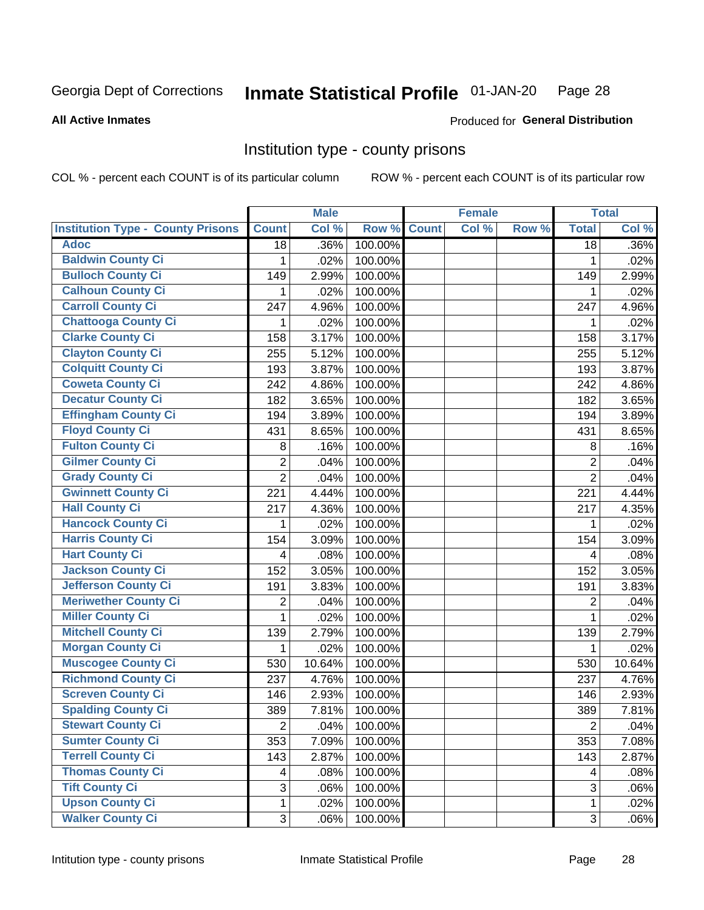Georgia Dept of Corrections **Inmate Statistical Profile** 01-JAN-20

**All Active Inmates**

Produced for **General Distribution**

## Institution type - county prisons

COL % - percent each COUNT is of its particular column

ROW % - percent each COUNT is of its particular row

| | Male | | | Female | | | Total | |
|---|---|---|---|---|---|---|---|---|
| Institution Type - County Prisons | Count | Col % | Row % | Count | Col % | Row % | Total | Col % |
| Adoc | 18 | .36% | 100.00% | | | | 18 | .36% |
| Baldwin County Ci | 1 | .02% | 100.00% | | | | 1 | .02% |
| Bulloch County Ci | 149 | 2.99% | 100.00% | | | | 149 | 2.99% |
| Calhoun County Ci | 1 | .02% | 100.00% | | | | 1 | .02% |
| Carroll County Ci | 247 | 4.96% | 100.00% | | | | 247 | 4.96% |
| Chattooga County Ci | 1 | .02% | 100.00% | | | | 1 | .02% |
| Clarke County Ci | 158 | 3.17% | 100.00% | | | | 158 | 3.17% |
| Clayton County Ci | 255 | 5.12% | 100.00% | | | | 255 | 5.12% |
| Colquitt County Ci | 193 | 3.87% | 100.00% | | | | 193 | 3.87% |
| Coweta County Ci | 242 | 4.86% | 100.00% | | | | 242 | 4.86% |
| Decatur County Ci | 182 | 3.65% | 100.00% | | | | 182 | 3.65% |
| Effingham County Ci | 194 | 3.89% | 100.00% | | | | 194 | 3.89% |
| Floyd County Ci | 431 | 8.65% | 100.00% | | | | 431 | 8.65% |
| Fulton County Ci | 8 | .16% | 100.00% | | | | 8 | .16% |
| Gilmer County Ci | 2 | .04% | 100.00% | | | | 2 | .04% |
| Grady County Ci | 2 | .04% | 100.00% | | | | 2 | .04% |
| Gwinnett County Ci | 221 | 4.44% | 100.00% | | | | 221 | 4.44% |
| Hall County Ci | 217 | 4.36% | 100.00% | | | | 217 | 4.35% |
| Hancock County Ci | 1 | .02% | 100.00% | | | | 1 | .02% |
| Harris County Ci | 154 | 3.09% | 100.00% | | | | 154 | 3.09% |
| Hart County Ci | 4 | .08% | 100.00% | | | | 4 | .08% |
| Jackson County Ci | 152 | 3.05% | 100.00% | | | | 152 | 3.05% |
| Jefferson County Ci | 191 | 3.83% | 100.00% | | | | 191 | 3.83% |
| Meriwether County Ci | 2 | .04% | 100.00% | | | | 2 | .04% |
| Miller County Ci | 1 | .02% | 100.00% | | | | 1 | .02% |
| Mitchell County Ci | 139 | 2.79% | 100.00% | | | | 139 | 2.79% |
| Morgan County Ci | 1 | .02% | 100.00% | | | | 1 | .02% |
| Muscogee County Ci | 530 | 10.64% | 100.00% | | | | 530 | 10.64% |
| Richmond County Ci | 237 | 4.76% | 100.00% | | | | 237 | 4.76% |
| Screven County Ci | 146 | 2.93% | 100.00% | | | | 146 | 2.93% |
| Spalding County Ci | 389 | 7.81% | 100.00% | | | | 389 | 7.81% |
| Stewart County Ci | 2 | .04% | 100.00% | | | | 2 | .04% |
| Sumter County Ci | 353 | 7.09% | 100.00% | | | | 353 | 7.08% |
| Terrell County Ci | 143 | 2.87% | 100.00% | | | | 143 | 2.87% |
| Thomas County Ci | 4 | .08% | 100.00% | | | | 4 | .08% |
| Tift County Ci | 3 | .06% | 100.00% | | | | 3 | .06% |
| Upson County Ci | 1 | .02% | 100.00% | | | | 1 | .02% |
| Walker County Ci | 3 | .06% | 100.00% | | | | 3 | .06% |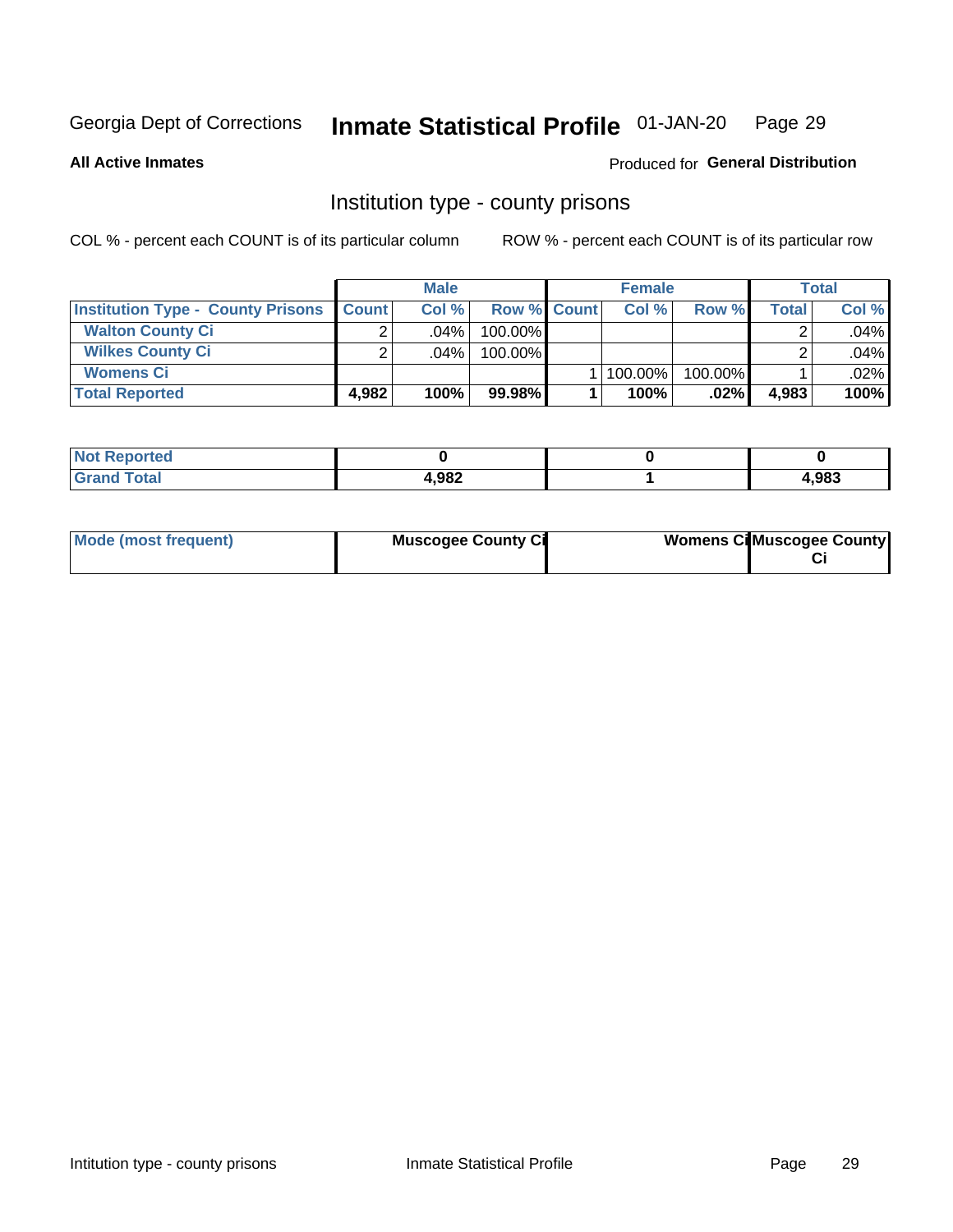Georgia Dept of Corrections **Inmate Statistical Profile** 01-JAN-20

**All Active Inmates**

Produced for **General Distribution**

## Institution type - county prisons

COL % - percent each COUNT is of its particular column

ROW % - percent each COUNT is of its particular row

| | Male | | | Female | | | Total | |
|---|---|---|---|---|---|---|---|---|
| **Institution Type - County Prisons** | **Count** | **Col %** | **Row %** | **Count** | **Col %** | **Row %** | **Total** | **Col %** |
| **Walton County Ci** | 2 | .04% | 100.00% | | | | 2 | .04% |
| **Wilkes County Ci** | 2 | .04% | 100.00% | | | | 2 | .04% |
| **Womens Ci** | | | | 1 | 100.00% | 100.00% | 1 | .02% |
| **Total Reported** | **4,982** | **100%** | **99.98%** | **1** | **100%** | **.02%** | **4,983** | **100%** |

| | Male | Female | Total |
|---|---|---|---|
| **Not Reported** | **0** | **0** | **0** |
| **Grand Total** | **4,982** | **1** | **4,983** |

| | Male | Female | Total |
|---|---|---|---|
| **Mode (most frequent)** | **Muscogee County Ci** | **Womens Ci** | **Muscogee County Ci** |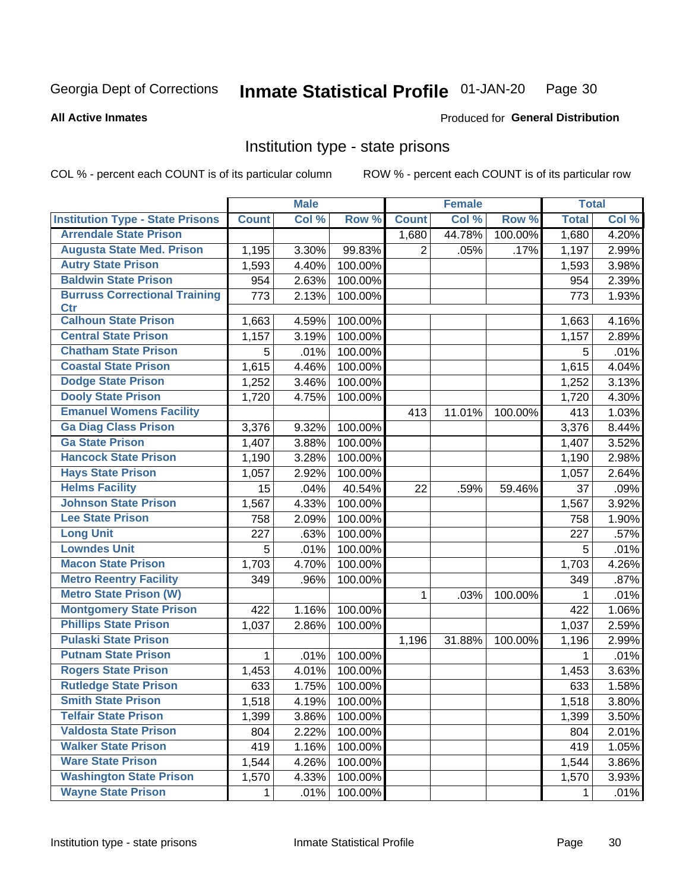Georgia Dept of Corrections **Inmate Statistical Profile** 01-JAN-20

**All Active Inmates**

Produced for **General Distribution**

## Institution type - state prisons

COL % - percent each COUNT is of its particular column

ROW % - percent each COUNT is of its particular row

| | Male | | | Female | | | Total | |
|---|---|---|---|---|---|---|---|---|
| **Institution Type - State Prisons** | **Count** | **Col %** | **Row %** | **Count** | **Col %** | **Row %** | **Total** | **Col %** |
| Arrendale State Prison | | | | 1,680 | 44.78% | 100.00% | 1,680 | 4.20% |
| Augusta State Med. Prison | 1,195 | 3.30% | 99.83% | 2 | .05% | .17% | 1,197 | 2.99% |
| Autry State Prison | 1,593 | 4.40% | 100.00% | | | | 1,593 | 3.98% |
| Baldwin State Prison | 954 | 2.63% | 100.00% | | | | 954 | 2.39% |
| Burruss Correctional Training Ctr | 773 | 2.13% | 100.00% | | | | 773 | 1.93% |
| Calhoun State Prison | 1,663 | 4.59% | 100.00% | | | | 1,663 | 4.16% |
| Central State Prison | 1,157 | 3.19% | 100.00% | | | | 1,157 | 2.89% |
| Chatham State Prison | 5 | .01% | 100.00% | | | | 5 | .01% |
| Coastal State Prison | 1,615 | 4.46% | 100.00% | | | | 1,615 | 4.04% |
| Dodge State Prison | 1,252 | 3.46% | 100.00% | | | | 1,252 | 3.13% |
| Dooly State Prison | 1,720 | 4.75% | 100.00% | | | | 1,720 | 4.30% |
| Emanuel Womens Facility | | | | 413 | 11.01% | 100.00% | 413 | 1.03% |
| Ga Diag Class Prison | 3,376 | 9.32% | 100.00% | | | | 3,376 | 8.44% |
| Ga State Prison | 1,407 | 3.88% | 100.00% | | | | 1,407 | 3.52% |
| Hancock State Prison | 1,190 | 3.28% | 100.00% | | | | 1,190 | 2.98% |
| Hays State Prison | 1,057 | 2.92% | 100.00% | | | | 1,057 | 2.64% |
| Helms Facility | 15 | .04% | 40.54% | 22 | .59% | 59.46% | 37 | .09% |
| Johnson State Prison | 1,567 | 4.33% | 100.00% | | | | 1,567 | 3.92% |
| Lee State Prison | 758 | 2.09% | 100.00% | | | | 758 | 1.90% |
| Long Unit | 227 | .63% | 100.00% | | | | 227 | .57% |
| Lowndes Unit | 5 | .01% | 100.00% | | | | 5 | .01% |
| Macon State Prison | 1,703 | 4.70% | 100.00% | | | | 1,703 | 4.26% |
| Metro Reentry Facility | 349 | .96% | 100.00% | | | | 349 | .87% |
| Metro State Prison (W) | | | | 1 | .03% | 100.00% | 1 | .01% |
| Montgomery State Prison | 422 | 1.16% | 100.00% | | | | 422 | 1.06% |
| Phillips State Prison | 1,037 | 2.86% | 100.00% | | | | 1,037 | 2.59% |
| Pulaski State Prison | | | | 1,196 | 31.88% | 100.00% | 1,196 | 2.99% |
| Putnam State Prison | 1 | .01% | 100.00% | | | | 1 | .01% |
| Rogers State Prison | 1,453 | 4.01% | 100.00% | | | | 1,453 | 3.63% |
| Rutledge State Prison | 633 | 1.75% | 100.00% | | | | 633 | 1.58% |
| Smith State Prison | 1,518 | 4.19% | 100.00% | | | | 1,518 | 3.80% |
| Telfair State Prison | 1,399 | 3.86% | 100.00% | | | | 1,399 | 3.50% |
| Valdosta State Prison | 804 | 2.22% | 100.00% | | | | 804 | 2.01% |
| Walker State Prison | 419 | 1.16% | 100.00% | | | | 419 | 1.05% |
| Ware State Prison | 1,544 | 4.26% | 100.00% | | | | 1,544 | 3.86% |
| Washington State Prison | 1,570 | 4.33% | 100.00% | | | | 1,570 | 3.93% |
| Wayne State Prison | 1 | .01% | 100.00% | | | | 1 | .01% |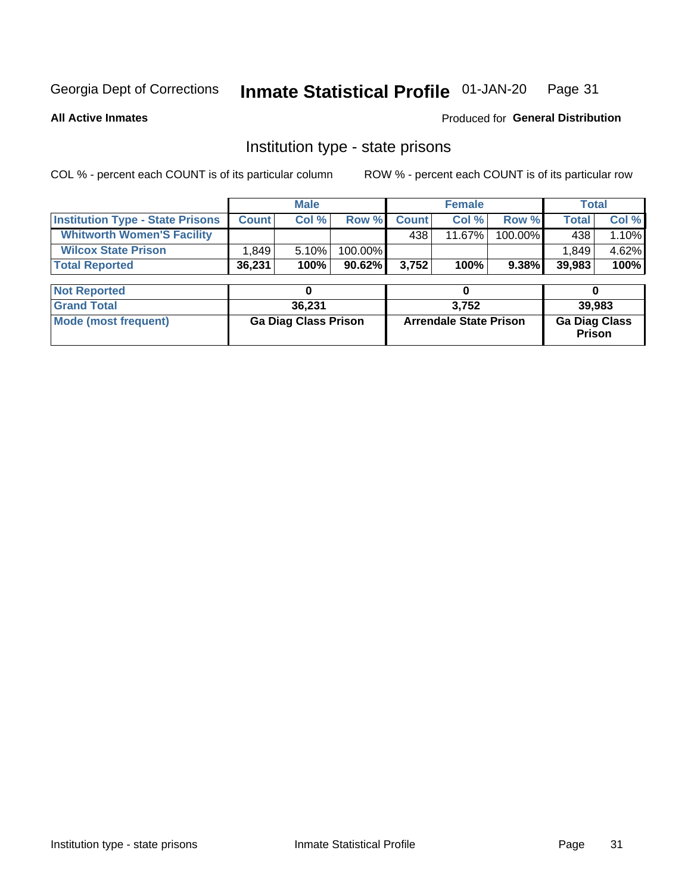Georgia Dept of Corrections **Inmate Statistical Profile** 01-JAN-20

**All Active Inmates**

Produced for **General Distribution**

## Institution type - state prisons

COL % - percent each COUNT is of its particular column ROW % - percent each COUNT is of its particular row

| | Male | | | Female | | | Total | |
|---|---|---|---|---|---|---|---|---|
| **Institution Type - State Prisons** | **Count** | **Col %** | **Row %** | **Count** | **Col %** | **Row %** | **Total** | **Col %** |
| **Whitworth Women'S Facility** | | | | 438 | 11.67% | 100.00% | 438 | 1.10% |
| **Wilcox State Prison** | 1,849 | 5.10% | 100.00% | | | | 1,849 | 4.62% |
| **Total Reported** | **36,231** | **100%** | **90.62%** | **3,752** | **100%** | **9.38%** | **39,983** | **100%** |
| **Not Reported** | **0** | | | **0** | | | **0** | |
| **Grand Total** | **36,231** | | | **3,752** | | | **39,983** | |
| **Mode (most frequent)** | **Ga Diag Class Prison** | | | **Arrendale State Prison** | | | **Ga Diag Class Prison** | |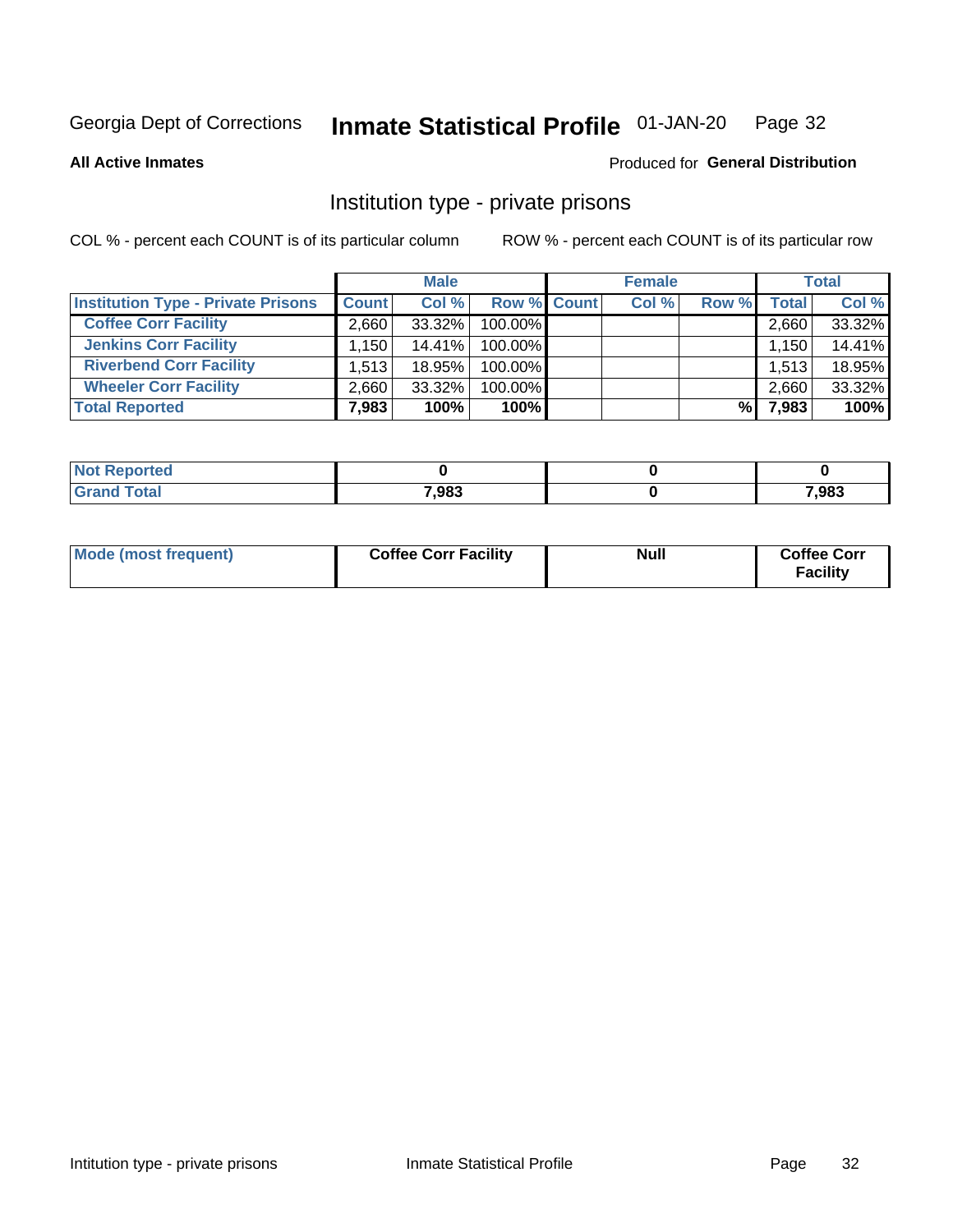Georgia Dept of Corrections **Inmate Statistical Profile** 01-JAN-20

**All Active Inmates**

Produced for **General Distribution**

## Institution type - private prisons

COL % - percent each COUNT is of its particular column

ROW % - percent each COUNT is of its particular row

| | Male | | | Female | | | Total | |
|---|---|---|---|---|---|---|---|---|
| **Institution Type - Private Prisons** | **Count** | **Col %** | **Row %** | **Count** | **Col %** | **Row %** | **Total** | **Col %** |
| **Coffee Corr Facility** | 2,660 | 33.32% | 100.00% | | | | 2,660 | 33.32% |
| **Jenkins Corr Facility** | 1,150 | 14.41% | 100.00% | | | | 1,150 | 14.41% |
| **Riverbend Corr Facility** | 1,513 | 18.95% | 100.00% | | | | 1,513 | 18.95% |
| **Wheeler Corr Facility** | 2,660 | 33.32% | 100.00% | | | | 2,660 | 33.32% |
| **Total Reported** | **7,983** | **100%** | **100%** | | | **%** | **7,983** | **100%** |

| | | | |
|---|---|---|---|
| **Not Reported** | **0** | **0** | **0** |
| **Grand Total** | **7,983** | **0** | **7,983** |

| | | | |
|---|---|---|---|
| **Mode (most frequent)** | **Coffee Corr Facility** | **Null** | **Coffee Corr Facility** |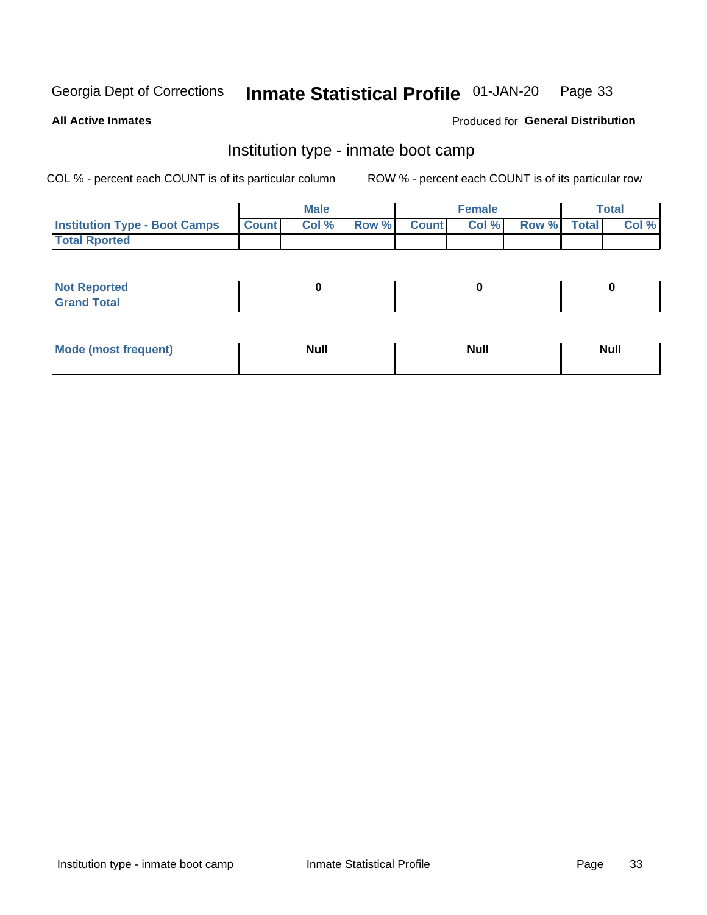Georgia Dept of Corrections **Inmate Statistical Profile** 01-JAN-20

**All Active Inmates**

Produced for **General Distribution**

## Institution type - inmate boot camp

COL % - percent each COUNT is of its particular column

ROW % - percent each COUNT is of its particular row

| | Male | | | Female | | | Total | |
|---|---|---|---|---|---|---|---|---|
| **Institution Type - Boot Camps** | **Count** | **Col %** | **Row %** | **Count** | **Col %** | **Row %** | **Total** | **Col %** |
| **Total Rported** | | | | | | | | |

| | Male | Female | Total |
|---|---|---|---|
| **Not Reported** | **0** | **0** | **0** |
| **Grand Total** | | | |

| | Male | Female | Total |
|---|---|---|---|
| **Mode (most frequent)** | **Null** | **Null** | **Null** |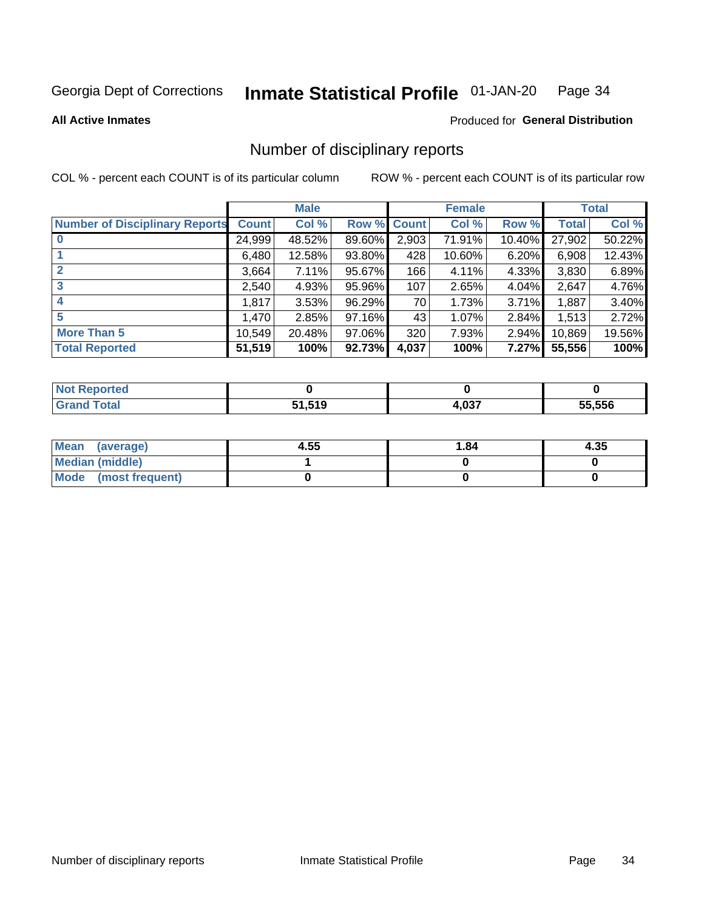Georgia Dept of Corrections **Inmate Statistical Profile** 01-JAN-20

**All Active Inmates**

Produced for **General Distribution**

## Number of disciplinary reports

COL % - percent each COUNT is of its particular column ROW % - percent each COUNT is of its particular row

| | Male | | | Female | | | Total | |
|---|---|---|---|---|---|---|---|---|
| **Number of Disciplinary Reports** | **Count** | **Col %** | **Row %** | **Count** | **Col %** | **Row %** | **Total** | **Col %** |
| **0** | 24,999 | 48.52% | 89.60% | 2,903 | 71.91% | 10.40% | 27,902 | 50.22% |
| **1** | 6,480 | 12.58% | 93.80% | 428 | 10.60% | 6.20% | 6,908 | 12.43% |
| **2** | 3,664 | 7.11% | 95.67% | 166 | 4.11% | 4.33% | 3,830 | 6.89% |
| **3** | 2,540 | 4.93% | 95.96% | 107 | 2.65% | 4.04% | 2,647 | 4.76% |
| **4** | 1,817 | 3.53% | 96.29% | 70 | 1.73% | 3.71% | 1,887 | 3.40% |
| **5** | 1,470 | 2.85% | 97.16% | 43 | 1.07% | 2.84% | 1,513 | 2.72% |
| **More Than 5** | 10,549 | 20.48% | 97.06% | 320 | 7.93% | 2.94% | 10,869 | 19.56% |
| **Total Reported** | **51,519** | **100%** | **92.73%** | **4,037** | **100%** | **7.27%** | **55,556** | **100%** |

| | Male | Female | Total |
|---|---|---|---|
| **Not Reported** | **0** | **0** | **0** |
| **Grand Total** | **51,519** | **4,037** | **55,556** |

| | Male | Female | Total |
|---|---|---|---|
| **Mean (average)** | **4.55** | **1.84** | **4.35** |
| **Median (middle)** | **1** | **0** | **0** |
| **Mode (most frequent)** | **0** | **0** | **0** |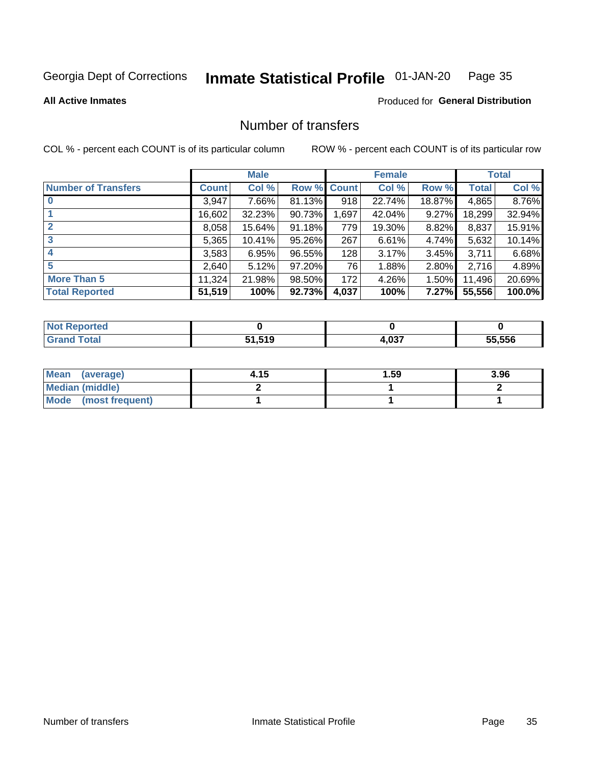Georgia Dept of Corrections **Inmate Statistical Profile** 01-JAN-20

**All Active Inmates**

Produced for **General Distribution**

## Number of transfers

COL % - percent each COUNT is of its particular column ROW % - percent each COUNT is of its particular row

| | Male | | | Female | | | Total | |
|---|---|---|---|---|---|---|---|---|
| **Number of Transfers** | **Count** | **Col %** | **Row %** | **Count** | **Col %** | **Row %** | **Total** | **Col %** |
| **0** | 3,947 | 7.66% | 81.13% | 918 | 22.74% | 18.87% | 4,865 | 8.76% |
| **1** | 16,602 | 32.23% | 90.73% | 1,697 | 42.04% | 9.27% | 18,299 | 32.94% |
| **2** | 8,058 | 15.64% | 91.18% | 779 | 19.30% | 8.82% | 8,837 | 15.91% |
| **3** | 5,365 | 10.41% | 95.26% | 267 | 6.61% | 4.74% | 5,632 | 10.14% |
| **4** | 3,583 | 6.95% | 96.55% | 128 | 3.17% | 3.45% | 3,711 | 6.68% |
| **5** | 2,640 | 5.12% | 97.20% | 76 | 1.88% | 2.80% | 2,716 | 4.89% |
| **More Than 5** | 11,324 | 21.98% | 98.50% | 172 | 4.26% | 1.50% | 11,496 | 20.69% |
| **Total Reported** | **51,519** | **100%** | **92.73%** | **4,037** | **100%** | **7.27%** | **55,556** | **100.0%** |

| | Male | Female | Total |
|---|---|---|---|
| **Not Reported** | **0** | **0** | **0** |
| **Grand Total** | **51,519** | **4,037** | **55,556** |

| | Male | Female | Total |
|---|---|---|---|
| **Mean (average)** | **4.15** | **1.59** | **3.96** |
| **Median (middle)** | **2** | **1** | **2** |
| **Mode (most frequent)** | **1** | **1** | **1** |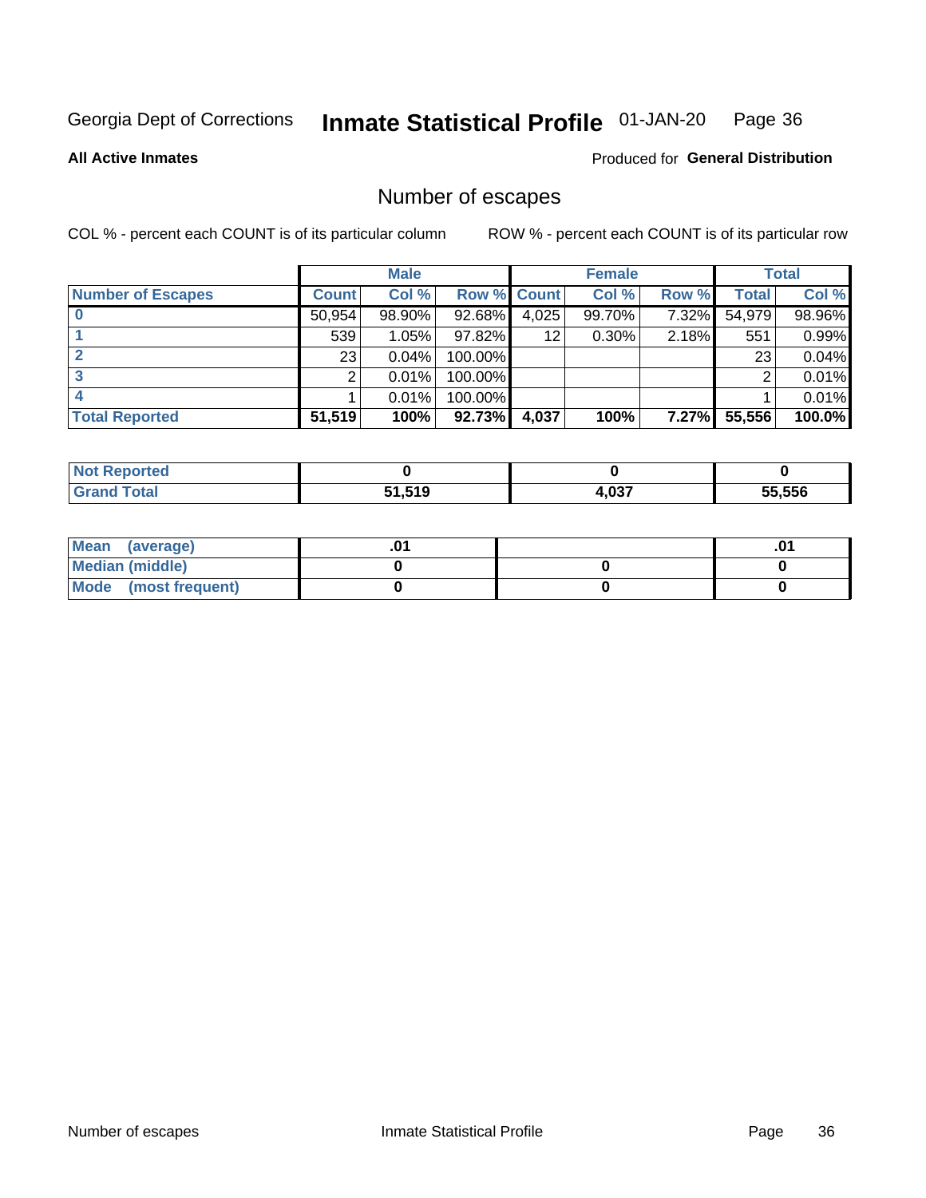Georgia Dept of Corrections **Inmate Statistical Profile** 01-JAN-20

**All Active Inmates**

Produced for **General Distribution**

## Number of escapes

COL % - percent each COUNT is of its particular column    ROW % - percent each COUNT is of its particular row

| | Male | | | Female | | | Total | |
|---|---|---|---|---|---|---|---|---|
| **Number of Escapes** | **Count** | **Col %** | **Row %** | **Count** | **Col %** | **Row %** | **Total** | **Col %** |
| **0** | 50,954 | 98.90% | 92.68% | 4,025 | 99.70% | 7.32% | 54,979 | 98.96% |
| **1** | 539 | 1.05% | 97.82% | 12 | 0.30% | 2.18% | 551 | 0.99% |
| **2** | 23 | 0.04% | 100.00% | | | | 23 | 0.04% |
| **3** | 2 | 0.01% | 100.00% | | | | 2 | 0.01% |
| **4** | 1 | 0.01% | 100.00% | | | | 1 | 0.01% |
| **Total Reported** | **51,519** | **100%** | **92.73%** | **4,037** | **100%** | **7.27%** | **55,556** | **100.0%** |

| | Male | Female | Total |
|---|---|---|---|
| **Not Reported** | **0** | **0** | **0** |
| **Grand Total** | **51,519** | **4,037** | **55,556** |

| | Male | Female | Total |
|---|---|---|---|
| **Mean (average)** | **.01** | | **.01** |
| **Median (middle)** | **0** | **0** | **0** |
| **Mode (most frequent)** | **0** | **0** | **0** |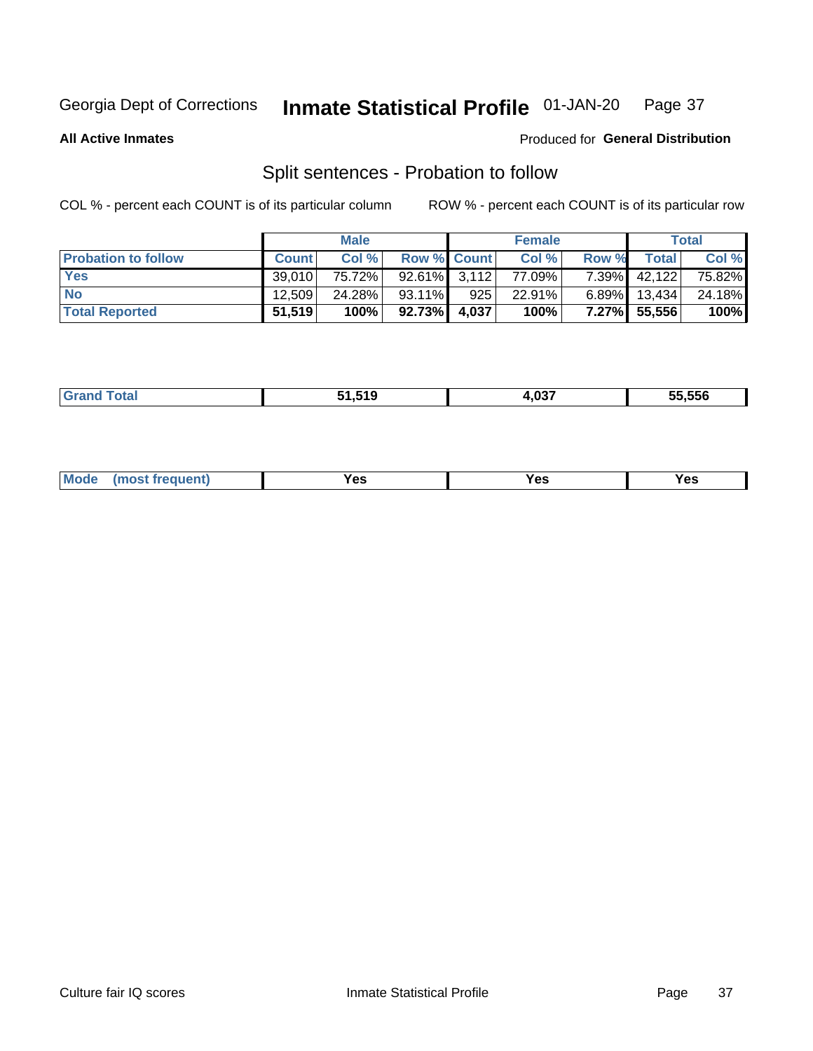**All Active Inmates**

Produced for **General Distribution**

## Split sentences - Probation to follow

COL % - percent each COUNT is of its particular column

ROW % - percent each COUNT is of its particular row

| | Male | | | Female | | | Total | |
|---|---|---|---|---|---|---|---|---|
| **Probation to follow** | **Count** | **Col %** | **Row %** | **Count** | **Col %** | **Row %** | **Total** | **Col %** |
| **Yes** | 39,010 | 75.72% | 92.61% | 3,112 | 77.09% | 7.39% | 42,122 | 75.82% |
| **No** | 12,509 | 24.28% | 93.11% | 925 | 22.91% | 6.89% | 13,434 | 24.18% |
| **Total Reported** | **51,519** | **100%** | **92.73%** | **4,037** | **100%** | **7.27%** | **55,556** | **100%** |

| | | | |
|---|---|---|---|
| **Grand Total** | **51,519** | **4,037** | **55,556** |

| | | | |
|---|---|---|---|
| **Mode (most frequent)** | **Yes** | **Yes** | **Yes** |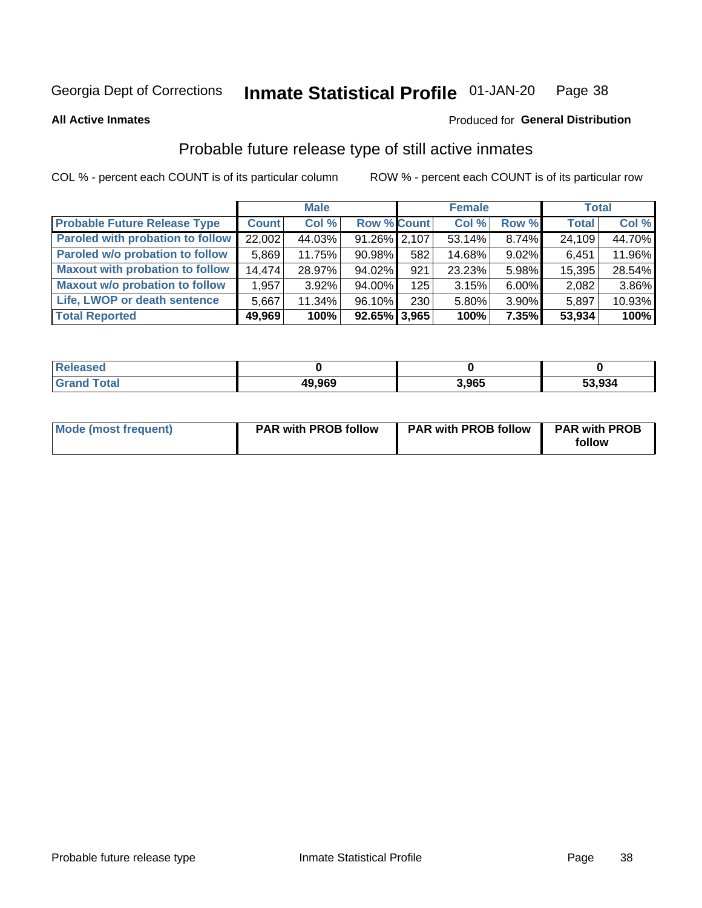Georgia Dept of Corrections **Inmate Statistical Profile** 01-JAN-20

**All Active Inmates**

Produced for **General Distribution**

## Probable future release type of still active inmates

COL % - percent each COUNT is of its particular column

ROW % - percent each COUNT is of its particular row

| | Male | | | Female | | | Total | |
|---|---|---|---|---|---|---|---|---|
| **Probable Future Release Type** | **Count** | **Col %** | **Row %** | **Count** | **Col %** | **Row %** | **Total** | **Col %** |
| **Paroled with probation to follow** | 22,002 | 44.03% | 91.26% | 2,107 | 53.14% | 8.74% | 24,109 | 44.70% |
| **Paroled w/o probation to follow** | 5,869 | 11.75% | 90.98% | 582 | 14.68% | 9.02% | 6,451 | 11.96% |
| **Maxout with probation to follow** | 14,474 | 28.97% | 94.02% | 921 | 23.23% | 5.98% | 15,395 | 28.54% |
| **Maxout w/o probation to follow** | 1,957 | 3.92% | 94.00% | 125 | 3.15% | 6.00% | 2,082 | 3.86% |
| **Life, LWOP or death sentence** | 5,667 | 11.34% | 96.10% | 230 | 5.80% | 3.90% | 5,897 | 10.93% |
| **Total Reported** | **49,969** | **100%** | **92.65%** | **3,965** | **100%** | **7.35%** | **53,934** | **100%** |

| | Male | Female | Total |
|---|---|---|---|
| **Released** | **0** | **0** | **0** |
| **Grand Total** | **49,969** | **3,965** | **53,934** |

| | Male | Female | Total |
|---|---|---|---|
| **Mode (most frequent)** | **PAR with PROB follow** | **PAR with PROB follow** | **PAR with PROB follow** |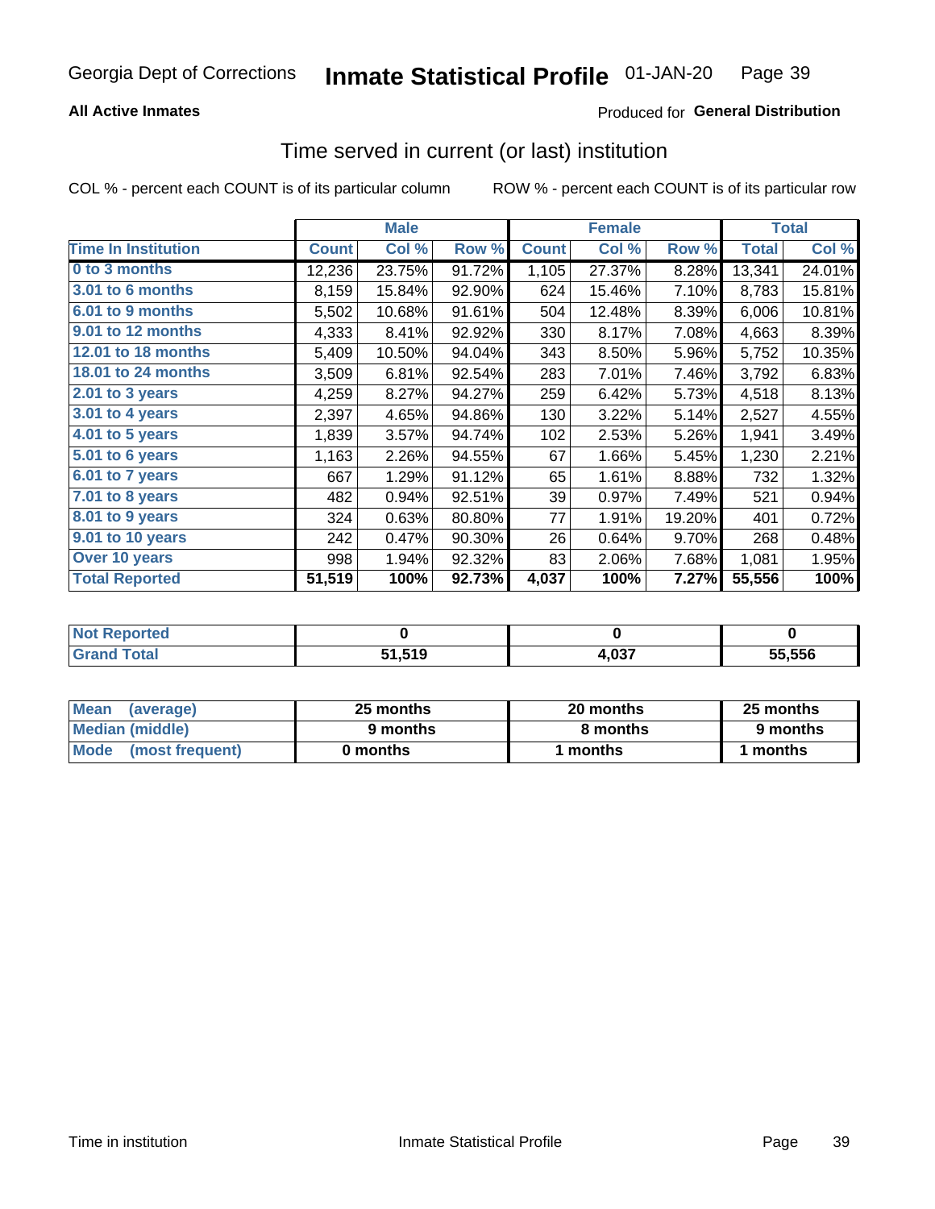Georgia Dept of Corrections **Inmate Statistical Profile** 01-JAN-20

**All Active Inmates**

Produced for **General Distribution**

## Time served in current (or last) institution

COL % - percent each COUNT is of its particular column

ROW % - percent each COUNT is of its particular row

| | Male | | | Female | | | Total | |
|---|---|---|---|---|---|---|---|---|
| **Time In Institution** | **Count** | **Col %** | **Row %** | **Count** | **Col %** | **Row %** | **Total** | **Col %** |
| 0 to 3 months | 12,236 | 23.75% | 91.72% | 1,105 | 27.37% | 8.28% | 13,341 | 24.01% |
| 3.01 to 6 months | 8,159 | 15.84% | 92.90% | 624 | 15.46% | 7.10% | 8,783 | 15.81% |
| 6.01 to 9 months | 5,502 | 10.68% | 91.61% | 504 | 12.48% | 8.39% | 6,006 | 10.81% |
| 9.01 to 12 months | 4,333 | 8.41% | 92.92% | 330 | 8.17% | 7.08% | 4,663 | 8.39% |
| 12.01 to 18 months | 5,409 | 10.50% | 94.04% | 343 | 8.50% | 5.96% | 5,752 | 10.35% |
| 18.01 to 24 months | 3,509 | 6.81% | 92.54% | 283 | 7.01% | 7.46% | 3,792 | 6.83% |
| 2.01 to 3 years | 4,259 | 8.27% | 94.27% | 259 | 6.42% | 5.73% | 4,518 | 8.13% |
| 3.01 to 4 years | 2,397 | 4.65% | 94.86% | 130 | 3.22% | 5.14% | 2,527 | 4.55% |
| 4.01 to 5 years | 1,839 | 3.57% | 94.74% | 102 | 2.53% | 5.26% | 1,941 | 3.49% |
| 5.01 to 6 years | 1,163 | 2.26% | 94.55% | 67 | 1.66% | 5.45% | 1,230 | 2.21% |
| 6.01 to 7 years | 667 | 1.29% | 91.12% | 65 | 1.61% | 8.88% | 732 | 1.32% |
| 7.01 to 8 years | 482 | 0.94% | 92.51% | 39 | 0.97% | 7.49% | 521 | 0.94% |
| 8.01 to 9 years | 324 | 0.63% | 80.80% | 77 | 1.91% | 19.20% | 401 | 0.72% |
| 9.01 to 10 years | 242 | 0.47% | 90.30% | 26 | 0.64% | 9.70% | 268 | 0.48% |
| Over 10 years | 998 | 1.94% | 92.32% | 83 | 2.06% | 7.68% | 1,081 | 1.95% |
| **Total Reported** | **51,519** | **100%** | **92.73%** | **4,037** | **100%** | **7.27%** | **55,556** | **100%** |

| | Male | Female | Total |
|---|---|---|---|
| Not Reported | 0 | 0 | 0 |
| Grand Total | 51,519 | 4,037 | 55,556 |

| | Male | Female | Total |
|---|---|---|---|
| Mean (average) | 25 months | 20 months | 25 months |
| Median (middle) | 9 months | 8 months | 9 months |
| Mode (most frequent) | 0 months | 1 months | 1 months |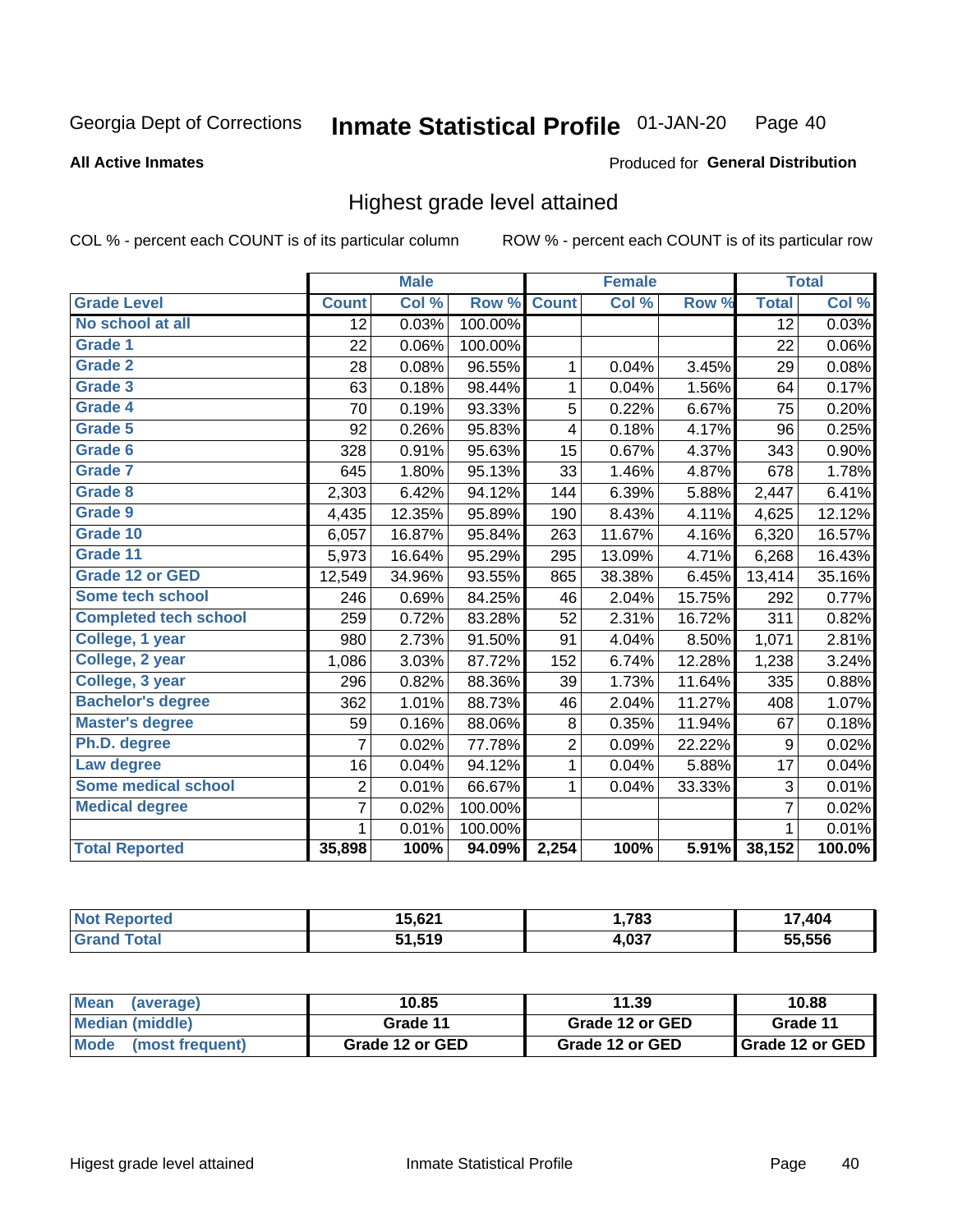Georgia Dept of Corrections **Inmate Statistical Profile** 01-JAN-20

**All Active Inmates**

Produced for **General Distribution**

## Highest grade level attained

COL % - percent each COUNT is of its particular column

ROW % - percent each COUNT is of its particular row

| | Male | | | Female | | | Total | |
|---|---|---|---|---|---|---|---|---|
| Grade Level | Count | Col % | Row % | Count | Col % | Row % | Total | Col % |
| No school at all | 12 | 0.03% | 100.00% | | | | 12 | 0.03% |
| Grade 1 | 22 | 0.06% | 100.00% | | | | 22 | 0.06% |
| Grade 2 | 28 | 0.08% | 96.55% | 1 | 0.04% | 3.45% | 29 | 0.08% |
| Grade 3 | 63 | 0.18% | 98.44% | 1 | 0.04% | 1.56% | 64 | 0.17% |
| Grade 4 | 70 | 0.19% | 93.33% | 5 | 0.22% | 6.67% | 75 | 0.20% |
| Grade 5 | 92 | 0.26% | 95.83% | 4 | 0.18% | 4.17% | 96 | 0.25% |
| Grade 6 | 328 | 0.91% | 95.63% | 15 | 0.67% | 4.37% | 343 | 0.90% |
| Grade 7 | 645 | 1.80% | 95.13% | 33 | 1.46% | 4.87% | 678 | 1.78% |
| Grade 8 | 2,303 | 6.42% | 94.12% | 144 | 6.39% | 5.88% | 2,447 | 6.41% |
| Grade 9 | 4,435 | 12.35% | 95.89% | 190 | 8.43% | 4.11% | 4,625 | 12.12% |
| Grade 10 | 6,057 | 16.87% | 95.84% | 263 | 11.67% | 4.16% | 6,320 | 16.57% |
| Grade 11 | 5,973 | 16.64% | 95.29% | 295 | 13.09% | 4.71% | 6,268 | 16.43% |
| Grade 12 or GED | 12,549 | 34.96% | 93.55% | 865 | 38.38% | 6.45% | 13,414 | 35.16% |
| Some tech school | 246 | 0.69% | 84.25% | 46 | 2.04% | 15.75% | 292 | 0.77% |
| Completed tech school | 259 | 0.72% | 83.28% | 52 | 2.31% | 16.72% | 311 | 0.82% |
| College, 1 year | 980 | 2.73% | 91.50% | 91 | 4.04% | 8.50% | 1,071 | 2.81% |
| College, 2 year | 1,086 | 3.03% | 87.72% | 152 | 6.74% | 12.28% | 1,238 | 3.24% |
| College, 3 year | 296 | 0.82% | 88.36% | 39 | 1.73% | 11.64% | 335 | 0.88% |
| Bachelor's degree | 362 | 1.01% | 88.73% | 46 | 2.04% | 11.27% | 408 | 1.07% |
| Master's degree | 59 | 0.16% | 88.06% | 8 | 0.35% | 11.94% | 67 | 0.18% |
| Ph.D. degree | 7 | 0.02% | 77.78% | 2 | 0.09% | 22.22% | 9 | 0.02% |
| Law degree | 16 | 0.04% | 94.12% | 1 | 0.04% | 5.88% | 17 | 0.04% |
| Some medical school | 2 | 0.01% | 66.67% | 1 | 0.04% | 33.33% | 3 | 0.01% |
| Medical degree | 7 | 0.02% | 100.00% | | | | 7 | 0.02% |
| | 1 | 0.01% | 100.00% | | | | 1 | 0.01% |
| **Total Reported** | **35,898** | **100%** | **94.09%** | **2,254** | **100%** | **5.91%** | **38,152** | **100.0%** |

| | Male | Female | Total |
|---|---|---|---|
| Not Reported | 15,621 | 1,783 | 17,404 |
| Grand Total | 51,519 | 4,037 | 55,556 |

| | Male | Female | Total |
|---|---|---|---|
| Mean (average) | 10.85 | 11.39 | 10.88 |
| Median (middle) | Grade 11 | Grade 12 or GED | Grade 11 |
| Mode (most frequent) | Grade 12 or GED | Grade 12 or GED | Grade 12 or GED |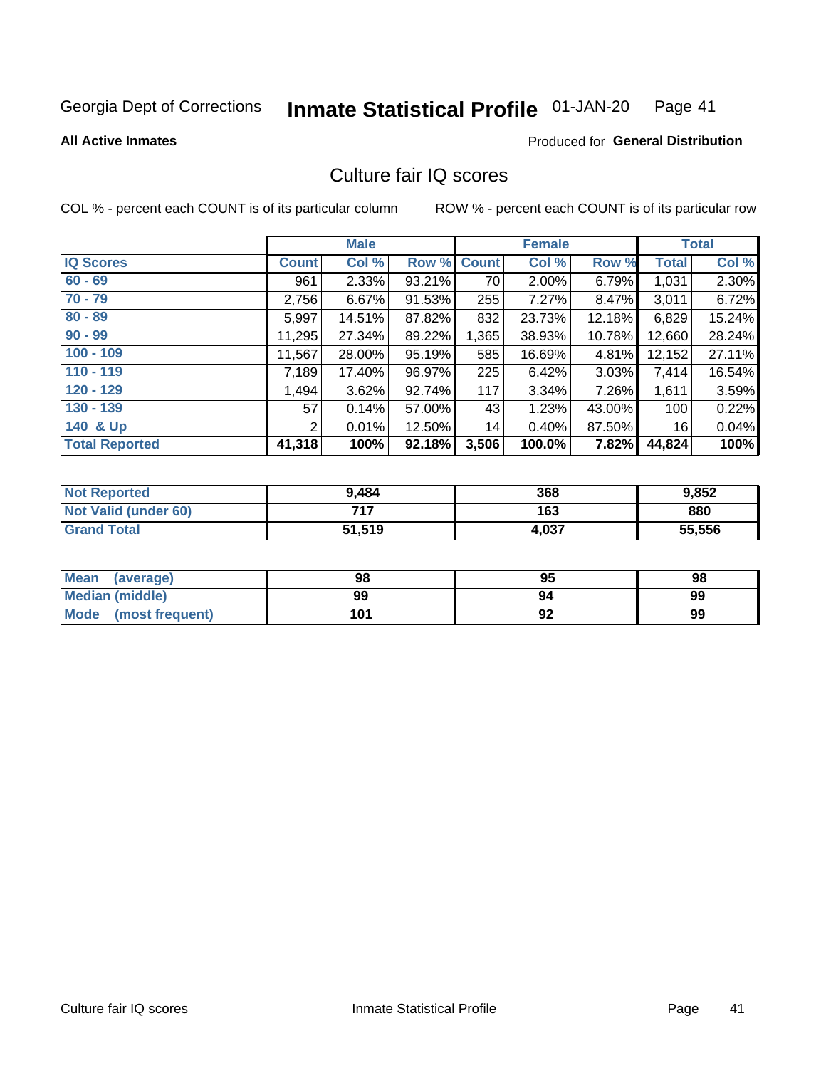Georgia Dept of Corrections **Inmate Statistical Profile** 01-JAN-20 Page 41

**All Active Inmates**

Produced for **General Distribution**

## Culture fair IQ scores

COL % - percent each COUNT is of its particular column

ROW % - percent each COUNT is of its particular row

| | Male | | | Female | | | Total | |
|---|---|---|---|---|---|---|---|---|
| **IQ Scores** | **Count** | **Col %** | **Row %** | **Count** | **Col %** | **Row %** | **Total** | **Col %** |
| **60 - 69** | 961 | 2.33% | 93.21% | 70 | 2.00% | 6.79% | 1,031 | 2.30% |
| **70 - 79** | 2,756 | 6.67% | 91.53% | 255 | 7.27% | 8.47% | 3,011 | 6.72% |
| **80 - 89** | 5,997 | 14.51% | 87.82% | 832 | 23.73% | 12.18% | 6,829 | 15.24% |
| **90 - 99** | 11,295 | 27.34% | 89.22% | 1,365 | 38.93% | 10.78% | 12,660 | 28.24% |
| **100 - 109** | 11,567 | 28.00% | 95.19% | 585 | 16.69% | 4.81% | 12,152 | 27.11% |
| **110 - 119** | 7,189 | 17.40% | 96.97% | 225 | 6.42% | 3.03% | 7,414 | 16.54% |
| **120 - 129** | 1,494 | 3.62% | 92.74% | 117 | 3.34% | 7.26% | 1,611 | 3.59% |
| **130 - 139** | 57 | 0.14% | 57.00% | 43 | 1.23% | 43.00% | 100 | 0.22% |
| **140 & Up** | 2 | 0.01% | 12.50% | 14 | 0.40% | 87.50% | 16 | 0.04% |
| **Total Reported** | **41,318** | **100%** | **92.18%** | **3,506** | **100.0%** | **7.82%** | **44,824** | **100%** |

| | Male | Female | Total |
|---|---|---|---|
| **Not Reported** | **9,484** | **368** | **9,852** |
| **Not Valid (under 60)** | **717** | **163** | **880** |
| **Grand Total** | **51,519** | **4,037** | **55,556** |

| | Male | Female | Total |
|---|---|---|---|
| **Mean (average)** | **98** | **95** | **98** |
| **Median (middle)** | **99** | **94** | **99** |
| **Mode (most frequent)** | **101** | **92** | **99** |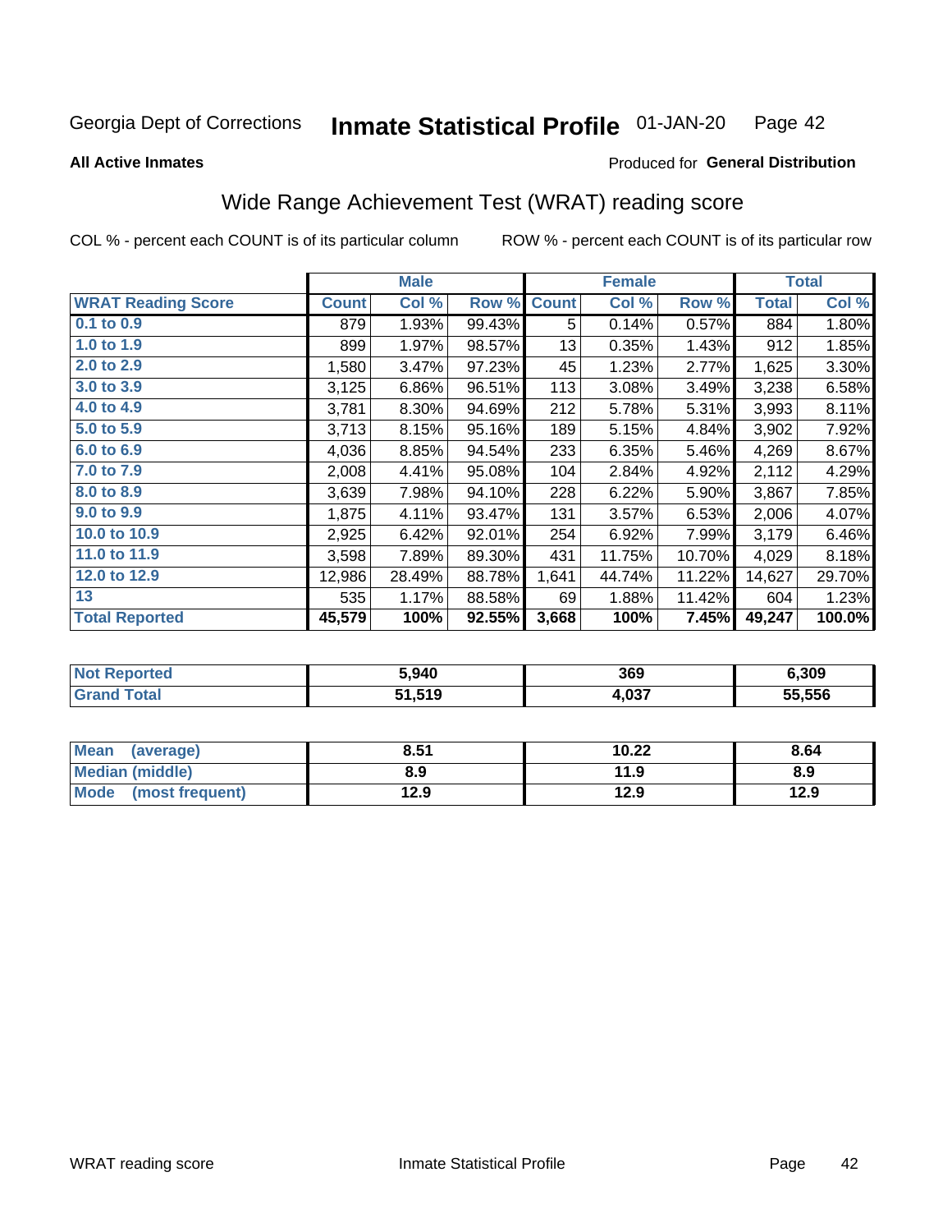Georgia Dept of Corrections **Inmate Statistical Profile** 01-JAN-20

**All Active Inmates**

Produced for **General Distribution**

## Wide Range Achievement Test (WRAT) reading score

COL % - percent each COUNT is of its particular column ROW % - percent each COUNT is of its particular row

| | Male | | | Female | | | Total | |
|---|---|---|---|---|---|---|---|---|
| **WRAT Reading Score** | **Count** | **Col %** | **Row %** | **Count** | **Col %** | **Row %** | **Total** | **Col %** |
| **0.1 to 0.9** | 879 | 1.93% | 99.43% | 5 | 0.14% | 0.57% | 884 | 1.80% |
| **1.0 to 1.9** | 899 | 1.97% | 98.57% | 13 | 0.35% | 1.43% | 912 | 1.85% |
| **2.0 to 2.9** | 1,580 | 3.47% | 97.23% | 45 | 1.23% | 2.77% | 1,625 | 3.30% |
| **3.0 to 3.9** | 3,125 | 6.86% | 96.51% | 113 | 3.08% | 3.49% | 3,238 | 6.58% |
| **4.0 to 4.9** | 3,781 | 8.30% | 94.69% | 212 | 5.78% | 5.31% | 3,993 | 8.11% |
| **5.0 to 5.9** | 3,713 | 8.15% | 95.16% | 189 | 5.15% | 4.84% | 3,902 | 7.92% |
| **6.0 to 6.9** | 4,036 | 8.85% | 94.54% | 233 | 6.35% | 5.46% | 4,269 | 8.67% |
| **7.0 to 7.9** | 2,008 | 4.41% | 95.08% | 104 | 2.84% | 4.92% | 2,112 | 4.29% |
| **8.0 to 8.9** | 3,639 | 7.98% | 94.10% | 228 | 6.22% | 5.90% | 3,867 | 7.85% |
| **9.0 to 9.9** | 1,875 | 4.11% | 93.47% | 131 | 3.57% | 6.53% | 2,006 | 4.07% |
| **10.0 to 10.9** | 2,925 | 6.42% | 92.01% | 254 | 6.92% | 7.99% | 3,179 | 6.46% |
| **11.0 to 11.9** | 3,598 | 7.89% | 89.30% | 431 | 11.75% | 10.70% | 4,029 | 8.18% |
| **12.0 to 12.9** | 12,986 | 28.49% | 88.78% | 1,641 | 44.74% | 11.22% | 14,627 | 29.70% |
| **13** | 535 | 1.17% | 88.58% | 69 | 1.88% | 11.42% | 604 | 1.23% |
| **Total Reported** | **45,579** | **100%** | **92.55%** | **3,668** | **100%** | **7.45%** | **49,247** | **100.0%** |

| | Male | Female | Total |
|---|---|---|---|
| **Not Reported** | **5,940** | **369** | **6,309** |
| **Grand Total** | **51,519** | **4,037** | **55,556** |

| | Male | Female | Total |
|---|---|---|---|
| **Mean (average)** | **8.51** | **10.22** | **8.64** |
| **Median (middle)** | **8.9** | **11.9** | **8.9** |
| **Mode (most frequent)** | **12.9** | **12.9** | **12.9** |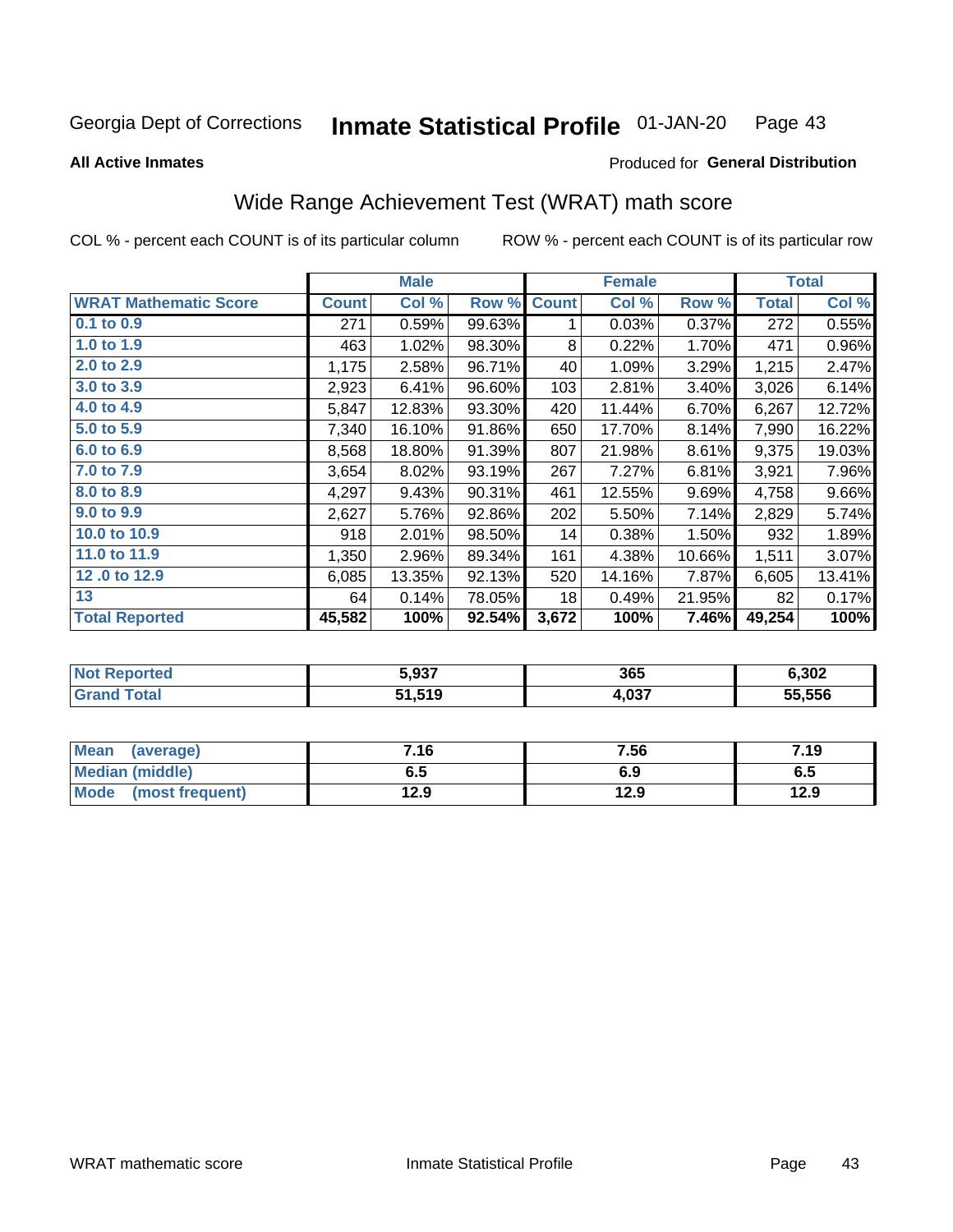Georgia Dept of Corrections **Inmate Statistical Profile** 01-JAN-20

**All Active Inmates**

Produced for **General Distribution**

## Wide Range Achievement Test (WRAT) math score

COL % - percent each COUNT is of its particular column ROW % - percent each COUNT is of its particular row

| WRAT Mathematic Score | Male | | | Female | | | Total | |
|---|---|---|---|---|---|---|---|---|
| | Count | Col % | Row % | Count | Col % | Row % | Total | Col % |
| 0.1 to 0.9 | 271 | 0.59% | 99.63% | 1 | 0.03% | 0.37% | 272 | 0.55% |
| 1.0 to 1.9 | 463 | 1.02% | 98.30% | 8 | 0.22% | 1.70% | 471 | 0.96% |
| 2.0 to 2.9 | 1,175 | 2.58% | 96.71% | 40 | 1.09% | 3.29% | 1,215 | 2.47% |
| 3.0 to 3.9 | 2,923 | 6.41% | 96.60% | 103 | 2.81% | 3.40% | 3,026 | 6.14% |
| 4.0 to 4.9 | 5,847 | 12.83% | 93.30% | 420 | 11.44% | 6.70% | 6,267 | 12.72% |
| 5.0 to 5.9 | 7,340 | 16.10% | 91.86% | 650 | 17.70% | 8.14% | 7,990 | 16.22% |
| 6.0 to 6.9 | 8,568 | 18.80% | 91.39% | 807 | 21.98% | 8.61% | 9,375 | 19.03% |
| 7.0 to 7.9 | 3,654 | 8.02% | 93.19% | 267 | 7.27% | 6.81% | 3,921 | 7.96% |
| 8.0 to 8.9 | 4,297 | 9.43% | 90.31% | 461 | 12.55% | 9.69% | 4,758 | 9.66% |
| 9.0 to 9.9 | 2,627 | 5.76% | 92.86% | 202 | 5.50% | 7.14% | 2,829 | 5.74% |
| 10.0 to 10.9 | 918 | 2.01% | 98.50% | 14 | 0.38% | 1.50% | 932 | 1.89% |
| 11.0 to 11.9 | 1,350 | 2.96% | 89.34% | 161 | 4.38% | 10.66% | 1,511 | 3.07% |
| 12 .0 to 12.9 | 6,085 | 13.35% | 92.13% | 520 | 14.16% | 7.87% | 6,605 | 13.41% |
| 13 | 64 | 0.14% | 78.05% | 18 | 0.49% | 21.95% | 82 | 0.17% |
| **Total Reported** | **45,582** | **100%** | **92.54%** | **3,672** | **100%** | **7.46%** | **49,254** | **100%** |

| | Male | Female | Total |
|---|---|---|---|
| Not Reported | 5,937 | 365 | 6,302 |
| Grand Total | 51,519 | 4,037 | 55,556 |

| | Male | Female | Total |
|---|---|---|---|
| Mean (average) | 7.16 | 7.56 | 7.19 |
| Median (middle) | 6.5 | 6.9 | 6.5 |
| Mode (most frequent) | 12.9 | 12.9 | 12.9 |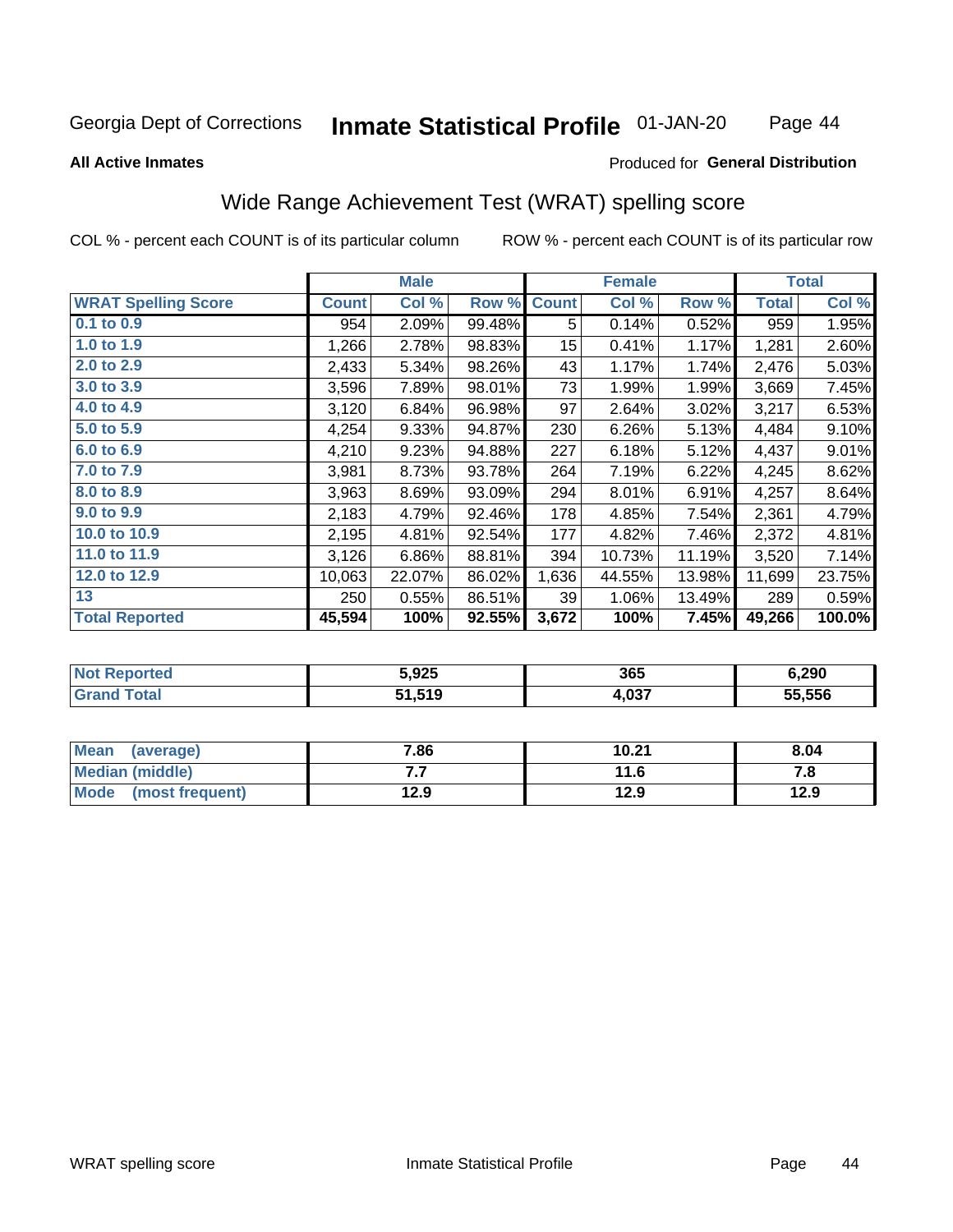Georgia Dept of Corrections **Inmate Statistical Profile** 01-JAN-20

**All Active Inmates**

Produced for **General Distribution**

## Wide Range Achievement Test (WRAT) spelling score

COL % - percent each COUNT is of its particular column ROW % - percent each COUNT is of its particular row

| | Male | | | Female | | | Total | |
|---|---|---|---|---|---|---|---|---|
| **WRAT Spelling Score** | **Count** | **Col %** | **Row %** | **Count** | **Col %** | **Row %** | **Total** | **Col %** |
| **0.1 to 0.9** | 954 | 2.09% | 99.48% | 5 | 0.14% | 0.52% | 959 | 1.95% |
| **1.0 to 1.9** | 1,266 | 2.78% | 98.83% | 15 | 0.41% | 1.17% | 1,281 | 2.60% |
| **2.0 to 2.9** | 2,433 | 5.34% | 98.26% | 43 | 1.17% | 1.74% | 2,476 | 5.03% |
| **3.0 to 3.9** | 3,596 | 7.89% | 98.01% | 73 | 1.99% | 1.99% | 3,669 | 7.45% |
| **4.0 to 4.9** | 3,120 | 6.84% | 96.98% | 97 | 2.64% | 3.02% | 3,217 | 6.53% |
| **5.0 to 5.9** | 4,254 | 9.33% | 94.87% | 230 | 6.26% | 5.13% | 4,484 | 9.10% |
| **6.0 to 6.9** | 4,210 | 9.23% | 94.88% | 227 | 6.18% | 5.12% | 4,437 | 9.01% |
| **7.0 to 7.9** | 3,981 | 8.73% | 93.78% | 264 | 7.19% | 6.22% | 4,245 | 8.62% |
| **8.0 to 8.9** | 3,963 | 8.69% | 93.09% | 294 | 8.01% | 6.91% | 4,257 | 8.64% |
| **9.0 to 9.9** | 2,183 | 4.79% | 92.46% | 178 | 4.85% | 7.54% | 2,361 | 4.79% |
| **10.0 to 10.9** | 2,195 | 4.81% | 92.54% | 177 | 4.82% | 7.46% | 2,372 | 4.81% |
| **11.0 to 11.9** | 3,126 | 6.86% | 88.81% | 394 | 10.73% | 11.19% | 3,520 | 7.14% |
| **12.0 to 12.9** | 10,063 | 22.07% | 86.02% | 1,636 | 44.55% | 13.98% | 11,699 | 23.75% |
| **13** | 250 | 0.55% | 86.51% | 39 | 1.06% | 13.49% | 289 | 0.59% |
| **Total Reported** | **45,594** | **100%** | **92.55%** | **3,672** | **100%** | **7.45%** | **49,266** | **100.0%** |

| | Male | Female | Total |
|---|---|---|---|
| **Not Reported** | **5,925** | **365** | **6,290** |
| **Grand Total** | **51,519** | **4,037** | **55,556** |

| | Male | Female | Total |
|---|---|---|---|
| **Mean (average)** | **7.86** | **10.21** | **8.04** |
| **Median (middle)** | **7.7** | **11.6** | **7.8** |
| **Mode (most frequent)** | **12.9** | **12.9** | **12.9** |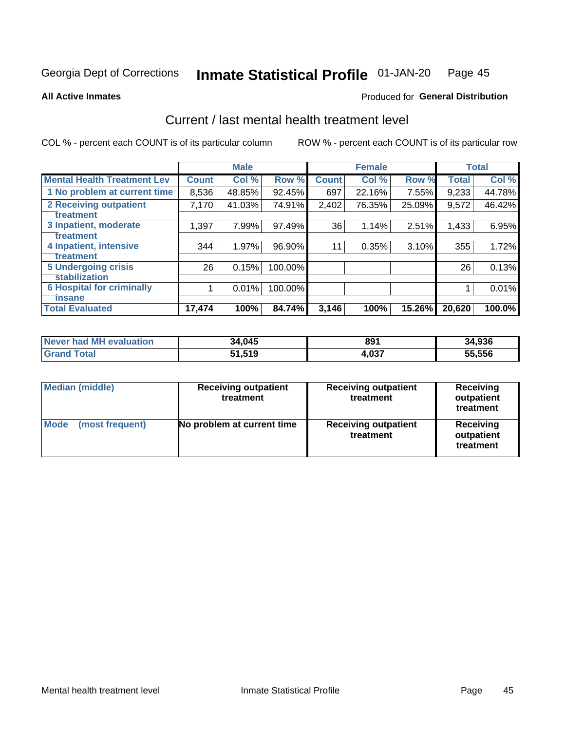Georgia Dept of Corrections **Inmate Statistical Profile** 01-JAN-20

**All Active Inmates**

Produced for **General Distribution**

## Current / last mental health treatment level

COL % - percent each COUNT is of its particular column

ROW % - percent each COUNT is of its particular row

| | Male | | | Female | | | Total | |
|---|---|---|---|---|---|---|---|---|
| **Mental Health Treatment Lev** | **Count** | **Col %** | **Row %** | **Count** | **Col %** | **Row %** | **Total** | **Col %** |
| 1 No problem at current time | 8,536 | 48.85% | 92.45% | 697 | 22.16% | 7.55% | 9,233 | 44.78% |
| 2 Receiving outpatient treatment | 7,170 | 41.03% | 74.91% | 2,402 | 76.35% | 25.09% | 9,572 | 46.42% |
| 3 Inpatient, moderate treatment | 1,397 | 7.99% | 97.49% | 36 | 1.14% | 2.51% | 1,433 | 6.95% |
| 4 Inpatient, intensive treatment | 344 | 1.97% | 96.90% | 11 | 0.35% | 3.10% | 355 | 1.72% |
| 5 Undergoing crisis stabilization | 26 | 0.15% | 100.00% | | | | 26 | 0.13% |
| 6 Hospital for criminally insane | 1 | 0.01% | 100.00% | | | | 1 | 0.01% |
| **Total Evaluated** | **17,474** | **100%** | **84.74%** | **3,146** | **100%** | **15.26%** | **20,620** | **100.0%** |

| | Male | Female | Total |
|---|---|---|---|
| **Never had MH evaluation** | **34,045** | **891** | **34,936** |
| **Grand Total** | **51,519** | **4,037** | **55,556** |

| | Male | Female | Total |
|---|---|---|---|
| **Median (middle)** | **Receiving outpatient treatment** | **Receiving outpatient treatment** | **Receiving outpatient treatment** |
| **Mode (most frequent)** | **No problem at current time** | **Receiving outpatient treatment** | **Receiving outpatient treatment** |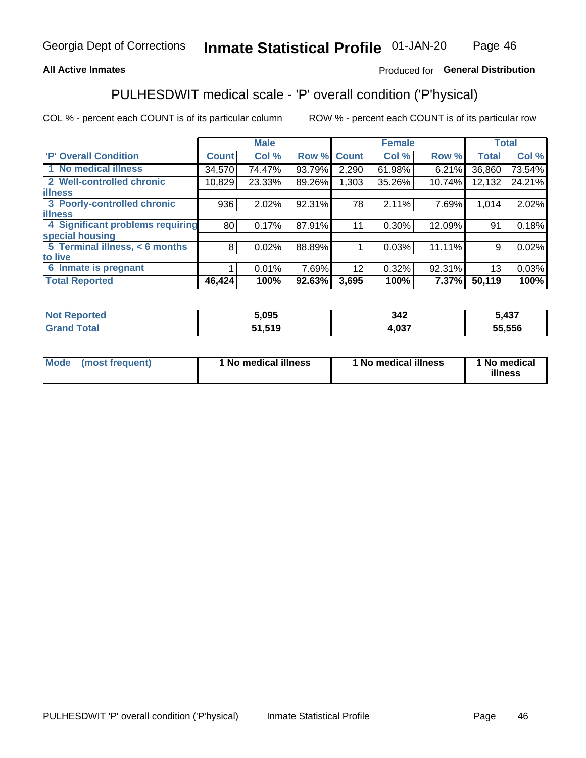Georgia Dept of Corrections **Inmate Statistical Profile** 01-JAN-20

**All Active Inmates**

Produced for **General Distribution**

## PULHESDWIT medical scale - 'P' overall condition ('P'hysical)

COL % - percent each COUNT is of its particular column ROW % - percent each COUNT is of its particular row

| | Male | | | Female | | | Total | |
|---|---|---|---|---|---|---|---|---|
| 'P' Overall Condition | Count | Col % | Row % | Count | Col % | Row % | Total | Col % |
| 1 No medical illness | 34,570 | 74.47% | 93.79% | 2,290 | 61.98% | 6.21% | 36,860 | 73.54% |
| 2 Well-controlled chronic illness | 10,829 | 23.33% | 89.26% | 1,303 | 35.26% | 10.74% | 12,132 | 24.21% |
| 3 Poorly-controlled chronic illness | 936 | 2.02% | 92.31% | 78 | 2.11% | 7.69% | 1,014 | 2.02% |
| 4 Significant problems requiring special housing | 80 | 0.17% | 87.91% | 11 | 0.30% | 12.09% | 91 | 0.18% |
| 5 Terminal illness, < 6 months to live | 8 | 0.02% | 88.89% | 1 | 0.03% | 11.11% | 9 | 0.02% |
| 6 Inmate is pregnant | 1 | 0.01% | 7.69% | 12 | 0.32% | 92.31% | 13 | 0.03% |
| **Total Reported** | **46,424** | **100%** | **92.63%** | **3,695** | **100%** | **7.37%** | **50,119** | **100%** |

| | Male | Female | Total |
|---|---|---|---|
| Not Reported | 5,095 | 342 | 5,437 |
| Grand Total | 51,519 | 4,037 | 55,556 |

| | Male | Female | Total |
|---|---|---|---|
| Mode (most frequent) | 1 No medical illness | 1 No medical illness | 1 No medical illness |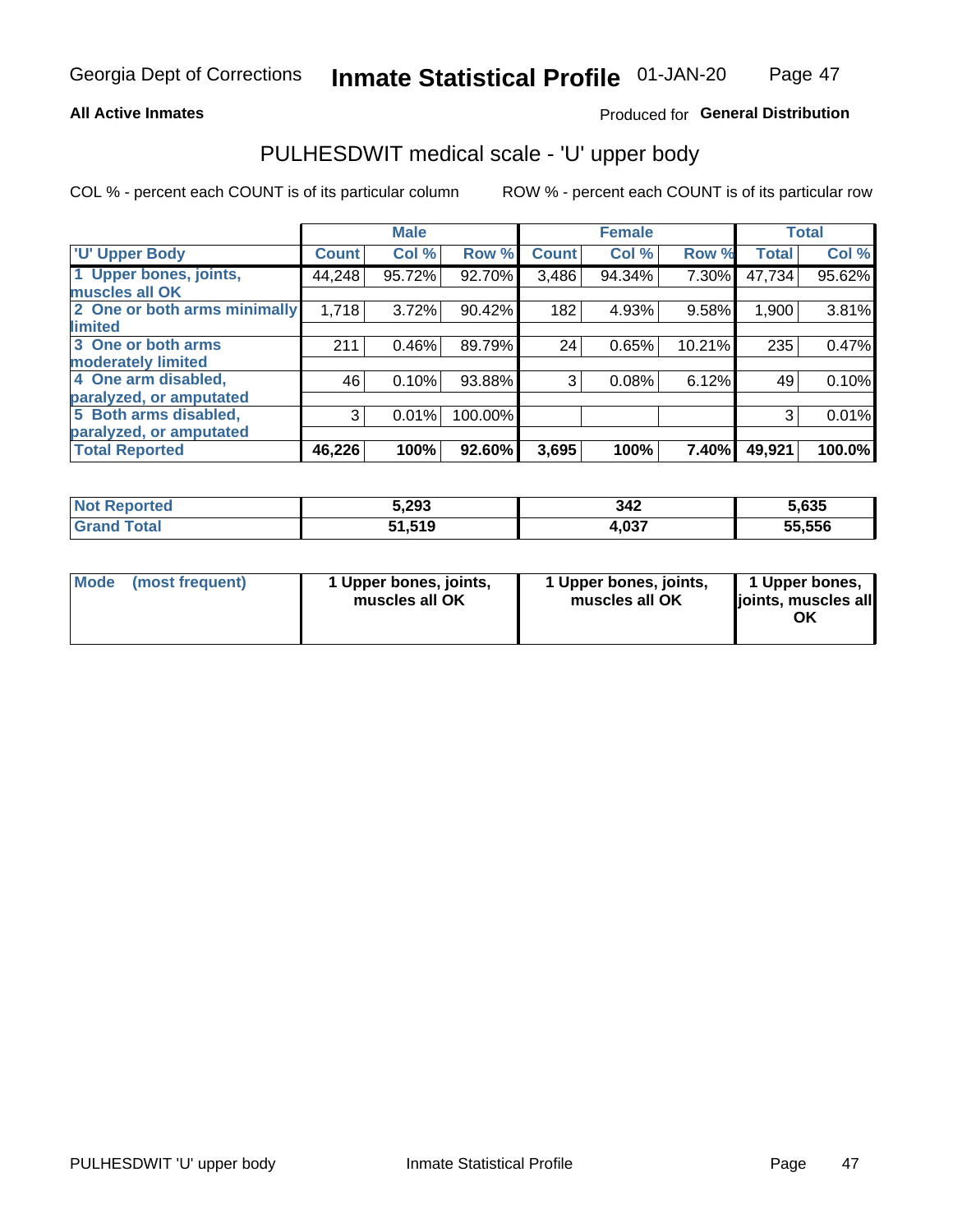## All Active Inmates

Produced for **General Distribution**

# PULHESDWIT medical scale - 'U' upper body

COL % - percent each COUNT is of its particular column

ROW % - percent each COUNT is of its particular row

| | Male | | | Female | | | Total | |
|---|---|---|---|---|---|---|---|---|
| 'U' Upper Body | Count | Col % | Row % | Count | Col % | Row % | Total | Col % |
| 1 Upper bones, joints, muscles all OK | 44,248 | 95.72% | 92.70% | 3,486 | 94.34% | 7.30% | 47,734 | 95.62% |
| 2 One or both arms minimally limited | 1,718 | 3.72% | 90.42% | 182 | 4.93% | 9.58% | 1,900 | 3.81% |
| 3 One or both arms moderately limited | 211 | 0.46% | 89.79% | 24 | 0.65% | 10.21% | 235 | 0.47% |
| 4 One arm disabled, paralyzed, or amputated | 46 | 0.10% | 93.88% | 3 | 0.08% | 6.12% | 49 | 0.10% |
| 5 Both arms disabled, paralyzed, or amputated | 3 | 0.01% | 100.00% | | | | 3 | 0.01% |
| **Total Reported** | **46,226** | **100%** | **92.60%** | **3,695** | **100%** | **7.40%** | **49,921** | **100.0%** |

| | Male | Female | Total |
|---|---|---|---|
| Not Reported | 5,293 | 342 | 5,635 |
| Grand Total | 51,519 | 4,037 | 55,556 |

| | Male | Female | Total |
|---|---|---|---|
| Mode (most frequent) | 1 Upper bones, joints, muscles all OK | 1 Upper bones, joints, muscles all OK | 1 Upper bones, joints, muscles all OK |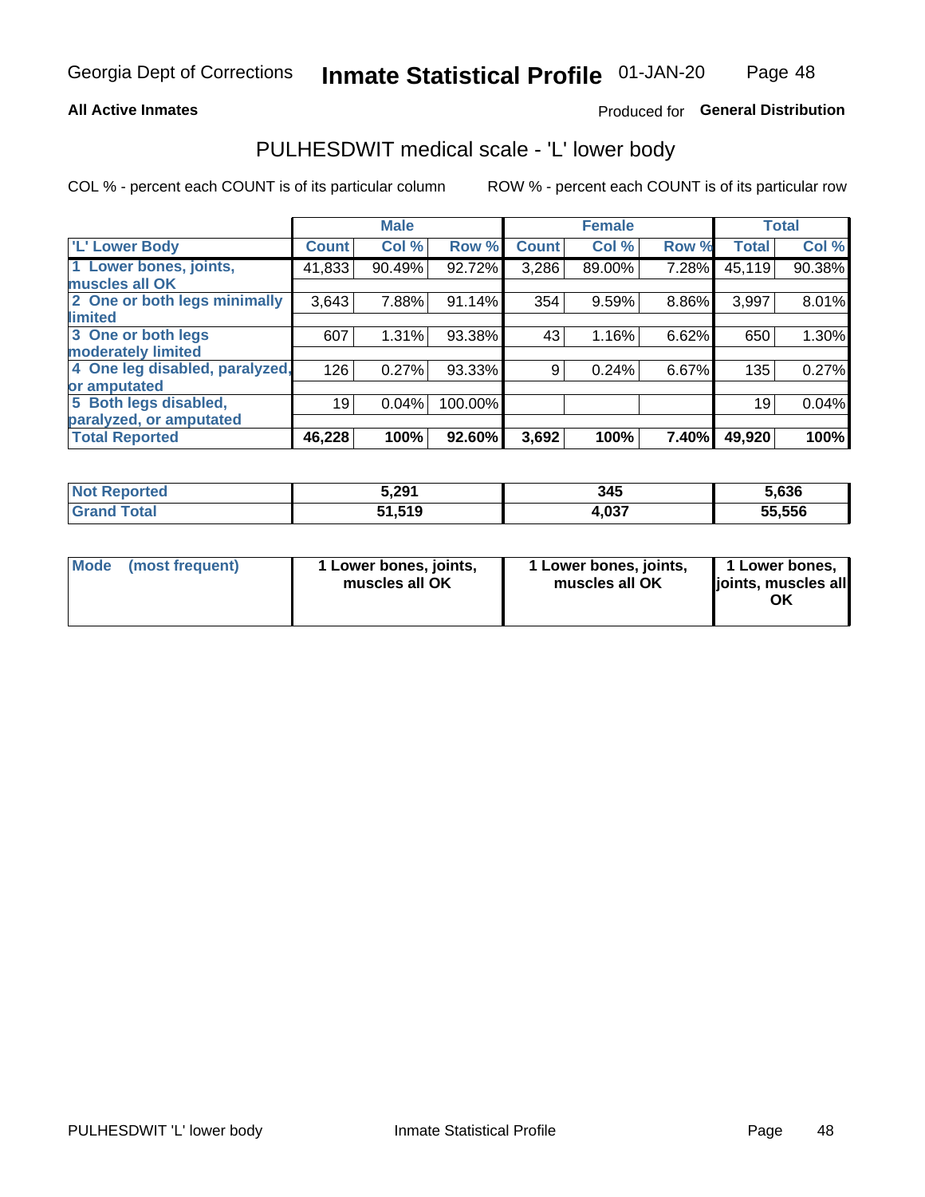Georgia Dept of Corrections **Inmate Statistical Profile** 01-JAN-20

**All Active Inmates**

Produced for **General Distribution**

## PULHESDWIT medical scale - 'L' lower body

COL % - percent each COUNT is of its particular column

ROW % - percent each COUNT is of its particular row

| | Male | | | Female | | | Total | |
|---|---|---|---|---|---|---|---|---|
| 'L' Lower Body | Count | Col % | Row % | Count | Col % | Row % | Total | Col % |
| 1 Lower bones, joints, muscles all OK | 41,833 | 90.49% | 92.72% | 3,286 | 89.00% | 7.28% | 45,119 | 90.38% |
| 2 One or both legs minimally limited | 3,643 | 7.88% | 91.14% | 354 | 9.59% | 8.86% | 3,997 | 8.01% |
| 3 One or both legs moderately limited | 607 | 1.31% | 93.38% | 43 | 1.16% | 6.62% | 650 | 1.30% |
| 4 One leg disabled, paralyzed, or amputated | 126 | 0.27% | 93.33% | 9 | 0.24% | 6.67% | 135 | 0.27% |
| 5 Both legs disabled, paralyzed, or amputated | 19 | 0.04% | 100.00% | | | | 19 | 0.04% |
| **Total Reported** | **46,228** | **100%** | **92.60%** | **3,692** | **100%** | **7.40%** | **49,920** | **100%** |

| | Male | Female | Total |
|---|---|---|---|
| Not Reported | 5,291 | 345 | 5,636 |
| Grand Total | 51,519 | 4,037 | 55,556 |

| | Male | Female | Total |
|---|---|---|---|
| Mode (most frequent) | 1 Lower bones, joints, muscles all OK | 1 Lower bones, joints, muscles all OK | 1 Lower bones, joints, muscles all OK |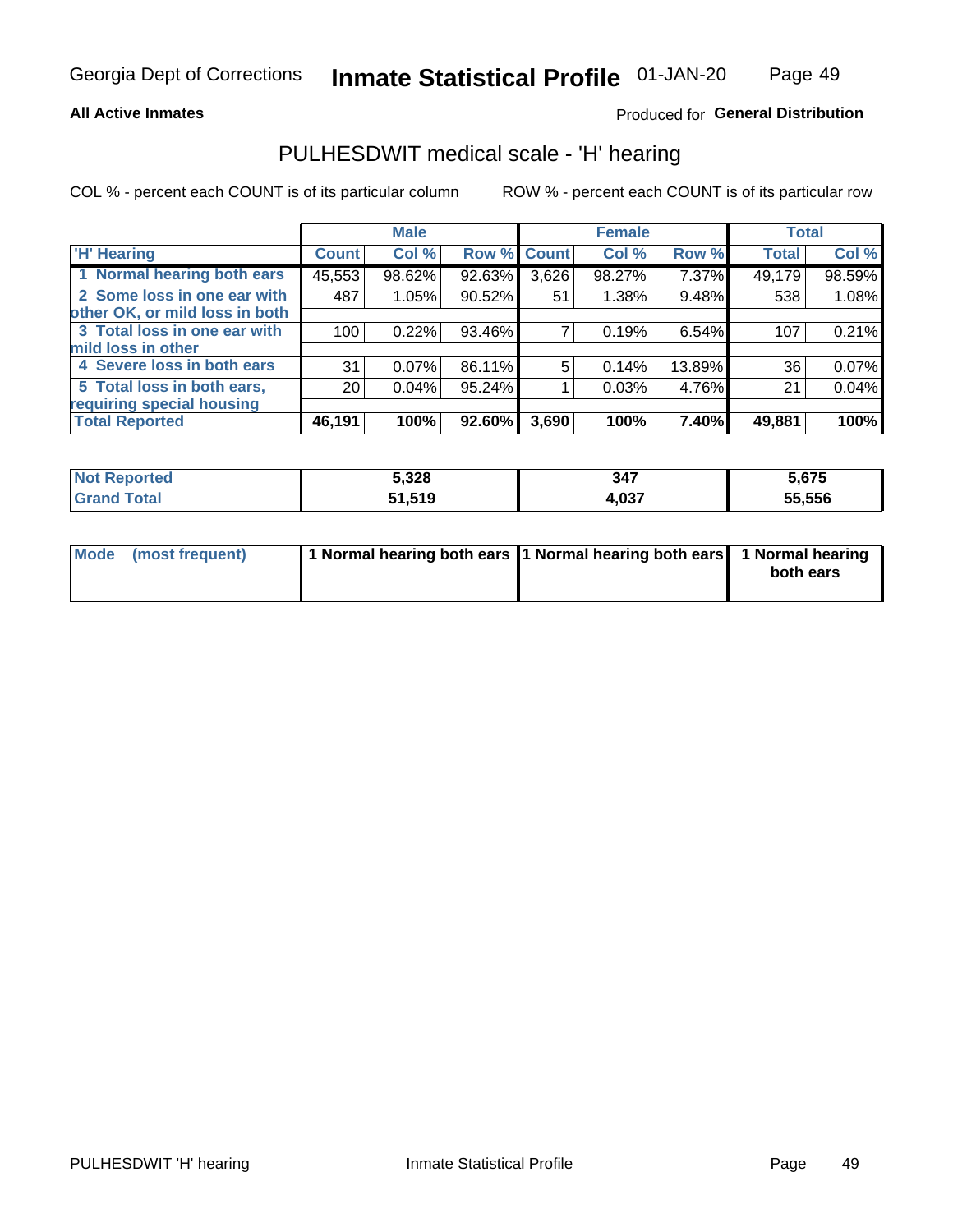**All Active Inmates**

Produced for **General Distribution**

## PULHESDWIT medical scale - 'H' hearing

COL % - percent each COUNT is of its particular column

ROW % - percent each COUNT is of its particular row

| | Male | | | Female | | | Total | |
|---|---|---|---|---|---|---|---|---|
| 'H' Hearing | Count | Col % | Row % | Count | Col % | Row % | Total | Col % |
| 1 Normal hearing both ears | 45,553 | 98.62% | 92.63% | 3,626 | 98.27% | 7.37% | 49,179 | 98.59% |
| 2 Some loss in one ear with other OK, or mild loss in both | 487 | 1.05% | 90.52% | 51 | 1.38% | 9.48% | 538 | 1.08% |
| 3 Total loss in one ear with mild loss in other | 100 | 0.22% | 93.46% | 7 | 0.19% | 6.54% | 107 | 0.21% |
| 4 Severe loss in both ears | 31 | 0.07% | 86.11% | 5 | 0.14% | 13.89% | 36 | 0.07% |
| 5 Total loss in both ears, requiring special housing | 20 | 0.04% | 95.24% | 1 | 0.03% | 4.76% | 21 | 0.04% |
| **Total Reported** | **46,191** | **100%** | **92.60%** | **3,690** | **100%** | **7.40%** | **49,881** | **100%** |

| | Male | Female | Total |
|---|---|---|---|
| Not Reported | 5,328 | 347 | 5,675 |
| Grand Total | 51,519 | 4,037 | 55,556 |

| | Male | Female | Total |
|---|---|---|---|
| Mode (most frequent) | 1 Normal hearing both ears | 1 Normal hearing both ears | 1 Normal hearing both ears |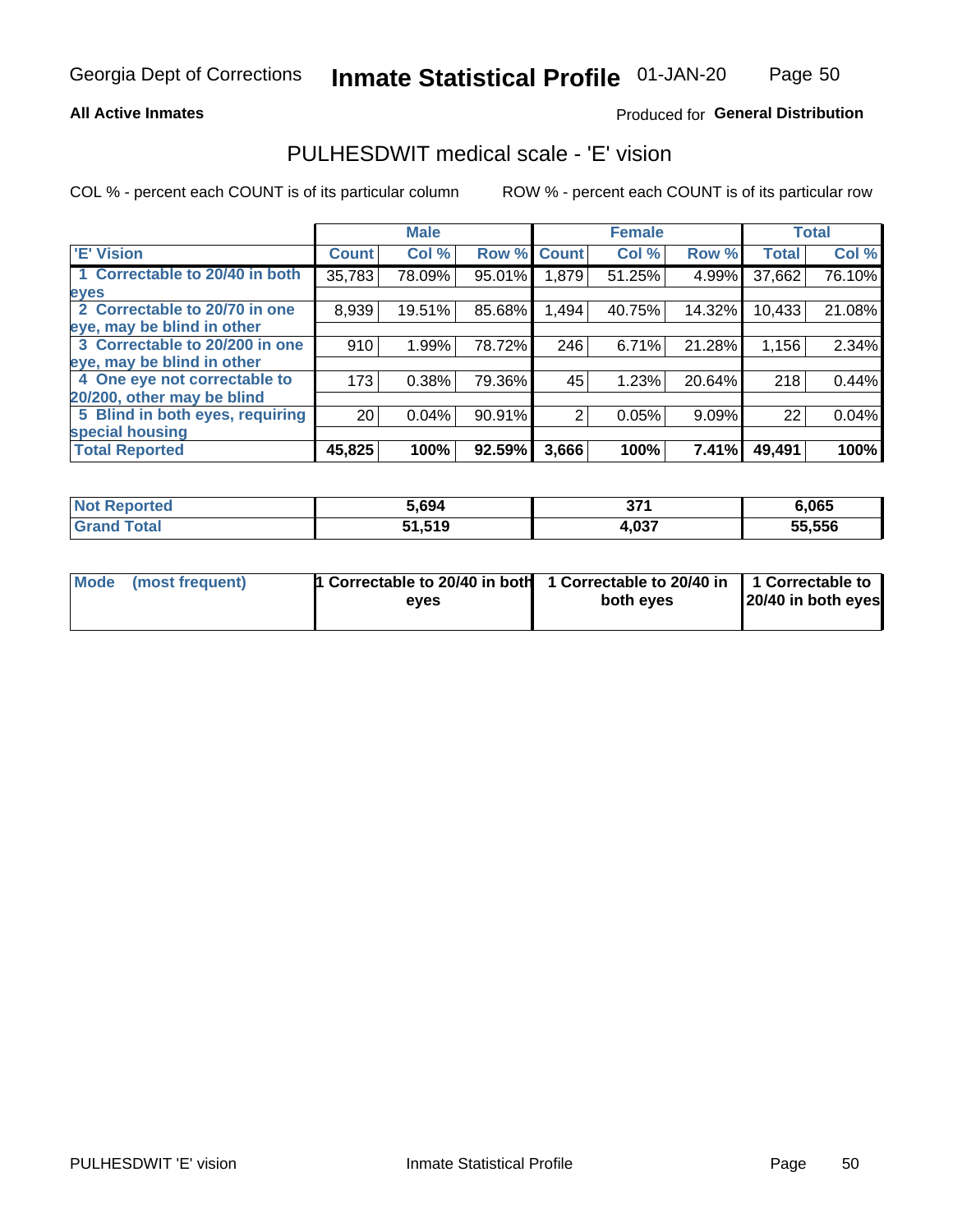Georgia Dept of Corrections **Inmate Statistical Profile** 01-JAN-20

**All Active Inmates**

Produced for **General Distribution**

## PULHESDWIT medical scale - 'E' vision

COL % - percent each COUNT is of its particular column

ROW % - percent each COUNT is of its particular row

| | Male | | | Female | | | Total | |
|---|---|---|---|---|---|---|---|---|
| 'E' Vision | Count | Col % | Row % | Count | Col % | Row % | Total | Col % |
| 1 Correctable to 20/40 in both eyes | 35,783 | 78.09% | 95.01% | 1,879 | 51.25% | 4.99% | 37,662 | 76.10% |
| 2 Correctable to 20/70 in one eye, may be blind in other | 8,939 | 19.51% | 85.68% | 1,494 | 40.75% | 14.32% | 10,433 | 21.08% |
| 3 Correctable to 20/200 in one eye, may be blind in other | 910 | 1.99% | 78.72% | 246 | 6.71% | 21.28% | 1,156 | 2.34% |
| 4 One eye not correctable to 20/200, other may be blind | 173 | 0.38% | 79.36% | 45 | 1.23% | 20.64% | 218 | 0.44% |
| 5 Blind in both eyes, requiring special housing | 20 | 0.04% | 90.91% | 2 | 0.05% | 9.09% | 22 | 0.04% |
| **Total Reported** | **45,825** | **100%** | **92.59%** | **3,666** | **100%** | **7.41%** | **49,491** | **100%** |

| | Male | Female | Total |
|---|---|---|---|
| **Not Reported** | **5,694** | **371** | **6,065** |
| **Grand Total** | **51,519** | **4,037** | **55,556** |

| | Male | Female | Total |
|---|---|---|---|
| **Mode (most frequent)** | **1 Correctable to 20/40 in both eyes** | **1 Correctable to 20/40 in both eyes** | **1 Correctable to 20/40 in both eyes** |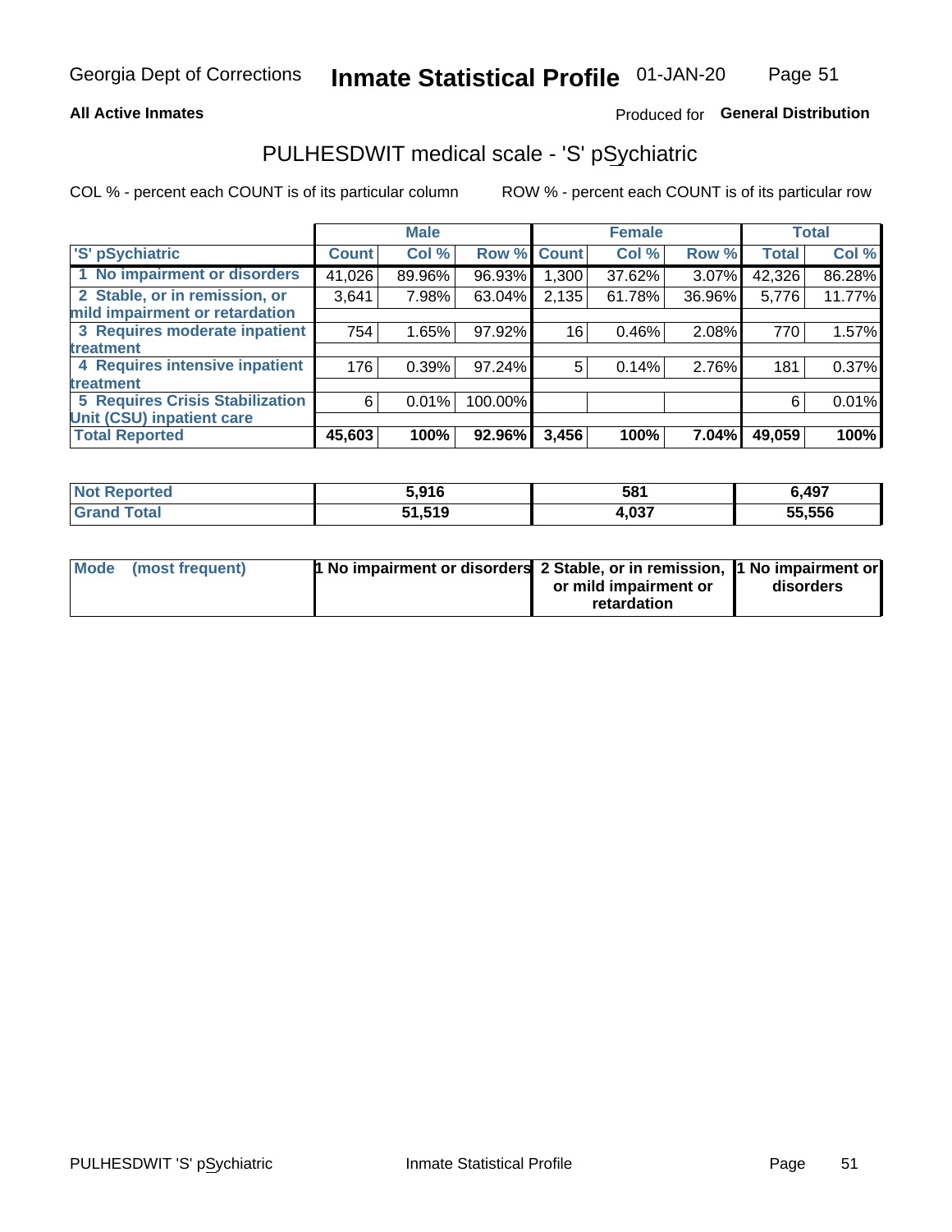Georgia Dept of Corrections **Inmate Statistical Profile** 01-JAN-20

**All Active Inmates**

Produced for **General Distribution**

## PULHESDWIT medical scale - 'S' pSychiatric

COL % - percent each COUNT is of its particular column

ROW % - percent each COUNT is of its particular row

| | Male | | | Female | | | Total | |
|---|---|---|---|---|---|---|---|---|
| 'S' pSychiatric | Count | Col % | Row % | Count | Col % | Row % | Total | Col % |
| 1 No impairment or disorders | 41,026 | 89.96% | 96.93% | 1,300 | 37.62% | 3.07% | 42,326 | 86.28% |
| 2 Stable, or in remission, or mild impairment or retardation | 3,641 | 7.98% | 63.04% | 2,135 | 61.78% | 36.96% | 5,776 | 11.77% |
| 3 Requires moderate inpatient treatment | 754 | 1.65% | 97.92% | 16 | 0.46% | 2.08% | 770 | 1.57% |
| 4 Requires intensive inpatient treatment | 176 | 0.39% | 97.24% | 5 | 0.14% | 2.76% | 181 | 0.37% |
| 5 Requires Crisis Stabilization Unit (CSU) inpatient care | 6 | 0.01% | 100.00% | | | | 6 | 0.01% |
| **Total Reported** | **45,603** | **100%** | **92.96%** | **3,456** | **100%** | **7.04%** | **49,059** | **100%** |

| | Male | Female | Total |
|---|---|---|---|
| Not Reported | 5,916 | 581 | 6,497 |
| Grand Total | 51,519 | 4,037 | 55,556 |

| | Male | Female | Total |
|---|---|---|---|
| Mode (most frequent) | 1 No impairment or disorders | 2 Stable, or in remission, or mild impairment or retardation | 1 No impairment or disorders |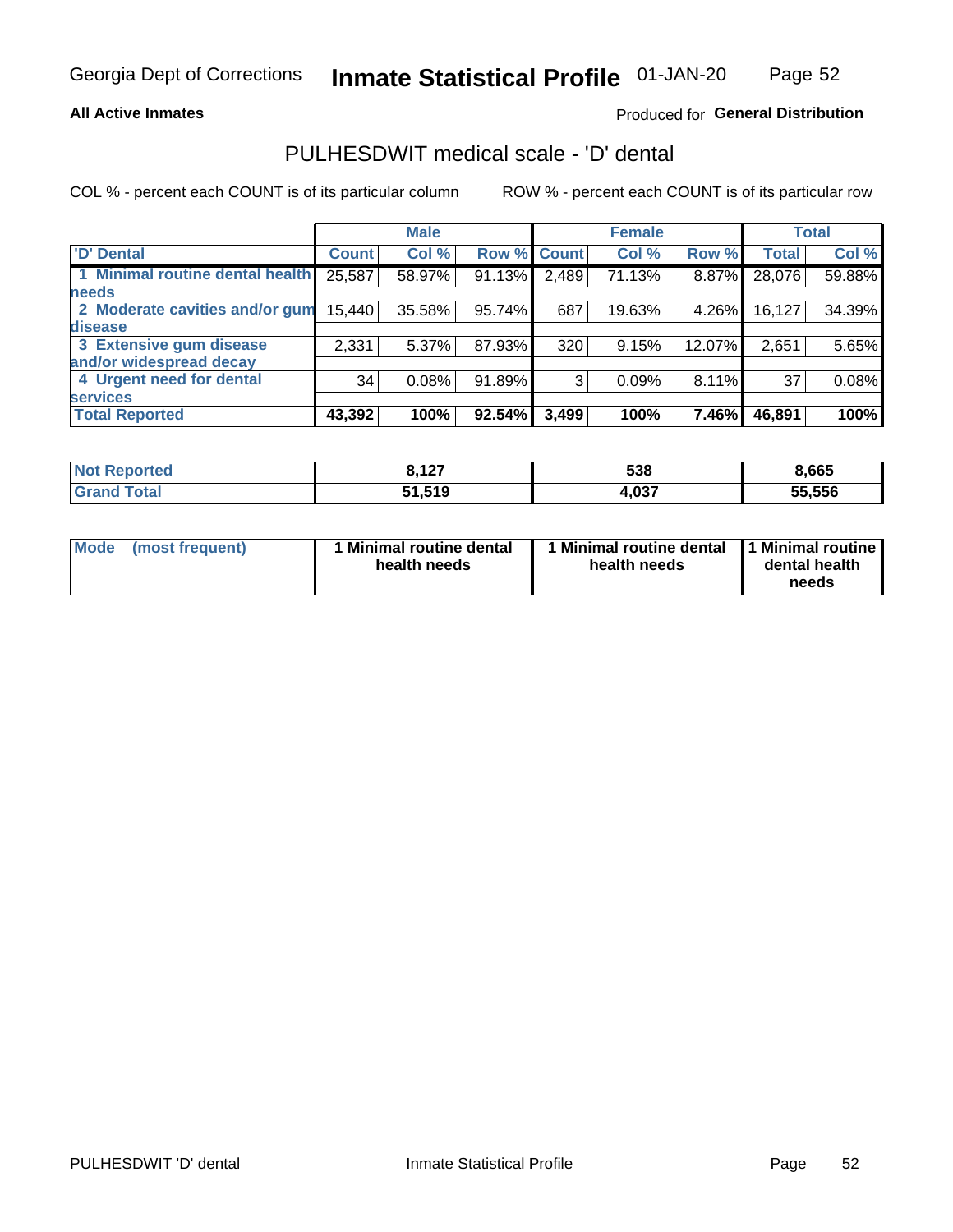Georgia Dept of Corrections **Inmate Statistical Profile** 01-JAN-20

**All Active Inmates**

Produced for **General Distribution**

## PULHESDWIT medical scale - 'D' dental

COL % - percent each COUNT is of its particular column ROW % - percent each COUNT is of its particular row

| 'D' Dental | Male | | | Female | | | Total | |
|---|---|---|---|---|---|---|---|---|
| | Count | Col % | Row % | Count | Col % | Row % | Total | Col % |
| 1 Minimal routine dental health needs | 25,587 | 58.97% | 91.13% | 2,489 | 71.13% | 8.87% | 28,076 | 59.88% |
| 2 Moderate cavities and/or gum disease | 15,440 | 35.58% | 95.74% | 687 | 19.63% | 4.26% | 16,127 | 34.39% |
| 3 Extensive gum disease and/or widespread decay | 2,331 | 5.37% | 87.93% | 320 | 9.15% | 12.07% | 2,651 | 5.65% |
| 4 Urgent need for dental services | 34 | 0.08% | 91.89% | 3 | 0.09% | 8.11% | 37 | 0.08% |
| **Total Reported** | **43,392** | **100%** | **92.54%** | **3,499** | **100%** | **7.46%** | **46,891** | **100%** |

| | Male | Female | Total |
|---|---|---|---|
| Not Reported | 8,127 | 538 | 8,665 |
| Grand Total | 51,519 | 4,037 | 55,556 |

| | Male | Female | Total |
|---|---|---|---|
| Mode (most frequent) | 1 Minimal routine dental health needs | 1 Minimal routine dental health needs | 1 Minimal routine dental health needs |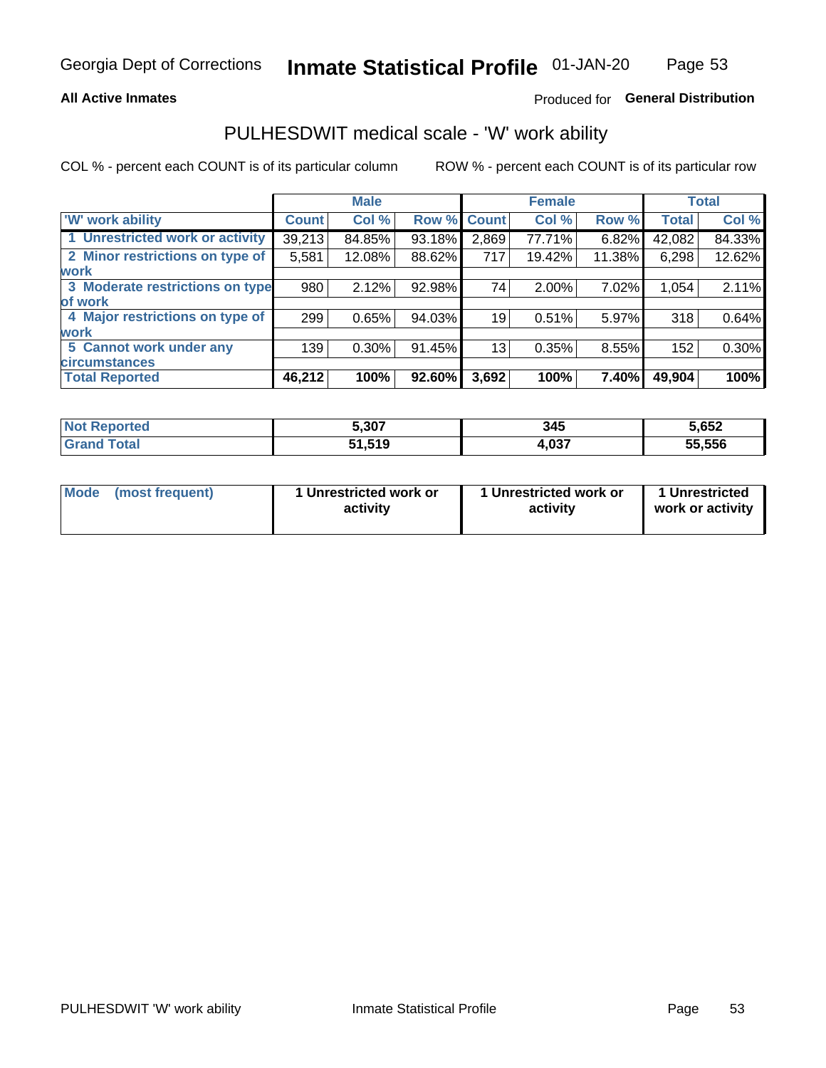Georgia Dept of Corrections **Inmate Statistical Profile** 01-JAN-20

**All Active Inmates**

Produced for **General Distribution**

## PULHESDWIT medical scale - 'W' work ability

COL % - percent each COUNT is of its particular column ROW % - percent each COUNT is of its particular row

| | Male | | | Female | | | Total | |
|---|---|---|---|---|---|---|---|---|
| 'W' work ability | Count | Col % | Row % | Count | Col % | Row % | Total | Col % |
| 1 Unrestricted work or activity | 39,213 | 84.85% | 93.18% | 2,869 | 77.71% | 6.82% | 42,082 | 84.33% |
| 2 Minor restrictions on type of work | 5,581 | 12.08% | 88.62% | 717 | 19.42% | 11.38% | 6,298 | 12.62% |
| 3 Moderate restrictions on type of work | 980 | 2.12% | 92.98% | 74 | 2.00% | 7.02% | 1,054 | 2.11% |
| 4 Major restrictions on type of work | 299 | 0.65% | 94.03% | 19 | 0.51% | 5.97% | 318 | 0.64% |
| 5 Cannot work under any circumstances | 139 | 0.30% | 91.45% | 13 | 0.35% | 8.55% | 152 | 0.30% |
| **Total Reported** | **46,212** | **100%** | **92.60%** | **3,692** | **100%** | **7.40%** | **49,904** | **100%** |

| | Male | Female | Total |
|---|---|---|---|
| Not Reported | 5,307 | 345 | 5,652 |
| Grand Total | 51,519 | 4,037 | 55,556 |

| | Male | Female | Total |
|---|---|---|---|
| Mode (most frequent) | 1 Unrestricted work or activity | 1 Unrestricted work or activity | 1 Unrestricted work or activity |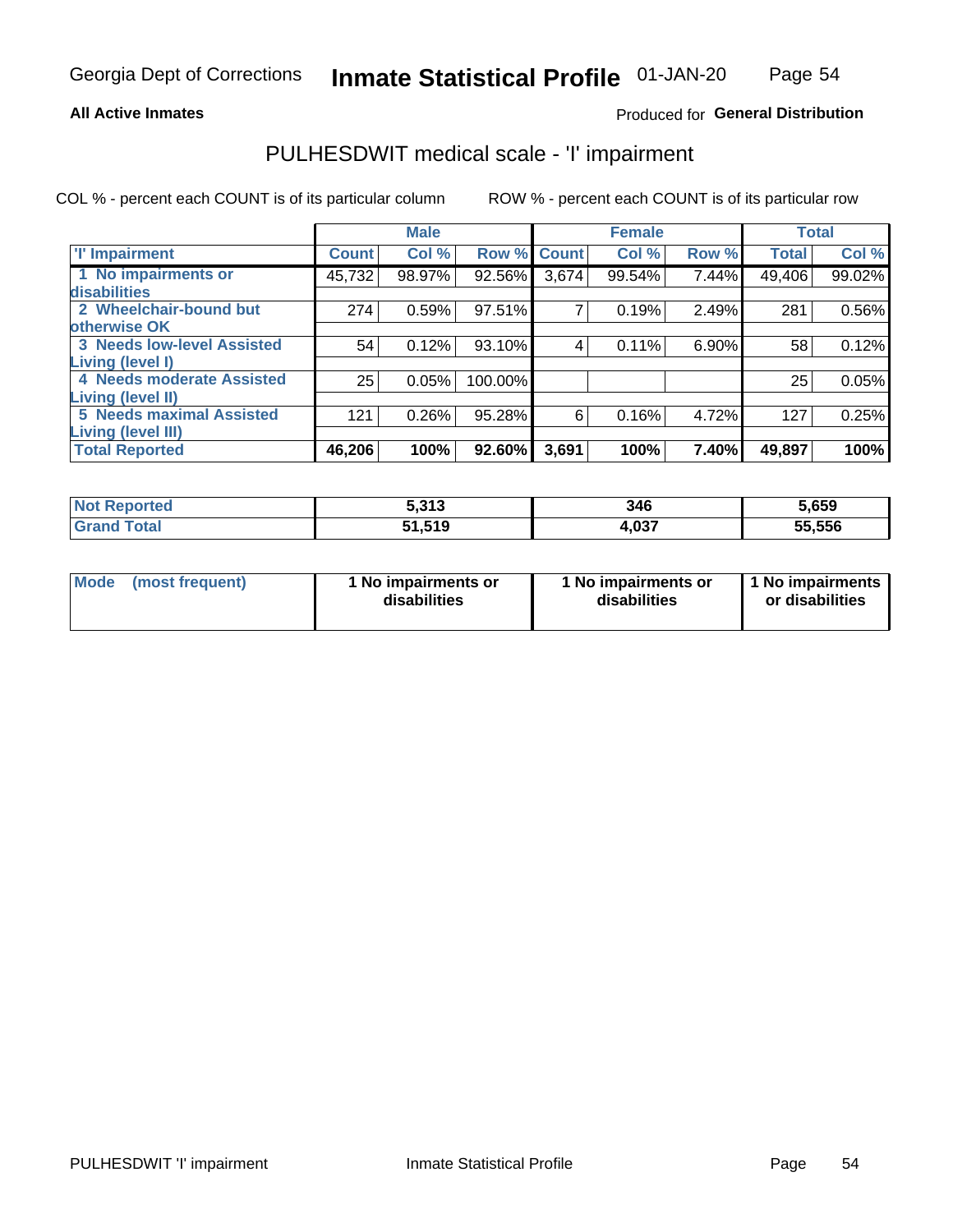**All Active Inmates**

Produced for **General Distribution**

## PULHESDWIT medical scale - 'I' impairment

COL % - percent each COUNT is of its particular column

ROW % - percent each COUNT is of its particular row

| | Male | | | Female | | | Total | |
|---|---|---|---|---|---|---|---|---|
| **'I' Impairment** | **Count** | **Col %** | **Row %** | **Count** | **Col %** | **Row %** | **Total** | **Col %** |
| **1 No impairments or disabilities** | 45,732 | 98.97% | 92.56% | 3,674 | 99.54% | 7.44% | 49,406 | 99.02% |
| **2 Wheelchair-bound but otherwise OK** | 274 | 0.59% | 97.51% | 7 | 0.19% | 2.49% | 281 | 0.56% |
| **3 Needs low-level Assisted Living (level I)** | 54 | 0.12% | 93.10% | 4 | 0.11% | 6.90% | 58 | 0.12% |
| **4 Needs moderate Assisted Living (level II)** | 25 | 0.05% | 100.00% | | | | 25 | 0.05% |
| **5 Needs maximal Assisted Living (level III)** | 121 | 0.26% | 95.28% | 6 | 0.16% | 4.72% | 127 | 0.25% |
| **Total Reported** | **46,206** | **100%** | **92.60%** | **3,691** | **100%** | **7.40%** | **49,897** | **100%** |

| | Male | Female | Total |
|---|---|---|---|
| **Not Reported** | **5,313** | **346** | **5,659** |
| **Grand Total** | **51,519** | **4,037** | **55,556** |

| | Male | Female | Total |
|---|---|---|---|
| **Mode (most frequent)** | **1 No impairments or disabilities** | **1 No impairments or disabilities** | **1 No impairments or disabilities** |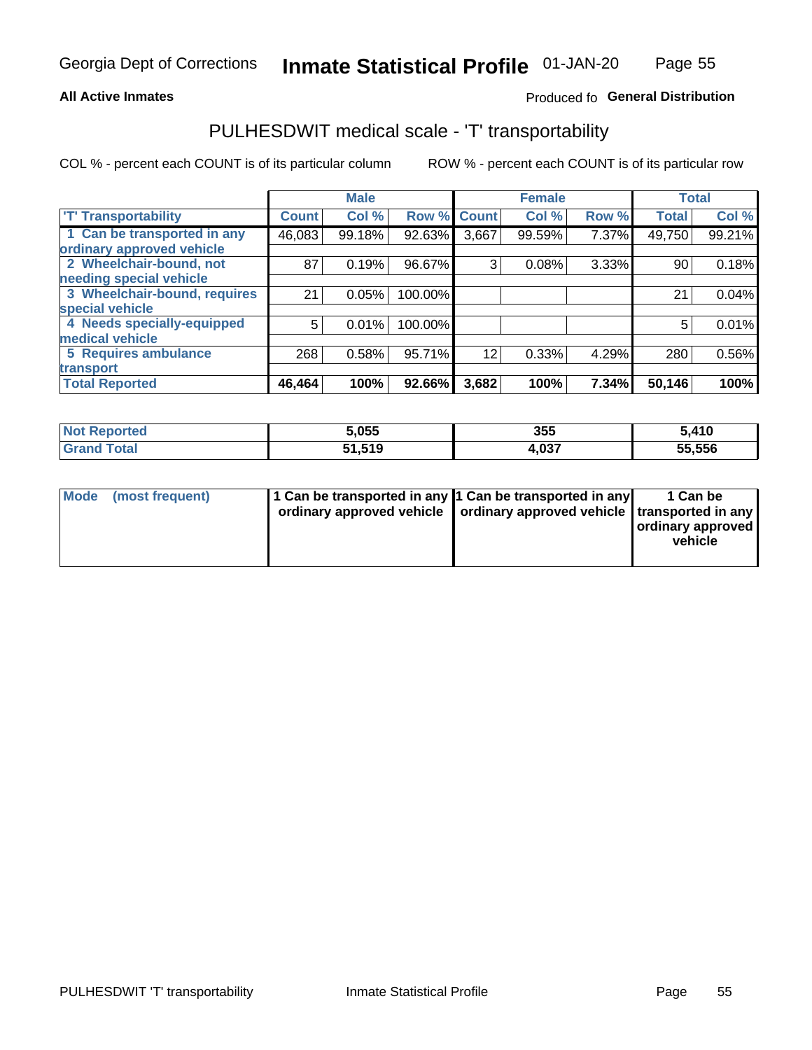Georgia Dept of Corrections **Inmate Statistical Profile** 01-JAN-20

**All Active Inmates**

Produced fo **General Distribution**

## PULHESDWIT medical scale - 'T' transportability

COL % - percent each COUNT is of its particular column

ROW % - percent each COUNT is of its particular row

| | Male | | | Female | | | Total | |
|---|---|---|---|---|---|---|---|---|
| 'T' Transportability | Count | Col % | Row % | Count | Col % | Row % | Total | Col % |
| 1 Can be transported in any ordinary approved vehicle | 46,083 | 99.18% | 92.63% | 3,667 | 99.59% | 7.37% | 49,750 | 99.21% |
| 2 Wheelchair-bound, not needing special vehicle | 87 | 0.19% | 96.67% | 3 | 0.08% | 3.33% | 90 | 0.18% |
| 3 Wheelchair-bound, requires special vehicle | 21 | 0.05% | 100.00% | | | | 21 | 0.04% |
| 4 Needs specially-equipped medical vehicle | 5 | 0.01% | 100.00% | | | | 5 | 0.01% |
| 5 Requires ambulance transport | 268 | 0.58% | 95.71% | 12 | 0.33% | 4.29% | 280 | 0.56% |
| **Total Reported** | **46,464** | **100%** | **92.66%** | **3,682** | **100%** | **7.34%** | **50,146** | **100%** |

| | Male | Female | Total |
|---|---|---|---|
| **Not Reported** | **5,055** | **355** | **5,410** |
| **Grand Total** | **51,519** | **4,037** | **55,556** |

| | Male | Female | Total |
|---|---|---|---|
| **Mode (most frequent)** | **1 Can be transported in any ordinary approved vehicle** | **1 Can be transported in any ordinary approved vehicle** | **1 Can be transported in any ordinary approved vehicle** |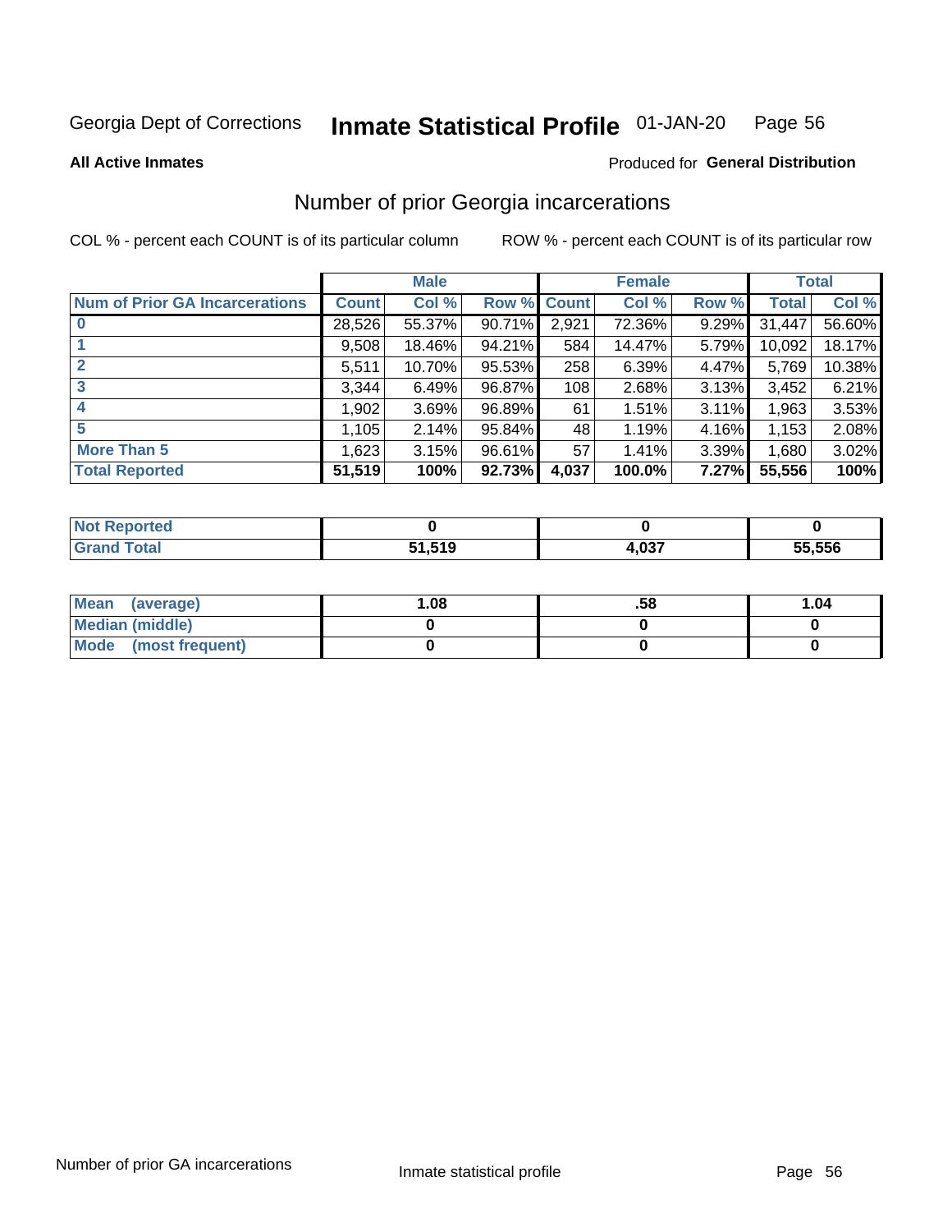Georgia Dept of Corrections **Inmate Statistical Profile** 01-JAN-20

**All Active Inmates**

Produced for **General Distribution**

## Number of prior Georgia incarcerations

COL % - percent each COUNT is of its particular column

ROW % - percent each COUNT is of its particular row

| | Male | | | Female | | | Total | |
|---|---|---|---|---|---|---|---|---|
| **Num of Prior GA Incarcerations** | **Count** | **Col %** | **Row %** | **Count** | **Col %** | **Row %** | **Total** | **Col %** |
| **0** | 28,526 | 55.37% | 90.71% | 2,921 | 72.36% | 9.29% | 31,447 | 56.60% |
| **1** | 9,508 | 18.46% | 94.21% | 584 | 14.47% | 5.79% | 10,092 | 18.17% |
| **2** | 5,511 | 10.70% | 95.53% | 258 | 6.39% | 4.47% | 5,769 | 10.38% |
| **3** | 3,344 | 6.49% | 96.87% | 108 | 2.68% | 3.13% | 3,452 | 6.21% |
| **4** | 1,902 | 3.69% | 96.89% | 61 | 1.51% | 3.11% | 1,963 | 3.53% |
| **5** | 1,105 | 2.14% | 95.84% | 48 | 1.19% | 4.16% | 1,153 | 2.08% |
| **More Than 5** | 1,623 | 3.15% | 96.61% | 57 | 1.41% | 3.39% | 1,680 | 3.02% |
| **Total Reported** | **51,519** | **100%** | **92.73%** | **4,037** | **100.0%** | **7.27%** | **55,556** | **100%** |

| | Male | Female | Total |
|---|---|---|---|
| **Not Reported** | **0** | **0** | **0** |
| **Grand Total** | **51,519** | **4,037** | **55,556** |

| | Male | Female | Total |
|---|---|---|---|
| **Mean (average)** | **1.08** | **.58** | **1.04** |
| **Median (middle)** | **0** | **0** | **0** |
| **Mode (most frequent)** | **0** | **0** | **0** |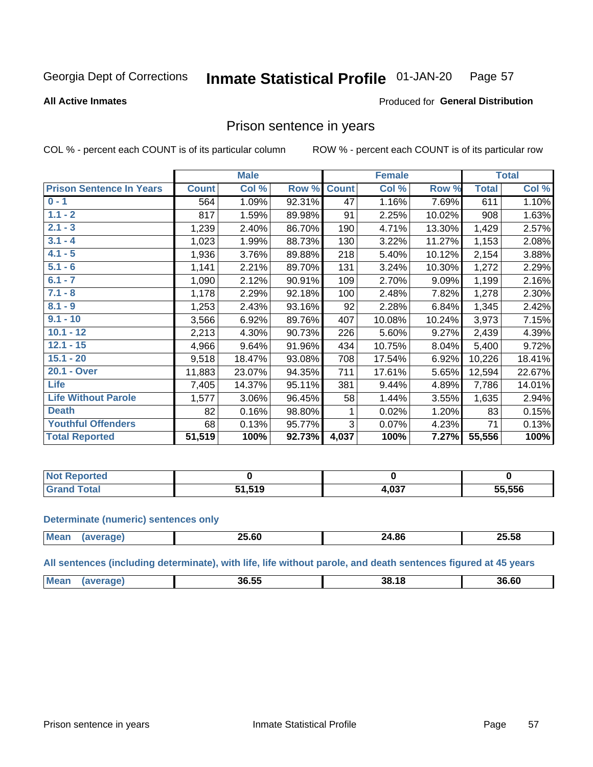Georgia Dept of Corrections **Inmate Statistical Profile** 01-JAN-20

**All Active Inmates**

Produced for **General Distribution**

## Prison sentence in years

COL % - percent each COUNT is of its particular column

ROW % - percent each COUNT is of its particular row

| | Male | | | Female | | | Total | |
|---|---|---|---|---|---|---|---|---|
| **Prison Sentence In Years** | **Count** | **Col %** | **Row %** | **Count** | **Col %** | **Row %** | **Total** | **Col %** |
| 0 - 1 | 564 | 1.09% | 92.31% | 47 | 1.16% | 7.69% | 611 | 1.10% |
| 1.1 - 2 | 817 | 1.59% | 89.98% | 91 | 2.25% | 10.02% | 908 | 1.63% |
| 2.1 - 3 | 1,239 | 2.40% | 86.70% | 190 | 4.71% | 13.30% | 1,429 | 2.57% |
| 3.1 - 4 | 1,023 | 1.99% | 88.73% | 130 | 3.22% | 11.27% | 1,153 | 2.08% |
| 4.1 - 5 | 1,936 | 3.76% | 89.88% | 218 | 5.40% | 10.12% | 2,154 | 3.88% |
| 5.1 - 6 | 1,141 | 2.21% | 89.70% | 131 | 3.24% | 10.30% | 1,272 | 2.29% |
| 6.1 - 7 | 1,090 | 2.12% | 90.91% | 109 | 2.70% | 9.09% | 1,199 | 2.16% |
| 7.1 - 8 | 1,178 | 2.29% | 92.18% | 100 | 2.48% | 7.82% | 1,278 | 2.30% |
| 8.1 - 9 | 1,253 | 2.43% | 93.16% | 92 | 2.28% | 6.84% | 1,345 | 2.42% |
| 9.1 - 10 | 3,566 | 6.92% | 89.76% | 407 | 10.08% | 10.24% | 3,973 | 7.15% |
| 10.1 - 12 | 2,213 | 4.30% | 90.73% | 226 | 5.60% | 9.27% | 2,439 | 4.39% |
| 12.1 - 15 | 4,966 | 9.64% | 91.96% | 434 | 10.75% | 8.04% | 5,400 | 9.72% |
| 15.1 - 20 | 9,518 | 18.47% | 93.08% | 708 | 17.54% | 6.92% | 10,226 | 18.41% |
| 20.1 - Over | 11,883 | 23.07% | 94.35% | 711 | 17.61% | 5.65% | 12,594 | 22.67% |
| Life | 7,405 | 14.37% | 95.11% | 381 | 9.44% | 4.89% | 7,786 | 14.01% |
| Life Without Parole | 1,577 | 3.06% | 96.45% | 58 | 1.44% | 3.55% | 1,635 | 2.94% |
| Death | 82 | 0.16% | 98.80% | 1 | 0.02% | 1.20% | 83 | 0.15% |
| Youthful Offenders | 68 | 0.13% | 95.77% | 3 | 0.07% | 4.23% | 71 | 0.13% |
| **Total Reported** | **51,519** | **100%** | **92.73%** | **4,037** | **100%** | **7.27%** | **55,556** | **100%** |

| | Male | Female | Total |
|---|---|---|---|
| **Not Reported** | **0** | **0** | **0** |
| **Grand Total** | **51,519** | **4,037** | **55,556** |

**Determinate (numeric) sentences only**

| | Male | Female | Total |
|---|---|---|---|
| **Mean (average)** | **25.60** | **24.86** | **25.58** |

**All sentences (including determinate), with life, life without parole, and death sentences figured at 45 years**

| | Male | Female | Total |
|---|---|---|---|
| **Mean (average)** | **36.55** | **38.18** | **36.60** |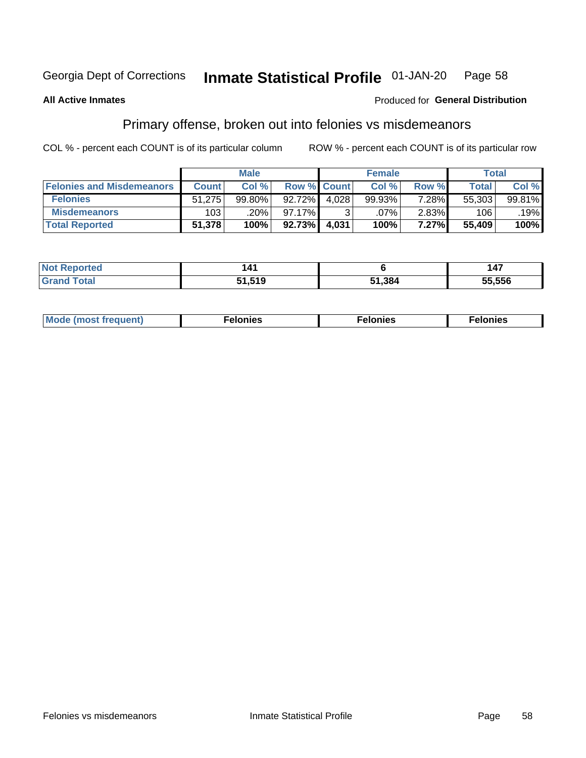Georgia Dept of Corrections **Inmate Statistical Profile** 01-JAN-20

**All Active Inmates**

Produced for **General Distribution**

## Primary offense, broken out into felonies vs misdemeanors

COL % - percent each COUNT is of its particular column

ROW % - percent each COUNT is of its particular row

| | Male | | | Female | | | Total | |
|---|---|---|---|---|---|---|---|---|
| **Felonies and Misdemeanors** | **Count** | **Col %** | **Row %** | **Count** | **Col %** | **Row %** | **Total** | **Col %** |
| **Felonies** | 51,275 | 99.80% | 92.72% | 4,028 | 99.93% | 7.28% | 55,303 | 99.81% |
| **Misdemeanors** | 103 | .20% | 97.17% | 3 | .07% | 2.83% | 106 | .19% |
| **Total Reported** | **51,378** | **100%** | **92.73%** | **4,031** | **100%** | **7.27%** | **55,409** | **100%** |

| | Male | Female | Total |
|---|---|---|---|
| **Not Reported** | **141** | **6** | **147** |
| **Grand Total** | **51,519** | **51,384** | **55,556** |

| | Male | Female | Total |
|---|---|---|---|
| **Mode (most frequent)** | **Felonies** | **Felonies** | **Felonies** |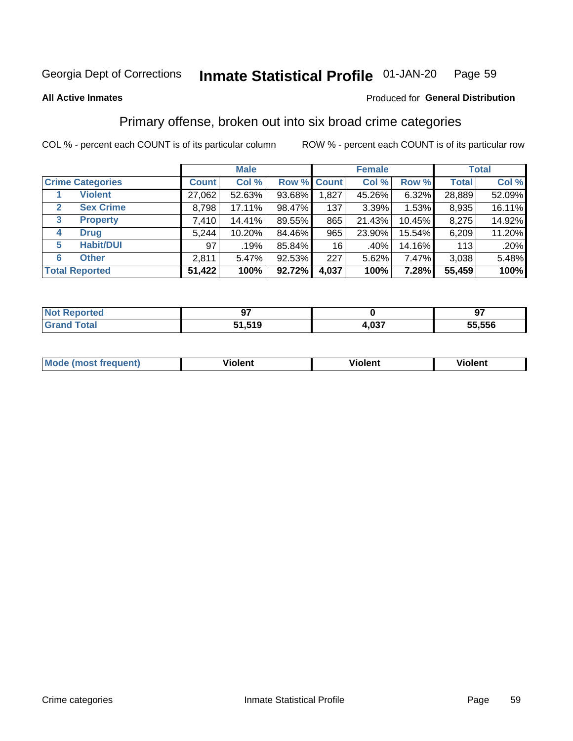Georgia Dept of Corrections **Inmate Statistical Profile** 01-JAN-20

**All Active Inmates**

Produced for **General Distribution**

## Primary offense, broken out into six broad crime categories

COL % - percent each COUNT is of its particular column ROW % - percent each COUNT is of its particular row

| Crime Categories | | Male | | | Female | | | Total | |
|---|---|---|---|---|---|---|---|---|---|
| | | Count | Col % | Row % | Count | Col % | Row % | Total | Col % |
| 1 | Violent | 27,062 | 52.63% | 93.68% | 1,827 | 45.26% | 6.32% | 28,889 | 52.09% |
| 2 | Sex Crime | 8,798 | 17.11% | 98.47% | 137 | 3.39% | 1.53% | 8,935 | 16.11% |
| 3 | Property | 7,410 | 14.41% | 89.55% | 865 | 21.43% | 10.45% | 8,275 | 14.92% |
| 4 | Drug | 5,244 | 10.20% | 84.46% | 965 | 23.90% | 15.54% | 6,209 | 11.20% |
| 5 | Habit/DUI | 97 | .19% | 85.84% | 16 | .40% | 14.16% | 113 | .20% |
| 6 | Other | 2,811 | 5.47% | 92.53% | 227 | 5.62% | 7.47% | 3,038 | 5.48% |
| **Total Reported** | | **51,422** | **100%** | **92.72%** | **4,037** | **100%** | **7.28%** | **55,459** | **100%** |

| | Male | Female | Total |
|---|---|---|---|
| Not Reported | 97 | 0 | 97 |
| Grand Total | 51,519 | 4,037 | 55,556 |

| | Male | Female | Total |
|---|---|---|---|
| Mode (most frequent) | Violent | Violent | Violent |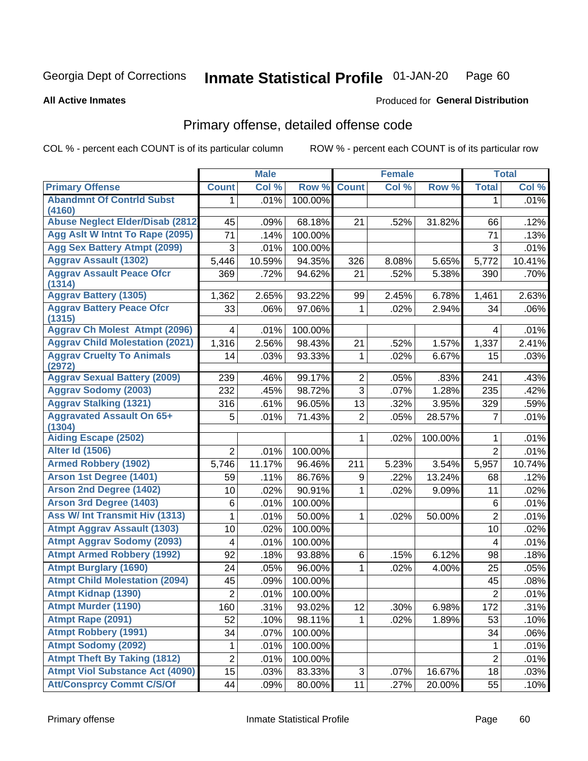Georgia Dept of Corrections **Inmate Statistical Profile** 01-JAN-20

**All Active Inmates**

Produced for **General Distribution**

## Primary offense, detailed offense code

COL % - percent each COUNT is of its particular column ROW % - percent each COUNT is of its particular row

| | Male | | | Female | | | Total | |
|---|---|---|---|---|---|---|---|---|
| Primary Offense | Count | Col % | Row % | Count | Col % | Row % | Total | Col % |
| Abandmnt Of Contrld Subst (4160) | 1 | .01% | 100.00% | | | | 1 | .01% |
| Abuse Neglect Elder/Disab (2812 | 45 | .09% | 68.18% | 21 | .52% | 31.82% | 66 | .12% |
| Agg Aslt W Intnt To Rape (2095) | 71 | .14% | 100.00% | | | | 71 | .13% |
| Agg Sex Battery Atmpt (2099) | 3 | .01% | 100.00% | | | | 3 | .01% |
| Aggrav Assault (1302) | 5,446 | 10.59% | 94.35% | 326 | 8.08% | 5.65% | 5,772 | 10.41% |
| Aggrav Assault Peace Ofcr (1314) | 369 | .72% | 94.62% | 21 | .52% | 5.38% | 390 | .70% |
| Aggrav Battery (1305) | 1,362 | 2.65% | 93.22% | 99 | 2.45% | 6.78% | 1,461 | 2.63% |
| Aggrav Battery Peace Ofcr (1315) | 33 | .06% | 97.06% | 1 | .02% | 2.94% | 34 | .06% |
| Aggrav Ch Molest Atmpt (2096) | 4 | .01% | 100.00% | | | | 4 | .01% |
| Aggrav Child Molestation (2021) | 1,316 | 2.56% | 98.43% | 21 | .52% | 1.57% | 1,337 | 2.41% |
| Aggrav Cruelty To Animals (2972) | 14 | .03% | 93.33% | 1 | .02% | 6.67% | 15 | .03% |
| Aggrav Sexual Battery (2009) | 239 | .46% | 99.17% | 2 | .05% | .83% | 241 | .43% |
| Aggrav Sodomy (2003) | 232 | .45% | 98.72% | 3 | .07% | 1.28% | 235 | .42% |
| Aggrav Stalking (1321) | 316 | .61% | 96.05% | 13 | .32% | 3.95% | 329 | .59% |
| Aggravated Assault On 65+ (1304) | 5 | .01% | 71.43% | 2 | .05% | 28.57% | 7 | .01% |
| Aiding Escape (2502) | | | | 1 | .02% | 100.00% | 1 | .01% |
| Alter Id (1506) | 2 | .01% | 100.00% | | | | 2 | .01% |
| Armed Robbery (1902) | 5,746 | 11.17% | 96.46% | 211 | 5.23% | 3.54% | 5,957 | 10.74% |
| Arson 1st Degree (1401) | 59 | .11% | 86.76% | 9 | .22% | 13.24% | 68 | .12% |
| Arson 2nd Degree (1402) | 10 | .02% | 90.91% | 1 | .02% | 9.09% | 11 | .02% |
| Arson 3rd Degree (1403) | 6 | .01% | 100.00% | | | | 6 | .01% |
| Ass W/ Int Transmit Hiv (1313) | 1 | .01% | 50.00% | 1 | .02% | 50.00% | 2 | .01% |
| Atmpt Aggrav Assault (1303) | 10 | .02% | 100.00% | | | | 10 | .02% |
| Atmpt Aggrav Sodomy (2093) | 4 | .01% | 100.00% | | | | 4 | .01% |
| Atmpt Armed Robbery (1992) | 92 | .18% | 93.88% | 6 | .15% | 6.12% | 98 | .18% |
| Atmpt Burglary (1690) | 24 | .05% | 96.00% | 1 | .02% | 4.00% | 25 | .05% |
| Atmpt Child Molestation (2094) | 45 | .09% | 100.00% | | | | 45 | .08% |
| Atmpt Kidnap (1390) | 2 | .01% | 100.00% | | | | 2 | .01% |
| Atmpt Murder (1190) | 160 | .31% | 93.02% | 12 | .30% | 6.98% | 172 | .31% |
| Atmpt Rape (2091) | 52 | .10% | 98.11% | 1 | .02% | 1.89% | 53 | .10% |
| Atmpt Robbery (1991) | 34 | .07% | 100.00% | | | | 34 | .06% |
| Atmpt Sodomy (2092) | 1 | .01% | 100.00% | | | | 1 | .01% |
| Atmpt Theft By Taking (1812) | 2 | .01% | 100.00% | | | | 2 | .01% |
| Atmpt Viol Substance Act (4090) | 15 | .03% | 83.33% | 3 | .07% | 16.67% | 18 | .03% |
| Att/Consprcy Commt C/S/Of | 44 | .09% | 80.00% | 11 | .27% | 20.00% | 55 | .10% |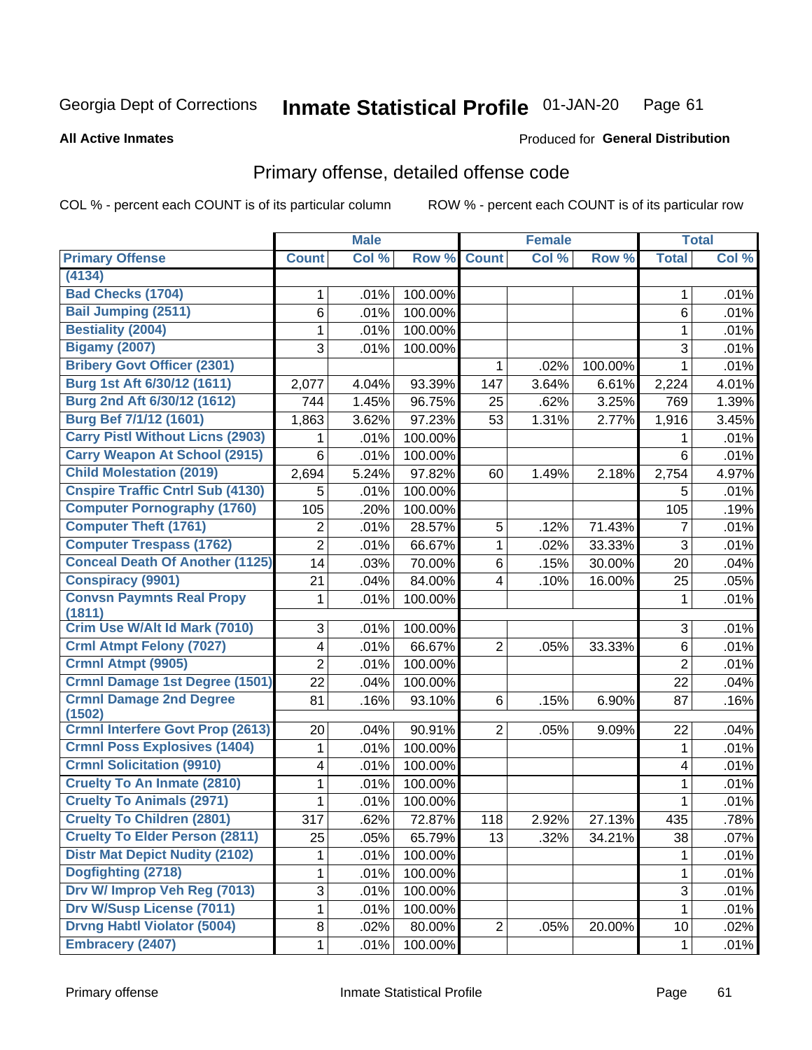Georgia Dept of Corrections **Inmate Statistical Profile** 01-JAN-20

**All Active Inmates** Produced for **General Distribution**

## Primary offense, detailed offense code

COL % - percent each COUNT is of its particular column ROW % - percent each COUNT is of its particular row

| | Male | | | Female | | | Total | |
|---|---|---|---|---|---|---|---|---|
| Primary Offense | Count | Col % | Row % | Count | Col % | Row % | Total | Col % |
| (4134) | | | | | | | | |
| Bad Checks (1704) | 1 | .01% | 100.00% | | | | 1 | .01% |
| Bail Jumping (2511) | 6 | .01% | 100.00% | | | | 6 | .01% |
| Bestiality (2004) | 1 | .01% | 100.00% | | | | 1 | .01% |
| Bigamy (2007) | 3 | .01% | 100.00% | | | | 3 | .01% |
| Bribery Govt Officer (2301) | | | | 1 | .02% | 100.00% | 1 | .01% |
| Burg 1st Aft 6/30/12 (1611) | 2,077 | 4.04% | 93.39% | 147 | 3.64% | 6.61% | 2,224 | 4.01% |
| Burg 2nd Aft 6/30/12 (1612) | 744 | 1.45% | 96.75% | 25 | .62% | 3.25% | 769 | 1.39% |
| Burg Bef 7/1/12 (1601) | 1,863 | 3.62% | 97.23% | 53 | 1.31% | 2.77% | 1,916 | 3.45% |
| Carry Pistl Without Licns (2903) | 1 | .01% | 100.00% | | | | 1 | .01% |
| Carry Weapon At School (2915) | 6 | .01% | 100.00% | | | | 6 | .01% |
| Child Molestation (2019) | 2,694 | 5.24% | 97.82% | 60 | 1.49% | 2.18% | 2,754 | 4.97% |
| Cnspire Traffic Cntrl Sub (4130) | 5 | .01% | 100.00% | | | | 5 | .01% |
| Computer Pornography (1760) | 105 | .20% | 100.00% | | | | 105 | .19% |
| Computer Theft (1761) | 2 | .01% | 28.57% | 5 | .12% | 71.43% | 7 | .01% |
| Computer Trespass (1762) | 2 | .01% | 66.67% | 1 | .02% | 33.33% | 3 | .01% |
| Conceal Death Of Another (1125) | 14 | .03% | 70.00% | 6 | .15% | 30.00% | 20 | .04% |
| Conspiracy (9901) | 21 | .04% | 84.00% | 4 | .10% | 16.00% | 25 | .05% |
| Convsn Paymnts Real Propy (1811) | 1 | .01% | 100.00% | | | | 1 | .01% |
| Crim Use W/Alt Id Mark (7010) | 3 | .01% | 100.00% | | | | 3 | .01% |
| Crml Atmpt Felony (7027) | 4 | .01% | 66.67% | 2 | .05% | 33.33% | 6 | .01% |
| Crmnl Atmpt (9905) | 2 | .01% | 100.00% | | | | 2 | .01% |
| Crmnl Damage 1st Degree (1501) | 22 | .04% | 100.00% | | | | 22 | .04% |
| Crmnl Damage 2nd Degree (1502) | 81 | .16% | 93.10% | 6 | .15% | 6.90% | 87 | .16% |
| Crmnl Interfere Govt Prop (2613) | 20 | .04% | 90.91% | 2 | .05% | 9.09% | 22 | .04% |
| Crmnl Poss Explosives (1404) | 1 | .01% | 100.00% | | | | 1 | .01% |
| Crmnl Solicitation (9910) | 4 | .01% | 100.00% | | | | 4 | .01% |
| Cruelty To An Inmate (2810) | 1 | .01% | 100.00% | | | | 1 | .01% |
| Cruelty To Animals (2971) | 1 | .01% | 100.00% | | | | 1 | .01% |
| Cruelty To Children (2801) | 317 | .62% | 72.87% | 118 | 2.92% | 27.13% | 435 | .78% |
| Cruelty To Elder Person (2811) | 25 | .05% | 65.79% | 13 | .32% | 34.21% | 38 | .07% |
| Distr Mat Depict Nudity (2102) | 1 | .01% | 100.00% | | | | 1 | .01% |
| Dogfighting (2718) | 1 | .01% | 100.00% | | | | 1 | .01% |
| Drv W/ Improp Veh Reg (7013) | 3 | .01% | 100.00% | | | | 3 | .01% |
| Drv W/Susp License (7011) | 1 | .01% | 100.00% | | | | 1 | .01% |
| Drvng Habtl Violator (5004) | 8 | .02% | 80.00% | 2 | .05% | 20.00% | 10 | .02% |
| Embracery (2407) | 1 | .01% | 100.00% | | | | 1 | .01% |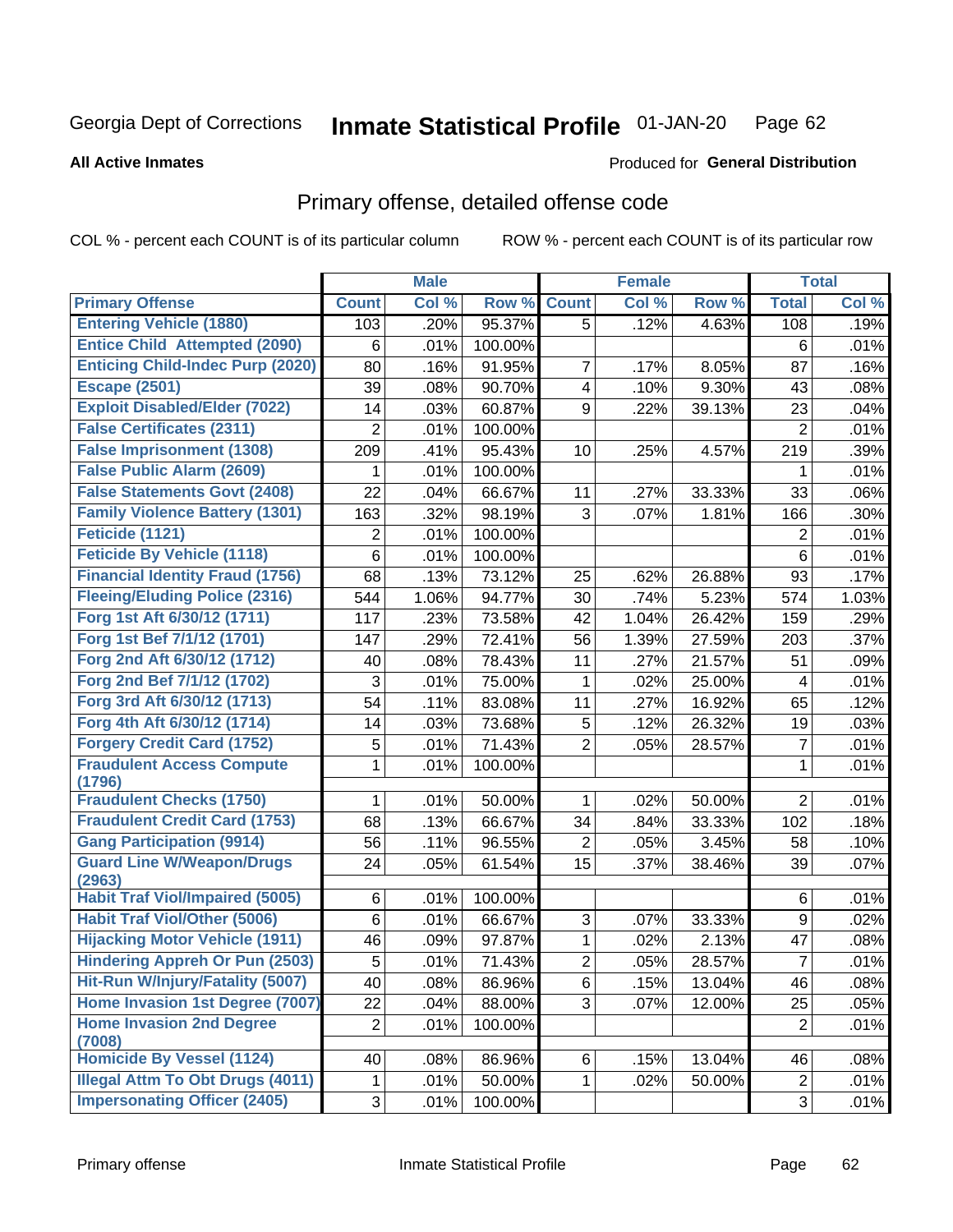Georgia Dept of Corrections **Inmate Statistical Profile** 01-JAN-20

**All Active Inmates**

Produced for **General Distribution**

## Primary offense, detailed offense code

COL % - percent each COUNT is of its particular column ROW % - percent each COUNT is of its particular row

| | Male | | | Female | | | Total | |
|---|---|---|---|---|---|---|---|---|
| **Primary Offense** | **Count** | **Col %** | **Row %** | **Count** | **Col %** | **Row %** | **Total** | **Col %** |
| **Entering Vehicle (1880)** | 103 | .20% | 95.37% | 5 | .12% | 4.63% | 108 | .19% |
| **Entice Child Attempted (2090)** | 6 | .01% | 100.00% | | | | 6 | .01% |
| **Enticing Child-Indec Purp (2020)** | 80 | .16% | 91.95% | 7 | .17% | 8.05% | 87 | .16% |
| **Escape (2501)** | 39 | .08% | 90.70% | 4 | .10% | 9.30% | 43 | .08% |
| **Exploit Disabled/Elder (7022)** | 14 | .03% | 60.87% | 9 | .22% | 39.13% | 23 | .04% |
| **False Certificates (2311)** | 2 | .01% | 100.00% | | | | 2 | .01% |
| **False Imprisonment (1308)** | 209 | .41% | 95.43% | 10 | .25% | 4.57% | 219 | .39% |
| **False Public Alarm (2609)** | 1 | .01% | 100.00% | | | | 1 | .01% |
| **False Statements Govt (2408)** | 22 | .04% | 66.67% | 11 | .27% | 33.33% | 33 | .06% |
| **Family Violence Battery (1301)** | 163 | .32% | 98.19% | 3 | .07% | 1.81% | 166 | .30% |
| **Feticide (1121)** | 2 | .01% | 100.00% | | | | 2 | .01% |
| **Feticide By Vehicle (1118)** | 6 | .01% | 100.00% | | | | 6 | .01% |
| **Financial Identity Fraud (1756)** | 68 | .13% | 73.12% | 25 | .62% | 26.88% | 93 | .17% |
| **Fleeing/Eluding Police (2316)** | 544 | 1.06% | 94.77% | 30 | .74% | 5.23% | 574 | 1.03% |
| **Forg 1st Aft 6/30/12 (1711)** | 117 | .23% | 73.58% | 42 | 1.04% | 26.42% | 159 | .29% |
| **Forg 1st Bef 7/1/12 (1701)** | 147 | .29% | 72.41% | 56 | 1.39% | 27.59% | 203 | .37% |
| **Forg 2nd Aft 6/30/12 (1712)** | 40 | .08% | 78.43% | 11 | .27% | 21.57% | 51 | .09% |
| **Forg 2nd Bef 7/1/12 (1702)** | 3 | .01% | 75.00% | 1 | .02% | 25.00% | 4 | .01% |
| **Forg 3rd Aft 6/30/12 (1713)** | 54 | .11% | 83.08% | 11 | .27% | 16.92% | 65 | .12% |
| **Forg 4th Aft 6/30/12 (1714)** | 14 | .03% | 73.68% | 5 | .12% | 26.32% | 19 | .03% |
| **Forgery Credit Card (1752)** | 5 | .01% | 71.43% | 2 | .05% | 28.57% | 7 | .01% |
| **Fraudulent Access Compute (1796)** | 1 | .01% | 100.00% | | | | 1 | .01% |
| **Fraudulent Checks (1750)** | 1 | .01% | 50.00% | 1 | .02% | 50.00% | 2 | .01% |
| **Fraudulent Credit Card (1753)** | 68 | .13% | 66.67% | 34 | .84% | 33.33% | 102 | .18% |
| **Gang Participation (9914)** | 56 | .11% | 96.55% | 2 | .05% | 3.45% | 58 | .10% |
| **Guard Line W/Weapon/Drugs (2963)** | 24 | .05% | 61.54% | 15 | .37% | 38.46% | 39 | .07% |
| **Habit Traf Viol/Impaired (5005)** | 6 | .01% | 100.00% | | | | 6 | .01% |
| **Habit Traf Viol/Other (5006)** | 6 | .01% | 66.67% | 3 | .07% | 33.33% | 9 | .02% |
| **Hijacking Motor Vehicle (1911)** | 46 | .09% | 97.87% | 1 | .02% | 2.13% | 47 | .08% |
| **Hindering Appreh Or Pun (2503)** | 5 | .01% | 71.43% | 2 | .05% | 28.57% | 7 | .01% |
| **Hit-Run W/Injury/Fatality (5007)** | 40 | .08% | 86.96% | 6 | .15% | 13.04% | 46 | .08% |
| **Home Invasion 1st Degree (7007)** | 22 | .04% | 88.00% | 3 | .07% | 12.00% | 25 | .05% |
| **Home Invasion 2nd Degree (7008)** | 2 | .01% | 100.00% | | | | 2 | .01% |
| **Homicide By Vessel (1124)** | 40 | .08% | 86.96% | 6 | .15% | 13.04% | 46 | .08% |
| **Illegal Attm To Obt Drugs (4011)** | 1 | .01% | 50.00% | 1 | .02% | 50.00% | 2 | .01% |
| **Impersonating Officer (2405)** | 3 | .01% | 100.00% | | | | 3 | .01% |

Primary offense Inmate Statistical Profile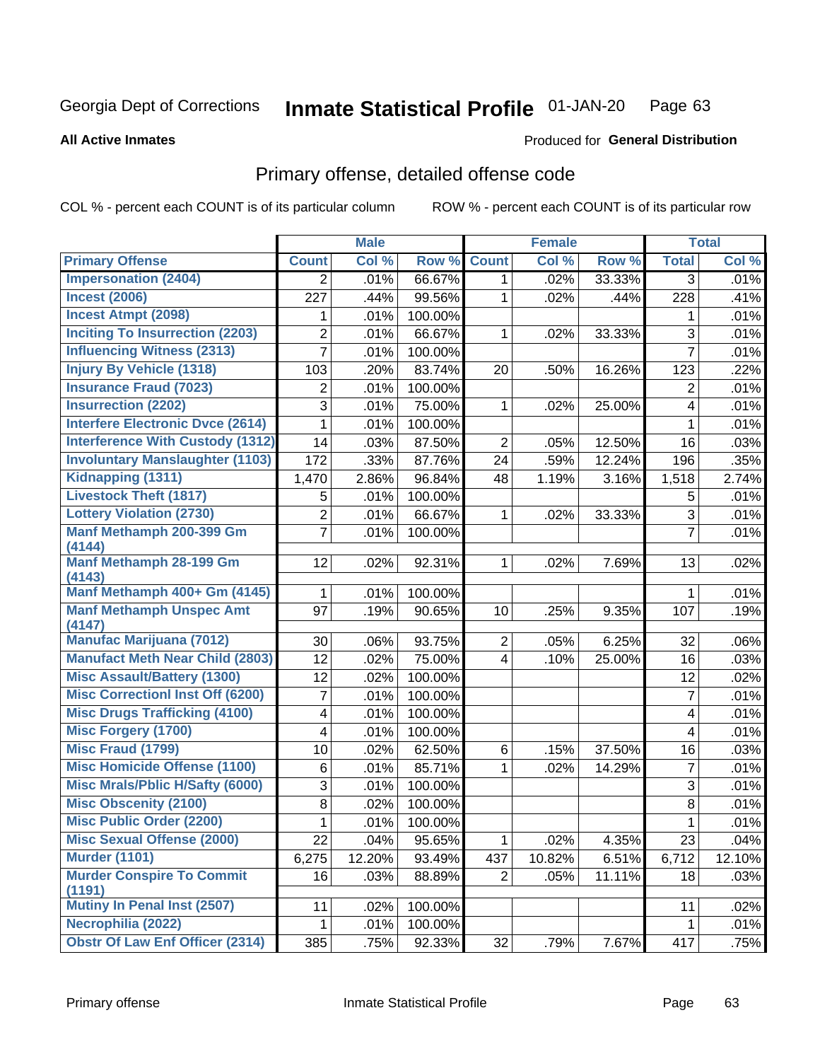Georgia Dept of Corrections **Inmate Statistical Profile** 01-JAN-20

**All Active Inmates**

Produced for **General Distribution**

## Primary offense, detailed offense code

COL % - percent each COUNT is of its particular column

ROW % - percent each COUNT is of its particular row

| | Male | | | Female | | | Total | |
|---|---|---|---|---|---|---|---|---|
| **Primary Offense** | **Count** | **Col %** | **Row %** | **Count** | **Col %** | **Row %** | **Total** | **Col %** |
| Impersonation (2404) | 2 | .01% | 66.67% | 1 | .02% | 33.33% | 3 | .01% |
| Incest (2006) | 227 | .44% | 99.56% | 1 | .02% | .44% | 228 | .41% |
| Incest Atmpt (2098) | 1 | .01% | 100.00% | | | | 1 | .01% |
| Inciting To Insurrection (2203) | 2 | .01% | 66.67% | 1 | .02% | 33.33% | 3 | .01% |
| Influencing Witness (2313) | 7 | .01% | 100.00% | | | | 7 | .01% |
| Injury By Vehicle (1318) | 103 | .20% | 83.74% | 20 | .50% | 16.26% | 123 | .22% |
| Insurance Fraud (7023) | 2 | .01% | 100.00% | | | | 2 | .01% |
| Insurrection (2202) | 3 | .01% | 75.00% | 1 | .02% | 25.00% | 4 | .01% |
| Interfere Electronic Dvce (2614) | 1 | .01% | 100.00% | | | | 1 | .01% |
| Interference With Custody (1312) | 14 | .03% | 87.50% | 2 | .05% | 12.50% | 16 | .03% |
| Involuntary Manslaughter (1103) | 172 | .33% | 87.76% | 24 | .59% | 12.24% | 196 | .35% |
| Kidnapping (1311) | 1,470 | 2.86% | 96.84% | 48 | 1.19% | 3.16% | 1,518 | 2.74% |
| Livestock Theft (1817) | 5 | .01% | 100.00% | | | | 5 | .01% |
| Lottery Violation (2730) | 2 | .01% | 66.67% | 1 | .02% | 33.33% | 3 | .01% |
| Manf Methamph 200-399 Gm (4144) | 7 | .01% | 100.00% | | | | 7 | .01% |
| Manf Methamph 28-199 Gm (4143) | 12 | .02% | 92.31% | 1 | .02% | 7.69% | 13 | .02% |
| Manf Methamph 400+ Gm (4145) | 1 | .01% | 100.00% | | | | 1 | .01% |
| Manf Methamph Unspec Amt (4147) | 97 | .19% | 90.65% | 10 | .25% | 9.35% | 107 | .19% |
| Manufac Marijuana (7012) | 30 | .06% | 93.75% | 2 | .05% | 6.25% | 32 | .06% |
| Manufact Meth Near Child (2803) | 12 | .02% | 75.00% | 4 | .10% | 25.00% | 16 | .03% |
| Misc Assault/Battery (1300) | 12 | .02% | 100.00% | | | | 12 | .02% |
| Misc Correctionl Inst Off (6200) | 7 | .01% | 100.00% | | | | 7 | .01% |
| Misc Drugs Trafficking (4100) | 4 | .01% | 100.00% | | | | 4 | .01% |
| Misc Forgery (1700) | 4 | .01% | 100.00% | | | | 4 | .01% |
| Misc Fraud (1799) | 10 | .02% | 62.50% | 6 | .15% | 37.50% | 16 | .03% |
| Misc Homicide Offense (1100) | 6 | .01% | 85.71% | 1 | .02% | 14.29% | 7 | .01% |
| Misc Mrals/Pblic H/Safty (6000) | 3 | .01% | 100.00% | | | | 3 | .01% |
| Misc Obscenity (2100) | 8 | .02% | 100.00% | | | | 8 | .01% |
| Misc Public Order (2200) | 1 | .01% | 100.00% | | | | 1 | .01% |
| Misc Sexual Offense (2000) | 22 | .04% | 95.65% | 1 | .02% | 4.35% | 23 | .04% |
| Murder (1101) | 6,275 | 12.20% | 93.49% | 437 | 10.82% | 6.51% | 6,712 | 12.10% |
| Murder Conspire To Commit (1191) | 16 | .03% | 88.89% | 2 | .05% | 11.11% | 18 | .03% |
| Mutiny In Penal Inst (2507) | 11 | .02% | 100.00% | | | | 11 | .02% |
| Necrophilia (2022) | 1 | .01% | 100.00% | | | | 1 | .01% |
| Obstr Of Law Enf Officer (2314) | 385 | .75% | 92.33% | 32 | .79% | 7.67% | 417 | .75% |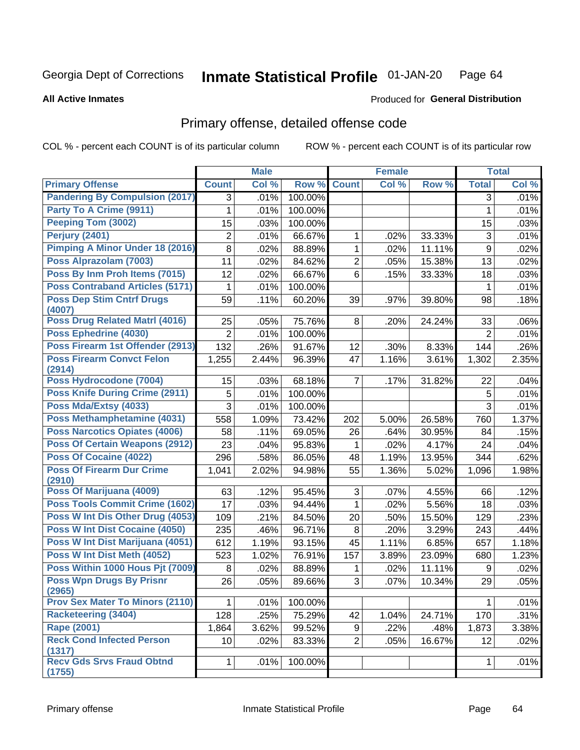Georgia Dept of Corrections **Inmate Statistical Profile** 01-JAN-20

**All Active Inmates**

Produced for **General Distribution**

## Primary offense, detailed offense code

COL % - percent each COUNT is of its particular column ROW % - percent each COUNT is of its particular row

| | Male | | | Female | | | Total | |
|---|---|---|---|---|---|---|---|---|
| **Primary Offense** | **Count** | **Col %** | **Row %** | **Count** | **Col %** | **Row %** | **Total** | **Col %** |
| Pandering By Compulsion (2017) | 3 | .01% | 100.00% | | | | 3 | .01% |
| Party To A Crime (9911) | 1 | .01% | 100.00% | | | | 1 | .01% |
| Peeping Tom (3002) | 15 | .03% | 100.00% | | | | 15 | .03% |
| Perjury (2401) | 2 | .01% | 66.67% | 1 | .02% | 33.33% | 3 | .01% |
| Pimping A Minor Under 18 (2016) | 8 | .02% | 88.89% | 1 | .02% | 11.11% | 9 | .02% |
| Poss Alprazolam (7003) | 11 | .02% | 84.62% | 2 | .05% | 15.38% | 13 | .02% |
| Poss By Inm Proh Items (7015) | 12 | .02% | 66.67% | 6 | .15% | 33.33% | 18 | .03% |
| Poss Contraband Articles (5171) | 1 | .01% | 100.00% | | | | 1 | .01% |
| Poss Dep Stim Cntrf Drugs (4007) | 59 | .11% | 60.20% | 39 | .97% | 39.80% | 98 | .18% |
| Poss Drug Related Matrl (4016) | 25 | .05% | 75.76% | 8 | .20% | 24.24% | 33 | .06% |
| Poss Ephedrine (4030) | 2 | .01% | 100.00% | | | | 2 | .01% |
| Poss Firearm 1st Offender (2913) | 132 | .26% | 91.67% | 12 | .30% | 8.33% | 144 | .26% |
| Poss Firearm Convct Felon (2914) | 1,255 | 2.44% | 96.39% | 47 | 1.16% | 3.61% | 1,302 | 2.35% |
| Poss Hydrocodone (7004) | 15 | .03% | 68.18% | 7 | .17% | 31.82% | 22 | .04% |
| Poss Knife During Crime (2911) | 5 | .01% | 100.00% | | | | 5 | .01% |
| Poss Mda/Extsy (4033) | 3 | .01% | 100.00% | | | | 3 | .01% |
| Poss Methamphetamine (4031) | 558 | 1.09% | 73.42% | 202 | 5.00% | 26.58% | 760 | 1.37% |
| Poss Narcotics Opiates (4006) | 58 | .11% | 69.05% | 26 | .64% | 30.95% | 84 | .15% |
| Poss Of Certain Weapons (2912) | 23 | .04% | 95.83% | 1 | .02% | 4.17% | 24 | .04% |
| Poss Of Cocaine (4022) | 296 | .58% | 86.05% | 48 | 1.19% | 13.95% | 344 | .62% |
| Poss Of Firearm Dur Crime (2910) | 1,041 | 2.02% | 94.98% | 55 | 1.36% | 5.02% | 1,096 | 1.98% |
| Poss Of Marijuana (4009) | 63 | .12% | 95.45% | 3 | .07% | 4.55% | 66 | .12% |
| Poss Tools Commit Crime (1602) | 17 | .03% | 94.44% | 1 | .02% | 5.56% | 18 | .03% |
| Poss W Int Dis Other Drug (4053) | 109 | .21% | 84.50% | 20 | .50% | 15.50% | 129 | .23% |
| Poss W Int Dist Cocaine (4050) | 235 | .46% | 96.71% | 8 | .20% | 3.29% | 243 | .44% |
| Poss W Int Dist Marijuana (4051) | 612 | 1.19% | 93.15% | 45 | 1.11% | 6.85% | 657 | 1.18% |
| Poss W Int Dist Meth (4052) | 523 | 1.02% | 76.91% | 157 | 3.89% | 23.09% | 680 | 1.23% |
| Poss Within 1000 Hous Pjt (7009) | 8 | .02% | 88.89% | 1 | .02% | 11.11% | 9 | .02% |
| Poss Wpn Drugs By Prisnr (2965) | 26 | .05% | 89.66% | 3 | .07% | 10.34% | 29 | .05% |
| Prov Sex Mater To Minors (2110) | 1 | .01% | 100.00% | | | | 1 | .01% |
| Racketeering (3404) | 128 | .25% | 75.29% | 42 | 1.04% | 24.71% | 170 | .31% |
| Rape (2001) | 1,864 | 3.62% | 99.52% | 9 | .22% | .48% | 1,873 | 3.38% |
| Reck Cond Infected Person (1317) | 10 | .02% | 83.33% | 2 | .05% | 16.67% | 12 | .02% |
| Recv Gds Srvs Fraud Obtnd (1755) | 1 | .01% | 100.00% | | | | 1 | .01% |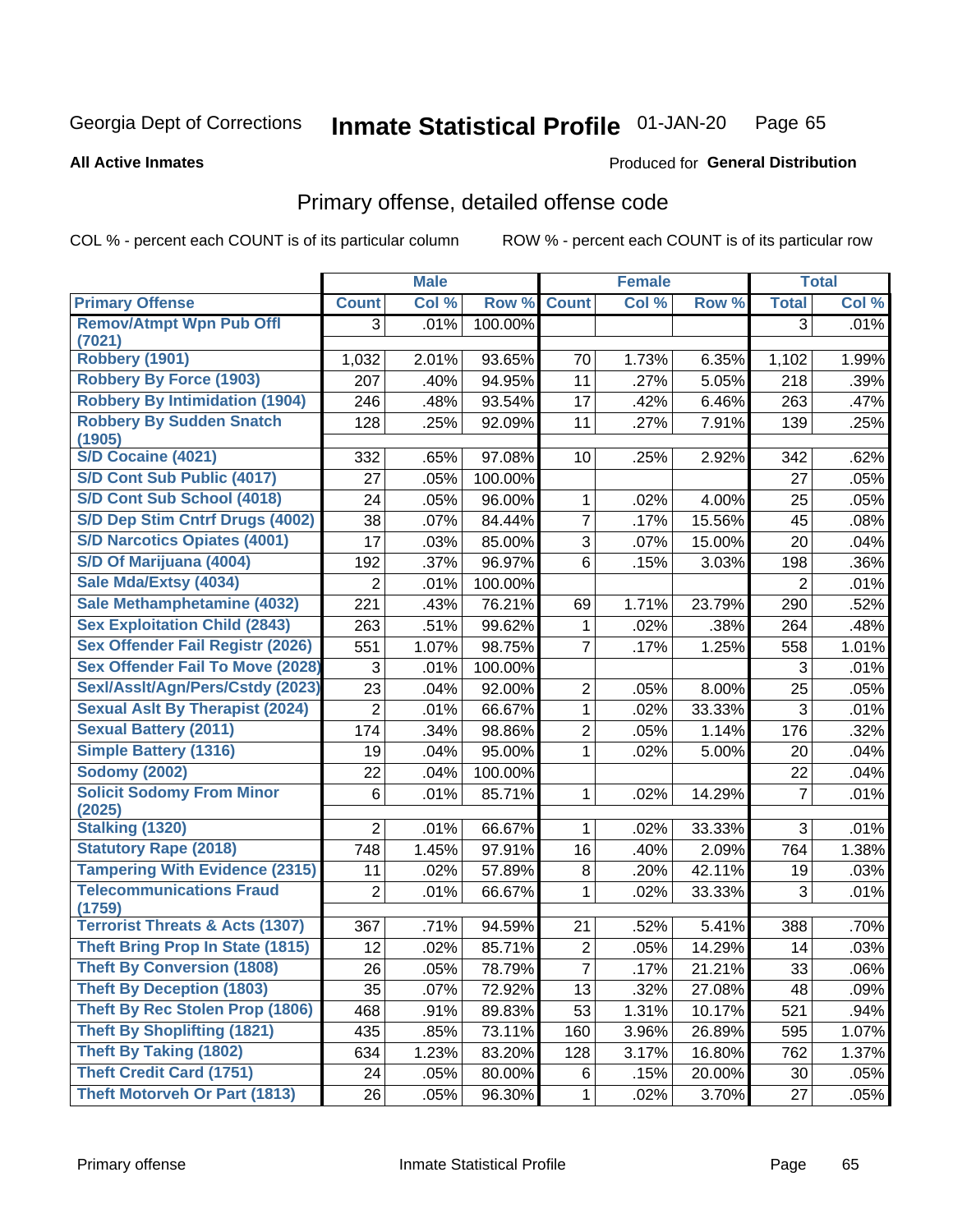Georgia Dept of Corrections **Inmate Statistical Profile** 01-JAN-20

**All Active Inmates** Produced for **General Distribution**

## Primary offense, detailed offense code

COL % - percent each COUNT is of its particular column ROW % - percent each COUNT is of its particular row

| | Male | | | Female | | | Total | |
|---|---|---|---|---|---|---|---|---|
| **Primary Offense** | **Count** | **Col %** | **Row %** | **Count** | **Col %** | **Row %** | **Total** | **Col %** |
| Remov/Atmpt Wpn Pub Offl (7021) | 3 | .01% | 100.00% | | | | 3 | .01% |
| Robbery (1901) | 1,032 | 2.01% | 93.65% | 70 | 1.73% | 6.35% | 1,102 | 1.99% |
| Robbery By Force (1903) | 207 | .40% | 94.95% | 11 | .27% | 5.05% | 218 | .39% |
| Robbery By Intimidation (1904) | 246 | .48% | 93.54% | 17 | .42% | 6.46% | 263 | .47% |
| Robbery By Sudden Snatch (1905) | 128 | .25% | 92.09% | 11 | .27% | 7.91% | 139 | .25% |
| S/D Cocaine (4021) | 332 | .65% | 97.08% | 10 | .25% | 2.92% | 342 | .62% |
| S/D Cont Sub Public (4017) | 27 | .05% | 100.00% | | | | 27 | .05% |
| S/D Cont Sub School (4018) | 24 | .05% | 96.00% | 1 | .02% | 4.00% | 25 | .05% |
| S/D Dep Stim Cntrf Drugs (4002) | 38 | .07% | 84.44% | 7 | .17% | 15.56% | 45 | .08% |
| S/D Narcotics Opiates (4001) | 17 | .03% | 85.00% | 3 | .07% | 15.00% | 20 | .04% |
| S/D Of Marijuana (4004) | 192 | .37% | 96.97% | 6 | .15% | 3.03% | 198 | .36% |
| Sale Mda/Extsy (4034) | 2 | .01% | 100.00% | | | | 2 | .01% |
| Sale Methamphetamine (4032) | 221 | .43% | 76.21% | 69 | 1.71% | 23.79% | 290 | .52% |
| Sex Exploitation Child (2843) | 263 | .51% | 99.62% | 1 | .02% | .38% | 264 | .48% |
| Sex Offender Fail Registr (2026) | 551 | 1.07% | 98.75% | 7 | .17% | 1.25% | 558 | 1.01% |
| Sex Offender Fail To Move (2028) | 3 | .01% | 100.00% | | | | 3 | .01% |
| Sexl/Asslt/Agn/Pers/Cstdy (2023) | 23 | .04% | 92.00% | 2 | .05% | 8.00% | 25 | .05% |
| Sexual Aslt By Therapist (2024) | 2 | .01% | 66.67% | 1 | .02% | 33.33% | 3 | .01% |
| Sexual Battery (2011) | 174 | .34% | 98.86% | 2 | .05% | 1.14% | 176 | .32% |
| Simple Battery (1316) | 19 | .04% | 95.00% | 1 | .02% | 5.00% | 20 | .04% |
| Sodomy (2002) | 22 | .04% | 100.00% | | | | 22 | .04% |
| Solicit Sodomy From Minor (2025) | 6 | .01% | 85.71% | 1 | .02% | 14.29% | 7 | .01% |
| Stalking (1320) | 2 | .01% | 66.67% | 1 | .02% | 33.33% | 3 | .01% |
| Statutory Rape (2018) | 748 | 1.45% | 97.91% | 16 | .40% | 2.09% | 764 | 1.38% |
| Tampering With Evidence (2315) | 11 | .02% | 57.89% | 8 | .20% | 42.11% | 19 | .03% |
| Telecommunications Fraud (1759) | 2 | .01% | 66.67% | 1 | .02% | 33.33% | 3 | .01% |
| Terrorist Threats & Acts (1307) | 367 | .71% | 94.59% | 21 | .52% | 5.41% | 388 | .70% |
| Theft Bring Prop In State (1815) | 12 | .02% | 85.71% | 2 | .05% | 14.29% | 14 | .03% |
| Theft By Conversion (1808) | 26 | .05% | 78.79% | 7 | .17% | 21.21% | 33 | .06% |
| Theft By Deception (1803) | 35 | .07% | 72.92% | 13 | .32% | 27.08% | 48 | .09% |
| Theft By Rec Stolen Prop (1806) | 468 | .91% | 89.83% | 53 | 1.31% | 10.17% | 521 | .94% |
| Theft By Shoplifting (1821) | 435 | .85% | 73.11% | 160 | 3.96% | 26.89% | 595 | 1.07% |
| Theft By Taking (1802) | 634 | 1.23% | 83.20% | 128 | 3.17% | 16.80% | 762 | 1.37% |
| Theft Credit Card (1751) | 24 | .05% | 80.00% | 6 | .15% | 20.00% | 30 | .05% |
| Theft Motorveh Or Part (1813) | 26 | .05% | 96.30% | 1 | .02% | 3.70% | 27 | .05% |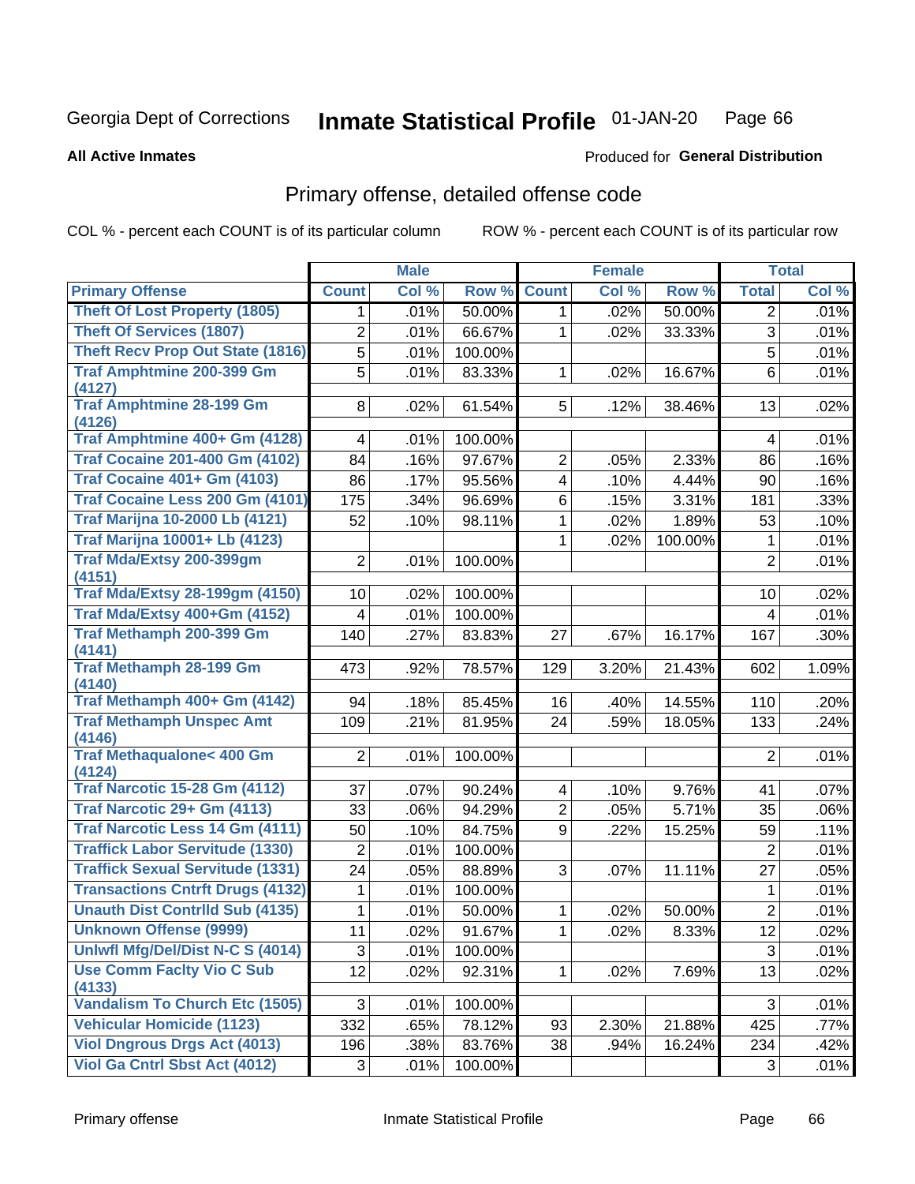Georgia Dept of Corrections **Inmate Statistical Profile** 01-JAN-20

**All Active Inmates**

Produced for **General Distribution**

## Primary offense, detailed offense code

COL % - percent each COUNT is of its particular column

ROW % - percent each COUNT is of its particular row

| | Male | | | Female | | | Total | |
|---|---|---|---|---|---|---|---|---|
| **Primary Offense** | **Count** | **Col %** | **Row %** | **Count** | **Col %** | **Row %** | **Total** | **Col %** |
| Theft Of Lost Property (1805) | 1 | .01% | 50.00% | 1 | .02% | 50.00% | 2 | .01% |
| Theft Of Services (1807) | 2 | .01% | 66.67% | 1 | .02% | 33.33% | 3 | .01% |
| Theft Recv Prop Out State (1816) | 5 | .01% | 100.00% | | | | 5 | .01% |
| Traf Amphtmine 200-399 Gm (4127) | 5 | .01% | 83.33% | 1 | .02% | 16.67% | 6 | .01% |
| Traf Amphtmine 28-199 Gm (4126) | 8 | .02% | 61.54% | 5 | .12% | 38.46% | 13 | .02% |
| Traf Amphtmine 400+ Gm (4128) | 4 | .01% | 100.00% | | | | 4 | .01% |
| Traf Cocaine 201-400 Gm (4102) | 84 | .16% | 97.67% | 2 | .05% | 2.33% | 86 | .16% |
| Traf Cocaine 401+ Gm (4103) | 86 | .17% | 95.56% | 4 | .10% | 4.44% | 90 | .16% |
| Traf Cocaine Less 200 Gm (4101) | 175 | .34% | 96.69% | 6 | .15% | 3.31% | 181 | .33% |
| Traf Marijna 10-2000 Lb (4121) | 52 | .10% | 98.11% | 1 | .02% | 1.89% | 53 | .10% |
| Traf Marijna 10001+ Lb (4123) | | | | 1 | .02% | 100.00% | 1 | .01% |
| Traf Mda/Extsy 200-399gm (4151) | 2 | .01% | 100.00% | | | | 2 | .01% |
| Traf Mda/Extsy 28-199gm (4150) | 10 | .02% | 100.00% | | | | 10 | .02% |
| Traf Mda/Extsy 400+Gm (4152) | 4 | .01% | 100.00% | | | | 4 | .01% |
| Traf Methamph 200-399 Gm (4141) | 140 | .27% | 83.83% | 27 | .67% | 16.17% | 167 | .30% |
| Traf Methamph 28-199 Gm (4140) | 473 | .92% | 78.57% | 129 | 3.20% | 21.43% | 602 | 1.09% |
| Traf Methamph 400+ Gm (4142) | 94 | .18% | 85.45% | 16 | .40% | 14.55% | 110 | .20% |
| Traf Methamph Unspec Amt (4146) | 109 | .21% | 81.95% | 24 | .59% | 18.05% | 133 | .24% |
| Traf Methaqualone< 400 Gm (4124) | 2 | .01% | 100.00% | | | | 2 | .01% |
| Traf Narcotic 15-28 Gm (4112) | 37 | .07% | 90.24% | 4 | .10% | 9.76% | 41 | .07% |
| Traf Narcotic 29+ Gm (4113) | 33 | .06% | 94.29% | 2 | .05% | 5.71% | 35 | .06% |
| Traf Narcotic Less 14 Gm (4111) | 50 | .10% | 84.75% | 9 | .22% | 15.25% | 59 | .11% |
| Traffick Labor Servitude (1330) | 2 | .01% | 100.00% | | | | 2 | .01% |
| Traffick Sexual Servitude (1331) | 24 | .05% | 88.89% | 3 | .07% | 11.11% | 27 | .05% |
| Transactions Cntrft Drugs (4132) | 1 | .01% | 100.00% | | | | 1 | .01% |
| Unauth Dist Contrlld Sub (4135) | 1 | .01% | 50.00% | 1 | .02% | 50.00% | 2 | .01% |
| Unknown Offense (9999) | 11 | .02% | 91.67% | 1 | .02% | 8.33% | 12 | .02% |
| Unlwfl Mfg/Del/Dist N-C S (4014) | 3 | .01% | 100.00% | | | | 3 | .01% |
| Use Comm Faclty Vio C Sub (4133) | 12 | .02% | 92.31% | 1 | .02% | 7.69% | 13 | .02% |
| Vandalism To Church Etc (1505) | 3 | .01% | 100.00% | | | | 3 | .01% |
| Vehicular Homicide (1123) | 332 | .65% | 78.12% | 93 | 2.30% | 21.88% | 425 | .77% |
| Viol Dngrous Drgs Act (4013) | 196 | .38% | 83.76% | 38 | .94% | 16.24% | 234 | .42% |
| Viol Ga Cntrl Sbst Act (4012) | 3 | .01% | 100.00% | | | | 3 | .01% |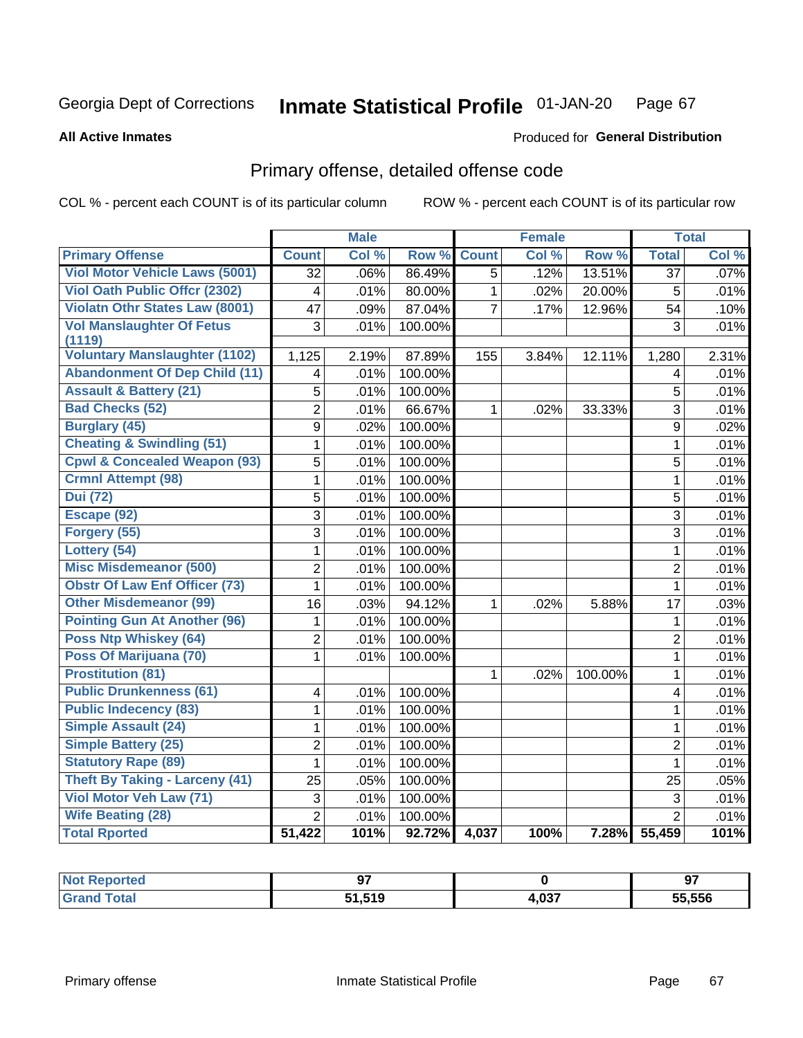Georgia Dept of Corrections **Inmate Statistical Profile** 01-JAN-20

**All Active Inmates**

Produced for **General Distribution**

## Primary offense, detailed offense code

COL % - percent each COUNT is of its particular column ROW % - percent each COUNT is of its particular row

| | Male | | | Female | | | Total | |
|---|---|---|---|---|---|---|---|---|
| **Primary Offense** | **Count** | **Col %** | **Row %** | **Count** | **Col %** | **Row %** | **Total** | **Col %** |
| Viol Motor Vehicle Laws (5001) | 32 | .06% | 86.49% | 5 | .12% | 13.51% | 37 | .07% |
| Viol Oath Public Offcr (2302) | 4 | .01% | 80.00% | 1 | .02% | 20.00% | 5 | .01% |
| Violatn Othr States Law (8001) | 47 | .09% | 87.04% | 7 | .17% | 12.96% | 54 | .10% |
| Vol Manslaughter Of Fetus (1119) | 3 | .01% | 100.00% | | | | 3 | .01% |
| Voluntary Manslaughter (1102) | 1,125 | 2.19% | 87.89% | 155 | 3.84% | 12.11% | 1,280 | 2.31% |
| Abandonment Of Dep Child (11) | 4 | .01% | 100.00% | | | | 4 | .01% |
| Assault & Battery (21) | 5 | .01% | 100.00% | | | | 5 | .01% |
| Bad Checks (52) | 2 | .01% | 66.67% | 1 | .02% | 33.33% | 3 | .01% |
| Burglary (45) | 9 | .02% | 100.00% | | | | 9 | .02% |
| Cheating & Swindling (51) | 1 | .01% | 100.00% | | | | 1 | .01% |
| Cpwl & Concealed Weapon (93) | 5 | .01% | 100.00% | | | | 5 | .01% |
| Crmnl Attempt (98) | 1 | .01% | 100.00% | | | | 1 | .01% |
| Dui (72) | 5 | .01% | 100.00% | | | | 5 | .01% |
| Escape (92) | 3 | .01% | 100.00% | | | | 3 | .01% |
| Forgery (55) | 3 | .01% | 100.00% | | | | 3 | .01% |
| Lottery (54) | 1 | .01% | 100.00% | | | | 1 | .01% |
| Misc Misdemeanor (500) | 2 | .01% | 100.00% | | | | 2 | .01% |
| Obstr Of Law Enf Officer (73) | 1 | .01% | 100.00% | | | | 1 | .01% |
| Other Misdemeanor (99) | 16 | .03% | 94.12% | 1 | .02% | 5.88% | 17 | .03% |
| Pointing Gun At Another (96) | 1 | .01% | 100.00% | | | | 1 | .01% |
| Poss Ntp Whiskey (64) | 2 | .01% | 100.00% | | | | 2 | .01% |
| Poss Of Marijuana (70) | 1 | .01% | 100.00% | | | | 1 | .01% |
| Prostitution (81) | | | | 1 | .02% | 100.00% | 1 | .01% |
| Public Drunkenness (61) | 4 | .01% | 100.00% | | | | 4 | .01% |
| Public Indecency (83) | 1 | .01% | 100.00% | | | | 1 | .01% |
| Simple Assault (24) | 1 | .01% | 100.00% | | | | 1 | .01% |
| Simple Battery (25) | 2 | .01% | 100.00% | | | | 2 | .01% |
| Statutory Rape (89) | 1 | .01% | 100.00% | | | | 1 | .01% |
| Theft By Taking - Larceny (41) | 25 | .05% | 100.00% | | | | 25 | .05% |
| Viol Motor Veh Law (71) | 3 | .01% | 100.00% | | | | 3 | .01% |
| Wife Beating (28) | 2 | .01% | 100.00% | | | | 2 | .01% |
| **Total Rported** | **51,422** | **101%** | **92.72%** | **4,037** | **100%** | **7.28%** | **55,459** | **101%** |

| | Male | Female | Total |
|---|---|---|---|
| Not Reported | 97 | 0 | 97 |
| Grand Total | 51,519 | 4,037 | 55,556 |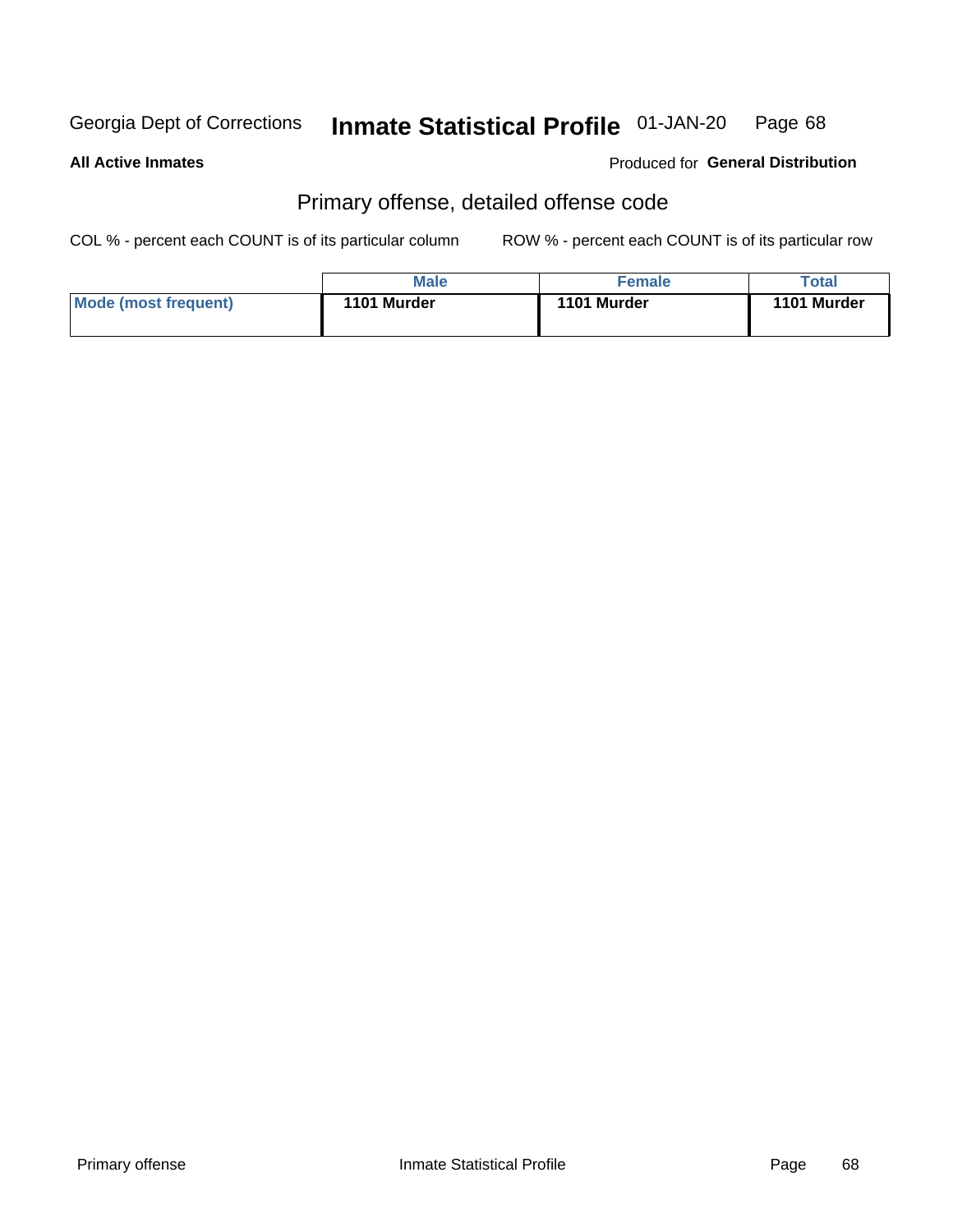Georgia Dept of Corrections **Inmate Statistical Profile** 01-JAN-20

**All Active Inmates**

Produced for **General Distribution**

## Primary offense, detailed offense code

COL % - percent each COUNT is of its particular column

ROW % - percent each COUNT is of its particular row

| | Male | Female | Total |
|---|---|---|---|
| Mode (most frequent) | 1101 Murder | 1101 Murder | 1101 Murder |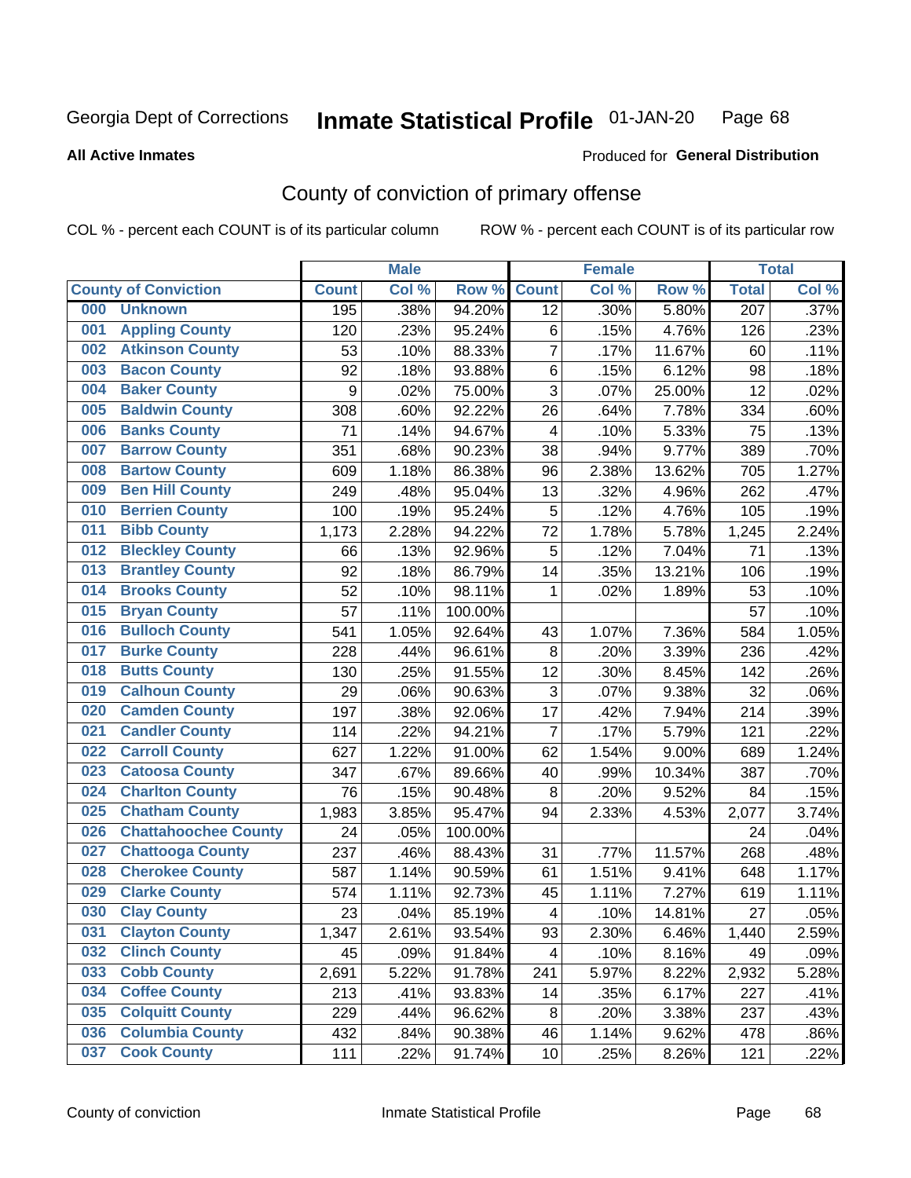Georgia Dept of Corrections **Inmate Statistical Profile** 01-JAN-20

**All Active Inmates**

Produced for **General Distribution**

## County of conviction of primary offense

COL % - percent each COUNT is of its particular column ROW % - percent each COUNT is of its particular row

| County of Conviction | Male | | | Female | | | Total | |
|---|---|---|---|---|---|---|---|---|
| | Count | Col % | Row % | Count | Col % | Row % | Total | Col % |
| 000 Unknown | 195 | .38% | 94.20% | 12 | .30% | 5.80% | 207 | .37% |
| 001 Appling County | 120 | .23% | 95.24% | 6 | .15% | 4.76% | 126 | .23% |
| 002 Atkinson County | 53 | .10% | 88.33% | 7 | .17% | 11.67% | 60 | .11% |
| 003 Bacon County | 92 | .18% | 93.88% | 6 | .15% | 6.12% | 98 | .18% |
| 004 Baker County | 9 | .02% | 75.00% | 3 | .07% | 25.00% | 12 | .02% |
| 005 Baldwin County | 308 | .60% | 92.22% | 26 | .64% | 7.78% | 334 | .60% |
| 006 Banks County | 71 | .14% | 94.67% | 4 | .10% | 5.33% | 75 | .13% |
| 007 Barrow County | 351 | .68% | 90.23% | 38 | .94% | 9.77% | 389 | .70% |
| 008 Bartow County | 609 | 1.18% | 86.38% | 96 | 2.38% | 13.62% | 705 | 1.27% |
| 009 Ben Hill County | 249 | .48% | 95.04% | 13 | .32% | 4.96% | 262 | .47% |
| 010 Berrien County | 100 | .19% | 95.24% | 5 | .12% | 4.76% | 105 | .19% |
| 011 Bibb County | 1,173 | 2.28% | 94.22% | 72 | 1.78% | 5.78% | 1,245 | 2.24% |
| 012 Bleckley County | 66 | .13% | 92.96% | 5 | .12% | 7.04% | 71 | .13% |
| 013 Brantley County | 92 | .18% | 86.79% | 14 | .35% | 13.21% | 106 | .19% |
| 014 Brooks County | 52 | .10% | 98.11% | 1 | .02% | 1.89% | 53 | .10% |
| 015 Bryan County | 57 | .11% | 100.00% | | | | 57 | .10% |
| 016 Bulloch County | 541 | 1.05% | 92.64% | 43 | 1.07% | 7.36% | 584 | 1.05% |
| 017 Burke County | 228 | .44% | 96.61% | 8 | .20% | 3.39% | 236 | .42% |
| 018 Butts County | 130 | .25% | 91.55% | 12 | .30% | 8.45% | 142 | .26% |
| 019 Calhoun County | 29 | .06% | 90.63% | 3 | .07% | 9.38% | 32 | .06% |
| 020 Camden County | 197 | .38% | 92.06% | 17 | .42% | 7.94% | 214 | .39% |
| 021 Candler County | 114 | .22% | 94.21% | 7 | .17% | 5.79% | 121 | .22% |
| 022 Carroll County | 627 | 1.22% | 91.00% | 62 | 1.54% | 9.00% | 689 | 1.24% |
| 023 Catoosa County | 347 | .67% | 89.66% | 40 | .99% | 10.34% | 387 | .70% |
| 024 Charlton County | 76 | .15% | 90.48% | 8 | .20% | 9.52% | 84 | .15% |
| 025 Chatham County | 1,983 | 3.85% | 95.47% | 94 | 2.33% | 4.53% | 2,077 | 3.74% |
| 026 Chattahoochee County | 24 | .05% | 100.00% | | | | 24 | .04% |
| 027 Chattooga County | 237 | .46% | 88.43% | 31 | .77% | 11.57% | 268 | .48% |
| 028 Cherokee County | 587 | 1.14% | 90.59% | 61 | 1.51% | 9.41% | 648 | 1.17% |
| 029 Clarke County | 574 | 1.11% | 92.73% | 45 | 1.11% | 7.27% | 619 | 1.11% |
| 030 Clay County | 23 | .04% | 85.19% | 4 | .10% | 14.81% | 27 | .05% |
| 031 Clayton County | 1,347 | 2.61% | 93.54% | 93 | 2.30% | 6.46% | 1,440 | 2.59% |
| 032 Clinch County | 45 | .09% | 91.84% | 4 | .10% | 8.16% | 49 | .09% |
| 033 Cobb County | 2,691 | 5.22% | 91.78% | 241 | 5.97% | 8.22% | 2,932 | 5.28% |
| 034 Coffee County | 213 | .41% | 93.83% | 14 | .35% | 6.17% | 227 | .41% |
| 035 Colquitt County | 229 | .44% | 96.62% | 8 | .20% | 3.38% | 237 | .43% |
| 036 Columbia County | 432 | .84% | 90.38% | 46 | 1.14% | 9.62% | 478 | .86% |
| 037 Cook County | 111 | .22% | 91.74% | 10 | .25% | 8.26% | 121 | .22% |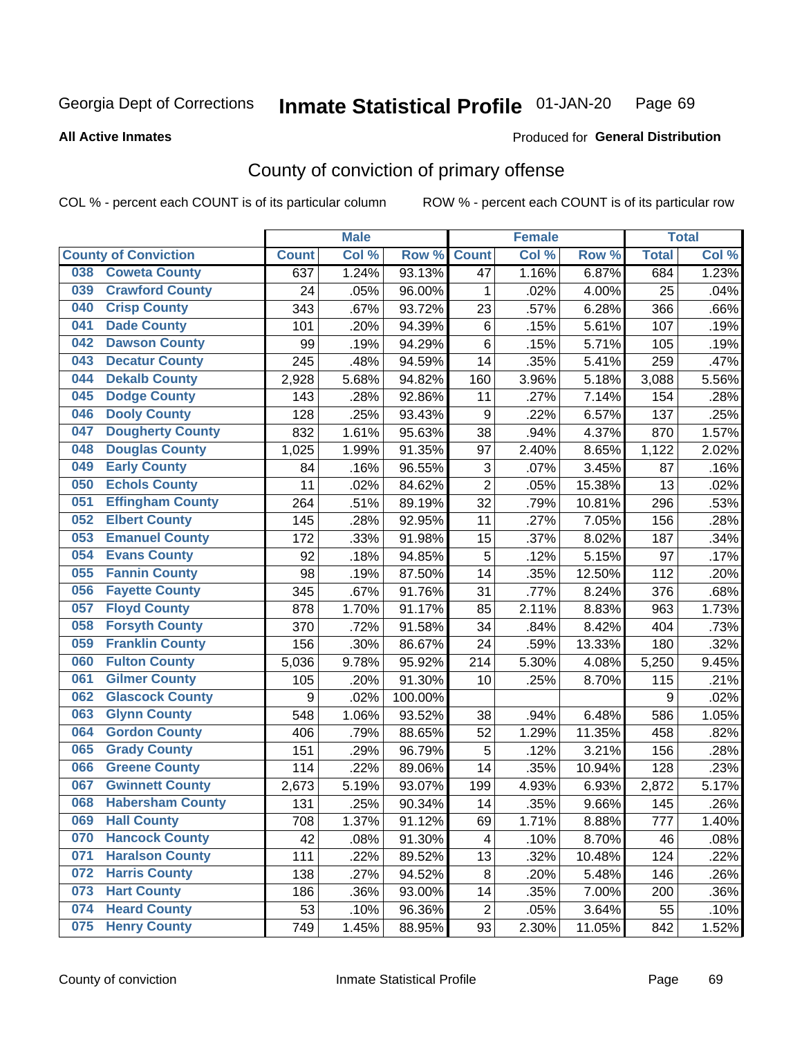Georgia Dept of Corrections **Inmate Statistical Profile** 01-JAN-20

**All Active Inmates**

Produced for **General Distribution**

## County of conviction of primary offense

COL % - percent each COUNT is of its particular column ROW % - percent each COUNT is of its particular row

| County of Conviction | Male | | | Female | | | Total | |
|---|---|---|---|---|---|---|---|---|
| | Count | Col % | Row % | Count | Col % | Row % | Total | Col % |
| 038 Coweta County | 637 | 1.24% | 93.13% | 47 | 1.16% | 6.87% | 684 | 1.23% |
| 039 Crawford County | 24 | .05% | 96.00% | 1 | .02% | 4.00% | 25 | .04% |
| 040 Crisp County | 343 | .67% | 93.72% | 23 | .57% | 6.28% | 366 | .66% |
| 041 Dade County | 101 | .20% | 94.39% | 6 | .15% | 5.61% | 107 | .19% |
| 042 Dawson County | 99 | .19% | 94.29% | 6 | .15% | 5.71% | 105 | .19% |
| 043 Decatur County | 245 | .48% | 94.59% | 14 | .35% | 5.41% | 259 | .47% |
| 044 Dekalb County | 2,928 | 5.68% | 94.82% | 160 | 3.96% | 5.18% | 3,088 | 5.56% |
| 045 Dodge County | 143 | .28% | 92.86% | 11 | .27% | 7.14% | 154 | .28% |
| 046 Dooly County | 128 | .25% | 93.43% | 9 | .22% | 6.57% | 137 | .25% |
| 047 Dougherty County | 832 | 1.61% | 95.63% | 38 | .94% | 4.37% | 870 | 1.57% |
| 048 Douglas County | 1,025 | 1.99% | 91.35% | 97 | 2.40% | 8.65% | 1,122 | 2.02% |
| 049 Early County | 84 | .16% | 96.55% | 3 | .07% | 3.45% | 87 | .16% |
| 050 Echols County | 11 | .02% | 84.62% | 2 | .05% | 15.38% | 13 | .02% |
| 051 Effingham County | 264 | .51% | 89.19% | 32 | .79% | 10.81% | 296 | .53% |
| 052 Elbert County | 145 | .28% | 92.95% | 11 | .27% | 7.05% | 156 | .28% |
| 053 Emanuel County | 172 | .33% | 91.98% | 15 | .37% | 8.02% | 187 | .34% |
| 054 Evans County | 92 | .18% | 94.85% | 5 | .12% | 5.15% | 97 | .17% |
| 055 Fannin County | 98 | .19% | 87.50% | 14 | .35% | 12.50% | 112 | .20% |
| 056 Fayette County | 345 | .67% | 91.76% | 31 | .77% | 8.24% | 376 | .68% |
| 057 Floyd County | 878 | 1.70% | 91.17% | 85 | 2.11% | 8.83% | 963 | 1.73% |
| 058 Forsyth County | 370 | .72% | 91.58% | 34 | .84% | 8.42% | 404 | .73% |
| 059 Franklin County | 156 | .30% | 86.67% | 24 | .59% | 13.33% | 180 | .32% |
| 060 Fulton County | 5,036 | 9.78% | 95.92% | 214 | 5.30% | 4.08% | 5,250 | 9.45% |
| 061 Gilmer County | 105 | .20% | 91.30% | 10 | .25% | 8.70% | 115 | .21% |
| 062 Glascock County | 9 | .02% | 100.00% | | | | 9 | .02% |
| 063 Glynn County | 548 | 1.06% | 93.52% | 38 | .94% | 6.48% | 586 | 1.05% |
| 064 Gordon County | 406 | .79% | 88.65% | 52 | 1.29% | 11.35% | 458 | .82% |
| 065 Grady County | 151 | .29% | 96.79% | 5 | .12% | 3.21% | 156 | .28% |
| 066 Greene County | 114 | .22% | 89.06% | 14 | .35% | 10.94% | 128 | .23% |
| 067 Gwinnett County | 2,673 | 5.19% | 93.07% | 199 | 4.93% | 6.93% | 2,872 | 5.17% |
| 068 Habersham County | 131 | .25% | 90.34% | 14 | .35% | 9.66% | 145 | .26% |
| 069 Hall County | 708 | 1.37% | 91.12% | 69 | 1.71% | 8.88% | 777 | 1.40% |
| 070 Hancock County | 42 | .08% | 91.30% | 4 | .10% | 8.70% | 46 | .08% |
| 071 Haralson County | 111 | .22% | 89.52% | 13 | .32% | 10.48% | 124 | .22% |
| 072 Harris County | 138 | .27% | 94.52% | 8 | .20% | 5.48% | 146 | .26% |
| 073 Hart County | 186 | .36% | 93.00% | 14 | .35% | 7.00% | 200 | .36% |
| 074 Heard County | 53 | .10% | 96.36% | 2 | .05% | 3.64% | 55 | .10% |
| 075 Henry County | 749 | 1.45% | 88.95% | 93 | 2.30% | 11.05% | 842 | 1.52% |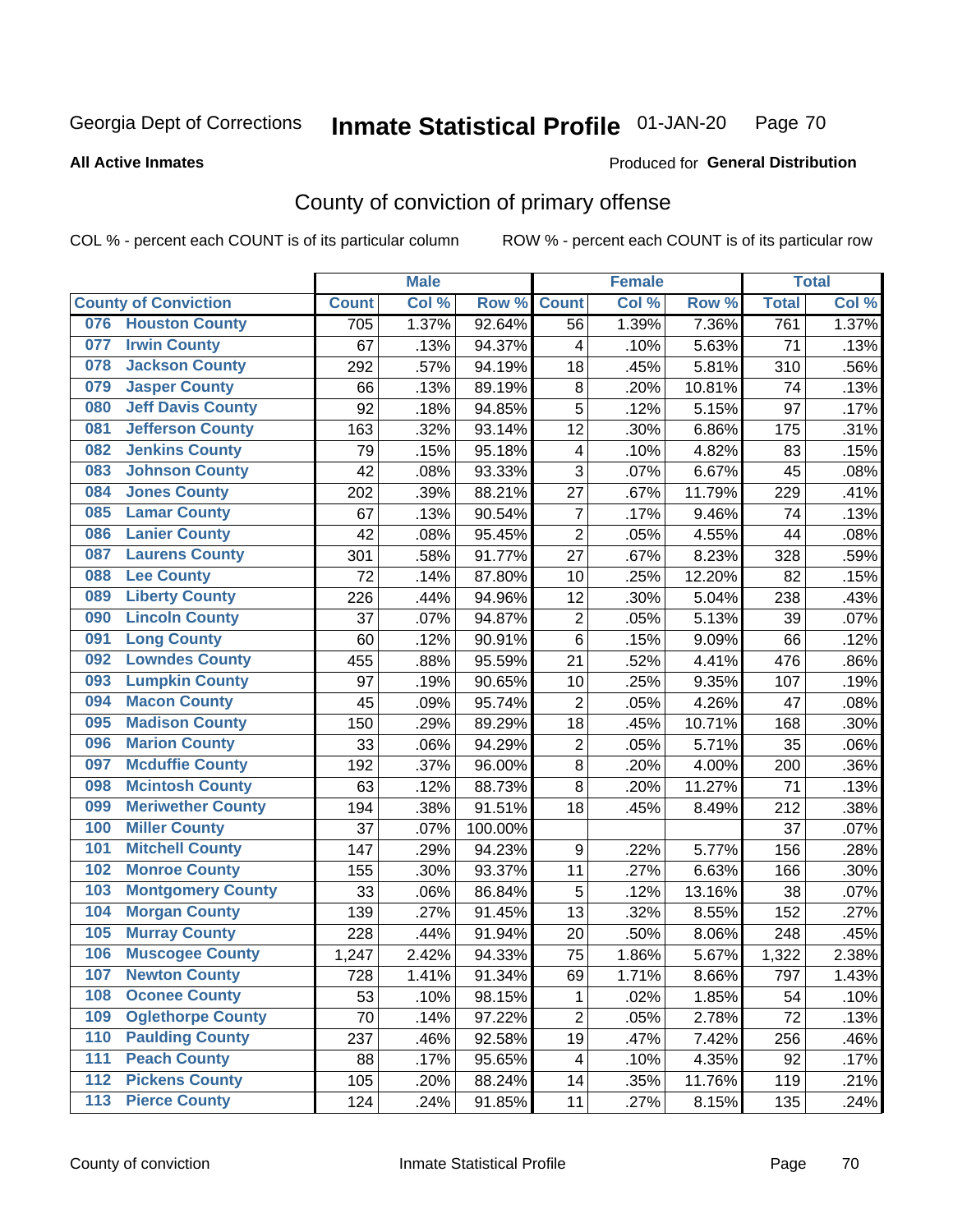Georgia Dept of Corrections **Inmate Statistical Profile** 01-JAN-20

**All Active Inmates**

Produced for **General Distribution**

## County of conviction of primary offense

COL % - percent each COUNT is of its particular column ROW % - percent each COUNT is of its particular row

| County of Conviction | Male | | | Female | | | Total | |
|---|---|---|---|---|---|---|---|---|
| | Count | Col % | Row % | Count | Col % | Row % | Total | Col % |
| 076 Houston County | 705 | 1.37% | 92.64% | 56 | 1.39% | 7.36% | 761 | 1.37% |
| 077 Irwin County | 67 | .13% | 94.37% | 4 | .10% | 5.63% | 71 | .13% |
| 078 Jackson County | 292 | .57% | 94.19% | 18 | .45% | 5.81% | 310 | .56% |
| 079 Jasper County | 66 | .13% | 89.19% | 8 | .20% | 10.81% | 74 | .13% |
| 080 Jeff Davis County | 92 | .18% | 94.85% | 5 | .12% | 5.15% | 97 | .17% |
| 081 Jefferson County | 163 | .32% | 93.14% | 12 | .30% | 6.86% | 175 | .31% |
| 082 Jenkins County | 79 | .15% | 95.18% | 4 | .10% | 4.82% | 83 | .15% |
| 083 Johnson County | 42 | .08% | 93.33% | 3 | .07% | 6.67% | 45 | .08% |
| 084 Jones County | 202 | .39% | 88.21% | 27 | .67% | 11.79% | 229 | .41% |
| 085 Lamar County | 67 | .13% | 90.54% | 7 | .17% | 9.46% | 74 | .13% |
| 086 Lanier County | 42 | .08% | 95.45% | 2 | .05% | 4.55% | 44 | .08% |
| 087 Laurens County | 301 | .58% | 91.77% | 27 | .67% | 8.23% | 328 | .59% |
| 088 Lee County | 72 | .14% | 87.80% | 10 | .25% | 12.20% | 82 | .15% |
| 089 Liberty County | 226 | .44% | 94.96% | 12 | .30% | 5.04% | 238 | .43% |
| 090 Lincoln County | 37 | .07% | 94.87% | 2 | .05% | 5.13% | 39 | .07% |
| 091 Long County | 60 | .12% | 90.91% | 6 | .15% | 9.09% | 66 | .12% |
| 092 Lowndes County | 455 | .88% | 95.59% | 21 | .52% | 4.41% | 476 | .86% |
| 093 Lumpkin County | 97 | .19% | 90.65% | 10 | .25% | 9.35% | 107 | .19% |
| 094 Macon County | 45 | .09% | 95.74% | 2 | .05% | 4.26% | 47 | .08% |
| 095 Madison County | 150 | .29% | 89.29% | 18 | .45% | 10.71% | 168 | .30% |
| 096 Marion County | 33 | .06% | 94.29% | 2 | .05% | 5.71% | 35 | .06% |
| 097 Mcduffie County | 192 | .37% | 96.00% | 8 | .20% | 4.00% | 200 | .36% |
| 098 Mcintosh County | 63 | .12% | 88.73% | 8 | .20% | 11.27% | 71 | .13% |
| 099 Meriwether County | 194 | .38% | 91.51% | 18 | .45% | 8.49% | 212 | .38% |
| 100 Miller County | 37 | .07% | 100.00% | | | | 37 | .07% |
| 101 Mitchell County | 147 | .29% | 94.23% | 9 | .22% | 5.77% | 156 | .28% |
| 102 Monroe County | 155 | .30% | 93.37% | 11 | .27% | 6.63% | 166 | .30% |
| 103 Montgomery County | 33 | .06% | 86.84% | 5 | .12% | 13.16% | 38 | .07% |
| 104 Morgan County | 139 | .27% | 91.45% | 13 | .32% | 8.55% | 152 | .27% |
| 105 Murray County | 228 | .44% | 91.94% | 20 | .50% | 8.06% | 248 | .45% |
| 106 Muscogee County | 1,247 | 2.42% | 94.33% | 75 | 1.86% | 5.67% | 1,322 | 2.38% |
| 107 Newton County | 728 | 1.41% | 91.34% | 69 | 1.71% | 8.66% | 797 | 1.43% |
| 108 Oconee County | 53 | .10% | 98.15% | 1 | .02% | 1.85% | 54 | .10% |
| 109 Oglethorpe County | 70 | .14% | 97.22% | 2 | .05% | 2.78% | 72 | .13% |
| 110 Paulding County | 237 | .46% | 92.58% | 19 | .47% | 7.42% | 256 | .46% |
| 111 Peach County | 88 | .17% | 95.65% | 4 | .10% | 4.35% | 92 | .17% |
| 112 Pickens County | 105 | .20% | 88.24% | 14 | .35% | 11.76% | 119 | .21% |
| 113 Pierce County | 124 | .24% | 91.85% | 11 | .27% | 8.15% | 135 | .24% |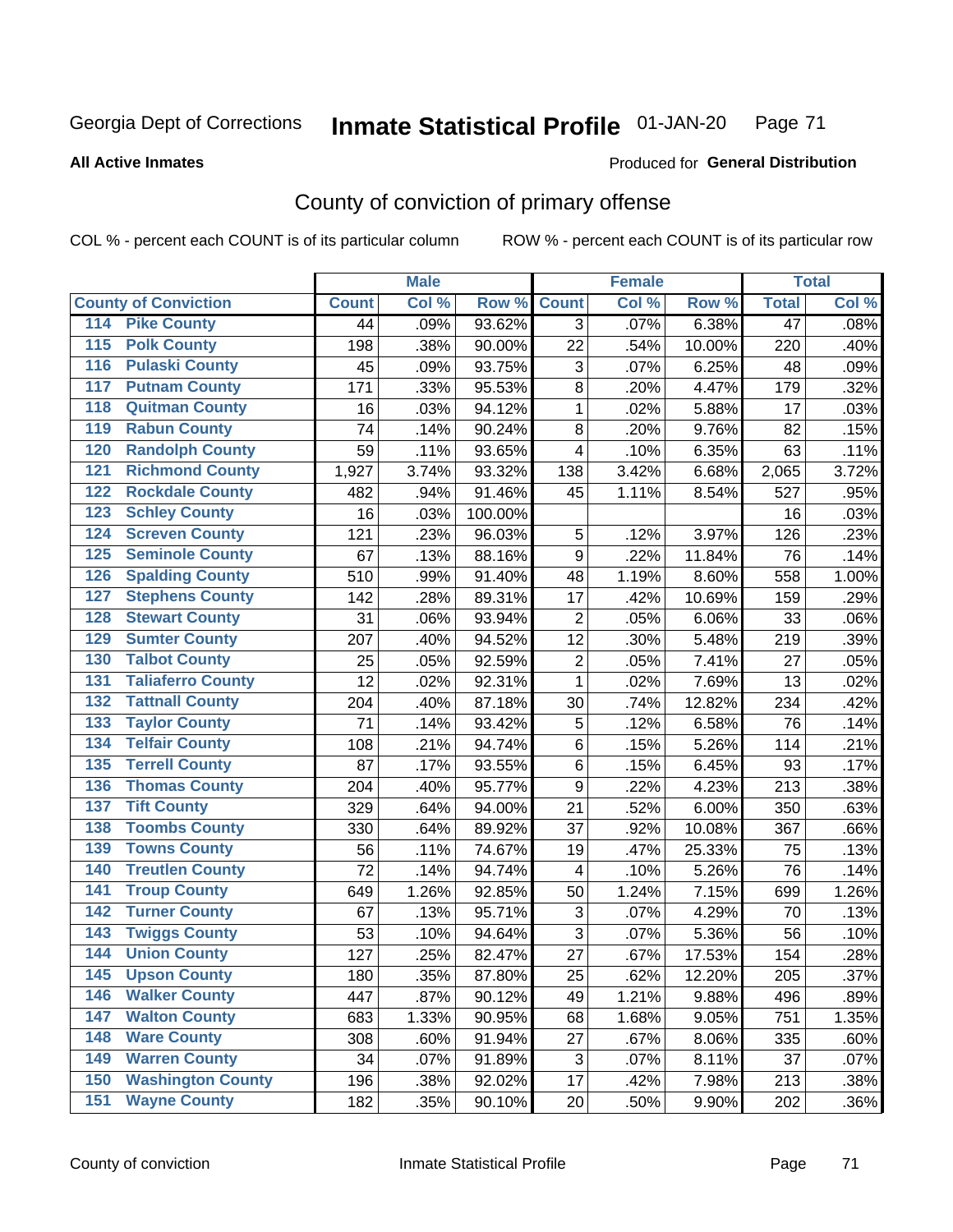Georgia Dept of Corrections **Inmate Statistical Profile** 01-JAN-20

**All Active Inmates**

Produced for **General Distribution**

## County of conviction of primary offense

COL % - percent each COUNT is of its particular column ROW % - percent each COUNT is of its particular row

| County of Conviction | Male | | | Female | | | Total | |
|---|---|---|---|---|---|---|---|---|
| | Count | Col % | Row % | Count | Col % | Row % | Total | Col % |
| 114 Pike County | 44 | .09% | 93.62% | 3 | .07% | 6.38% | 47 | .08% |
| 115 Polk County | 198 | .38% | 90.00% | 22 | .54% | 10.00% | 220 | .40% |
| 116 Pulaski County | 45 | .09% | 93.75% | 3 | .07% | 6.25% | 48 | .09% |
| 117 Putnam County | 171 | .33% | 95.53% | 8 | .20% | 4.47% | 179 | .32% |
| 118 Quitman County | 16 | .03% | 94.12% | 1 | .02% | 5.88% | 17 | .03% |
| 119 Rabun County | 74 | .14% | 90.24% | 8 | .20% | 9.76% | 82 | .15% |
| 120 Randolph County | 59 | .11% | 93.65% | 4 | .10% | 6.35% | 63 | .11% |
| 121 Richmond County | 1,927 | 3.74% | 93.32% | 138 | 3.42% | 6.68% | 2,065 | 3.72% |
| 122 Rockdale County | 482 | .94% | 91.46% | 45 | 1.11% | 8.54% | 527 | .95% |
| 123 Schley County | 16 | .03% | 100.00% | | | | 16 | .03% |
| 124 Screven County | 121 | .23% | 96.03% | 5 | .12% | 3.97% | 126 | .23% |
| 125 Seminole County | 67 | .13% | 88.16% | 9 | .22% | 11.84% | 76 | .14% |
| 126 Spalding County | 510 | .99% | 91.40% | 48 | 1.19% | 8.60% | 558 | 1.00% |
| 127 Stephens County | 142 | .28% | 89.31% | 17 | .42% | 10.69% | 159 | .29% |
| 128 Stewart County | 31 | .06% | 93.94% | 2 | .05% | 6.06% | 33 | .06% |
| 129 Sumter County | 207 | .40% | 94.52% | 12 | .30% | 5.48% | 219 | .39% |
| 130 Talbot County | 25 | .05% | 92.59% | 2 | .05% | 7.41% | 27 | .05% |
| 131 Taliaferro County | 12 | .02% | 92.31% | 1 | .02% | 7.69% | 13 | .02% |
| 132 Tattnall County | 204 | .40% | 87.18% | 30 | .74% | 12.82% | 234 | .42% |
| 133 Taylor County | 71 | .14% | 93.42% | 5 | .12% | 6.58% | 76 | .14% |
| 134 Telfair County | 108 | .21% | 94.74% | 6 | .15% | 5.26% | 114 | .21% |
| 135 Terrell County | 87 | .17% | 93.55% | 6 | .15% | 6.45% | 93 | .17% |
| 136 Thomas County | 204 | .40% | 95.77% | 9 | .22% | 4.23% | 213 | .38% |
| 137 Tift County | 329 | .64% | 94.00% | 21 | .52% | 6.00% | 350 | .63% |
| 138 Toombs County | 330 | .64% | 89.92% | 37 | .92% | 10.08% | 367 | .66% |
| 139 Towns County | 56 | .11% | 74.67% | 19 | .47% | 25.33% | 75 | .13% |
| 140 Treutlen County | 72 | .14% | 94.74% | 4 | .10% | 5.26% | 76 | .14% |
| 141 Troup County | 649 | 1.26% | 92.85% | 50 | 1.24% | 7.15% | 699 | 1.26% |
| 142 Turner County | 67 | .13% | 95.71% | 3 | .07% | 4.29% | 70 | .13% |
| 143 Twiggs County | 53 | .10% | 94.64% | 3 | .07% | 5.36% | 56 | .10% |
| 144 Union County | 127 | .25% | 82.47% | 27 | .67% | 17.53% | 154 | .28% |
| 145 Upson County | 180 | .35% | 87.80% | 25 | .62% | 12.20% | 205 | .37% |
| 146 Walker County | 447 | .87% | 90.12% | 49 | 1.21% | 9.88% | 496 | .89% |
| 147 Walton County | 683 | 1.33% | 90.95% | 68 | 1.68% | 9.05% | 751 | 1.35% |
| 148 Ware County | 308 | .60% | 91.94% | 27 | .67% | 8.06% | 335 | .60% |
| 149 Warren County | 34 | .07% | 91.89% | 3 | .07% | 8.11% | 37 | .07% |
| 150 Washington County | 196 | .38% | 92.02% | 17 | .42% | 7.98% | 213 | .38% |
| 151 Wayne County | 182 | .35% | 90.10% | 20 | .50% | 9.90% | 202 | .36% |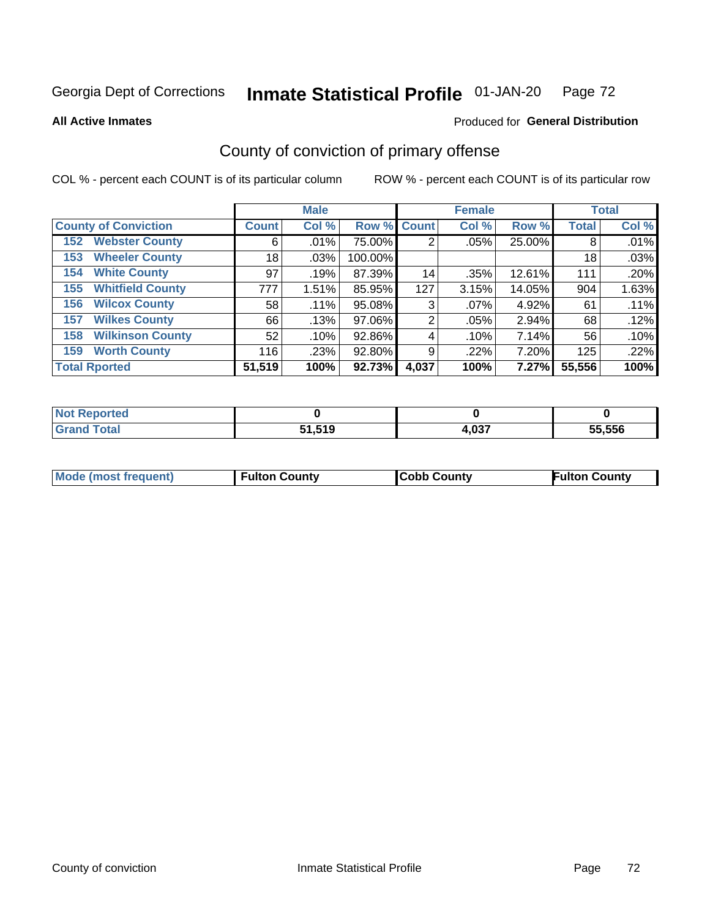Georgia Dept of Corrections **Inmate Statistical Profile** 01-JAN-20

**All Active Inmates**

Produced for **General Distribution**

## County of conviction of primary offense

COL % - percent each COUNT is of its particular column

ROW % - percent each COUNT is of its particular row

| County of Conviction | Male | | | Female | | | Total | |
|---|---|---|---|---|---|---|---|---|
| | Count | Col % | Row % | Count | Col % | Row % | Total | Col % |
| 152 Webster County | 6 | .01% | 75.00% | 2 | .05% | 25.00% | 8 | .01% |
| 153 Wheeler County | 18 | .03% | 100.00% | | | | 18 | .03% |
| 154 White County | 97 | .19% | 87.39% | 14 | .35% | 12.61% | 111 | .20% |
| 155 Whitfield County | 777 | 1.51% | 85.95% | 127 | 3.15% | 14.05% | 904 | 1.63% |
| 156 Wilcox County | 58 | .11% | 95.08% | 3 | .07% | 4.92% | 61 | .11% |
| 157 Wilkes County | 66 | .13% | 97.06% | 2 | .05% | 2.94% | 68 | .12% |
| 158 Wilkinson County | 52 | .10% | 92.86% | 4 | .10% | 7.14% | 56 | .10% |
| 159 Worth County | 116 | .23% | 92.80% | 9 | .22% | 7.20% | 125 | .22% |
| **Total Rported** | **51,519** | **100%** | **92.73%** | **4,037** | **100%** | **7.27%** | **55,556** | **100%** |

| | Male | Female | Total |
|---|---|---|---|
| Not Reported | 0 | 0 | 0 |
| Grand Total | 51,519 | 4,037 | 55,556 |

| | Male | Female | Total |
|---|---|---|---|
| Mode (most frequent) | Fulton County | Cobb County | Fulton County |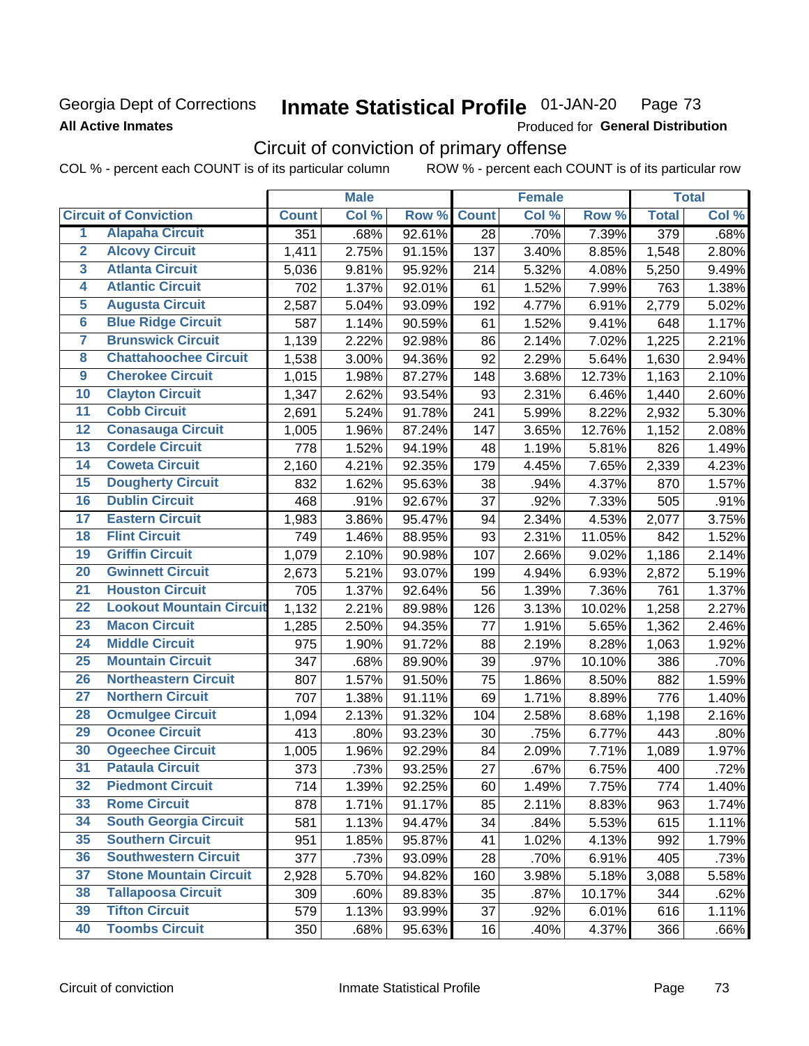Georgia Dept of Corrections **Inmate Statistical Profile** 01-JAN-20

**All Active Inmates**

Produced for **General Distribution**

## Circuit of conviction of primary offense

COL % - percent each COUNT is of its particular column     ROW % - percent each COUNT is of its particular row

| | | Male | | | Female | | | Total | |
|---|---|---|---|---|---|---|---|---|---|
| **Circuit of Conviction** | | **Count** | **Col %** | **Row %** | **Count** | **Col %** | **Row %** | **Total** | **Col %** |
| 1 | Alapaha Circuit | 351 | .68% | 92.61% | 28 | .70% | 7.39% | 379 | .68% |
| 2 | Alcovy Circuit | 1,411 | 2.75% | 91.15% | 137 | 3.40% | 8.85% | 1,548 | 2.80% |
| 3 | Atlanta Circuit | 5,036 | 9.81% | 95.92% | 214 | 5.32% | 4.08% | 5,250 | 9.49% |
| 4 | Atlantic Circuit | 702 | 1.37% | 92.01% | 61 | 1.52% | 7.99% | 763 | 1.38% |
| 5 | Augusta Circuit | 2,587 | 5.04% | 93.09% | 192 | 4.77% | 6.91% | 2,779 | 5.02% |
| 6 | Blue Ridge Circuit | 587 | 1.14% | 90.59% | 61 | 1.52% | 9.41% | 648 | 1.17% |
| 7 | Brunswick Circuit | 1,139 | 2.22% | 92.98% | 86 | 2.14% | 7.02% | 1,225 | 2.21% |
| 8 | Chattahoochee Circuit | 1,538 | 3.00% | 94.36% | 92 | 2.29% | 5.64% | 1,630 | 2.94% |
| 9 | Cherokee Circuit | 1,015 | 1.98% | 87.27% | 148 | 3.68% | 12.73% | 1,163 | 2.10% |
| 10 | Clayton Circuit | 1,347 | 2.62% | 93.54% | 93 | 2.31% | 6.46% | 1,440 | 2.60% |
| 11 | Cobb Circuit | 2,691 | 5.24% | 91.78% | 241 | 5.99% | 8.22% | 2,932 | 5.30% |
| 12 | Conasauga Circuit | 1,005 | 1.96% | 87.24% | 147 | 3.65% | 12.76% | 1,152 | 2.08% |
| 13 | Cordele Circuit | 778 | 1.52% | 94.19% | 48 | 1.19% | 5.81% | 826 | 1.49% |
| 14 | Coweta Circuit | 2,160 | 4.21% | 92.35% | 179 | 4.45% | 7.65% | 2,339 | 4.23% |
| 15 | Dougherty Circuit | 832 | 1.62% | 95.63% | 38 | .94% | 4.37% | 870 | 1.57% |
| 16 | Dublin Circuit | 468 | .91% | 92.67% | 37 | .92% | 7.33% | 505 | .91% |
| 17 | Eastern Circuit | 1,983 | 3.86% | 95.47% | 94 | 2.34% | 4.53% | 2,077 | 3.75% |
| 18 | Flint Circuit | 749 | 1.46% | 88.95% | 93 | 2.31% | 11.05% | 842 | 1.52% |
| 19 | Griffin Circuit | 1,079 | 2.10% | 90.98% | 107 | 2.66% | 9.02% | 1,186 | 2.14% |
| 20 | Gwinnett Circuit | 2,673 | 5.21% | 93.07% | 199 | 4.94% | 6.93% | 2,872 | 5.19% |
| 21 | Houston Circuit | 705 | 1.37% | 92.64% | 56 | 1.39% | 7.36% | 761 | 1.37% |
| 22 | Lookout Mountain Circuit | 1,132 | 2.21% | 89.98% | 126 | 3.13% | 10.02% | 1,258 | 2.27% |
| 23 | Macon Circuit | 1,285 | 2.50% | 94.35% | 77 | 1.91% | 5.65% | 1,362 | 2.46% |
| 24 | Middle Circuit | 975 | 1.90% | 91.72% | 88 | 2.19% | 8.28% | 1,063 | 1.92% |
| 25 | Mountain Circuit | 347 | .68% | 89.90% | 39 | .97% | 10.10% | 386 | .70% |
| 26 | Northeastern Circuit | 807 | 1.57% | 91.50% | 75 | 1.86% | 8.50% | 882 | 1.59% |
| 27 | Northern Circuit | 707 | 1.38% | 91.11% | 69 | 1.71% | 8.89% | 776 | 1.40% |
| 28 | Ocmulgee Circuit | 1,094 | 2.13% | 91.32% | 104 | 2.58% | 8.68% | 1,198 | 2.16% |
| 29 | Oconee Circuit | 413 | .80% | 93.23% | 30 | .75% | 6.77% | 443 | .80% |
| 30 | Ogeechee Circuit | 1,005 | 1.96% | 92.29% | 84 | 2.09% | 7.71% | 1,089 | 1.97% |
| 31 | Pataula Circuit | 373 | .73% | 93.25% | 27 | .67% | 6.75% | 400 | .72% |
| 32 | Piedmont Circuit | 714 | 1.39% | 92.25% | 60 | 1.49% | 7.75% | 774 | 1.40% |
| 33 | Rome Circuit | 878 | 1.71% | 91.17% | 85 | 2.11% | 8.83% | 963 | 1.74% |
| 34 | South Georgia Circuit | 581 | 1.13% | 94.47% | 34 | .84% | 5.53% | 615 | 1.11% |
| 35 | Southern Circuit | 951 | 1.85% | 95.87% | 41 | 1.02% | 4.13% | 992 | 1.79% |
| 36 | Southwestern Circuit | 377 | .73% | 93.09% | 28 | .70% | 6.91% | 405 | .73% |
| 37 | Stone Mountain Circuit | 2,928 | 5.70% | 94.82% | 160 | 3.98% | 5.18% | 3,088 | 5.58% |
| 38 | Tallapoosa Circuit | 309 | .60% | 89.83% | 35 | .87% | 10.17% | 344 | .62% |
| 39 | Tifton Circuit | 579 | 1.13% | 93.99% | 37 | .92% | 6.01% | 616 | 1.11% |
| 40 | Toombs Circuit | 350 | .68% | 95.63% | 16 | .40% | 4.37% | 366 | .66% |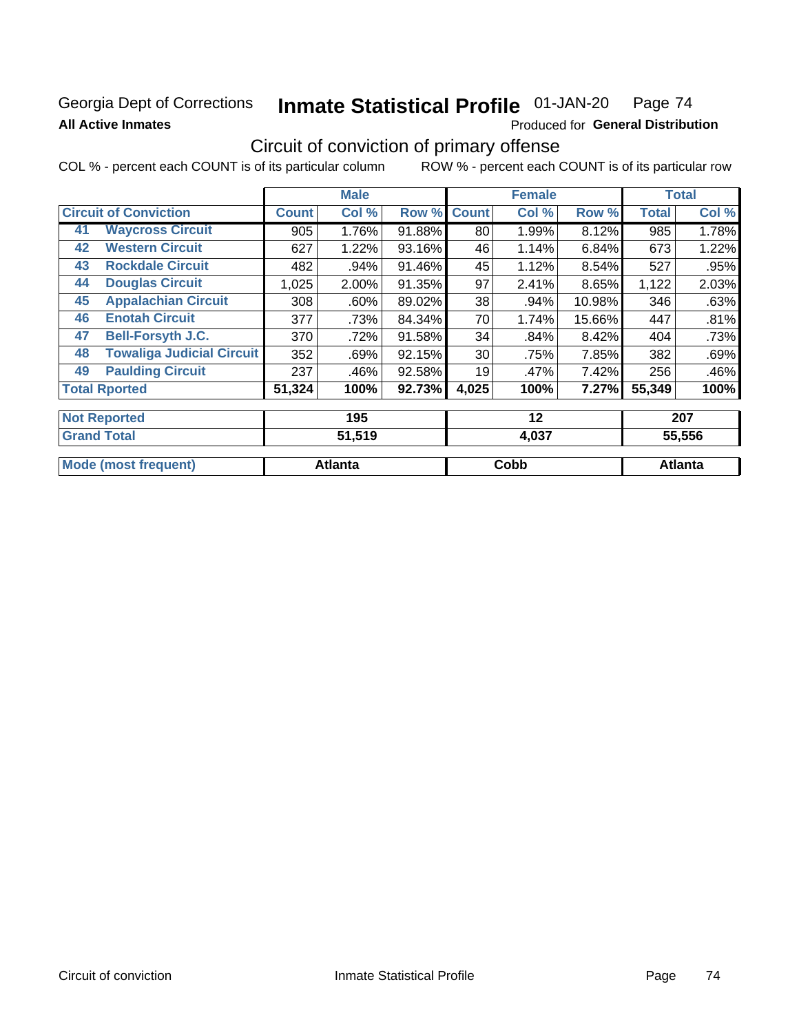Georgia Dept of Corrections **Inmate Statistical Profile** 01-JAN-20

**All Active Inmates** Produced for **General Distribution**

## Circuit of conviction of primary offense

COL % - percent each COUNT is of its particular column ROW % - percent each COUNT is of its particular row

| | | Male | | | Female | | | Total | |
|---|---|---|---|---|---|---|---|---|---|
| **Circuit of Conviction** | | **Count** | **Col %** | **Row %** | **Count** | **Col %** | **Row %** | **Total** | **Col %** |
| 41 | Waycross Circuit | 905 | 1.76% | 91.88% | 80 | 1.99% | 8.12% | 985 | 1.78% |
| 42 | Western Circuit | 627 | 1.22% | 93.16% | 46 | 1.14% | 6.84% | 673 | 1.22% |
| 43 | Rockdale Circuit | 482 | .94% | 91.46% | 45 | 1.12% | 8.54% | 527 | .95% |
| 44 | Douglas Circuit | 1,025 | 2.00% | 91.35% | 97 | 2.41% | 8.65% | 1,122 | 2.03% |
| 45 | Appalachian Circuit | 308 | .60% | 89.02% | 38 | .94% | 10.98% | 346 | .63% |
| 46 | Enotah Circuit | 377 | .73% | 84.34% | 70 | 1.74% | 15.66% | 447 | .81% |
| 47 | Bell-Forsyth J.C. | 370 | .72% | 91.58% | 34 | .84% | 8.42% | 404 | .73% |
| 48 | Towaliga Judicial Circuit | 352 | .69% | 92.15% | 30 | .75% | 7.85% | 382 | .69% |
| 49 | Paulding Circuit | 237 | .46% | 92.58% | 19 | .47% | 7.42% | 256 | .46% |
| **Total Rported** | | **51,324** | **100%** | **92.73%** | **4,025** | **100%** | **7.27%** | **55,349** | **100%** |
| **Not Reported** | | **195** | | | **12** | | | **207** | |
| **Grand Total** | | **51,519** | | | **4,037** | | | **55,556** | |
| **Mode (most frequent)** | | **Atlanta** | | | **Cobb** | | | **Atlanta** | |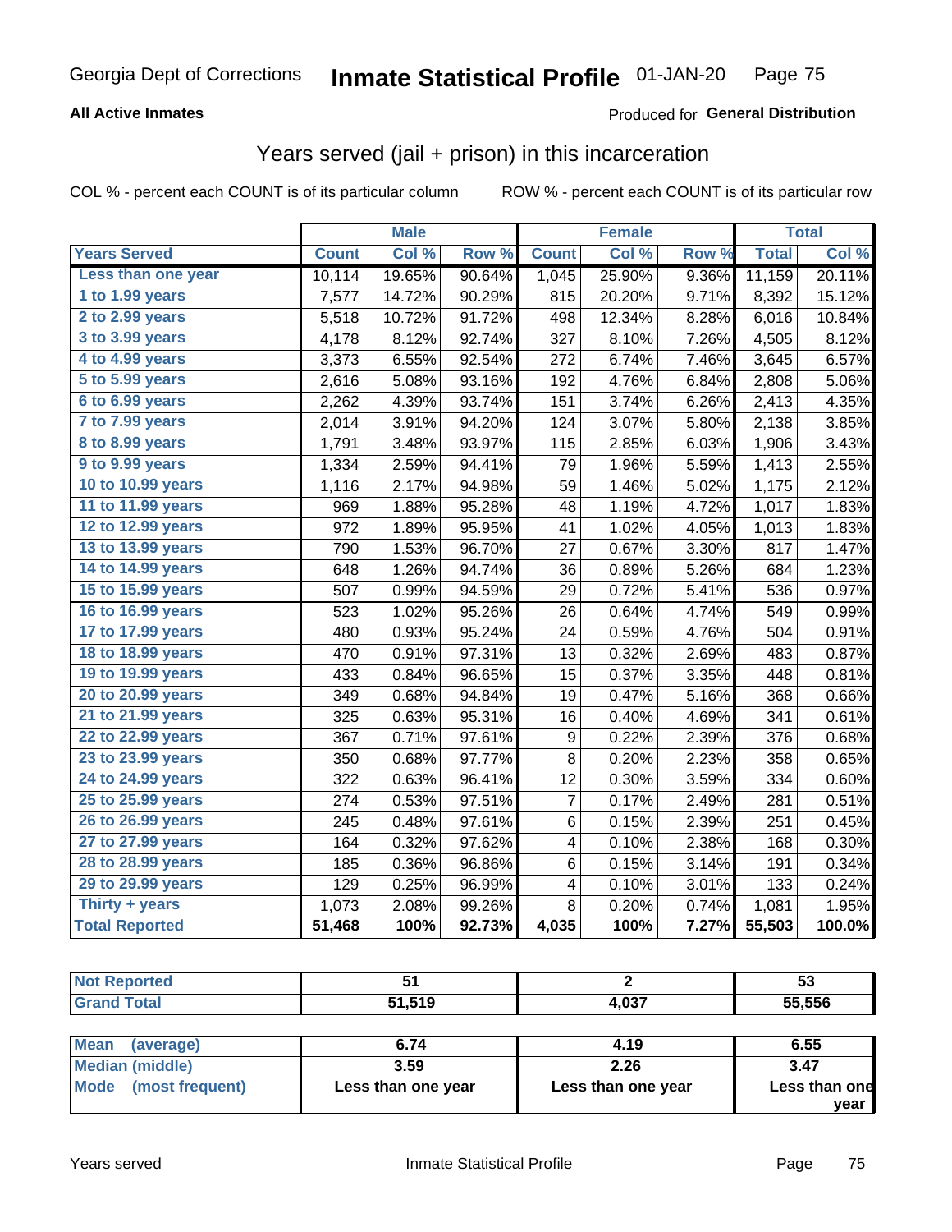Georgia Dept of Corrections **Inmate Statistical Profile** 01-JAN-20

**All Active Inmates**

Produced for **General Distribution**

## Years served (jail + prison) in this incarceration

COL % - percent each COUNT is of its particular column    ROW % - percent each COUNT is of its particular row

| | Male | | | Female | | | Total | |
|---|---|---|---|---|---|---|---|---|
| **Years Served** | **Count** | **Col %** | **Row %** | **Count** | **Col %** | **Row %** | **Total** | **Col %** |
| Less than one year | 10,114 | 19.65% | 90.64% | 1,045 | 25.90% | 9.36% | 11,159 | 20.11% |
| 1 to 1.99 years | 7,577 | 14.72% | 90.29% | 815 | 20.20% | 9.71% | 8,392 | 15.12% |
| 2 to 2.99 years | 5,518 | 10.72% | 91.72% | 498 | 12.34% | 8.28% | 6,016 | 10.84% |
| 3 to 3.99 years | 4,178 | 8.12% | 92.74% | 327 | 8.10% | 7.26% | 4,505 | 8.12% |
| 4 to 4.99 years | 3,373 | 6.55% | 92.54% | 272 | 6.74% | 7.46% | 3,645 | 6.57% |
| 5 to 5.99 years | 2,616 | 5.08% | 93.16% | 192 | 4.76% | 6.84% | 2,808 | 5.06% |
| 6 to 6.99 years | 2,262 | 4.39% | 93.74% | 151 | 3.74% | 6.26% | 2,413 | 4.35% |
| 7 to 7.99 years | 2,014 | 3.91% | 94.20% | 124 | 3.07% | 5.80% | 2,138 | 3.85% |
| 8 to 8.99 years | 1,791 | 3.48% | 93.97% | 115 | 2.85% | 6.03% | 1,906 | 3.43% |
| 9 to 9.99 years | 1,334 | 2.59% | 94.41% | 79 | 1.96% | 5.59% | 1,413 | 2.55% |
| 10 to 10.99 years | 1,116 | 2.17% | 94.98% | 59 | 1.46% | 5.02% | 1,175 | 2.12% |
| 11 to 11.99 years | 969 | 1.88% | 95.28% | 48 | 1.19% | 4.72% | 1,017 | 1.83% |
| 12 to 12.99 years | 972 | 1.89% | 95.95% | 41 | 1.02% | 4.05% | 1,013 | 1.83% |
| 13 to 13.99 years | 790 | 1.53% | 96.70% | 27 | 0.67% | 3.30% | 817 | 1.47% |
| 14 to 14.99 years | 648 | 1.26% | 94.74% | 36 | 0.89% | 5.26% | 684 | 1.23% |
| 15 to 15.99 years | 507 | 0.99% | 94.59% | 29 | 0.72% | 5.41% | 536 | 0.97% |
| 16 to 16.99 years | 523 | 1.02% | 95.26% | 26 | 0.64% | 4.74% | 549 | 0.99% |
| 17 to 17.99 years | 480 | 0.93% | 95.24% | 24 | 0.59% | 4.76% | 504 | 0.91% |
| 18 to 18.99 years | 470 | 0.91% | 97.31% | 13 | 0.32% | 2.69% | 483 | 0.87% |
| 19 to 19.99 years | 433 | 0.84% | 96.65% | 15 | 0.37% | 3.35% | 448 | 0.81% |
| 20 to 20.99 years | 349 | 0.68% | 94.84% | 19 | 0.47% | 5.16% | 368 | 0.66% |
| 21 to 21.99 years | 325 | 0.63% | 95.31% | 16 | 0.40% | 4.69% | 341 | 0.61% |
| 22 to 22.99 years | 367 | 0.71% | 97.61% | 9 | 0.22% | 2.39% | 376 | 0.68% |
| 23 to 23.99 years | 350 | 0.68% | 97.77% | 8 | 0.20% | 2.23% | 358 | 0.65% |
| 24 to 24.99 years | 322 | 0.63% | 96.41% | 12 | 0.30% | 3.59% | 334 | 0.60% |
| 25 to 25.99 years | 274 | 0.53% | 97.51% | 7 | 0.17% | 2.49% | 281 | 0.51% |
| 26 to 26.99 years | 245 | 0.48% | 97.61% | 6 | 0.15% | 2.39% | 251 | 0.45% |
| 27 to 27.99 years | 164 | 0.32% | 97.62% | 4 | 0.10% | 2.38% | 168 | 0.30% |
| 28 to 28.99 years | 185 | 0.36% | 96.86% | 6 | 0.15% | 3.14% | 191 | 0.34% |
| 29 to 29.99 years | 129 | 0.25% | 96.99% | 4 | 0.10% | 3.01% | 133 | 0.24% |
| Thirty + years | 1,073 | 2.08% | 99.26% | 8 | 0.20% | 0.74% | 1,081 | 1.95% |
| **Total Reported** | **51,468** | **100%** | **92.73%** | **4,035** | **100%** | **7.27%** | **55,503** | **100.0%** |

| | Male | Female | Total |
|---|---|---|---|
| Not Reported | 51 | 2 | 53 |
| Grand Total | 51,519 | 4,037 | 55,556 |

| | Male | Female | Total |
|---|---|---|---|
| Mean (average) | 6.74 | 4.19 | 6.55 |
| Median (middle) | 3.59 | 2.26 | 3.47 |
| Mode (most frequent) | Less than one year | Less than one year | Less than one year |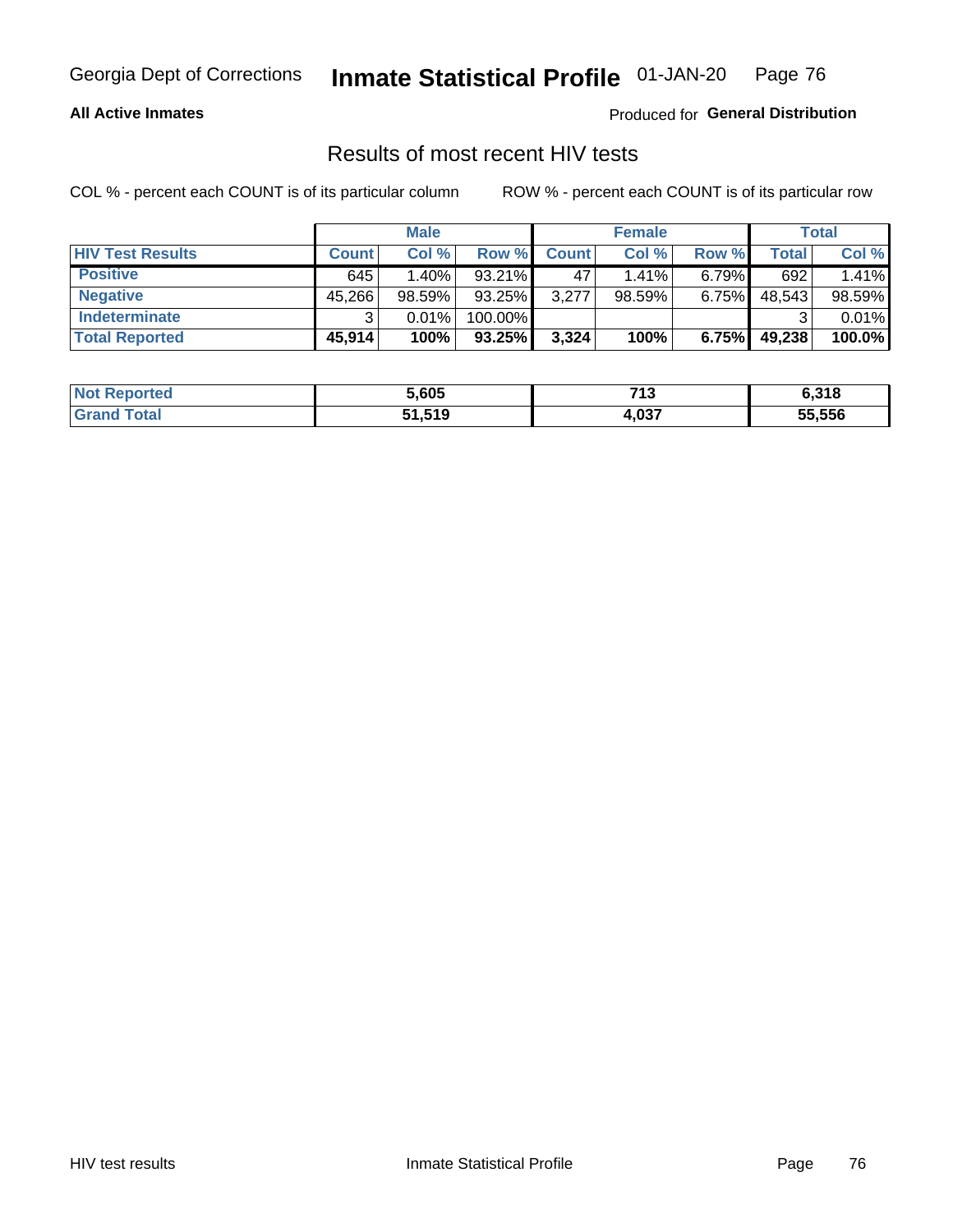Georgia Dept of Corrections **Inmate Statistical Profile** 01-JAN-20

**All Active Inmates**

Produced for **General Distribution**

## Results of most recent HIV tests

COL % - percent each COUNT is of its particular column ROW % - percent each COUNT is of its particular row

| | Male | | | Female | | | Total | |
|---|---|---|---|---|---|---|---|---|
| **HIV Test Results** | **Count** | **Col %** | **Row %** | **Count** | **Col %** | **Row %** | **Total** | **Col %** |
| **Positive** | 645 | 1.40% | 93.21% | 47 | 1.41% | 6.79% | 692 | 1.41% |
| **Negative** | 45,266 | 98.59% | 93.25% | 3,277 | 98.59% | 6.75% | 48,543 | 98.59% |
| **Indeterminate** | 3 | 0.01% | 100.00% | | | | 3 | 0.01% |
| **Total Reported** | **45,914** | **100%** | **93.25%** | **3,324** | **100%** | **6.75%** | **49,238** | **100.0%** |

| | Male | Female | Total |
|---|---|---|---|
| **Not Reported** | **5,605** | **713** | **6,318** |
| **Grand Total** | **51,519** | **4,037** | **55,556** |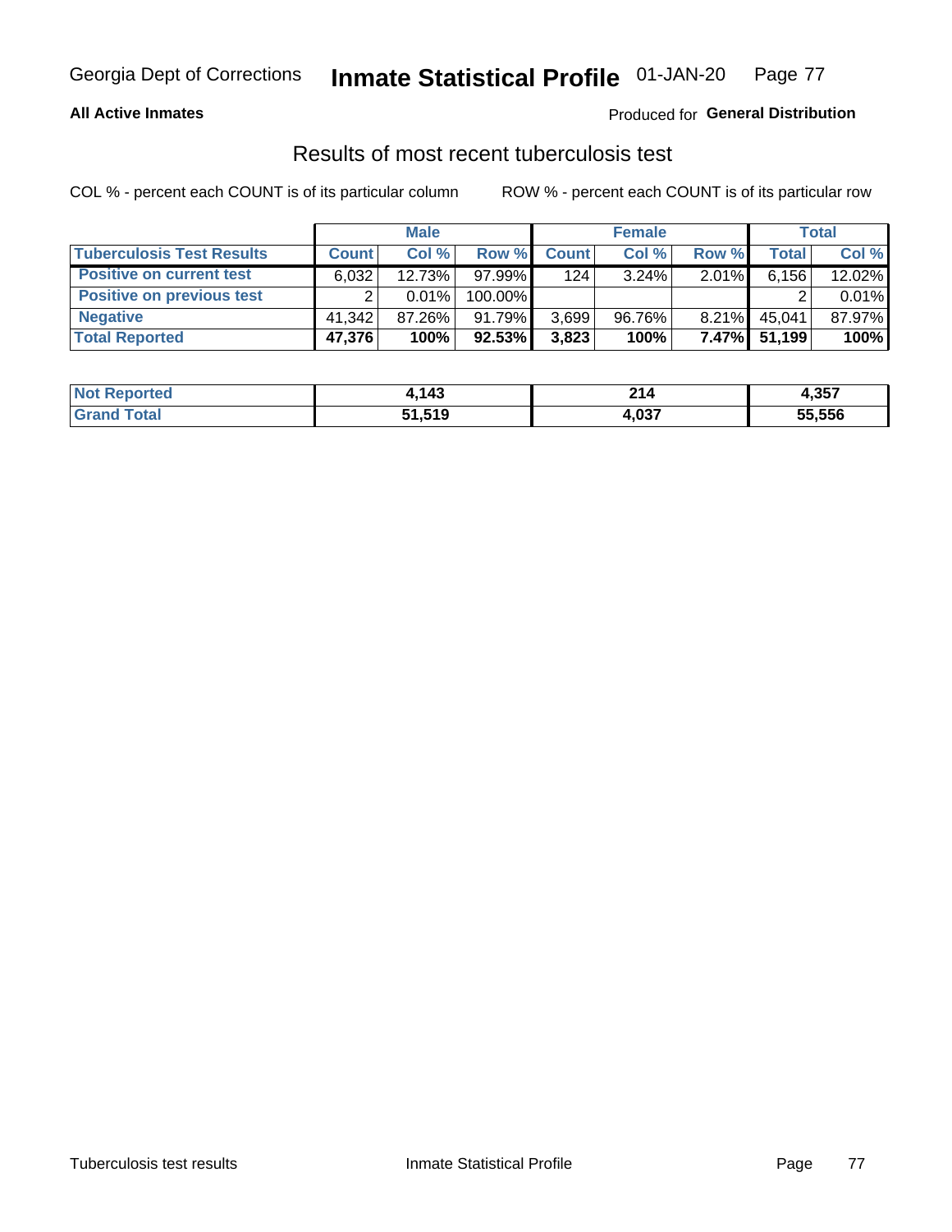Georgia Dept of Corrections **Inmate Statistical Profile** 01-JAN-20

**All Active Inmates**

Produced for **General Distribution**

## Results of most recent tuberculosis test

COL % - percent each COUNT is of its particular column

ROW % - percent each COUNT is of its particular row

| | Male | | | Female | | | Total | |
|---|---|---|---|---|---|---|---|---|
| **Tuberculosis Test Results** | **Count** | **Col %** | **Row %** | **Count** | **Col %** | **Row %** | **Total** | **Col %** |
| **Positive on current test** | 6,032 | 12.73% | 97.99% | 124 | 3.24% | 2.01% | 6,156 | 12.02% |
| **Positive on previous test** | 2 | 0.01% | 100.00% | | | | 2 | 0.01% |
| **Negative** | 41,342 | 87.26% | 91.79% | 3,699 | 96.76% | 8.21% | 45,041 | 87.97% |
| **Total Reported** | **47,376** | **100%** | **92.53%** | **3,823** | **100%** | **7.47%** | **51,199** | **100%** |

| | Male | Female | Total |
|---|---|---|---|
| **Not Reported** | **4,143** | **214** | **4,357** |
| **Grand Total** | **51,519** | **4,037** | **55,556** |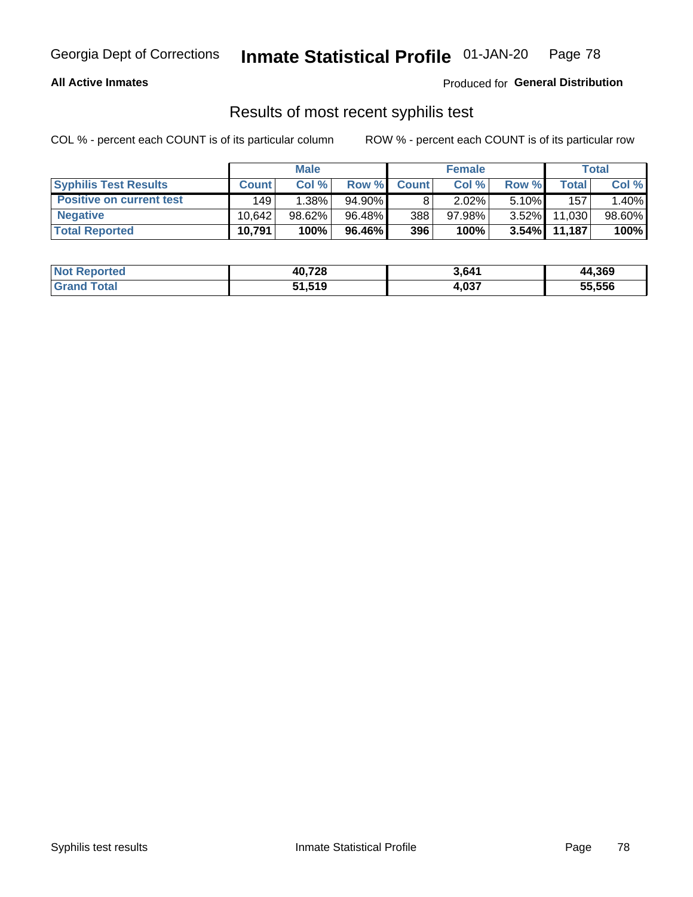Georgia Dept of Corrections **Inmate Statistical Profile** 01-JAN-20

**All Active Inmates**

Produced for **General Distribution**

## Results of most recent syphilis test

COL % - percent each COUNT is of its particular column

ROW % - percent each COUNT is of its particular row

| | Male | | | Female | | | Total | |
|---|---|---|---|---|---|---|---|---|
| **Syphilis Test Results** | **Count** | **Col %** | **Row %** | **Count** | **Col %** | **Row %** | **Total** | **Col %** |
| **Positive on current test** | 149 | 1.38% | 94.90% | 8 | 2.02% | 5.10% | 157 | 1.40% |
| **Negative** | 10,642 | 98.62% | 96.48% | 388 | 97.98% | 3.52% | 11,030 | 98.60% |
| **Total Reported** | **10,791** | **100%** | **96.46%** | **396** | **100%** | **3.54%** | **11,187** | **100%** |

| | Male | Female | Total |
|---|---|---|---|
| **Not Reported** | **40,728** | **3,641** | **44,369** |
| **Grand Total** | **51,519** | **4,037** | **55,556** |

Syphilis test results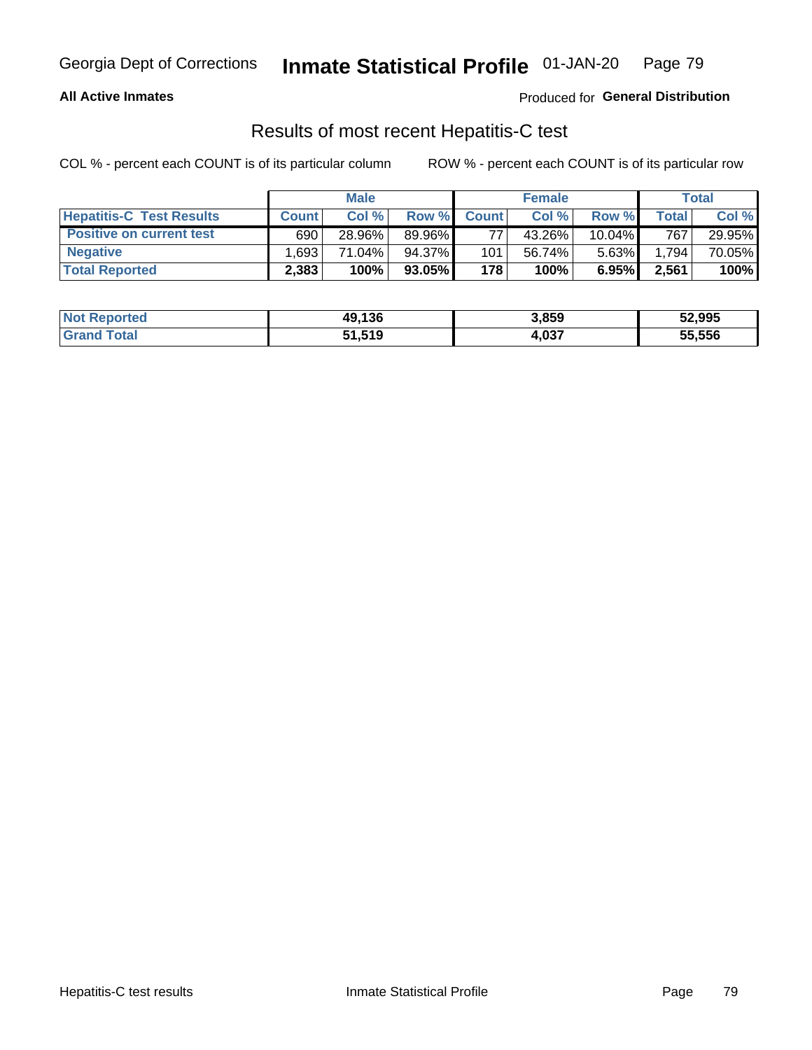Georgia Dept of Corrections **Inmate Statistical Profile** 01-JAN-20

**All Active Inmates**

Produced for **General Distribution**

## Results of most recent Hepatitis-C test

COL % - percent each COUNT is of its particular column

ROW % - percent each COUNT is of its particular row

| | Male | | | Female | | | Total | |
|---|---|---|---|---|---|---|---|---|
| **Hepatitis-C Test Results** | **Count** | **Col %** | **Row %** | **Count** | **Col %** | **Row %** | **Total** | **Col %** |
| **Positive on current test** | 690 | 28.96% | 89.96% | 77 | 43.26% | 10.04% | 767 | 29.95% |
| **Negative** | 1,693 | 71.04% | 94.37% | 101 | 56.74% | 5.63% | 1,794 | 70.05% |
| **Total Reported** | **2,383** | **100%** | **93.05%** | **178** | **100%** | **6.95%** | **2,561** | **100%** |

| | Male | Female | Total |
|---|---|---|---|
| **Not Reported** | **49,136** | **3,859** | **52,995** |
| **Grand Total** | **51,519** | **4,037** | **55,556** |